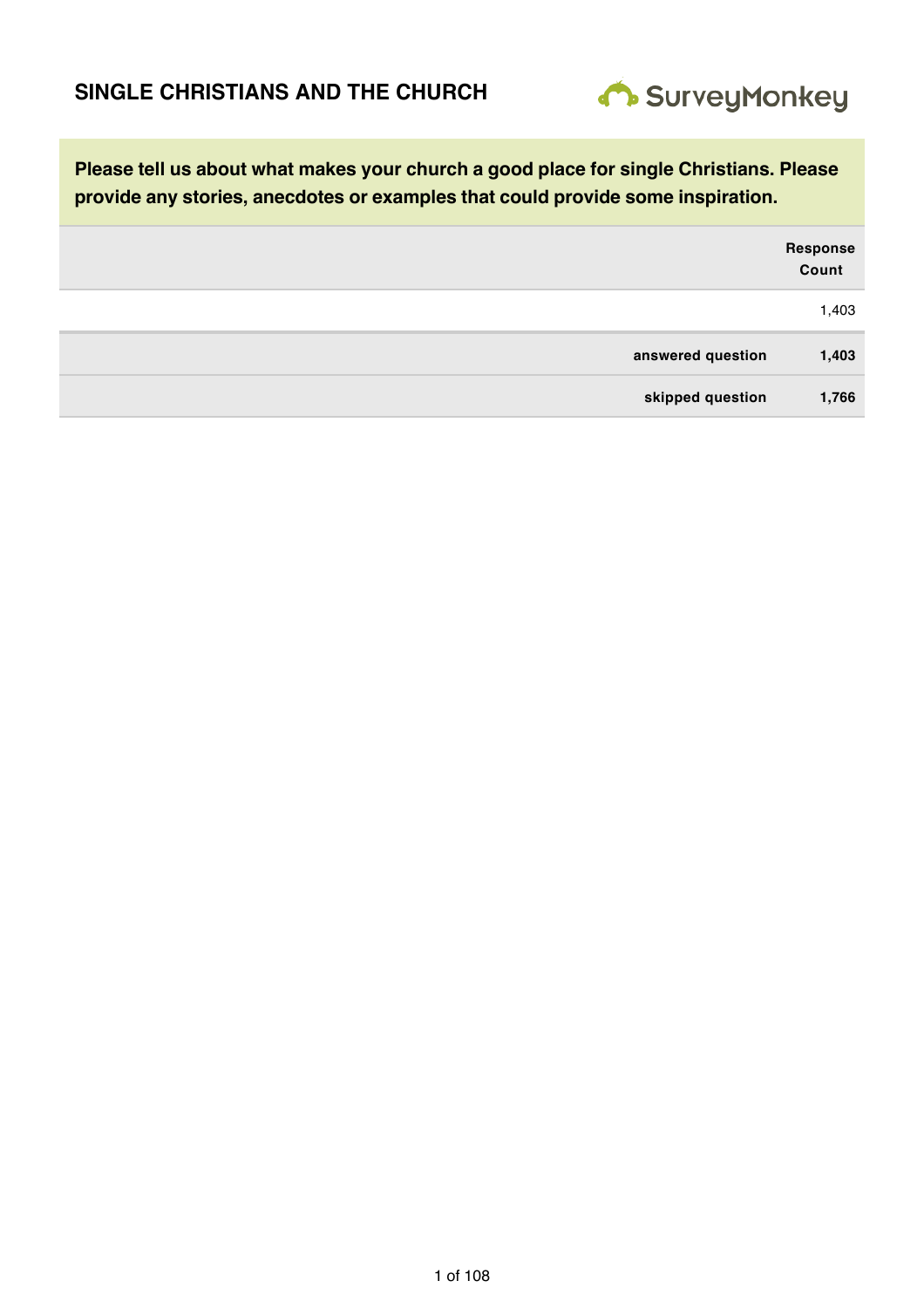# SINGLE CHRISTIANS AND THE CHURCH

SurveyMonkey

**Please tell us about what makes your church a good place for single Christians. Please provide any stories, anecdotes or examples that could provide some inspiration.**

| | Response Count |
|---|---|
| | 1,403 |
| **answered question** | **1,403** |
| **skipped question** | **1,766** |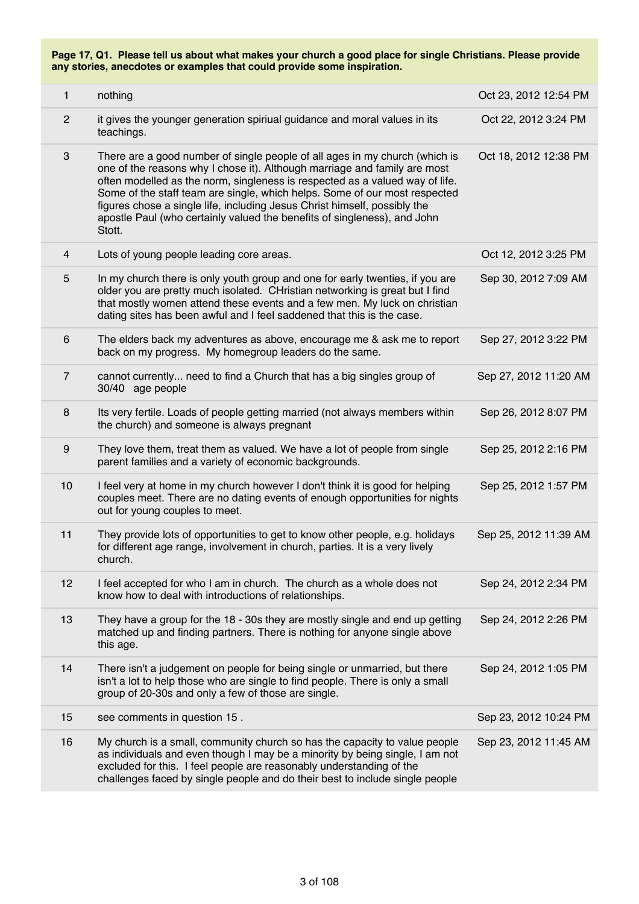**Page 17, Q1. Please tell us about what makes your church a good place for single Christians. Please provide any stories, anecdotes or examples that could provide some inspiration.**

| | | |
|---|---|---|
| 1 | nothing | Oct 23, 2012 12:54 PM |
| 2 | it gives the younger generation spiriual guidance and moral values in its teachings. | Oct 22, 2012 3:24 PM |
| 3 | There are a good number of single people of all ages in my church (which is one of the reasons why I chose it). Although marriage and family are most often modelled as the norm, singleness is respected as a valued way of life. Some of the staff team are single, which helps. Some of our most respected figures chose a single life, including Jesus Christ himself, possibly the apostle Paul (who certainly valued the benefits of singleness), and John Stott. | Oct 18, 2012 12:38 PM |
| 4 | Lots of young people leading core areas. | Oct 12, 2012 3:25 PM |
| 5 | In my church there is only youth group and one for early twenties, if you are older you are pretty much isolated. CHristian networking is great but I find that mostly women attend these events and a few men. My luck on christian dating sites has been awful and I feel saddened that this is the case. | Sep 30, 2012 7:09 AM |
| 6 | The elders back my adventures as above, encourage me & ask me to report back on my progress. My homegroup leaders do the same. | Sep 27, 2012 3:22 PM |
| 7 | cannot currently... need to find a Church that has a big singles group of 30/40 age people | Sep 27, 2012 11:20 AM |
| 8 | Its very fertile. Loads of people getting married (not always members within the church) and someone is always pregnant | Sep 26, 2012 8:07 PM |
| 9 | They love them, treat them as valued. We have a lot of people from single parent families and a variety of economic backgrounds. | Sep 25, 2012 2:16 PM |
| 10 | I feel very at home in my church however I don't think it is good for helping couples meet. There are no dating events of enough opportunities for nights out for young couples to meet. | Sep 25, 2012 1:57 PM |
| 11 | They provide lots of opportunities to get to know other people, e.g. holidays for different age range, involvement in church, parties. It is a very lively church. | Sep 25, 2012 11:39 AM |
| 12 | I feel accepted for who I am in church. The church as a whole does not know how to deal with introductions of relationships. | Sep 24, 2012 2:34 PM |
| 13 | They have a group for the 18 - 30s they are mostly single and end up getting matched up and finding partners. There is nothing for anyone single above this age. | Sep 24, 2012 2:26 PM |
| 14 | There isn't a judgement on people for being single or unmarried, but there isn't a lot to help those who are single to find people. There is only a small group of 20-30s and only a few of those are single. | Sep 24, 2012 1:05 PM |
| 15 | see comments in question 15 . | Sep 23, 2012 10:24 PM |
| 16 | My church is a small, community church so has the capacity to value people as individuals and even though I may be a minority by being single, I am not excluded for this. I feel people are reasonably understanding of the challenges faced by single people and do their best to include single people | Sep 23, 2012 11:45 AM |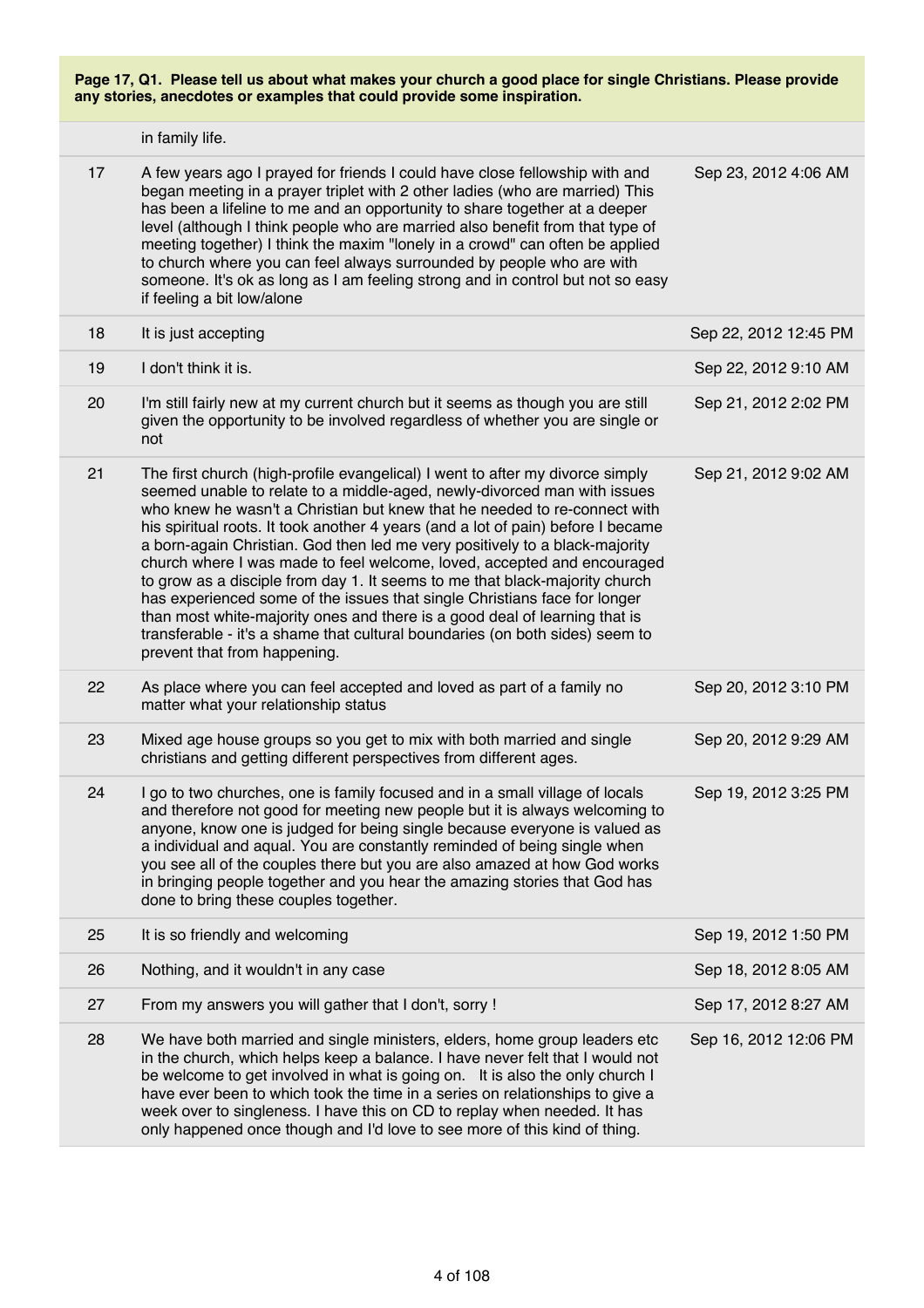**Page 17, Q1. Please tell us about what makes your church a good place for single Christians. Please provide any stories, anecdotes or examples that could provide some inspiration.**

| | | |
|---|---|---|
| | in family life. | |
| 17 | A few years ago I prayed for friends I could have close fellowship with and began meeting in a prayer triplet with 2 other ladies (who are married) This has been a lifeline to me and an opportunity to share together at a deeper level (although I think people who are married also benefit from that type of meeting together) I think the maxim "lonely in a crowd" can often be applied to church where you can feel always surrounded by people who are with someone. It's ok as long as I am feeling strong and in control but not so easy if feeling a bit low/alone | Sep 23, 2012 4:06 AM |
| 18 | It is just accepting | Sep 22, 2012 12:45 PM |
| 19 | I don't think it is. | Sep 22, 2012 9:10 AM |
| 20 | I'm still fairly new at my current church but it seems as though you are still given the opportunity to be involved regardless of whether you are single or not | Sep 21, 2012 2:02 PM |
| 21 | The first church (high-profile evangelical) I went to after my divorce simply seemed unable to relate to a middle-aged, newly-divorced man with issues who knew he wasn't a Christian but knew that he needed to re-connect with his spiritual roots. It took another 4 years (and a lot of pain) before I became a born-again Christian. God then led me very positively to a black-majority church where I was made to feel welcome, loved, accepted and encouraged to grow as a disciple from day 1. It seems to me that black-majority church has experienced some of the issues that single Christians face for longer than most white-majority ones and there is a good deal of learning that is transferable - it's a shame that cultural boundaries (on both sides) seem to prevent that from happening. | Sep 21, 2012 9:02 AM |
| 22 | As place where you can feel accepted and loved as part of a family no matter what your relationship status | Sep 20, 2012 3:10 PM |
| 23 | Mixed age house groups so you get to mix with both married and single christians and getting different perspectives from different ages. | Sep 20, 2012 9:29 AM |
| 24 | I go to two churches, one is family focused and in a small village of locals and therefore not good for meeting new people but it is always welcoming to anyone, know one is judged for being single because everyone is valued as a individual and aqual. You are constantly reminded of being single when you see all of the couples there but you are also amazed at how God works in bringing people together and you hear the amazing stories that God has done to bring these couples together. | Sep 19, 2012 3:25 PM |
| 25 | It is so friendly and welcoming | Sep 19, 2012 1:50 PM |
| 26 | Nothing, and it wouldn't in any case | Sep 18, 2012 8:05 AM |
| 27 | From my answers you will gather that I don't, sorry ! | Sep 17, 2012 8:27 AM |
| 28 | We have both married and single ministers, elders, home group leaders etc in the church, which helps keep a balance. I have never felt that I would not be welcome to get involved in what is going on. It is also the only church I have ever been to which took the time in a series on relationships to give a week over to singleness. I have this on CD to replay when needed. It has only happened once though and I'd love to see more of this kind of thing. | Sep 16, 2012 12:06 PM |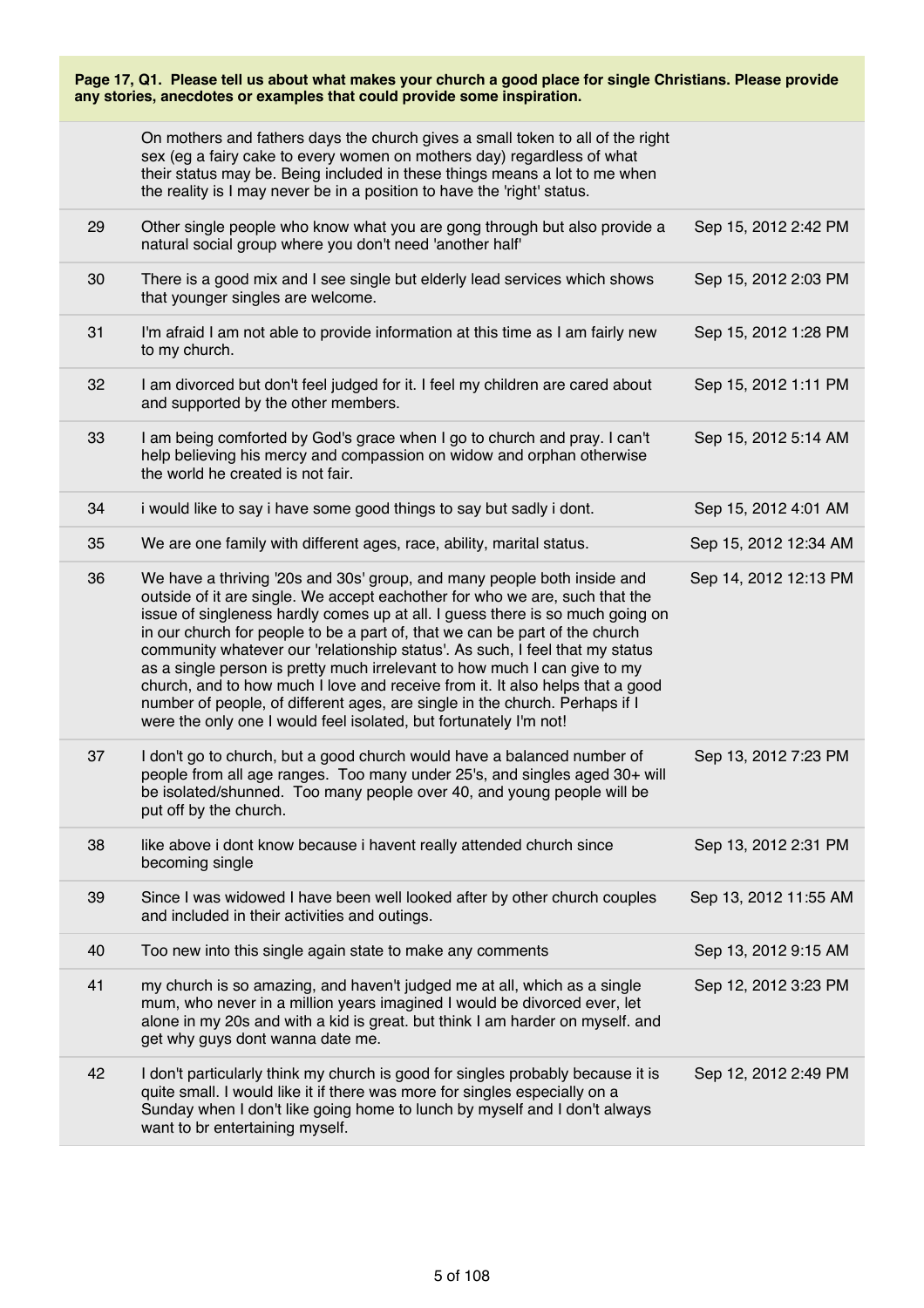**Page 17, Q1. Please tell us about what makes your church a good place for single Christians. Please provide any stories, anecdotes or examples that could provide some inspiration.**

| | | |
|---|---|---|
| | On mothers and fathers days the church gives a small token to all of the right sex (eg a fairy cake to every women on mothers day) regardless of what their status may be. Being included in these things means a lot to me when the reality is I may never be in a position to have the 'right' status. | |
| 29 | Other single people who know what you are gong through but also provide a natural social group where you don't need 'another half' | Sep 15, 2012 2:42 PM |
| 30 | There is a good mix and I see single but elderly lead services which shows that younger singles are welcome. | Sep 15, 2012 2:03 PM |
| 31 | I'm afraid I am not able to provide information at this time as I am fairly new to my church. | Sep 15, 2012 1:28 PM |
| 32 | I am divorced but don't feel judged for it. I feel my children are cared about and supported by the other members. | Sep 15, 2012 1:11 PM |
| 33 | I am being comforted by God's grace when I go to church and pray. I can't help believing his mercy and compassion on widow and orphan otherwise the world he created is not fair. | Sep 15, 2012 5:14 AM |
| 34 | i would like to say i have some good things to say but sadly i dont. | Sep 15, 2012 4:01 AM |
| 35 | We are one family with different ages, race, ability, marital status. | Sep 15, 2012 12:34 AM |
| 36 | We have a thriving '20s and 30s' group, and many people both inside and outside of it are single. We accept eachother for who we are, such that the issue of singleness hardly comes up at all. I guess there is so much going on in our church for people to be a part of, that we can be part of the church community whatever our 'relationship status'. As such, I feel that my status as a single person is pretty much irrelevant to how much I can give to my church, and to how much I love and receive from it. It also helps that a good number of people, of different ages, are single in the church. Perhaps if I were the only one I would feel isolated, but fortunately I'm not! | Sep 14, 2012 12:13 PM |
| 37 | I don't go to church, but a good church would have a balanced number of people from all age ranges. Too many under 25's, and singles aged 30+ will be isolated/shunned. Too many people over 40, and young people will be put off by the church. | Sep 13, 2012 7:23 PM |
| 38 | like above i dont know because i havent really attended church since becoming single | Sep 13, 2012 2:31 PM |
| 39 | Since I was widowed I have been well looked after by other church couples and included in their activities and outings. | Sep 13, 2012 11:55 AM |
| 40 | Too new into this single again state to make any comments | Sep 13, 2012 9:15 AM |
| 41 | my church is so amazing, and haven't judged me at all, which as a single mum, who never in a million years imagined I would be divorced ever, let alone in my 20s and with a kid is great. but think I am harder on myself. and get why guys dont wanna date me. | Sep 12, 2012 3:23 PM |
| 42 | I don't particularly think my church is good for singles probably because it is quite small. I would like it if there was more for singles especially on a Sunday when I don't like going home to lunch by myself and I don't always want to br entertaining myself. | Sep 12, 2012 2:49 PM |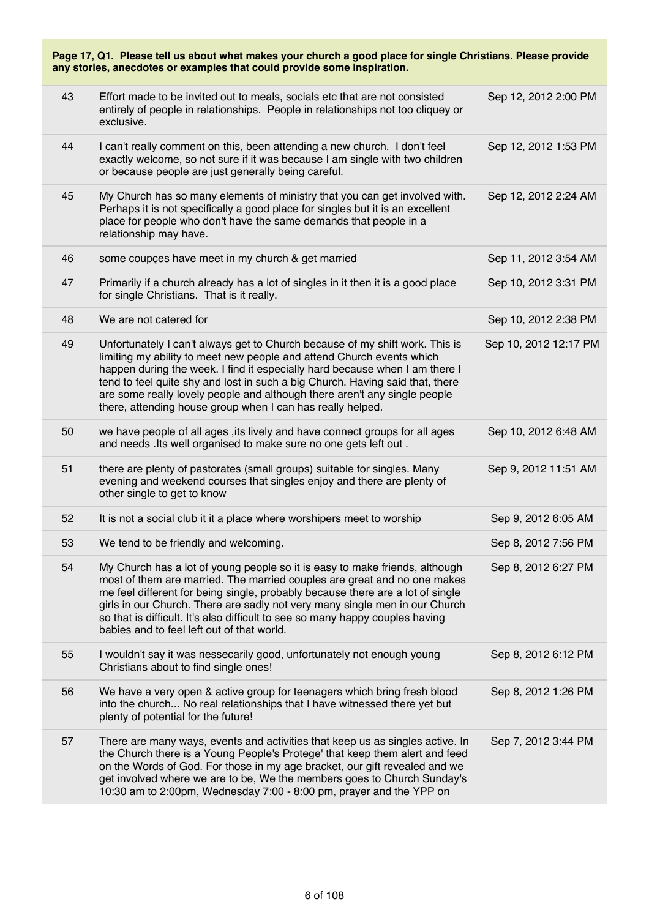**Page 17, Q1. Please tell us about what makes your church a good place for single Christians. Please provide any stories, anecdotes or examples that could provide some inspiration.**

| | | |
|---|---|---|
| 43 | Effort made to be invited out to meals, socials etc that are not consisted entirely of people in relationships. People in relationships not too cliquey or exclusive. | Sep 12, 2012 2:00 PM |
| 44 | I can't really comment on this, been attending a new church. I don't feel exactly welcome, so not sure if it was because I am single with two children or because people are just generally being careful. | Sep 12, 2012 1:53 PM |
| 45 | My Church has so many elements of ministry that you can get involved with. Perhaps it is not specifically a good place for singles but it is an excellent place for people who don't have the same demands that people in a relationship may have. | Sep 12, 2012 2:24 AM |
| 46 | some coupçes have meet in my church & get married | Sep 11, 2012 3:54 AM |
| 47 | Primarily if a church already has a lot of singles in it then it is a good place for single Christians. That is it really. | Sep 10, 2012 3:31 PM |
| 48 | We are not catered for | Sep 10, 2012 2:38 PM |
| 49 | Unfortunately I can't always get to Church because of my shift work. This is limiting my ability to meet new people and attend Church events which happen during the week. I find it especially hard because when I am there I tend to feel quite shy and lost in such a big Church. Having said that, there are some really lovely people and although there aren't any single people there, attending house group when I can has really helped. | Sep 10, 2012 12:17 PM |
| 50 | we have people of all ages ,its lively and have connect groups for all ages and needs .Its well organised to make sure no one gets left out . | Sep 10, 2012 6:48 AM |
| 51 | there are plenty of pastorates (small groups) suitable for singles. Many evening and weekend courses that singles enjoy and there are plenty of other single to get to know | Sep 9, 2012 11:51 AM |
| 52 | It is not a social club it it a place where worshipers meet to worship | Sep 9, 2012 6:05 AM |
| 53 | We tend to be friendly and welcoming. | Sep 8, 2012 7:56 PM |
| 54 | My Church has a lot of young people so it is easy to make friends, although most of them are married. The married couples are great and no one makes me feel different for being single, probably because there are a lot of single girls in our Church. There are sadly not very many single men in our Church so that is difficult. It's also difficult to see so many happy couples having babies and to feel left out of that world. | Sep 8, 2012 6:27 PM |
| 55 | I wouldn't say it was nessecarily good, unfortunately not enough young Christians about to find single ones! | Sep 8, 2012 6:12 PM |
| 56 | We have a very open & active group for teenagers which bring fresh blood into the church... No real relationships that I have witnessed there yet but plenty of potential for the future! | Sep 8, 2012 1:26 PM |
| 57 | There are many ways, events and activities that keep us as singles active. In the Church there is a Young People's Protege' that keep them alert and feed on the Words of God. For those in my age bracket, our gift revealed and we get involved where we are to be, We the members goes to Church Sunday's 10:30 am to 2:00pm, Wednesday 7:00 - 8:00 pm, prayer and the YPP on | Sep 7, 2012 3:44 PM |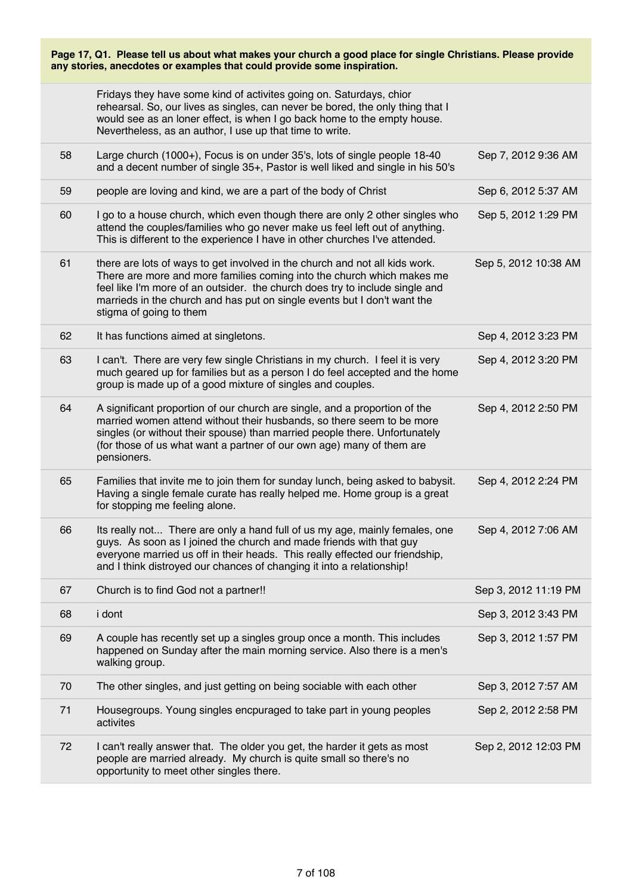**Page 17, Q1. Please tell us about what makes your church a good place for single Christians. Please provide any stories, anecdotes or examples that could provide some inspiration.**

| | | |
|---|---|---|
| | Fridays they have some kind of activites going on. Saturdays, chior rehearsal. So, our lives as singles, can never be bored, the only thing that I would see as an loner effect, is when I go back home to the empty house. Nevertheless, as an author, I use up that time to write. | |
| 58 | Large church (1000+), Focus is on under 35's, lots of single people 18-40 and a decent number of single 35+, Pastor is well liked and single in his 50's | Sep 7, 2012 9:36 AM |
| 59 | people are loving and kind, we are a part of the body of Christ | Sep 6, 2012 5:37 AM |
| 60 | I go to a house church, which even though there are only 2 other singles who attend the couples/families who go never make us feel left out of anything. This is different to the experience I have in other churches I've attended. | Sep 5, 2012 1:29 PM |
| 61 | there are lots of ways to get involved in the church and not all kids work. There are more and more families coming into the church which makes me feel like I'm more of an outsider. the church does try to include single and marrieds in the church and has put on single events but I don't want the stigma of going to them | Sep 5, 2012 10:38 AM |
| 62 | It has functions aimed at singletons. | Sep 4, 2012 3:23 PM |
| 63 | I can't. There are very few single Christians in my church. I feel it is very much geared up for families but as a person I do feel accepted and the home group is made up of a good mixture of singles and couples. | Sep 4, 2012 3:20 PM |
| 64 | A significant proportion of our church are single, and a proportion of the married women attend without their husbands, so there seem to be more singles (or without their spouse) than married people there. Unfortunately (for those of us what want a partner of our own age) many of them are pensioners. | Sep 4, 2012 2:50 PM |
| 65 | Families that invite me to join them for sunday lunch, being asked to babysit. Having a single female curate has really helped me. Home group is a great for stopping me feeling alone. | Sep 4, 2012 2:24 PM |
| 66 | Its really not... There are only a hand full of us my age, mainly females, one guys. As soon as I joined the church and made friends with that guy everyone married us off in their heads. This really effected our friendship, and I think distroyed our chances of changing it into a relationship! | Sep 4, 2012 7:06 AM |
| 67 | Church is to find God not a partner!! | Sep 3, 2012 11:19 PM |
| 68 | i dont | Sep 3, 2012 3:43 PM |
| 69 | A couple has recently set up a singles group once a month. This includes happened on Sunday after the main morning service. Also there is a men's walking group. | Sep 3, 2012 1:57 PM |
| 70 | The other singles, and just getting on being sociable with each other | Sep 3, 2012 7:57 AM |
| 71 | Housegroups. Young singles encpuraged to take part in young peoples activites | Sep 2, 2012 2:58 PM |
| 72 | I can't really answer that. The older you get, the harder it gets as most people are married already. My church is quite small so there's no opportunity to meet other singles there. | Sep 2, 2012 12:03 PM |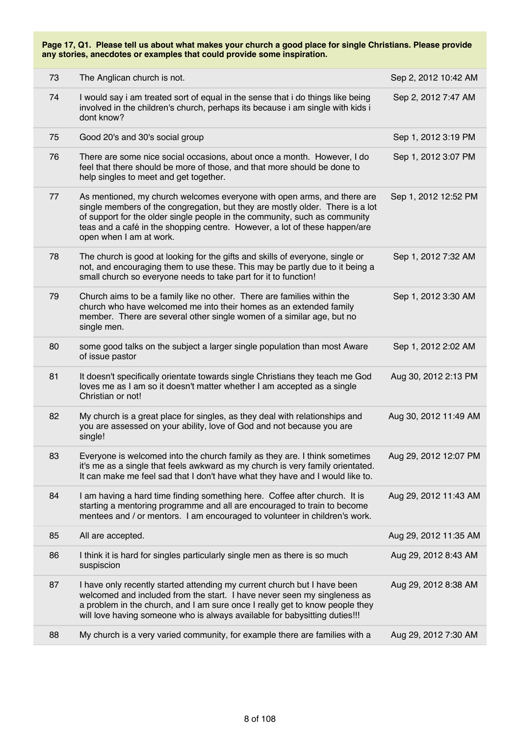**Page 17, Q1. Please tell us about what makes your church a good place for single Christians. Please provide any stories, anecdotes or examples that could provide some inspiration.**

| | | |
|---|---|---|
| 73 | The Anglican church is not. | Sep 2, 2012 10:42 AM |
| 74 | I would say i am treated sort of equal in the sense that i do things like being involved in the children's church, perhaps its because i am single with kids i dont know? | Sep 2, 2012 7:47 AM |
| 75 | Good 20's and 30's social group | Sep 1, 2012 3:19 PM |
| 76 | There are some nice social occasions, about once a month. However, I do feel that there should be more of those, and that more should be done to help singles to meet and get together. | Sep 1, 2012 3:07 PM |
| 77 | As mentioned, my church welcomes everyone with open arms, and there are single members of the congregation, but they are mostly older. There is a lot of support for the older single people in the community, such as community teas and a café in the shopping centre. However, a lot of these happen/are open when I am at work. | Sep 1, 2012 12:52 PM |
| 78 | The church is good at looking for the gifts and skills of everyone, single or not, and encouraging them to use these. This may be partly due to it being a small church so everyone needs to take part for it to function! | Sep 1, 2012 7:32 AM |
| 79 | Church aims to be a family like no other. There are families within the church who have welcomed me into their homes as an extended family member. There are several other single women of a similar age, but no single men. | Sep 1, 2012 3:30 AM |
| 80 | some good talks on the subject a larger single population than most Aware of issue pastor | Sep 1, 2012 2:02 AM |
| 81 | It doesn't specifically orientate towards single Christians they teach me God loves me as I am so it doesn't matter whether I am accepted as a single Christian or not! | Aug 30, 2012 2:13 PM |
| 82 | My church is a great place for singles, as they deal with relationships and you are assessed on your ability, love of God and not because you are single! | Aug 30, 2012 11:49 AM |
| 83 | Everyone is welcomed into the church family as they are. I think sometimes it's me as a single that feels awkward as my church is very family orientated. It can make me feel sad that I don't have what they have and I would like to. | Aug 29, 2012 12:07 PM |
| 84 | I am having a hard time finding something here. Coffee after church. It is starting a mentoring programme and all are encouraged to train to become mentees and / or mentors. I am encouraged to volunteer in children's work. | Aug 29, 2012 11:43 AM |
| 85 | All are accepted. | Aug 29, 2012 11:35 AM |
| 86 | I think it is hard for singles particularly single men as there is so much suspiscion | Aug 29, 2012 8:43 AM |
| 87 | I have only recently started attending my current church but I have been welcomed and included from the start. I have never seen my singleness as a problem in the church, and I am sure once I really get to know people they will love having someone who is always available for babysitting duties!!! | Aug 29, 2012 8:38 AM |
| 88 | My church is a very varied community, for example there are families with a | Aug 29, 2012 7:30 AM |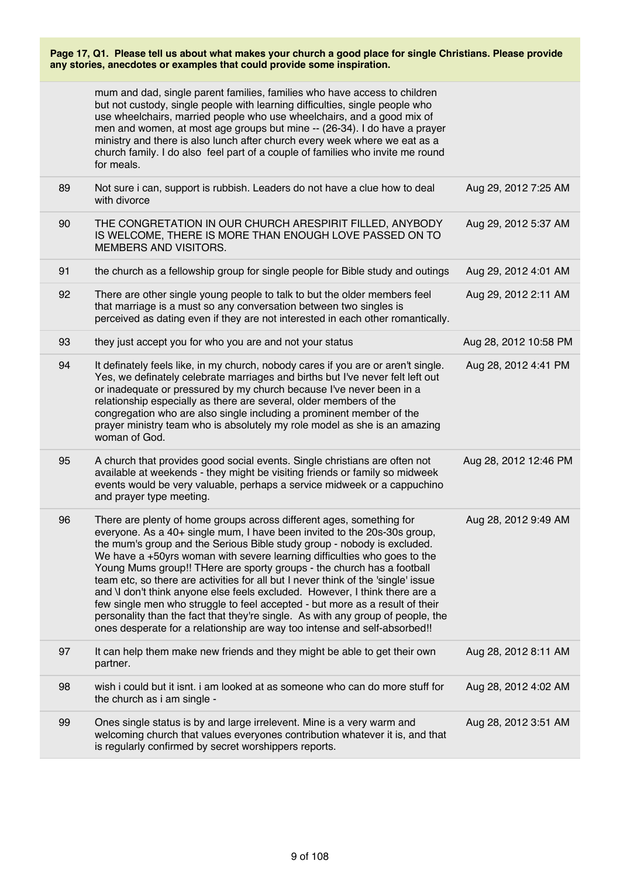**Page 17, Q1. Please tell us about what makes your church a good place for single Christians. Please provide any stories, anecdotes or examples that could provide some inspiration.**

| | | |
|---|---|---|
| | mum and dad, single parent families, families who have access to children but not custody, single people with learning difficulties, single people who use wheelchairs, married people who use wheelchairs, and a good mix of men and women, at most age groups but mine -- (26-34). I do have a prayer ministry and there is also lunch after church every week where we eat as a church family. I do also feel part of a couple of families who invite me round for meals. | |
| 89 | Not sure i can, support is rubbish. Leaders do not have a clue how to deal with divorce | Aug 29, 2012 7:25 AM |
| 90 | THE CONGRETATION IN OUR CHURCH ARESPIRIT FILLED, ANYBODY IS WELCOME, THERE IS MORE THAN ENOUGH LOVE PASSED ON TO MEMBERS AND VISITORS. | Aug 29, 2012 5:37 AM |
| 91 | the church as a fellowship group for single people for Bible study and outings | Aug 29, 2012 4:01 AM |
| 92 | There are other single young people to talk to but the older members feel that marriage is a must so any conversation between two singles is perceived as dating even if they are not interested in each other romantically. | Aug 29, 2012 2:11 AM |
| 93 | they just accept you for who you are and not your status | Aug 28, 2012 10:58 PM |
| 94 | It definately feels like, in my church, nobody cares if you are or aren't single. Yes, we definately celebrate marriages and births but I've never felt left out or inadequate or pressured by my church because I've never been in a relationship especially as there are several, older members of the congregation who are also single including a prominent member of the prayer ministry team who is absolutely my role model as she is an amazing woman of God. | Aug 28, 2012 4:41 PM |
| 95 | A church that provides good social events. Single christians are often not available at weekends - they might be visiting friends or family so midweek events would be very valuable, perhaps a service midweek or a cappuchino and prayer type meeting. | Aug 28, 2012 12:46 PM |
| 96 | There are plenty of home groups across different ages, something for everyone. As a 40+ single mum, I have been invited to the 20s-30s group, the mum's group and the Serious Bible study group - nobody is excluded. We have a +50yrs woman with severe learning difficulties who goes to the Young Mums group!! THere are sporty groups - the church has a football team etc, so there are activities for all but I never think of the 'single' issue and \I don't think anyone else feels excluded. However, I think there are a few single men who struggle to feel accepted - but more as a result of their personality than the fact that they're single. As with any group of people, the ones desperate for a relationship are way too intense and self-absorbed!! | Aug 28, 2012 9:49 AM |
| 97 | It can help them make new friends and they might be able to get their own partner. | Aug 28, 2012 8:11 AM |
| 98 | wish i could but it isnt. i am looked at as someone who can do more stuff for the church as i am single - | Aug 28, 2012 4:02 AM |
| 99 | Ones single status is by and large irrelevent. Mine is a very warm and welcoming church that values everyones contribution whatever it is, and that is regularly confirmed by secret worshippers reports. | Aug 28, 2012 3:51 AM |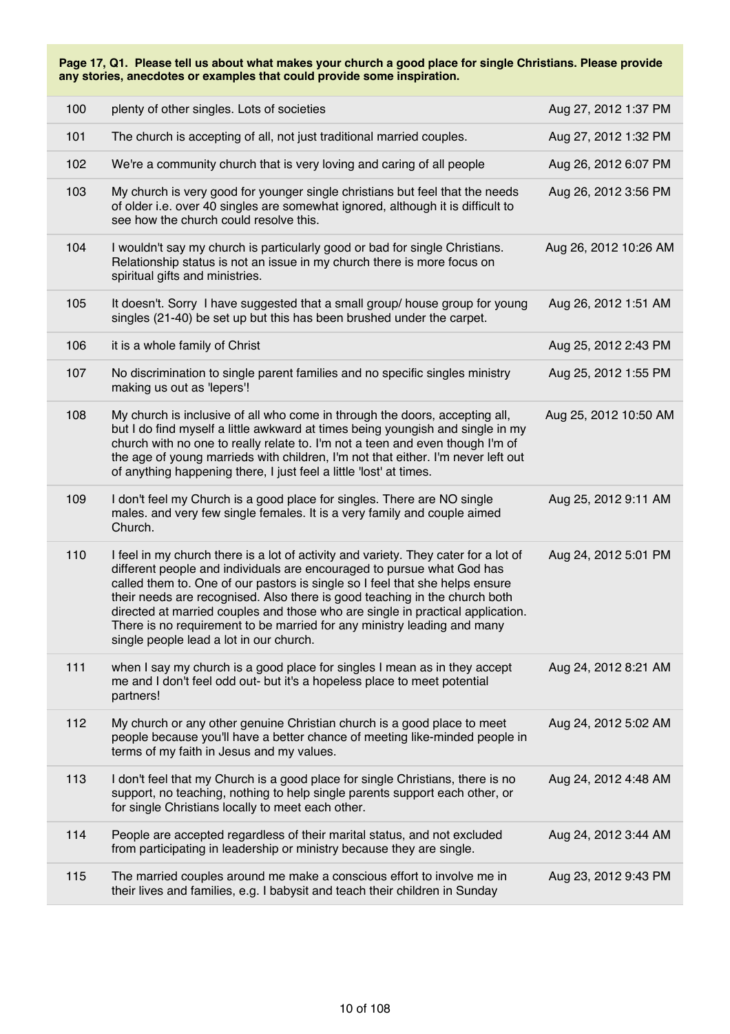**Page 17, Q1. Please tell us about what makes your church a good place for single Christians. Please provide any stories, anecdotes or examples that could provide some inspiration.**

| | | |
|---|---|---|
| 100 | plenty of other singles. Lots of societies | Aug 27, 2012 1:37 PM |
| 101 | The church is accepting of all, not just traditional married couples. | Aug 27, 2012 1:32 PM |
| 102 | We're a community church that is very loving and caring of all people | Aug 26, 2012 6:07 PM |
| 103 | My church is very good for younger single christians but feel that the needs of older i.e. over 40 singles are somewhat ignored, although it is difficult to see how the church could resolve this. | Aug 26, 2012 3:56 PM |
| 104 | I wouldn't say my church is particularly good or bad for single Christians. Relationship status is not an issue in my church there is more focus on spiritual gifts and ministries. | Aug 26, 2012 10:26 AM |
| 105 | It doesn't. Sorry I have suggested that a small group/ house group for young singles (21-40) be set up but this has been brushed under the carpet. | Aug 26, 2012 1:51 AM |
| 106 | it is a whole family of Christ | Aug 25, 2012 2:43 PM |
| 107 | No discrimination to single parent families and no specific singles ministry making us out as 'lepers'! | Aug 25, 2012 1:55 PM |
| 108 | My church is inclusive of all who come in through the doors, accepting all, but I do find myself a little awkward at times being youngish and single in my church with no one to really relate to. I'm not a teen and even though I'm of the age of young marrieds with children, I'm not that either. I'm never left out of anything happening there, I just feel a little 'lost' at times. | Aug 25, 2012 10:50 AM |
| 109 | I don't feel my Church is a good place for singles. There are NO single males. and very few single females. It is a very family and couple aimed Church. | Aug 25, 2012 9:11 AM |
| 110 | I feel in my church there is a lot of activity and variety. They cater for a lot of different people and individuals are encouraged to pursue what God has called them to. One of our pastors is single so I feel that she helps ensure their needs are recognised. Also there is good teaching in the church both directed at married couples and those who are single in practical application. There is no requirement to be married for any ministry leading and many single people lead a lot in our church. | Aug 24, 2012 5:01 PM |
| 111 | when I say my church is a good place for singles I mean as in they accept me and I don't feel odd out- but it's a hopeless place to meet potential partners! | Aug 24, 2012 8:21 AM |
| 112 | My church or any other genuine Christian church is a good place to meet people because you'll have a better chance of meeting like-minded people in terms of my faith in Jesus and my values. | Aug 24, 2012 5:02 AM |
| 113 | I don't feel that my Church is a good place for single Christians, there is no support, no teaching, nothing to help single parents support each other, or for single Christians locally to meet each other. | Aug 24, 2012 4:48 AM |
| 114 | People are accepted regardless of their marital status, and not excluded from participating in leadership or ministry because they are single. | Aug 24, 2012 3:44 AM |
| 115 | The married couples around me make a conscious effort to involve me in their lives and families, e.g. I babysit and teach their children in Sunday | Aug 23, 2012 9:43 PM |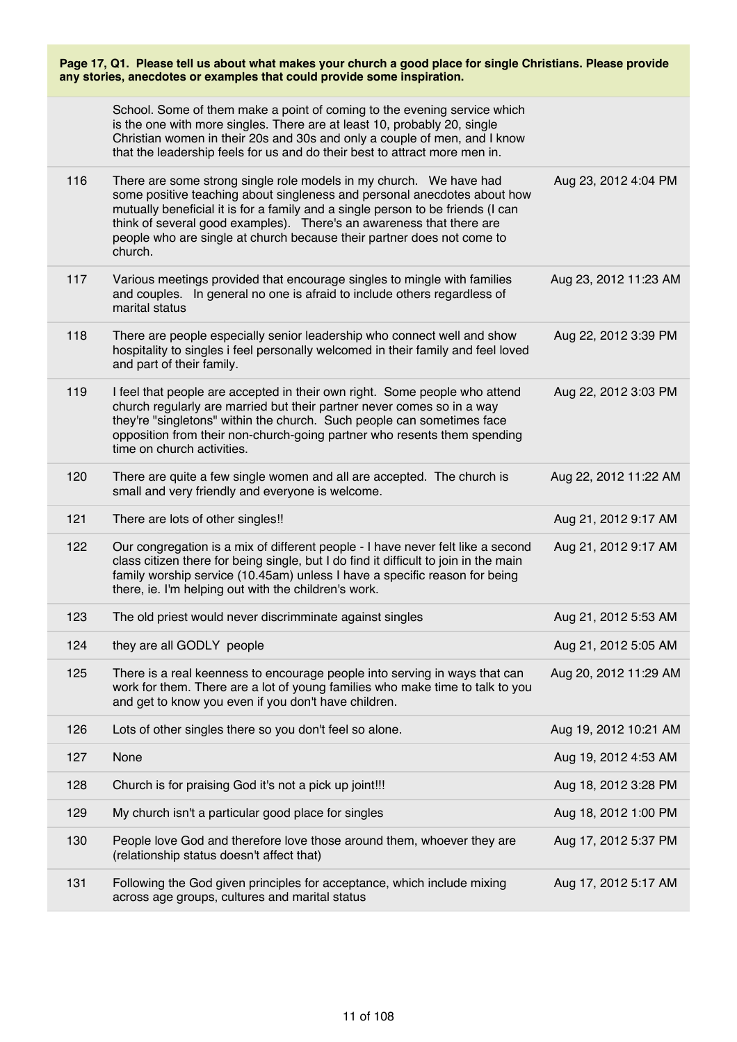**Page 17, Q1. Please tell us about what makes your church a good place for single Christians. Please provide any stories, anecdotes or examples that could provide some inspiration.**

| | | |
|---|---|---|
| | School. Some of them make a point of coming to the evening service which is the one with more singles. There are at least 10, probably 20, single Christian women in their 20s and 30s and only a couple of men, and I know that the leadership feels for us and do their best to attract more men in. | |
| 116 | There are some strong single role models in my church. We have had some positive teaching about singleness and personal anecdotes about how mutually beneficial it is for a family and a single person to be friends (I can think of several good examples). There's an awareness that there are people who are single at church because their partner does not come to church. | Aug 23, 2012 4:04 PM |
| 117 | Various meetings provided that encourage singles to mingle with families and couples. In general no one is afraid to include others regardless of marital status | Aug 23, 2012 11:23 AM |
| 118 | There are people especially senior leadership who connect well and show hospitality to singles i feel personally welcomed in their family and feel loved and part of their family. | Aug 22, 2012 3:39 PM |
| 119 | I feel that people are accepted in their own right. Some people who attend church regularly are married but their partner never comes so in a way they're "singletons" within the church. Such people can sometimes face opposition from their non-church-going partner who resents them spending time on church activities. | Aug 22, 2012 3:03 PM |
| 120 | There are quite a few single women and all are accepted. The church is small and very friendly and everyone is welcome. | Aug 22, 2012 11:22 AM |
| 121 | There are lots of other singles!! | Aug 21, 2012 9:17 AM |
| 122 | Our congregation is a mix of different people - I have never felt like a second class citizen there for being single, but I do find it difficult to join in the main family worship service (10.45am) unless I have a specific reason for being there, ie. I'm helping out with the children's work. | Aug 21, 2012 9:17 AM |
| 123 | The old priest would never discriminate against singles | Aug 21, 2012 5:53 AM |
| 124 | they are all GODLY people | Aug 21, 2012 5:05 AM |
| 125 | There is a real keenness to encourage people into serving in ways that can work for them. There are a lot of young families who make time to talk to you and get to know you even if you don't have children. | Aug 20, 2012 11:29 AM |
| 126 | Lots of other singles there so you don't feel so alone. | Aug 19, 2012 10:21 AM |
| 127 | None | Aug 19, 2012 4:53 AM |
| 128 | Church is for praising God it's not a pick up joint!!! | Aug 18, 2012 3:28 PM |
| 129 | My church isn't a particular good place for singles | Aug 18, 2012 1:00 PM |
| 130 | People love God and therefore love those around them, whoever they are (relationship status doesn't affect that) | Aug 17, 2012 5:37 PM |
| 131 | Following the God given principles for acceptance, which include mixing across age groups, cultures and marital status | Aug 17, 2012 5:17 AM |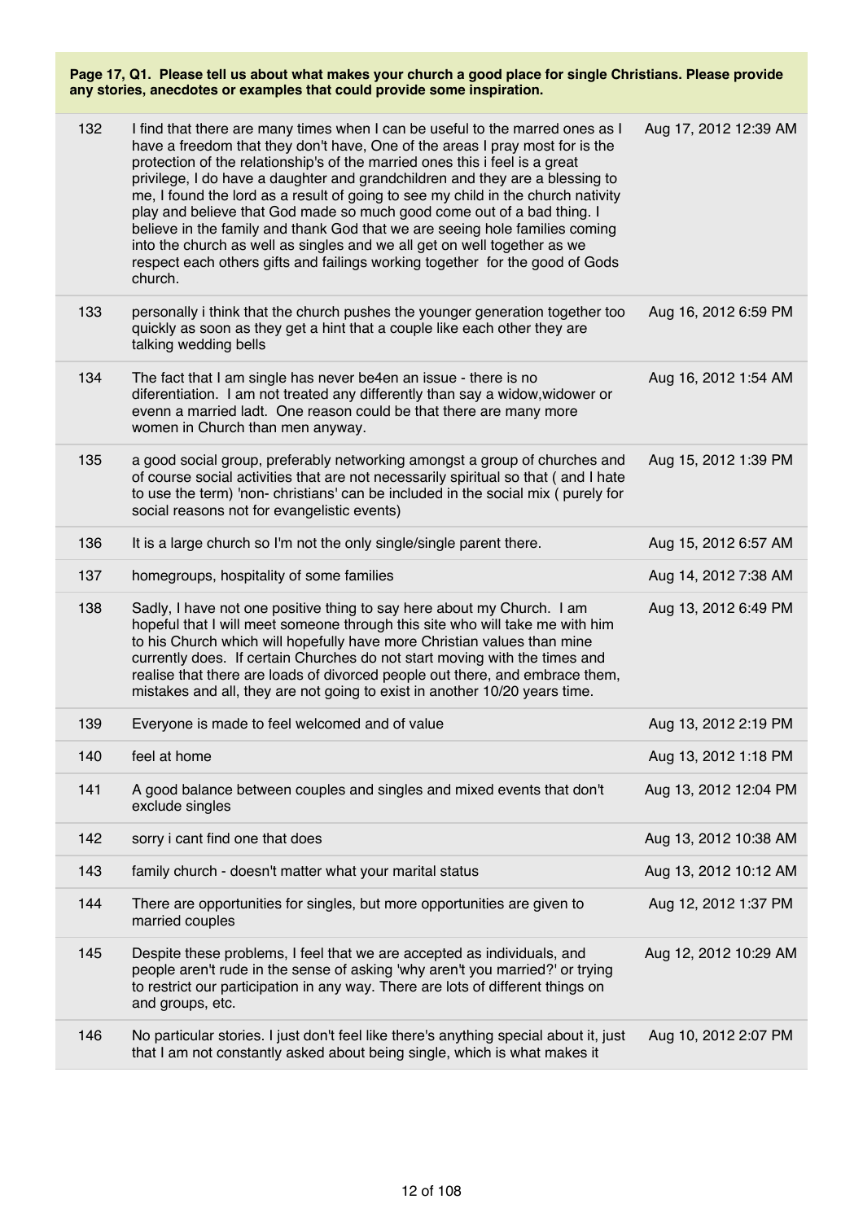**Page 17, Q1. Please tell us about what makes your church a good place for single Christians. Please provide any stories, anecdotes or examples that could provide some inspiration.**

| | | |
|---|---|---|
| 132 | I find that there are many times when I can be useful to the marred ones as I have a freedom that they don't have, One of the areas I pray most for is the protection of the relationship's of the married ones this i feel is a great privilege, I do have a daughter and grandchildren and they are a blessing to me, I found the lord as a result of going to see my child in the church nativity play and believe that God made so much good come out of a bad thing. I believe in the family and thank God that we are seeing hole families coming into the church as well as singles and we all get on well together as we respect each others gifts and failings working together for the good of Gods church. | Aug 17, 2012 12:39 AM |
| 133 | personally i think that the church pushes the younger generation together too quickly as soon as they get a hint that a couple like each other they are talking wedding bells | Aug 16, 2012 6:59 PM |
| 134 | The fact that I am single has never be4en an issue - there is no diferentiation. I am not treated any differently than say a widow,widower or evenn a married ladt. One reason could be that there are many more women in Church than men anyway. | Aug 16, 2012 1:54 AM |
| 135 | a good social group, preferably networking amongst a group of churches and of course social activities that are not necessarily spiritual so that ( and I hate to use the term) 'non- christians' can be included in the social mix ( purely for social reasons not for evangelistic events) | Aug 15, 2012 1:39 PM |
| 136 | It is a large church so I'm not the only single/single parent there. | Aug 15, 2012 6:57 AM |
| 137 | homegroups, hospitality of some families | Aug 14, 2012 7:38 AM |
| 138 | Sadly, I have not one positive thing to say here about my Church. I am hopeful that I will meet someone through this site who will take me with him to his Church which will hopefully have more Christian values than mine currently does. If certain Churches do not start moving with the times and realise that there are loads of divorced people out there, and embrace them, mistakes and all, they are not going to exist in another 10/20 years time. | Aug 13, 2012 6:49 PM |
| 139 | Everyone is made to feel welcomed and of value | Aug 13, 2012 2:19 PM |
| 140 | feel at home | Aug 13, 2012 1:18 PM |
| 141 | A good balance between couples and singles and mixed events that don't exclude singles | Aug 13, 2012 12:04 PM |
| 142 | sorry i cant find one that does | Aug 13, 2012 10:38 AM |
| 143 | family church - doesn't matter what your marital status | Aug 13, 2012 10:12 AM |
| 144 | There are opportunities for singles, but more opportunities are given to married couples | Aug 12, 2012 1:37 PM |
| 145 | Despite these problems, I feel that we are accepted as individuals, and people aren't rude in the sense of asking 'why aren't you married?' or trying to restrict our participation in any way. There are lots of different things on and groups, etc. | Aug 12, 2012 10:29 AM |
| 146 | No particular stories. I just don't feel like there's anything special about it, just that I am not constantly asked about being single, which is what makes it | Aug 10, 2012 2:07 PM |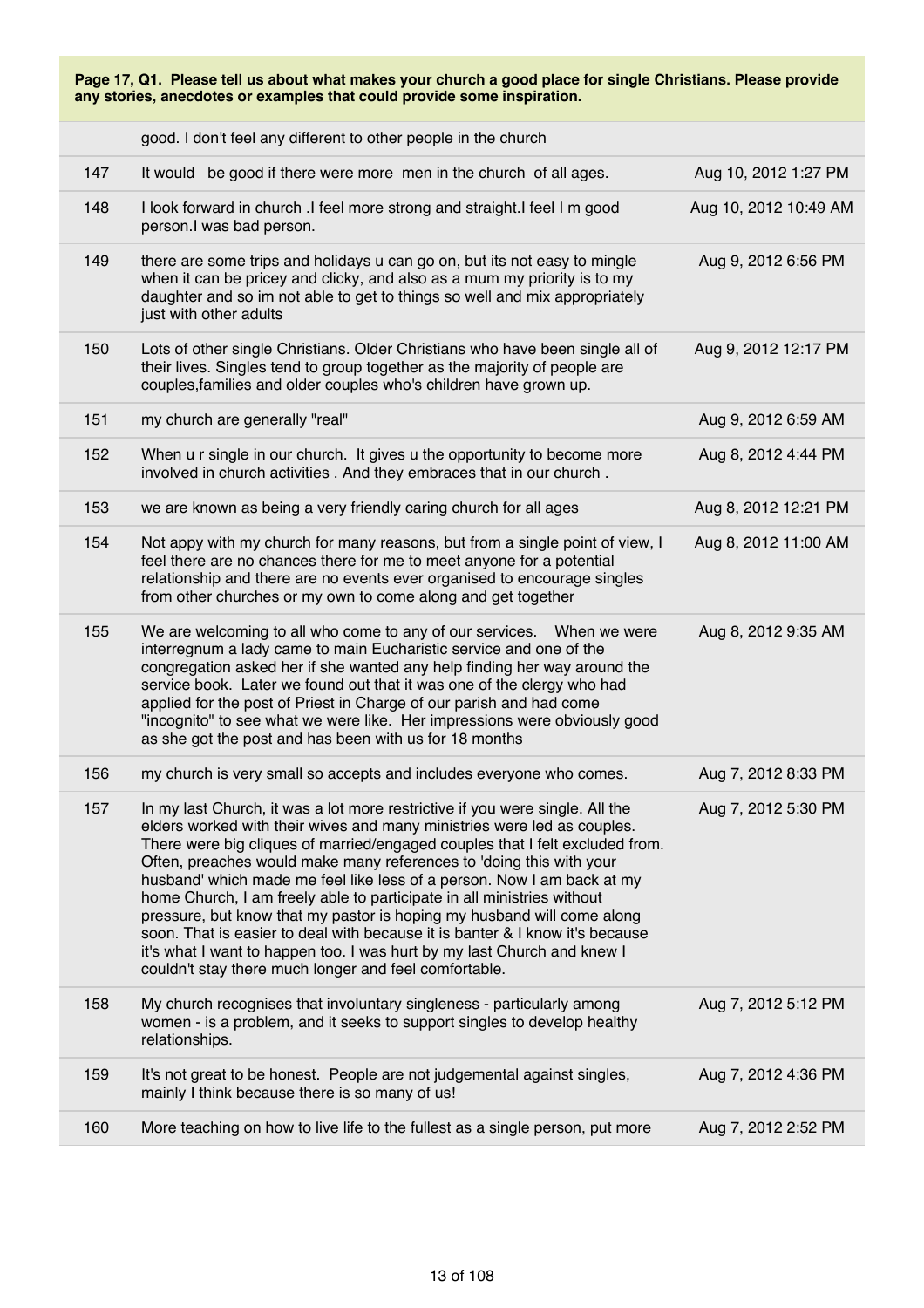**Page 17, Q1. Please tell us about what makes your church a good place for single Christians. Please provide any stories, anecdotes or examples that could provide some inspiration.**

| | | |
|---|---|---|
| | good. I don't feel any different to other people in the church | |
| 147 | It would be good if there were more men in the church of all ages. | Aug 10, 2012 1:27 PM |
| 148 | I look forward in church .I feel more strong and straight.I feel I m good person.I was bad person. | Aug 10, 2012 10:49 AM |
| 149 | there are some trips and holidays u can go on, but its not easy to mingle when it can be pricey and clicky, and also as a mum my priority is to my daughter and so im not able to get to things so well and mix appropriately just with other adults | Aug 9, 2012 6:56 PM |
| 150 | Lots of other single Christians. Older Christians who have been single all of their lives. Singles tend to group together as the majority of people are couples,families and older couples who's children have grown up. | Aug 9, 2012 12:17 PM |
| 151 | my church are generally "real" | Aug 9, 2012 6:59 AM |
| 152 | When u r single in our church. It gives u the opportunity to become more involved in church activities . And they embraces that in our church . | Aug 8, 2012 4:44 PM |
| 153 | we are known as being a very friendly caring church for all ages | Aug 8, 2012 12:21 PM |
| 154 | Not appy with my church for many reasons, but from a single point of view, I feel there are no chances there for me to meet anyone for a potential relationship and there are no events ever organised to encourage singles from other churches or my own to come along and get together | Aug 8, 2012 11:00 AM |
| 155 | We are welcoming to all who come to any of our services. When we were interregnum a lady came to main Eucharistic service and one of the congregation asked her if she wanted any help finding her way around the service book. Later we found out that it was one of the clergy who had applied for the post of Priest in Charge of our parish and had come "incognito" to see what we were like. Her impressions were obviously good as she got the post and has been with us for 18 months | Aug 8, 2012 9:35 AM |
| 156 | my church is very small so accepts and includes everyone who comes. | Aug 7, 2012 8:33 PM |
| 157 | In my last Church, it was a lot more restrictive if you were single. All the elders worked with their wives and many ministries were led as couples. There were big cliques of married/engaged couples that I felt excluded from. Often, preaches would make many references to 'doing this with your husband' which made me feel like less of a person. Now I am back at my home Church, I am freely able to participate in all ministries without pressure, but know that my pastor is hoping my husband will come along soon. That is easier to deal with because it is banter & I know it's because it's what I want to happen too. I was hurt by my last Church and knew I couldn't stay there much longer and feel comfortable. | Aug 7, 2012 5:30 PM |
| 158 | My church recognises that involuntary singleness - particularly among women - is a problem, and it seeks to support singles to develop healthy relationships. | Aug 7, 2012 5:12 PM |
| 159 | It's not great to be honest. People are not judgemental against singles, mainly I think because there is so many of us! | Aug 7, 2012 4:36 PM |
| 160 | More teaching on how to live life to the fullest as a single person, put more | Aug 7, 2012 2:52 PM |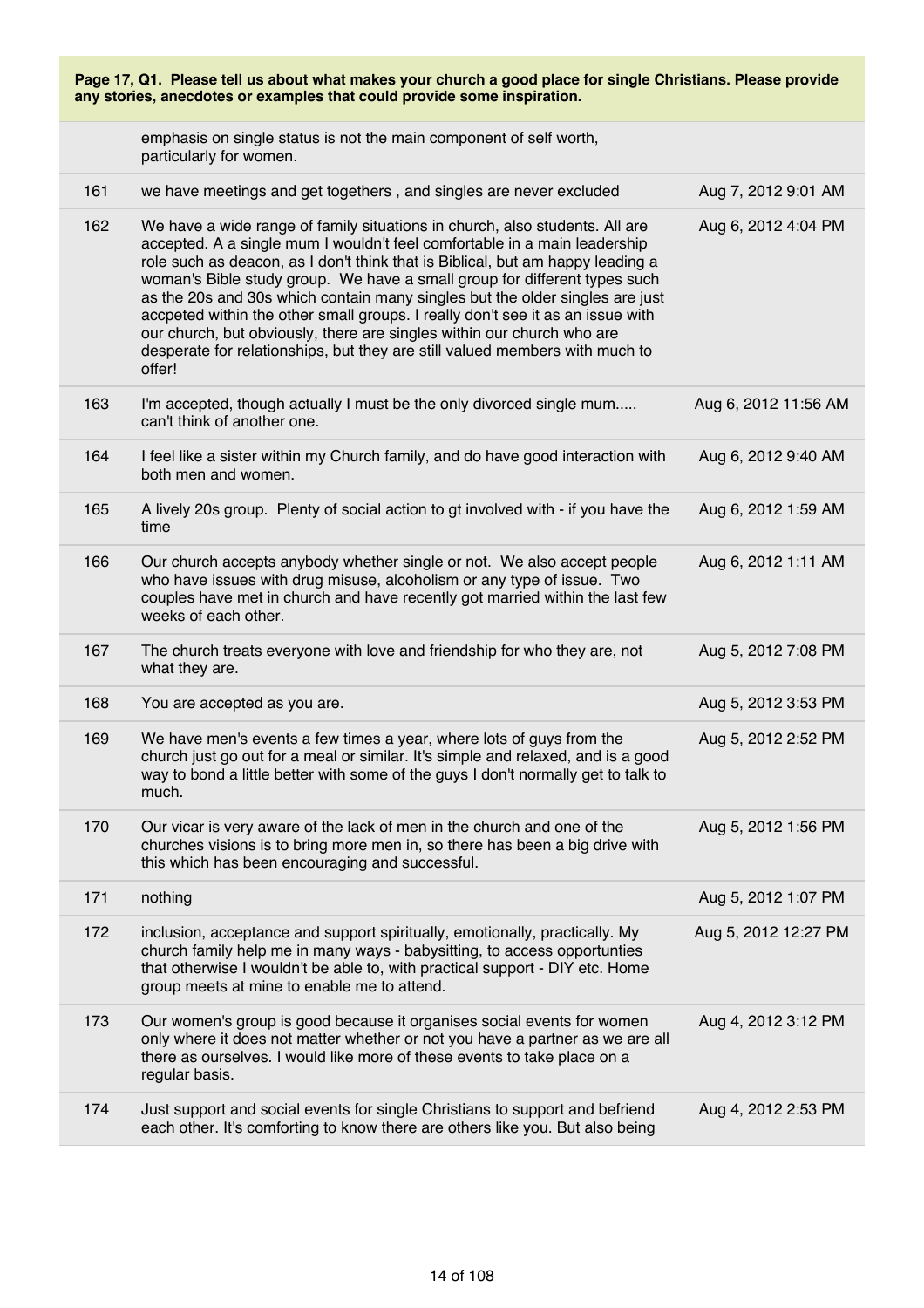**Page 17, Q1. Please tell us about what makes your church a good place for single Christians. Please provide any stories, anecdotes or examples that could provide some inspiration.**

| | | |
|---|---|---|
| | emphasis on single status is not the main component of self worth, particularly for women. | |
| 161 | we have meetings and get togethers , and singles are never excluded | Aug 7, 2012 9:01 AM |
| 162 | We have a wide range of family situations in church, also students. All are accepted. A a single mum I wouldn't feel comfortable in a main leadership role such as deacon, as I don't think that is Biblical, but am happy leading a woman's Bible study group. We have a small group for different types such as the 20s and 30s which contain many singles but the older singles are just accpeted within the other small groups. I really don't see it as an issue with our church, but obviously, there are singles within our church who are desperate for relationships, but they are still valued members with much to offer! | Aug 6, 2012 4:04 PM |
| 163 | I'm accepted, though actually I must be the only divorced single mum..... can't think of another one. | Aug 6, 2012 11:56 AM |
| 164 | I feel like a sister within my Church family, and do have good interaction with both men and women. | Aug 6, 2012 9:40 AM |
| 165 | A lively 20s group. Plenty of social action to gt involved with - if you have the time | Aug 6, 2012 1:59 AM |
| 166 | Our church accepts anybody whether single or not. We also accept people who have issues with drug misuse, alcoholism or any type of issue. Two couples have met in church and have recently got married within the last few weeks of each other. | Aug 6, 2012 1:11 AM |
| 167 | The church treats everyone with love and friendship for who they are, not what they are. | Aug 5, 2012 7:08 PM |
| 168 | You are accepted as you are. | Aug 5, 2012 3:53 PM |
| 169 | We have men's events a few times a year, where lots of guys from the church just go out for a meal or similar. It's simple and relaxed, and is a good way to bond a little better with some of the guys I don't normally get to talk to much. | Aug 5, 2012 2:52 PM |
| 170 | Our vicar is very aware of the lack of men in the church and one of the churches visions is to bring more men in, so there has been a big drive with this which has been encouraging and successful. | Aug 5, 2012 1:56 PM |
| 171 | nothing | Aug 5, 2012 1:07 PM |
| 172 | inclusion, acceptance and support spiritually, emotionally, practically. My church family help me in many ways - babysitting, to access opportunties that otherwise I wouldn't be able to, with practical support - DIY etc. Home group meets at mine to enable me to attend. | Aug 5, 2012 12:27 PM |
| 173 | Our women's group is good because it organises social events for women only where it does not matter whether or not you have a partner as we are all there as ourselves. I would like more of these events to take place on a regular basis. | Aug 4, 2012 3:12 PM |
| 174 | Just support and social events for single Christians to support and befriend each other. It's comforting to know there are others like you. But also being | Aug 4, 2012 2:53 PM |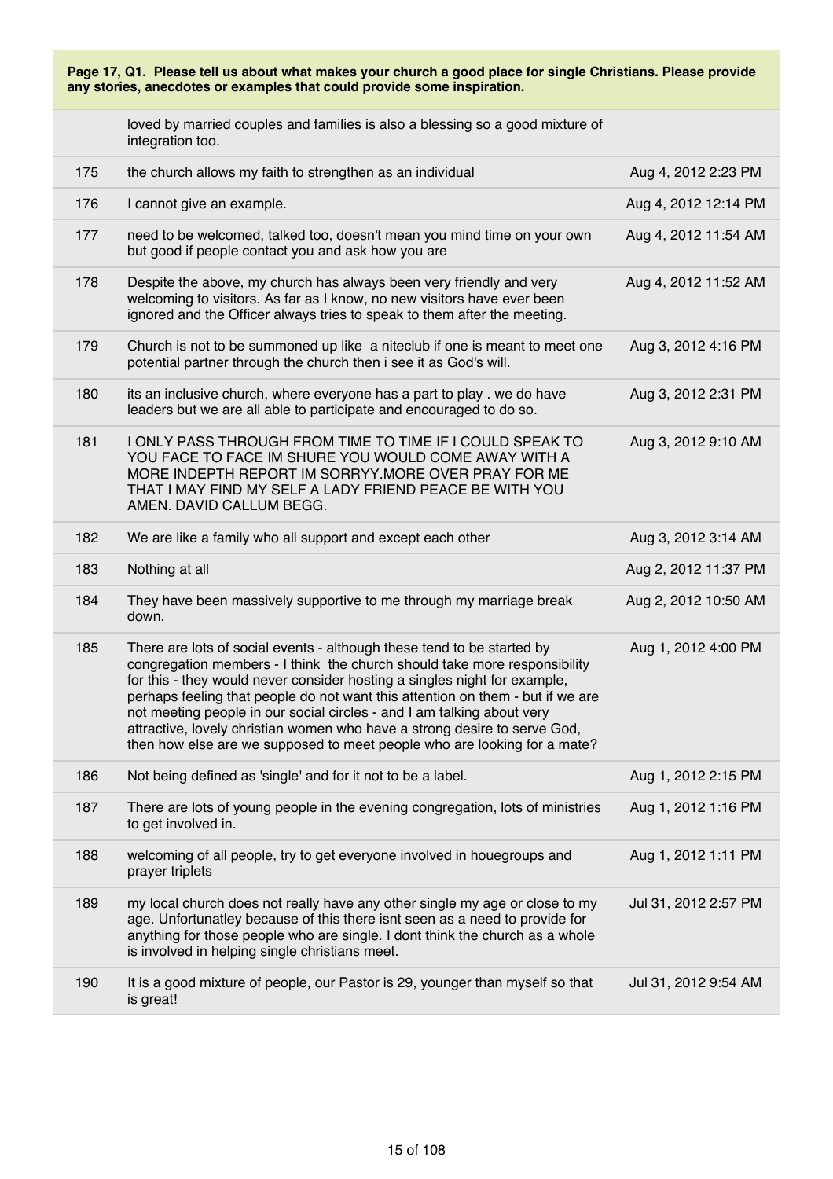**Page 17, Q1. Please tell us about what makes your church a good place for single Christians. Please provide any stories, anecdotes or examples that could provide some inspiration.**

| | | |
|---|---|---|
| | loved by married couples and families is also a blessing so a good mixture of integration too. | |
| 175 | the church allows my faith to strengthen as an individual | Aug 4, 2012 2:23 PM |
| 176 | I cannot give an example. | Aug 4, 2012 12:14 PM |
| 177 | need to be welcomed, talked too, doesn't mean you mind time on your own but good if people contact you and ask how you are | Aug 4, 2012 11:54 AM |
| 178 | Despite the above, my church has always been very friendly and very welcoming to visitors. As far as I know, no new visitors have ever been ignored and the Officer always tries to speak to them after the meeting. | Aug 4, 2012 11:52 AM |
| 179 | Church is not to be summoned up like a niteclub if one is meant to meet one potential partner through the church then i see it as God's will. | Aug 3, 2012 4:16 PM |
| 180 | its an inclusive church, where everyone has a part to play . we do have leaders but we are all able to participate and encouraged to do so. | Aug 3, 2012 2:31 PM |
| 181 | I ONLY PASS THROUGH FROM TIME TO TIME IF I COULD SPEAK TO YOU FACE TO FACE IM SHURE YOU WOULD COME AWAY WITH A MORE INDEPTH REPORT IM SORRYY.MORE OVER PRAY FOR ME THAT I MAY FIND MY SELF A LADY FRIEND PEACE BE WITH YOU AMEN. DAVID CALLUM BEGG. | Aug 3, 2012 9:10 AM |
| 182 | We are like a family who all support and except each other | Aug 3, 2012 3:14 AM |
| 183 | Nothing at all | Aug 2, 2012 11:37 PM |
| 184 | They have been massively supportive to me through my marriage break down. | Aug 2, 2012 10:50 AM |
| 185 | There are lots of social events - although these tend to be started by congregation members - I think the church should take more responsibility for this - they would never consider hosting a singles night for example, perhaps feeling that people do not want this attention on them - but if we are not meeting people in our social circles - and I am talking about very attractive, lovely christian women who have a strong desire to serve God, then how else are we supposed to meet people who are looking for a mate? | Aug 1, 2012 4:00 PM |
| 186 | Not being defined as 'single' and for it not to be a label. | Aug 1, 2012 2:15 PM |
| 187 | There are lots of young people in the evening congregation, lots of ministries to get involved in. | Aug 1, 2012 1:16 PM |
| 188 | welcoming of all people, try to get everyone involved in houegroups and prayer triplets | Aug 1, 2012 1:11 PM |
| 189 | my local church does not really have any other single my age or close to my age. Unfortunatley because of this there isnt seen as a need to provide for anything for those people who are single. I dont think the church as a whole is involved in helping single christians meet. | Jul 31, 2012 2:57 PM |
| 190 | It is a good mixture of people, our Pastor is 29, younger than myself so that is great! | Jul 31, 2012 9:54 AM |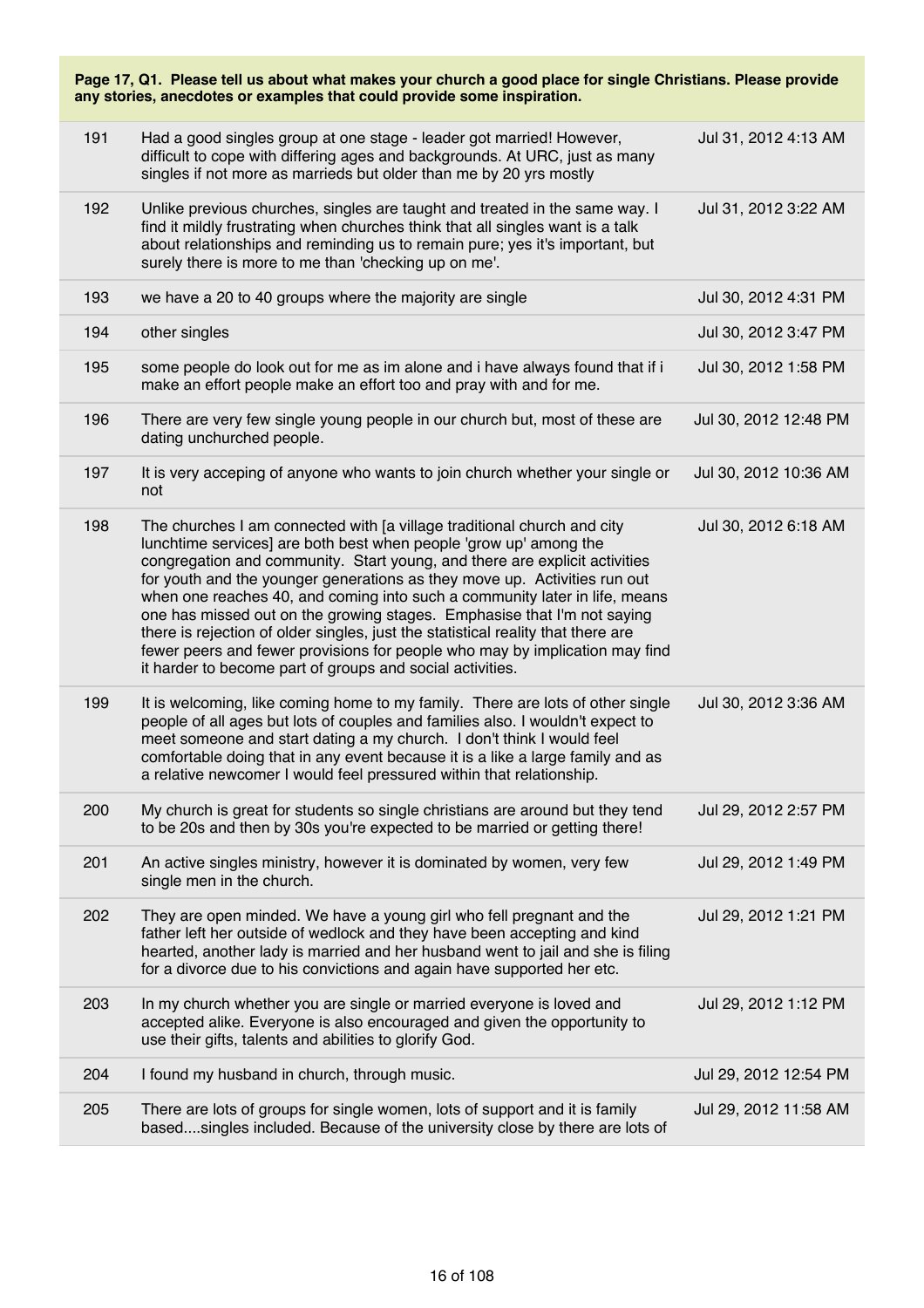**Page 17, Q1. Please tell us about what makes your church a good place for single Christians. Please provide any stories, anecdotes or examples that could provide some inspiration.**

| | | |
|---|---|---|
| 191 | Had a good singles group at one stage - leader got married! However, difficult to cope with differing ages and backgrounds. At URC, just as many singles if not more as marrieds but older than me by 20 yrs mostly | Jul 31, 2012 4:13 AM |
| 192 | Unlike previous churches, singles are taught and treated in the same way. I find it mildly frustrating when churches think that all singles want is a talk about relationships and reminding us to remain pure; yes it's important, but surely there is more to me than 'checking up on me'. | Jul 31, 2012 3:22 AM |
| 193 | we have a 20 to 40 groups where the majority are single | Jul 30, 2012 4:31 PM |
| 194 | other singles | Jul 30, 2012 3:47 PM |
| 195 | some people do look out for me as im alone and i have always found that if i make an effort people make an effort too and pray with and for me. | Jul 30, 2012 1:58 PM |
| 196 | There are very few single young people in our church but, most of these are dating unchurched people. | Jul 30, 2012 12:48 PM |
| 197 | It is very acceping of anyone who wants to join church whether your single or not | Jul 30, 2012 10:36 AM |
| 198 | The churches I am connected with [a village traditional church and city lunchtime services] are both best when people 'grow up' among the congregation and community. Start young, and there are explicit activities for youth and the younger generations as they move up. Activities run out when one reaches 40, and coming into such a community later in life, means one has missed out on the growing stages. Emphasise that I'm not saying there is rejection of older singles, just the statistical reality that there are fewer peers and fewer provisions for people who may by implication may find it harder to become part of groups and social activities. | Jul 30, 2012 6:18 AM |
| 199 | It is welcoming, like coming home to my family. There are lots of other single people of all ages but lots of couples and families also. I wouldn't expect to meet someone and start dating a my church. I don't think I would feel comfortable doing that in any event because it is a like a large family and as a relative newcomer I would feel pressured within that relationship. | Jul 30, 2012 3:36 AM |
| 200 | My church is great for students so single christians are around but they tend to be 20s and then by 30s you're expected to be married or getting there! | Jul 29, 2012 2:57 PM |
| 201 | An active singles ministry, however it is dominated by women, very few single men in the church. | Jul 29, 2012 1:49 PM |
| 202 | They are open minded. We have a young girl who fell pregnant and the father left her outside of wedlock and they have been accepting and kind hearted, another lady is married and her husband went to jail and she is filing for a divorce due to his convictions and again have supported her etc. | Jul 29, 2012 1:21 PM |
| 203 | In my church whether you are single or married everyone is loved and accepted alike. Everyone is also encouraged and given the opportunity to use their gifts, talents and abilities to glorify God. | Jul 29, 2012 1:12 PM |
| 204 | I found my husband in church, through music. | Jul 29, 2012 12:54 PM |
| 205 | There are lots of groups for single women, lots of support and it is family based....singles included. Because of the university close by there are lots of | Jul 29, 2012 11:58 AM |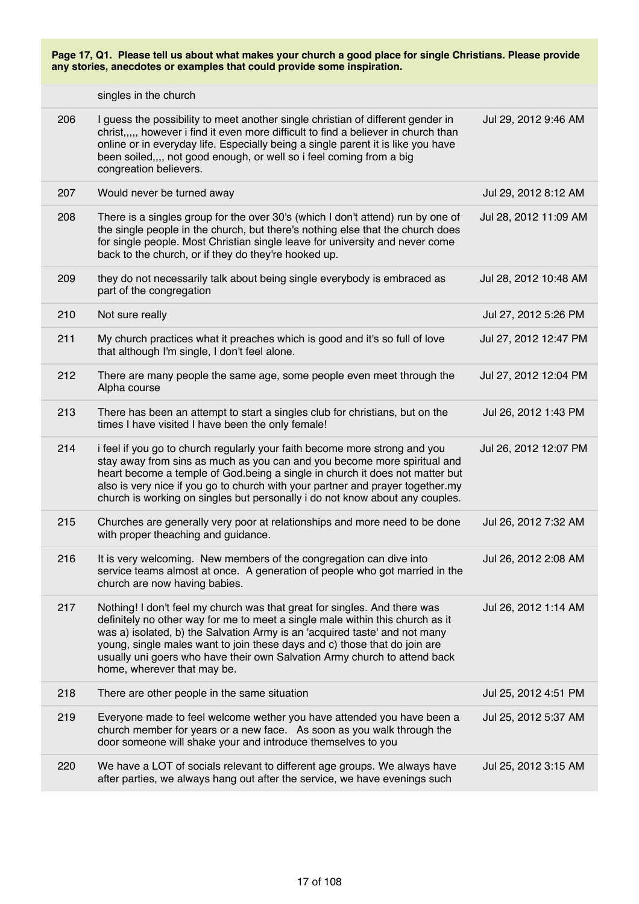**Page 17, Q1. Please tell us about what makes your church a good place for single Christians. Please provide any stories, anecdotes or examples that could provide some inspiration.**

| | | |
|---|---|---|
| | singles in the church | |
| 206 | I guess the possibility to meet another single christian of different gender in christ,,,,, however i find it even more difficult to find a believer in church than online or in everyday life. Especially being a single parent it is like you have been soiled,,,, not good enough, or well so i feel coming from a big congreation believers. | Jul 29, 2012 9:46 AM |
| 207 | Would never be turned away | Jul 29, 2012 8:12 AM |
| 208 | There is a singles group for the over 30's (which I don't attend) run by one of the single people in the church, but there's nothing else that the church does for single people. Most Christian single leave for university and never come back to the church, or if they do they're hooked up. | Jul 28, 2012 11:09 AM |
| 209 | they do not necessarily talk about being single everybody is embraced as part of the congregation | Jul 28, 2012 10:48 AM |
| 210 | Not sure really | Jul 27, 2012 5:26 PM |
| 211 | My church practices what it preaches which is good and it's so full of love that although I'm single, I don't feel alone. | Jul 27, 2012 12:47 PM |
| 212 | There are many people the same age, some people even meet through the Alpha course | Jul 27, 2012 12:04 PM |
| 213 | There has been an attempt to start a singles club for christians, but on the times I have visited I have been the only female! | Jul 26, 2012 1:43 PM |
| 214 | i feel if you go to church regularly your faith become more strong and you stay away from sins as much as you can and you become more spiritual and heart become a temple of God.being a single in church it does not matter but also is very nice if you go to church with your partner and prayer together.my church is working on singles but personally i do not know about any couples. | Jul 26, 2012 12:07 PM |
| 215 | Churches are generally very poor at relationships and more need to be done with proper theaching and guidance. | Jul 26, 2012 7:32 AM |
| 216 | It is very welcoming. New members of the congregation can dive into service teams almost at once. A generation of people who got married in the church are now having babies. | Jul 26, 2012 2:08 AM |
| 217 | Nothing! I don't feel my church was that great for singles. And there was definitely no other way for me to meet a single male within this church as it was a) isolated, b) the Salvation Army is an 'acquired taste' and not many young, single males want to join these days and c) those that do join are usually uni goers who have their own Salvation Army church to attend back home, wherever that may be. | Jul 26, 2012 1:14 AM |
| 218 | There are other people in the same situation | Jul 25, 2012 4:51 PM |
| 219 | Everyone made to feel welcome wether you have attended you have been a church member for years or a new face. As soon as you walk through the door someone will shake your and introduce themselves to you | Jul 25, 2012 5:37 AM |
| 220 | We have a LOT of socials relevant to different age groups. We always have after parties, we always hang out after the service, we have evenings such | Jul 25, 2012 3:15 AM |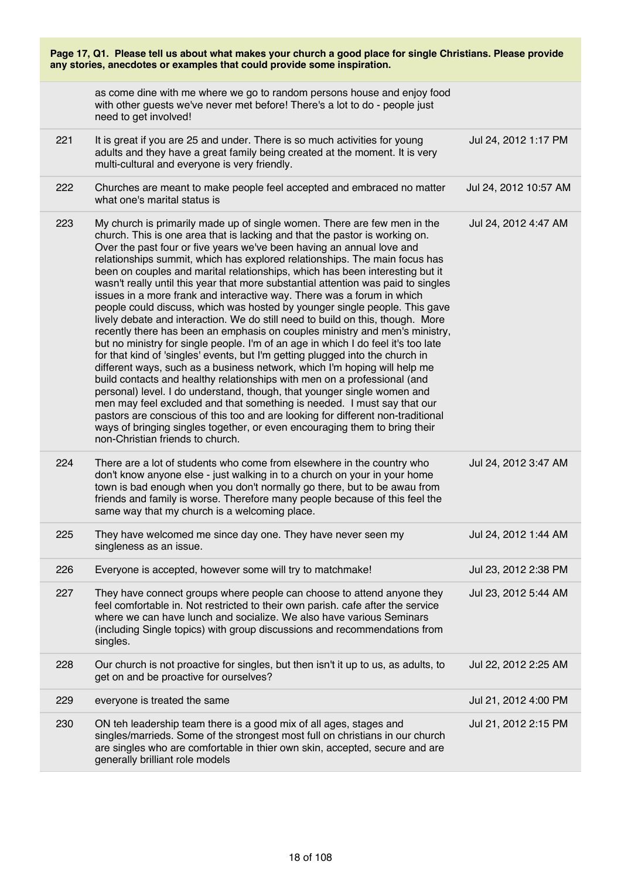**Page 17, Q1. Please tell us about what makes your church a good place for single Christians. Please provide any stories, anecdotes or examples that could provide some inspiration.**

| | | |
|---|---|---|
| | as come dine with me where we go to random persons house and enjoy food with other guests we've never met before! There's a lot to do - people just need to get involved! | |
| 221 | It is great if you are 25 and under. There is so much activities for young adults and they have a great family being created at the moment. It is very multi-cultural and everyone is very friendly. | Jul 24, 2012 1:17 PM |
| 222 | Churches are meant to make people feel accepted and embraced no matter what one's marital status is | Jul 24, 2012 10:57 AM |
| 223 | My church is primarily made up of single women. There are few men in the church. This is one area that is lacking and that the pastor is working on. Over the past four or five years we've been having an annual love and relationships summit, which has explored relationships. The main focus has been on couples and marital relationships, which has been interesting but it wasn't really until this year that more substantial attention was paid to singles issues in a more frank and interactive way. There was a forum in which people could discuss, which was hosted by younger single people. This gave lively debate and interaction. We do still need to build on this, though. More recently there has been an emphasis on couples ministry and men's ministry, but no ministry for single people. I'm of an age in which I do feel it's too late for that kind of 'singles' events, but I'm getting plugged into the church in different ways, such as a business network, which I'm hoping will help me build contacts and healthy relationships with men on a professional (and personal) level. I do understand, though, that younger single women and men may feel excluded and that something is needed. I must say that our pastors are conscious of this too and are looking for different non-traditional ways of bringing singles together, or even encouraging them to bring their non-Christian friends to church. | Jul 24, 2012 4:47 AM |
| 224 | There are a lot of students who come from elsewhere in the country who don't know anyone else - just walking in to a church on your in your home town is bad enough when you don't normally go there, but to be awau from friends and family is worse. Therefore many people because of this feel the same way that my church is a welcoming place. | Jul 24, 2012 3:47 AM |
| 225 | They have welcomed me since day one. They have never seen my singleness as an issue. | Jul 24, 2012 1:44 AM |
| 226 | Everyone is accepted, however some will try to matchmake! | Jul 23, 2012 2:38 PM |
| 227 | They have connect groups where people can choose to attend anyone they feel comfortable in. Not restricted to their own parish. cafe after the service where we can have lunch and socialize. We also have various Seminars (including Single topics) with group discussions and recommendations from singles. | Jul 23, 2012 5:44 AM |
| 228 | Our church is not proactive for singles, but then isn't it up to us, as adults, to get on and be proactive for ourselves? | Jul 22, 2012 2:25 AM |
| 229 | everyone is treated the same | Jul 21, 2012 4:00 PM |
| 230 | ON teh leadership team there is a good mix of all ages, stages and singles/marrieds. Some of the strongest most full on christians in our church are singles who are comfortable in thier own skin, accepted, secure and are generally brilliant role models | Jul 21, 2012 2:15 PM |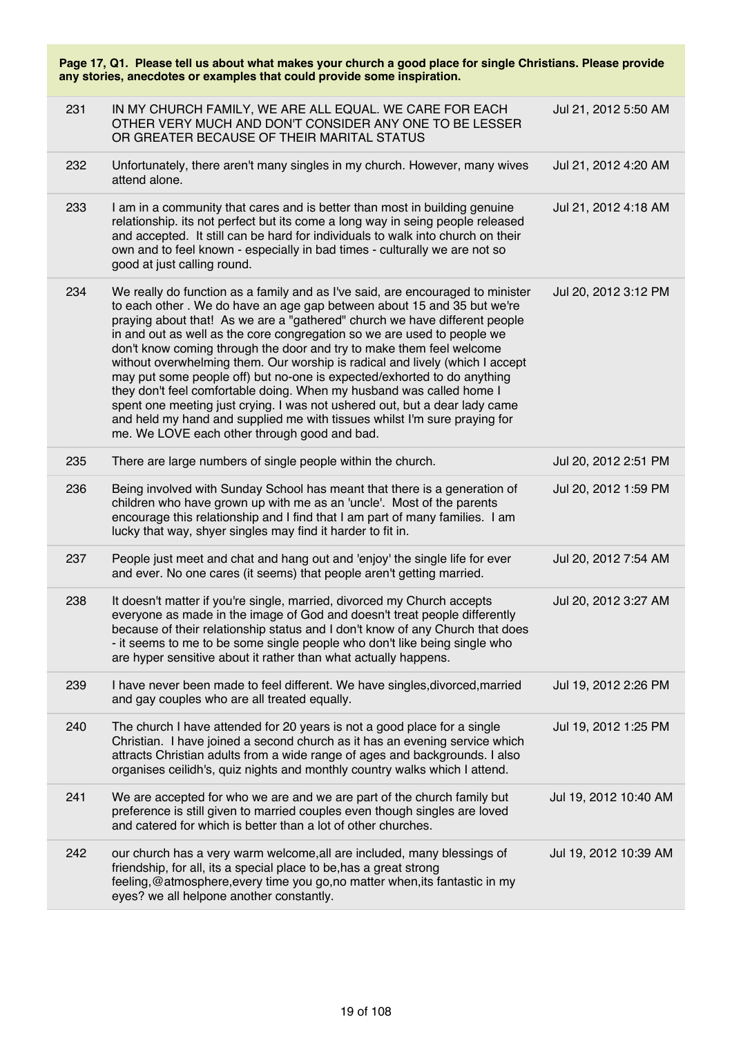**Page 17, Q1. Please tell us about what makes your church a good place for single Christians. Please provide any stories, anecdotes or examples that could provide some inspiration.**

| | | |
|---|---|---|
| 231 | IN MY CHURCH FAMILY, WE ARE ALL EQUAL. WE CARE FOR EACH OTHER VERY MUCH AND DON'T CONSIDER ANY ONE TO BE LESSER OR GREATER BECAUSE OF THEIR MARITAL STATUS | Jul 21, 2012 5:50 AM |
| 232 | Unfortunately, there aren't many singles in my church. However, many wives attend alone. | Jul 21, 2012 4:20 AM |
| 233 | I am in a community that cares and is better than most in building genuine relationship. its not perfect but its come a long way in seing people released and accepted. It still can be hard for individuals to walk into church on their own and to feel known - especially in bad times - culturally we are not so good at just calling round. | Jul 21, 2012 4:18 AM |
| 234 | We really do function as a family and as I've said, are encouraged to minister to each other . We do have an age gap between about 15 and 35 but we're praying about that! As we are a "gathered" church we have different people in and out as well as the core congregation so we are used to people we don't know coming through the door and try to make them feel welcome without overwhelming them. Our worship is radical and lively (which I accept may put some people off) but no-one is expected/exhorted to do anything they don't feel comfortable doing. When my husband was called home I spent one meeting just crying. I was not ushered out, but a dear lady came and held my hand and supplied me with tissues whilst I'm sure praying for me. We LOVE each other through good and bad. | Jul 20, 2012 3:12 PM |
| 235 | There are large numbers of single people within the church. | Jul 20, 2012 2:51 PM |
| 236 | Being involved with Sunday School has meant that there is a generation of children who have grown up with me as an 'uncle'. Most of the parents encourage this relationship and I find that I am part of many families. I am lucky that way, shyer singles may find it harder to fit in. | Jul 20, 2012 1:59 PM |
| 237 | People just meet and chat and hang out and 'enjoy' the single life for ever and ever. No one cares (it seems) that people aren't getting married. | Jul 20, 2012 7:54 AM |
| 238 | It doesn't matter if you're single, married, divorced my Church accepts everyone as made in the image of God and doesn't treat people differently because of their relationship status and I don't know of any Church that does - it seems to me to be some single people who don't like being single who are hyper sensitive about it rather than what actually happens. | Jul 20, 2012 3:27 AM |
| 239 | I have never been made to feel different. We have singles,divorced,married and gay couples who are all treated equally. | Jul 19, 2012 2:26 PM |
| 240 | The church I have attended for 20 years is not a good place for a single Christian. I have joined a second church as it has an evening service which attracts Christian adults from a wide range of ages and backgrounds. I also organises ceilidh's, quiz nights and monthly country walks which I attend. | Jul 19, 2012 1:25 PM |
| 241 | We are accepted for who we are and we are part of the church family but preference is still given to married couples even though singles are loved and catered for which is better than a lot of other churches. | Jul 19, 2012 10:40 AM |
| 242 | our church has a very warm welcome,all are included, many blessings of friendship, for all, its a special place to be,has a great strong feeling,@atmosphere,every time you go,no matter when,its fantastic in my eyes? we all helpone another constantly. | Jul 19, 2012 10:39 AM |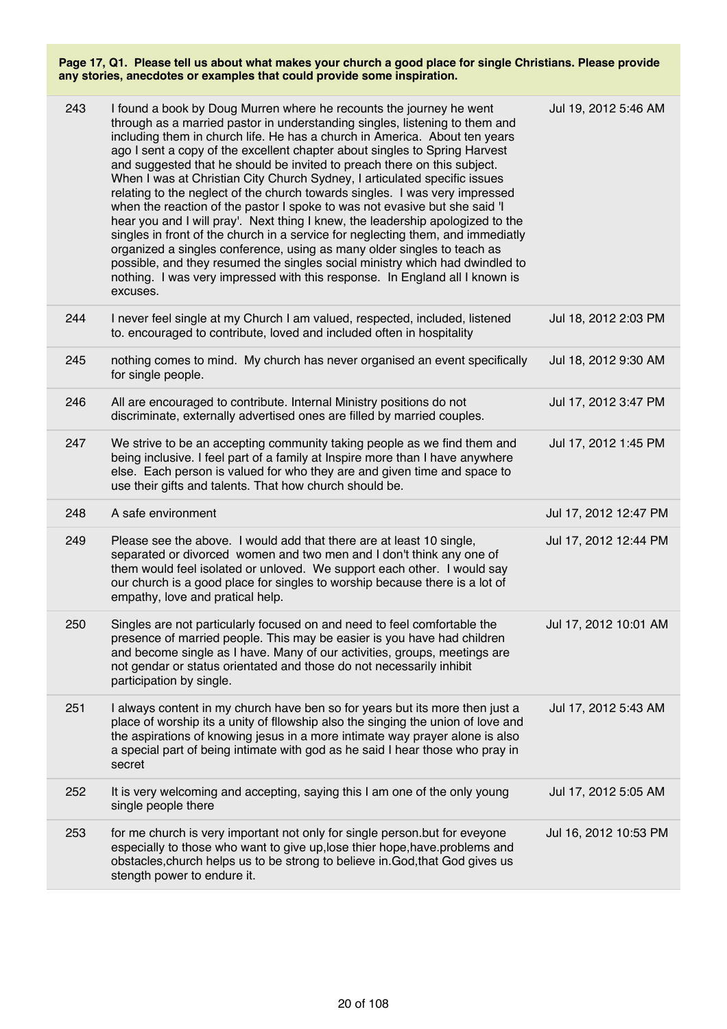**Page 17, Q1. Please tell us about what makes your church a good place for single Christians. Please provide any stories, anecdotes or examples that could provide some inspiration.**

| | | |
|---|---|---|
| 243 | I found a book by Doug Murren where he recounts the journey he went through as a married pastor in understanding singles, listening to them and including them in church life. He has a church in America. About ten years ago I sent a copy of the excellent chapter about singles to Spring Harvest and suggested that he should be invited to preach there on this subject. When I was at Christian City Church Sydney, I articulated specific issues relating to the neglect of the church towards singles. I was very impressed when the reaction of the pastor I spoke to was not evasive but she said 'I hear you and I will pray'. Next thing I knew, the leadership apologized to the singles in front of the church in a service for neglecting them, and immediatly organized a singles conference, using as many older singles to teach as possible, and they resumed the singles social ministry which had dwindled to nothing. I was very impressed with this response. In England all I known is excuses. | Jul 19, 2012 5:46 AM |
| 244 | I never feel single at my Church I am valued, respected, included, listened to. encouraged to contribute, loved and included often in hospitality | Jul 18, 2012 2:03 PM |
| 245 | nothing comes to mind. My church has never organised an event specifically for single people. | Jul 18, 2012 9:30 AM |
| 246 | All are encouraged to contribute. Internal Ministry positions do not discriminate, externally advertised ones are filled by married couples. | Jul 17, 2012 3:47 PM |
| 247 | We strive to be an accepting community taking people as we find them and being inclusive. I feel part of a family at Inspire more than I have anywhere else. Each person is valued for who they are and given time and space to use their gifts and talents. That how church should be. | Jul 17, 2012 1:45 PM |
| 248 | A safe environment | Jul 17, 2012 12:47 PM |
| 249 | Please see the above. I would add that there are at least 10 single, separated or divorced women and two men and I don't think any one of them would feel isolated or unloved. We support each other. I would say our church is a good place for singles to worship because there is a lot of empathy, love and pratical help. | Jul 17, 2012 12:44 PM |
| 250 | Singles are not particularly focused on and need to feel comfortable the presence of married people. This may be easier is you have had children and become single as I have. Many of our activities, groups, meetings are not gendar or status orientated and those do not necessarily inhibit participation by single. | Jul 17, 2012 10:01 AM |
| 251 | I always content in my church have ben so for years but its more then just a place of worship its a unity of fllowship also the singing the union of love and the aspirations of knowing jesus in a more intimate way prayer alone is also a special part of being intimate with god as he said I hear those who pray in secret | Jul 17, 2012 5:43 AM |
| 252 | It is very welcoming and accepting, saying this I am one of the only young single people there | Jul 17, 2012 5:05 AM |
| 253 | for me church is very important not only for single person.but for eveyone especially to those who want to give up,lose thier hope,have.problems and obstacles,church helps us to be strong to believe in.God,that God gives us stength power to endure it. | Jul 16, 2012 10:53 PM |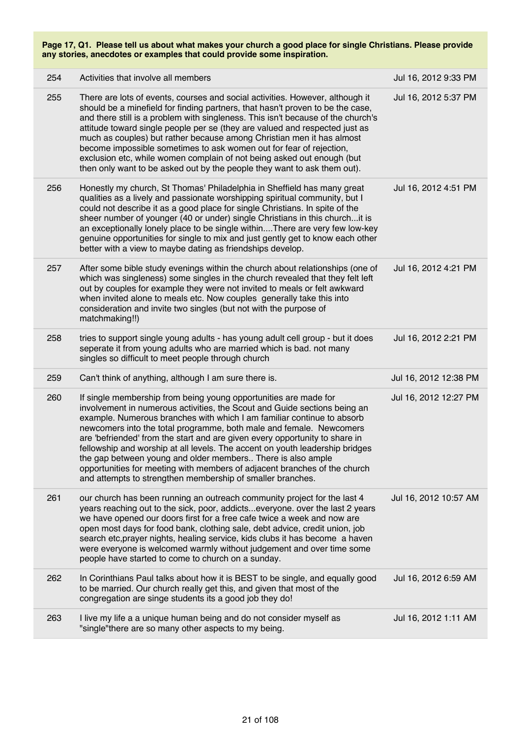**Page 17, Q1. Please tell us about what makes your church a good place for single Christians. Please provide any stories, anecdotes or examples that could provide some inspiration.**

| | | |
|---|---|---|
| 254 | Activities that involve all members | Jul 16, 2012 9:33 PM |
| 255 | There are lots of events, courses and social activities. However, although it should be a minefield for finding partners, that hasn't proven to be the case, and there still is a problem with singleness. This isn't because of the church's attitude toward single people per se (they are valued and respected just as much as couples) but rather because among Christian men it has almost become impossible sometimes to ask women out for fear of rejection, exclusion etc, while women complain of not being asked out enough (but then only want to be asked out by the people they want to ask them out). | Jul 16, 2012 5:37 PM |
| 256 | Honestly my church, St Thomas' Philadelphia in Sheffield has many great qualities as a lively and passionate worshipping spiritual community, but I could not describe it as a good place for single Christians. In spite of the sheer number of younger (40 or under) single Christians in this church...it is an exceptionally lonely place to be single within....There are very few low-key genuine opportunities for single to mix and just gently get to know each other better with a view to maybe dating as friendships develop. | Jul 16, 2012 4:51 PM |
| 257 | After some bible study evenings within the church about relationships (one of which was singleness) some singles in the church revealed that they felt left out by couples for example they were not invited to meals or felt awkward when invited alone to meals etc. Now couples generally take this into consideration and invite two singles (but not with the purpose of matchmaking!!) | Jul 16, 2012 4:21 PM |
| 258 | tries to support single young adults - has young adult cell group - but it does seperate it from young adults who are married which is bad. not many singles so difficult to meet people through church | Jul 16, 2012 2:21 PM |
| 259 | Can't think of anything, although I am sure there is. | Jul 16, 2012 12:38 PM |
| 260 | If single membership from being young opportunities are made for involvement in numerous activities, the Scout and Guide sections being an example. Numerous branches with which I am familiar continue to absorb newcomers into the total programme, both male and female. Newcomers are 'befriended' from the start and are given every opportunity to share in fellowship and worship at all levels. The accent on youth leadership bridges the gap between young and older members.. There is also ample opportunities for meeting with members of adjacent branches of the church and attempts to strengthen membership of smaller branches. | Jul 16, 2012 12:27 PM |
| 261 | our church has been running an outreach community project for the last 4 years reaching out to the sick, poor, addicts...everyone. over the last 2 years we have opened our doors first for a free cafe twice a week and now are open most days for food bank, clothing sale, debt advice, credit union, job search etc,prayer nights, healing service, kids clubs it has become a haven were everyone is welcomed warmly without judgement and over time some people have started to come to church on a sunday. | Jul 16, 2012 10:57 AM |
| 262 | In Corinthians Paul talks about how it is BEST to be single, and equally good to be married. Our church really get this, and given that most of the congregation are singe students its a good job they do! | Jul 16, 2012 6:59 AM |
| 263 | I live my life a a unique human being and do not consider myself as "single"there are so many other aspects to my being. | Jul 16, 2012 1:11 AM |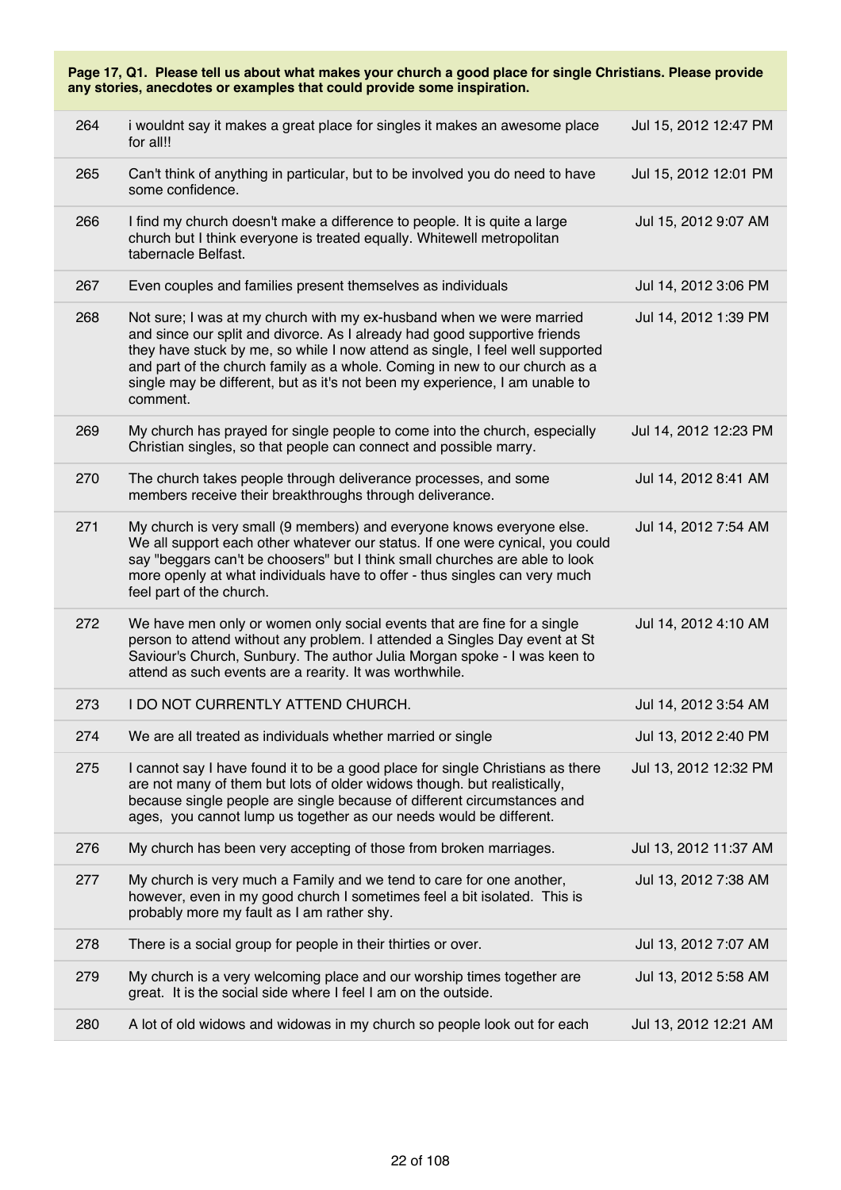**Page 17, Q1. Please tell us about what makes your church a good place for single Christians. Please provide any stories, anecdotes or examples that could provide some inspiration.**

| | | |
|---|---|---|
| 264 | i wouldnt say it makes a great place for singles it makes an awesome place for all!! | Jul 15, 2012 12:47 PM |
| 265 | Can't think of anything in particular, but to be involved you do need to have some confidence. | Jul 15, 2012 12:01 PM |
| 266 | I find my church doesn't make a difference to people. It is quite a large church but I think everyone is treated equally. Whitewell metropolitan tabernacle Belfast. | Jul 15, 2012 9:07 AM |
| 267 | Even couples and families present themselves as individuals | Jul 14, 2012 3:06 PM |
| 268 | Not sure; I was at my church with my ex-husband when we were married and since our split and divorce. As I already had good supportive friends they have stuck by me, so while I now attend as single, I feel well supported and part of the church family as a whole. Coming in new to our church as a single may be different, but as it's not been my experience, I am unable to comment. | Jul 14, 2012 1:39 PM |
| 269 | My church has prayed for single people to come into the church, especially Christian singles, so that people can connect and possible marry. | Jul 14, 2012 12:23 PM |
| 270 | The church takes people through deliverance processes, and some members receive their breakthroughs through deliverance. | Jul 14, 2012 8:41 AM |
| 271 | My church is very small (9 members) and everyone knows everyone else. We all support each other whatever our status. If one were cynical, you could say "beggars can't be choosers" but I think small churches are able to look more openly at what individuals have to offer - thus singles can very much feel part of the church. | Jul 14, 2012 7:54 AM |
| 272 | We have men only or women only social events that are fine for a single person to attend without any problem. I attended a Singles Day event at St Saviour's Church, Sunbury. The author Julia Morgan spoke - I was keen to attend as such events are a rearity. It was worthwhile. | Jul 14, 2012 4:10 AM |
| 273 | I DO NOT CURRENTLY ATTEND CHURCH. | Jul 14, 2012 3:54 AM |
| 274 | We are all treated as individuals whether married or single | Jul 13, 2012 2:40 PM |
| 275 | I cannot say I have found it to be a good place for single Christians as there are not many of them but lots of older widows though. but realistically, because single people are single because of different circumstances and ages, you cannot lump us together as our needs would be different. | Jul 13, 2012 12:32 PM |
| 276 | My church has been very accepting of those from broken marriages. | Jul 13, 2012 11:37 AM |
| 277 | My church is very much a Family and we tend to care for one another, however, even in my good church I sometimes feel a bit isolated. This is probably more my fault as I am rather shy. | Jul 13, 2012 7:38 AM |
| 278 | There is a social group for people in their thirties or over. | Jul 13, 2012 7:07 AM |
| 279 | My church is a very welcoming place and our worship times together are great. It is the social side where I feel I am on the outside. | Jul 13, 2012 5:58 AM |
| 280 | A lot of old widows and widowas in my church so people look out for each | Jul 13, 2012 12:21 AM |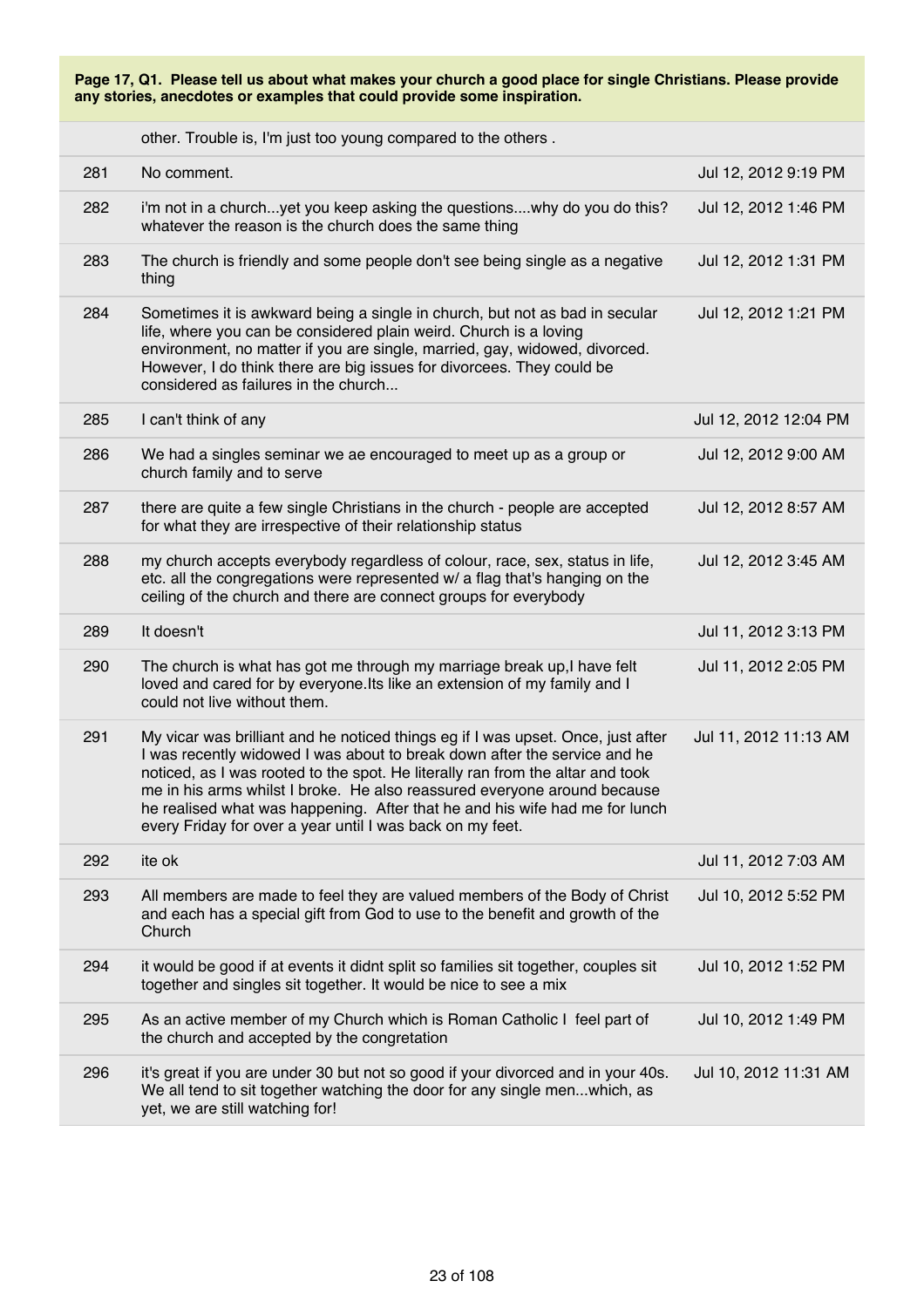**Page 17, Q1. Please tell us about what makes your church a good place for single Christians. Please provide any stories, anecdotes or examples that could provide some inspiration.**

| | | |
|---|---|---|
| | other. Trouble is, I'm just too young compared to the others . | |
| 281 | No comment. | Jul 12, 2012 9:19 PM |
| 282 | i'm not in a church...yet you keep asking the questions....why do you do this? whatever the reason is the church does the same thing | Jul 12, 2012 1:46 PM |
| 283 | The church is friendly and some people don't see being single as a negative thing | Jul 12, 2012 1:31 PM |
| 284 | Sometimes it is awkward being a single in church, but not as bad in secular life, where you can be considered plain weird. Church is a loving environment, no matter if you are single, married, gay, widowed, divorced. However, I do think there are big issues for divorcees. They could be considered as failures in the church... | Jul 12, 2012 1:21 PM |
| 285 | I can't think of any | Jul 12, 2012 12:04 PM |
| 286 | We had a singles seminar we ae encouraged to meet up as a group or church family and to serve | Jul 12, 2012 9:00 AM |
| 287 | there are quite a few single Christians in the church - people are accepted for what they are irrespective of their relationship status | Jul 12, 2012 8:57 AM |
| 288 | my church accepts everybody regardless of colour, race, sex, status in life, etc. all the congregations were represented w/ a flag that's hanging on the ceiling of the church and there are connect groups for everybody | Jul 12, 2012 3:45 AM |
| 289 | It doesn't | Jul 11, 2012 3:13 PM |
| 290 | The church is what has got me through my marriage break up,I have felt loved and cared for by everyone.Its like an extension of my family and I could not live without them. | Jul 11, 2012 2:05 PM |
| 291 | My vicar was brilliant and he noticed things eg if I was upset. Once, just after I was recently widowed I was about to break down after the service and he noticed, as I was rooted to the spot. He literally ran from the altar and took me in his arms whilst I broke. He also reassured everyone around because he realised what was happening. After that he and his wife had me for lunch every Friday for over a year until I was back on my feet. | Jul 11, 2012 11:13 AM |
| 292 | ite ok | Jul 11, 2012 7:03 AM |
| 293 | All members are made to feel they are valued members of the Body of Christ and each has a special gift from God to use to the benefit and growth of the Church | Jul 10, 2012 5:52 PM |
| 294 | it would be good if at events it didnt split so families sit together, couples sit together and singles sit together. It would be nice to see a mix | Jul 10, 2012 1:52 PM |
| 295 | As an active member of my Church which is Roman Catholic I feel part of the church and accepted by the congretation | Jul 10, 2012 1:49 PM |
| 296 | it's great if you are under 30 but not so good if your divorced and in your 40s. We all tend to sit together watching the door for any single men...which, as yet, we are still watching for! | Jul 10, 2012 11:31 AM |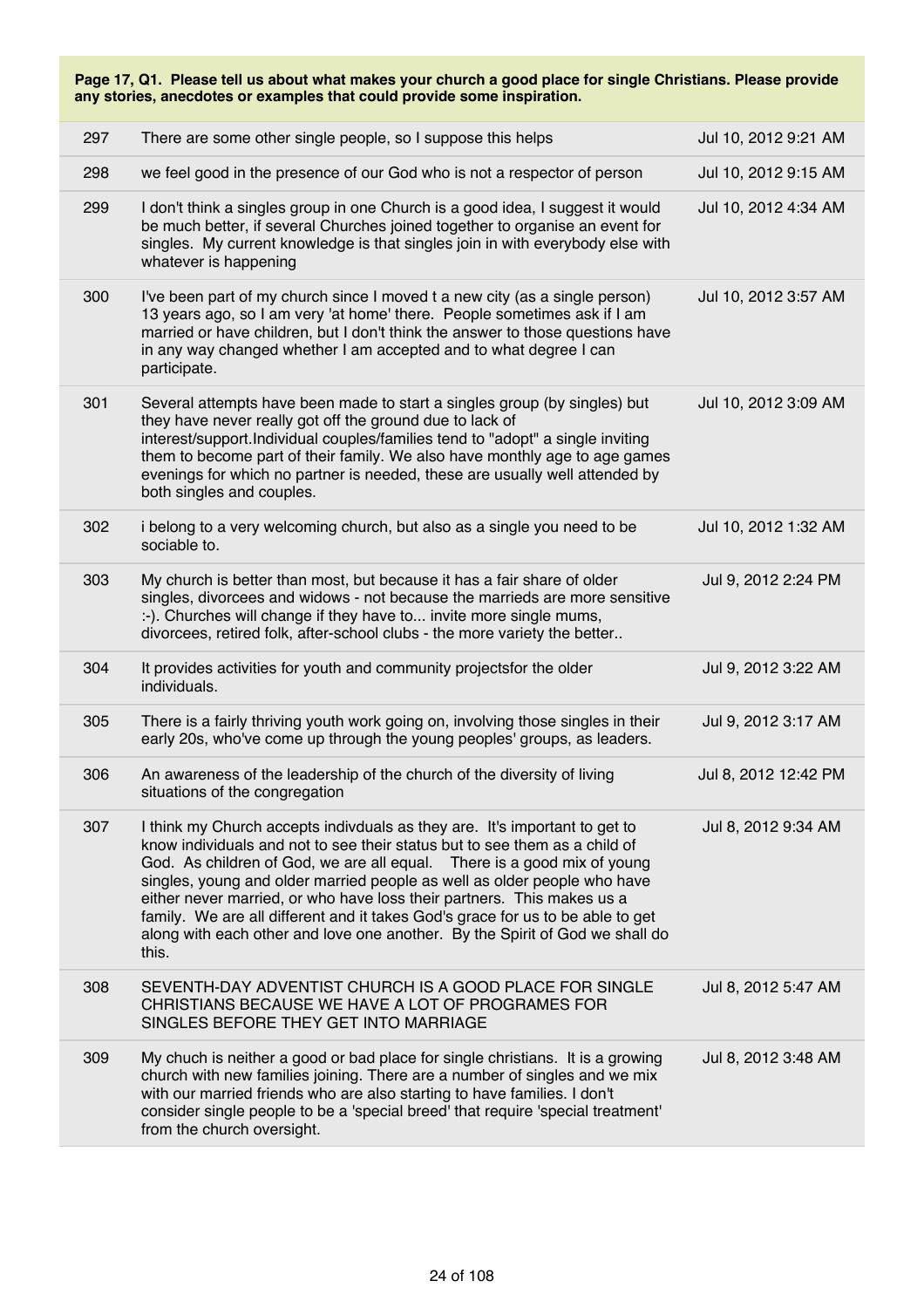**Page 17, Q1. Please tell us about what makes your church a good place for single Christians. Please provide any stories, anecdotes or examples that could provide some inspiration.**

| | | |
|---|---|---|
| 297 | There are some other single people, so I suppose this helps | Jul 10, 2012 9:21 AM |
| 298 | we feel good in the presence of our God who is not a respector of person | Jul 10, 2012 9:15 AM |
| 299 | I don't think a singles group in one Church is a good idea, I suggest it would be much better, if several Churches joined together to organise an event for singles. My current knowledge is that singles join in with everybody else with whatever is happening | Jul 10, 2012 4:34 AM |
| 300 | I've been part of my church since I moved t a new city (as a single person) 13 years ago, so I am very 'at home' there. People sometimes ask if I am married or have children, but I don't think the answer to those questions have in any way changed whether I am accepted and to what degree I can participate. | Jul 10, 2012 3:57 AM |
| 301 | Several attempts have been made to start a singles group (by singles) but they have never really got off the ground due to lack of interest/support.Individual couples/families tend to "adopt" a single inviting them to become part of their family. We also have monthly age to age games evenings for which no partner is needed, these are usually well attended by both singles and couples. | Jul 10, 2012 3:09 AM |
| 302 | i belong to a very welcoming church, but also as a single you need to be sociable to. | Jul 10, 2012 1:32 AM |
| 303 | My church is better than most, but because it has a fair share of older singles, divorcees and widows - not because the marrieds are more sensitive :-). Churches will change if they have to... invite more single mums, divorcees, retired folk, after-school clubs - the more variety the better.. | Jul 9, 2012 2:24 PM |
| 304 | It provides activities for youth and community projectsfor the older individuals. | Jul 9, 2012 3:22 AM |
| 305 | There is a fairly thriving youth work going on, involving those singles in their early 20s, who've come up through the young peoples' groups, as leaders. | Jul 9, 2012 3:17 AM |
| 306 | An awareness of the leadership of the church of the diversity of living situations of the congregation | Jul 8, 2012 12:42 PM |
| 307 | I think my Church accepts indivduals as they are. It's important to get to know individuals and not to see their status but to see them as a child of God. As children of God, we are all equal. There is a good mix of young singles, young and older married people as well as older people who have either never married, or who have loss their partners. This makes us a family. We are all different and it takes God's grace for us to be able to get along with each other and love one another. By the Spirit of God we shall do this. | Jul 8, 2012 9:34 AM |
| 308 | SEVENTH-DAY ADVENTIST CHURCH IS A GOOD PLACE FOR SINGLE CHRISTIANS BECAUSE WE HAVE A LOT OF PROGRAMES FOR SINGLES BEFORE THEY GET INTO MARRIAGE | Jul 8, 2012 5:47 AM |
| 309 | My chuch is neither a good or bad place for single christians. It is a growing church with new families joining. There are a number of singles and we mix with our married friends who are also starting to have families. I don't consider single people to be a 'special breed' that require 'special treatment' from the church oversight. | Jul 8, 2012 3:48 AM |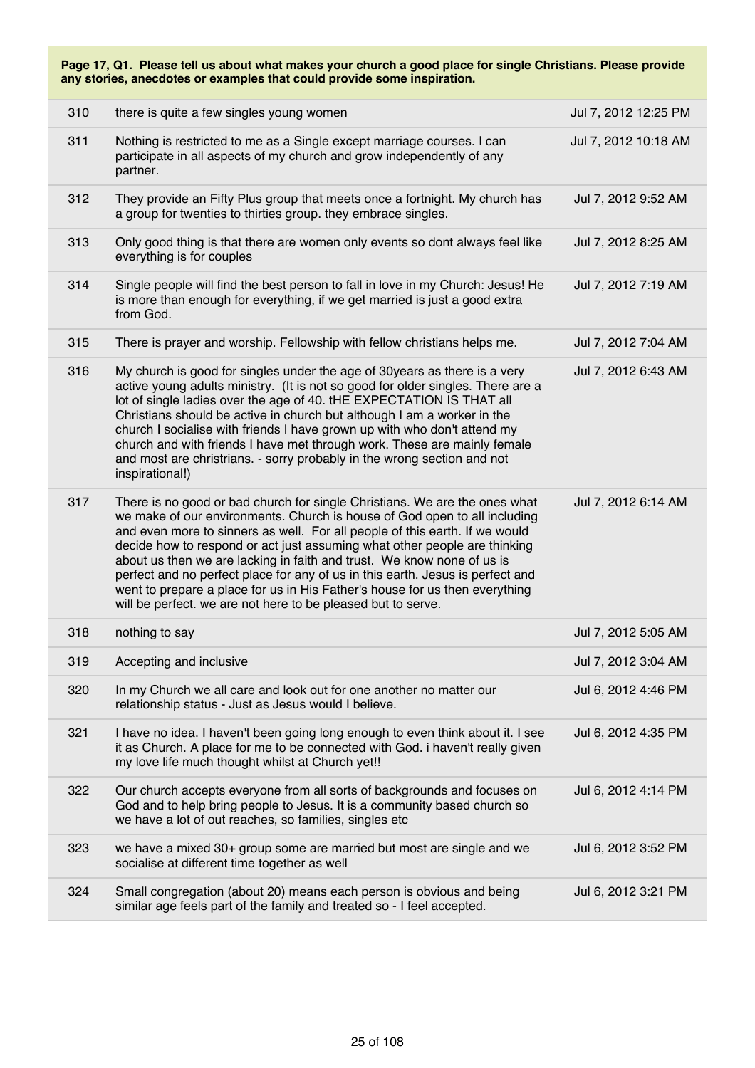**Page 17, Q1. Please tell us about what makes your church a good place for single Christians. Please provide any stories, anecdotes or examples that could provide some inspiration.**

| | | |
|---|---|---|
| 310 | there is quite a few singles young women | Jul 7, 2012 12:25 PM |
| 311 | Nothing is restricted to me as a Single except marriage courses. I can participate in all aspects of my church and grow independently of any partner. | Jul 7, 2012 10:18 AM |
| 312 | They provide an Fifty Plus group that meets once a fortnight. My church has a group for twenties to thirties group. they embrace singles. | Jul 7, 2012 9:52 AM |
| 313 | Only good thing is that there are women only events so dont always feel like everything is for couples | Jul 7, 2012 8:25 AM |
| 314 | Single people will find the best person to fall in love in my Church: Jesus! He is more than enough for everything, if we get married is just a good extra from God. | Jul 7, 2012 7:19 AM |
| 315 | There is prayer and worship. Fellowship with fellow christians helps me. | Jul 7, 2012 7:04 AM |
| 316 | My church is good for singles under the age of 30years as there is a very active young adults ministry. (It is not so good for older singles. There are a lot of single ladies over the age of 40. tHE EXPECTATION IS THAT all Christians should be active in church but although I am a worker in the church I socialise with friends I have grown up with who don't attend my church and with friends I have met through work. These are mainly female and most are christrians. - sorry probably in the wrong section and not inspirational!) | Jul 7, 2012 6:43 AM |
| 317 | There is no good or bad church for single Christians. We are the ones what we make of our environments. Church is house of God open to all including and even more to sinners as well. For all people of this earth. If we would decide how to respond or act just assuming what other people are thinking about us then we are lacking in faith and trust. We know none of us is perfect and no perfect place for any of us in this earth. Jesus is perfect and went to prepare a place for us in His Father's house for us then everything will be perfect. we are not here to be pleased but to serve. | Jul 7, 2012 6:14 AM |
| 318 | nothing to say | Jul 7, 2012 5:05 AM |
| 319 | Accepting and inclusive | Jul 7, 2012 3:04 AM |
| 320 | In my Church we all care and look out for one another no matter our relationship status - Just as Jesus would I believe. | Jul 6, 2012 4:46 PM |
| 321 | I have no idea. I haven't been going long enough to even think about it. I see it as Church. A place for me to be connected with God. i haven't really given my love life much thought whilst at Church yet!! | Jul 6, 2012 4:35 PM |
| 322 | Our church accepts everyone from all sorts of backgrounds and focuses on God and to help bring people to Jesus. It is a community based church so we have a lot of out reaches, so families, singles etc | Jul 6, 2012 4:14 PM |
| 323 | we have a mixed 30+ group some are married but most are single and we socialise at different time together as well | Jul 6, 2012 3:52 PM |
| 324 | Small congregation (about 20) means each person is obvious and being similar age feels part of the family and treated so - I feel accepted. | Jul 6, 2012 3:21 PM |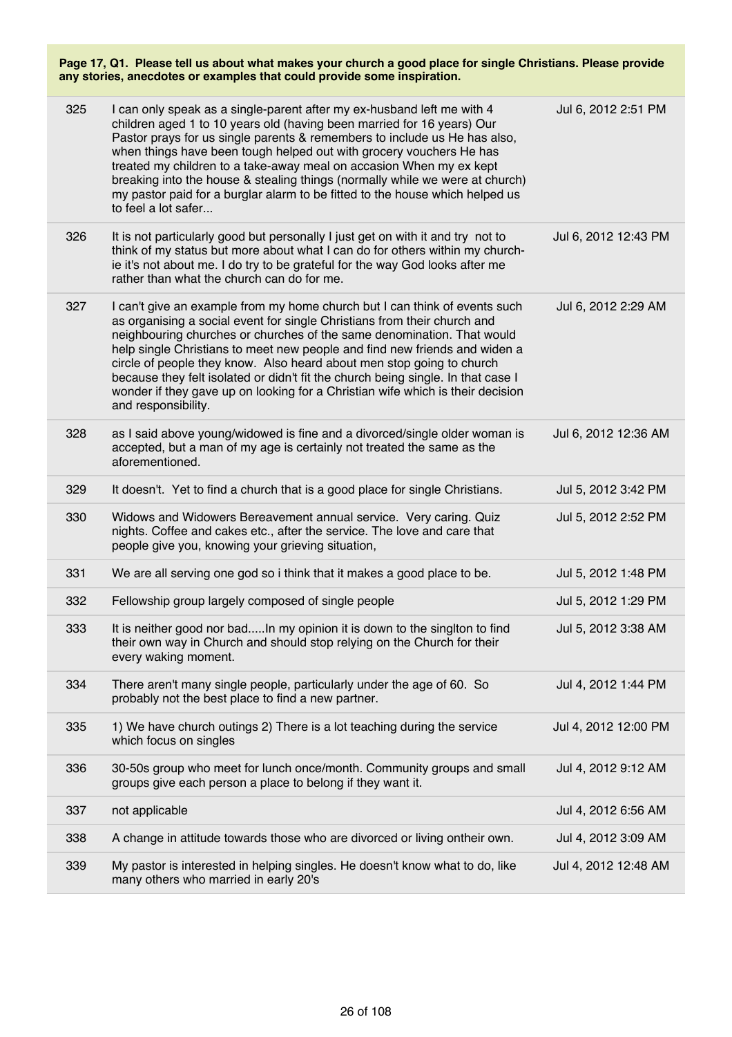**Page 17, Q1. Please tell us about what makes your church a good place for single Christians. Please provide any stories, anecdotes or examples that could provide some inspiration.**

| | | |
|---|---|---|
| 325 | I can only speak as a single-parent after my ex-husband left me with 4 children aged 1 to 10 years old (having been married for 16 years) Our Pastor prays for us single parents & remembers to include us He has also, when things have been tough helped out with grocery vouchers He has treated my children to a take-away meal on accasion When my ex kept breaking into the house & stealing things (normally while we were at church) my pastor paid for a burglar alarm to be fitted to the house which helped us to feel a lot safer... | Jul 6, 2012 2:51 PM |
| 326 | It is not particularly good but personally I just get on with it and try not to think of my status but more about what I can do for others within my church- ie it's not about me. I do try to be grateful for the way God looks after me rather than what the church can do for me. | Jul 6, 2012 12:43 PM |
| 327 | I can't give an example from my home church but I can think of events such as organising a social event for single Christians from their church and neighbouring churches or churches of the same denomination. That would help single Christians to meet new people and find new friends and widen a circle of people they know. Also heard about men stop going to church because they felt isolated or didn't fit the church being single. In that case I wonder if they gave up on looking for a Christian wife which is their decision and responsibility. | Jul 6, 2012 2:29 AM |
| 328 | as I said above young/widowed is fine and a divorced/single older woman is accepted, but a man of my age is certainly not treated the same as the aforementioned. | Jul 6, 2012 12:36 AM |
| 329 | It doesn't. Yet to find a church that is a good place for single Christians. | Jul 5, 2012 3:42 PM |
| 330 | Widows and Widowers Bereavement annual service. Very caring. Quiz nights. Coffee and cakes etc., after the service. The love and care that people give you, knowing your grieving situation, | Jul 5, 2012 2:52 PM |
| 331 | We are all serving one god so i think that it makes a good place to be. | Jul 5, 2012 1:48 PM |
| 332 | Fellowship group largely composed of single people | Jul 5, 2012 1:29 PM |
| 333 | It is neither good nor bad.....In my opinion it is down to the singlton to find their own way in Church and should stop relying on the Church for their every waking moment. | Jul 5, 2012 3:38 AM |
| 334 | There aren't many single people, particularly under the age of 60. So probably not the best place to find a new partner. | Jul 4, 2012 1:44 PM |
| 335 | 1) We have church outings 2) There is a lot teaching during the service which focus on singles | Jul 4, 2012 12:00 PM |
| 336 | 30-50s group who meet for lunch once/month. Community groups and small groups give each person a place to belong if they want it. | Jul 4, 2012 9:12 AM |
| 337 | not applicable | Jul 4, 2012 6:56 AM |
| 338 | A change in attitude towards those who are divorced or living ontheir own. | Jul 4, 2012 3:09 AM |
| 339 | My pastor is interested in helping singles. He doesn't know what to do, like many others who married in early 20's | Jul 4, 2012 12:48 AM |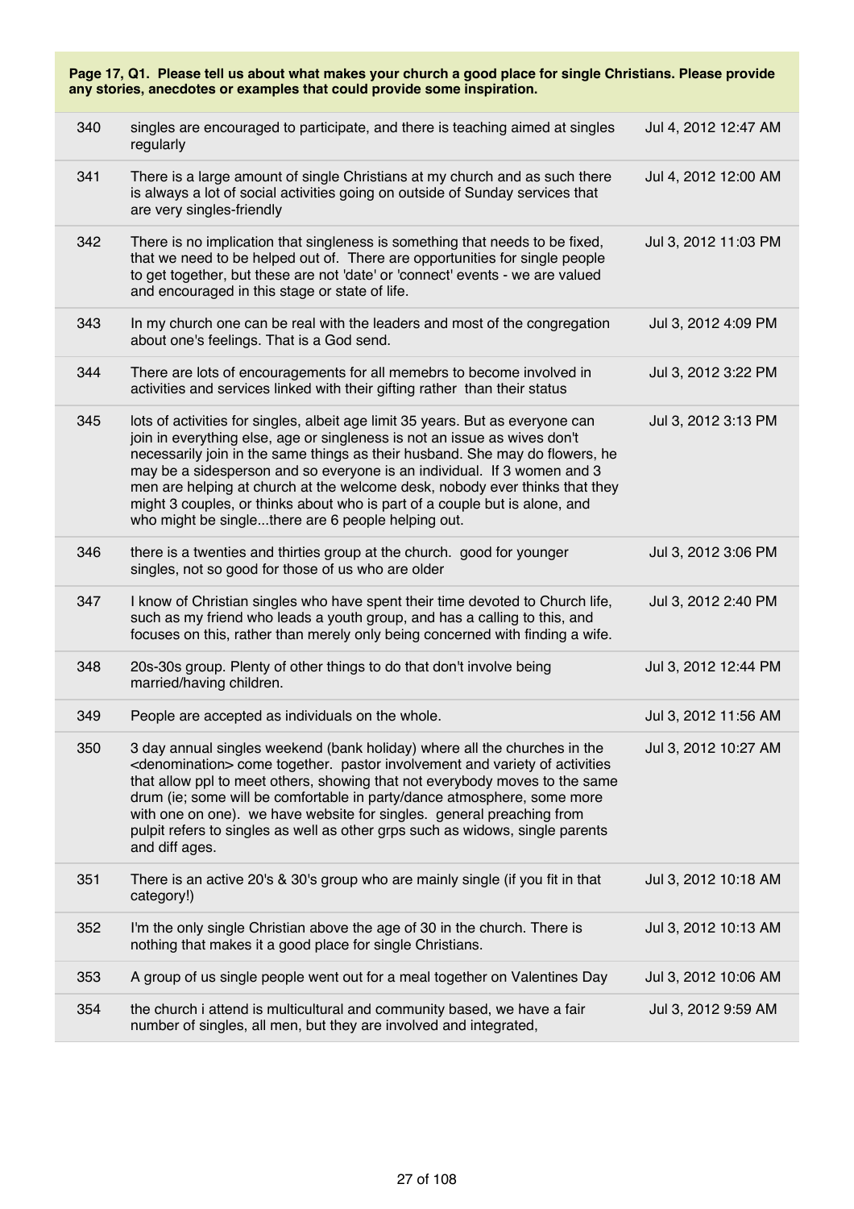**Page 17, Q1. Please tell us about what makes your church a good place for single Christians. Please provide any stories, anecdotes or examples that could provide some inspiration.**

| | | |
|---|---|---|
| 340 | singles are encouraged to participate, and there is teaching aimed at singles regularly | Jul 4, 2012 12:47 AM |
| 341 | There is a large amount of single Christians at my church and as such there is always a lot of social activities going on outside of Sunday services that are very singles-friendly | Jul 4, 2012 12:00 AM |
| 342 | There is no implication that singleness is something that needs to be fixed, that we need to be helped out of. There are opportunities for single people to get together, but these are not 'date' or 'connect' events - we are valued and encouraged in this stage or state of life. | Jul 3, 2012 11:03 PM |
| 343 | In my church one can be real with the leaders and most of the congregation about one's feelings. That is a God send. | Jul 3, 2012 4:09 PM |
| 344 | There are lots of encouragements for all memebrs to become involved in activities and services linked with their gifting rather than their status | Jul 3, 2012 3:22 PM |
| 345 | lots of activities for singles, albeit age limit 35 years. But as everyone can join in everything else, age or singleness is not an issue as wives don't necessarily join in the same things as their husband. She may do flowers, he may be a sidesperson and so everyone is an individual. If 3 women and 3 men are helping at church at the welcome desk, nobody ever thinks that they might 3 couples, or thinks about who is part of a couple but is alone, and who might be single...there are 6 people helping out. | Jul 3, 2012 3:13 PM |
| 346 | there is a twenties and thirties group at the church. good for younger singles, not so good for those of us who are older | Jul 3, 2012 3:06 PM |
| 347 | I know of Christian singles who have spent their time devoted to Church life, such as my friend who leads a youth group, and has a calling to this, and focuses on this, rather than merely only being concerned with finding a wife. | Jul 3, 2012 2:40 PM |
| 348 | 20s-30s group. Plenty of other things to do that don't involve being married/having children. | Jul 3, 2012 12:44 PM |
| 349 | People are accepted as individuals on the whole. | Jul 3, 2012 11:56 AM |
| 350 | 3 day annual singles weekend (bank holiday) where all the churches in the <denomination> come together. pastor involvement and variety of activities that allow ppl to meet others, showing that not everybody moves to the same drum (ie; some will be comfortable in party/dance atmosphere, some more with one on one). we have website for singles. general preaching from pulpit refers to singles as well as other grps such as widows, single parents and diff ages. | Jul 3, 2012 10:27 AM |
| 351 | There is an active 20's & 30's group who are mainly single (if you fit in that category!) | Jul 3, 2012 10:18 AM |
| 352 | I'm the only single Christian above the age of 30 in the church. There is nothing that makes it a good place for single Christians. | Jul 3, 2012 10:13 AM |
| 353 | A group of us single people went out for a meal together on Valentines Day | Jul 3, 2012 10:06 AM |
| 354 | the church i attend is multicultural and community based, we have a fair number of singles, all men, but they are involved and integrated, | Jul 3, 2012 9:59 AM |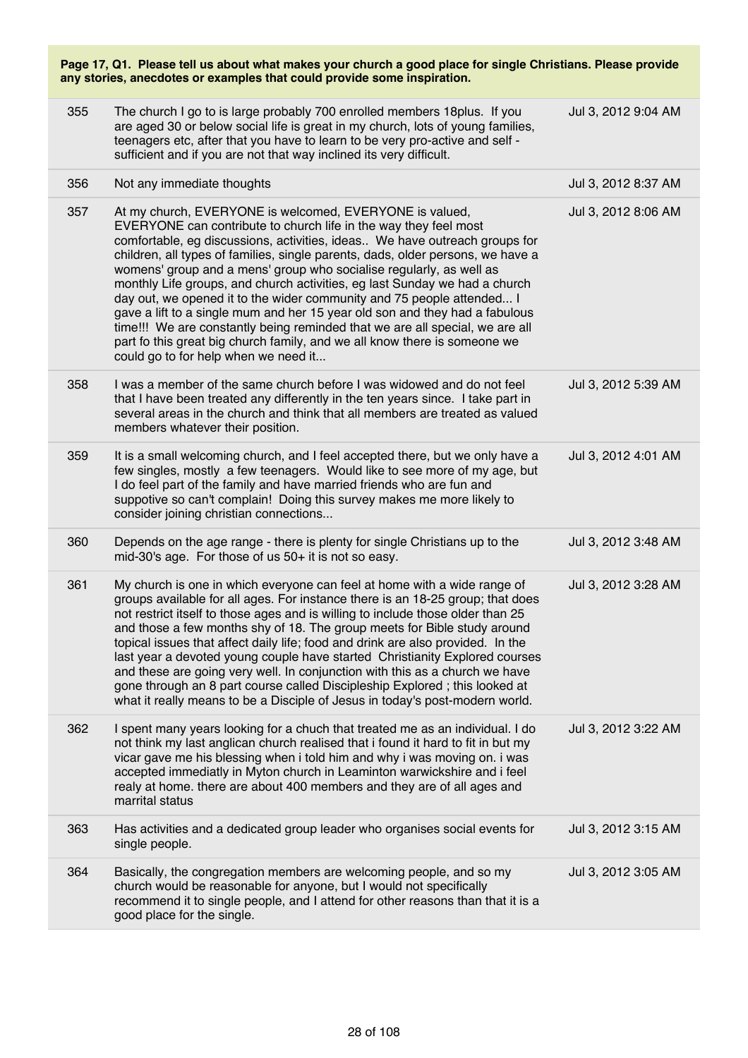**Page 17, Q1. Please tell us about what makes your church a good place for single Christians. Please provide any stories, anecdotes or examples that could provide some inspiration.**

| | | |
|---|---|---|
| 355 | The church I go to is large probably 700 enrolled members 18plus. If you are aged 30 or below social life is great in my church, lots of young families, teenagers etc, after that you have to learn to be very pro-active and self - sufficient and if you are not that way inclined its very difficult. | Jul 3, 2012 9:04 AM |
| 356 | Not any immediate thoughts | Jul 3, 2012 8:37 AM |
| 357 | At my church, EVERYONE is welcomed, EVERYONE is valued, EVERYONE can contribute to church life in the way they feel most comfortable, eg discussions, activities, ideas.. We have outreach groups for children, all types of families, single parents, dads, older persons, we have a womens' group and a mens' group who socialise regularly, as well as monthly Life groups, and church activities, eg last Sunday we had a church day out, we opened it to the wider community and 75 people attended... I gave a lift to a single mum and her 15 year old son and they had a fabulous time!!! We are constantly being reminded that we are all special, we are all part fo this great big church family, and we all know there is someone we could go to for help when we need it... | Jul 3, 2012 8:06 AM |
| 358 | I was a member of the same church before I was widowed and do not feel that I have been treated any differently in the ten years since. I take part in several areas in the church and think that all members are treated as valued members whatever their position. | Jul 3, 2012 5:39 AM |
| 359 | It is a small welcoming church, and I feel accepted there, but we only have a few singles, mostly a few teenagers. Would like to see more of my age, but I do feel part of the family and have married friends who are fun and suppotive so can't complain! Doing this survey makes me more likely to consider joining christian connections... | Jul 3, 2012 4:01 AM |
| 360 | Depends on the age range - there is plenty for single Christians up to the mid-30's age. For those of us 50+ it is not so easy. | Jul 3, 2012 3:48 AM |
| 361 | My church is one in which everyone can feel at home with a wide range of groups available for all ages. For instance there is an 18-25 group; that does not restrict itself to those ages and is willing to include those older than 25 and those a few months shy of 18. The group meets for Bible study around topical issues that affect daily life; food and drink are also provided. In the last year a devoted young couple have started Christianity Explored courses and these are going very well. In conjunction with this as a church we have gone through an 8 part course called Discipleship Explored ; this looked at what it really means to be a Disciple of Jesus in today's post-modern world. | Jul 3, 2012 3:28 AM |
| 362 | I spent many years looking for a chuch that treated me as an individual. I do not think my last anglican church realised that i found it hard to fit in but my vicar gave me his blessing when i told him and why i was moving on. i was accepted immediatly in Myton church in Leaminton warwickshire and i feel realy at home. there are about 400 members and they are of all ages and marrital status | Jul 3, 2012 3:22 AM |
| 363 | Has activities and a dedicated group leader who organises social events for single people. | Jul 3, 2012 3:15 AM |
| 364 | Basically, the congregation members are welcoming people, and so my church would be reasonable for anyone, but I would not specifically recommend it to single people, and I attend for other reasons than that it is a good place for the single. | Jul 3, 2012 3:05 AM |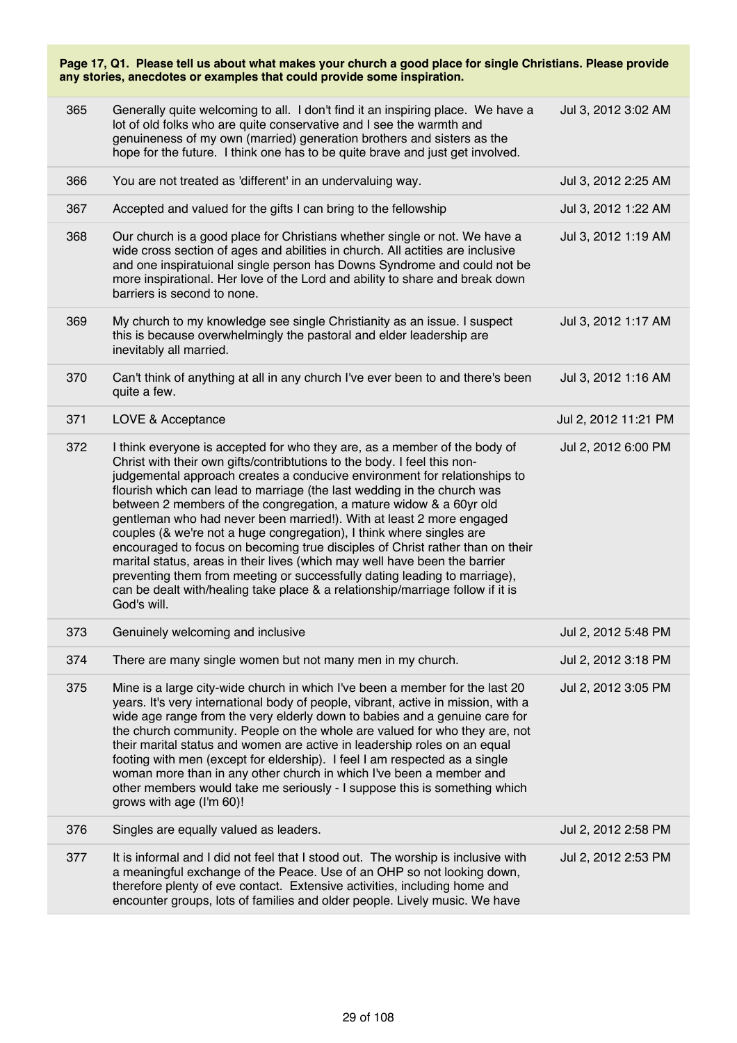**Page 17, Q1. Please tell us about what makes your church a good place for single Christians. Please provide any stories, anecdotes or examples that could provide some inspiration.**

| | | |
|---|---|---|
| 365 | Generally quite welcoming to all. I don't find it an inspiring place. We have a lot of old folks who are quite conservative and I see the warmth and genuineness of my own (married) generation brothers and sisters as the hope for the future. I think one has to be quite brave and just get involved. | Jul 3, 2012 3:02 AM |
| 366 | You are not treated as 'different' in an undervaluing way. | Jul 3, 2012 2:25 AM |
| 367 | Accepted and valued for the gifts I can bring to the fellowship | Jul 3, 2012 1:22 AM |
| 368 | Our church is a good place for Christians whether single or not. We have a wide cross section of ages and abilities in church. All actities are inclusive and one inspiratuional single person has Downs Syndrome and could not be more inspirational. Her love of the Lord and ability to share and break down barriers is second to none. | Jul 3, 2012 1:19 AM |
| 369 | My church to my knowledge see single Christianity as an issue. I suspect this is because overwhelmingly the pastoral and elder leadership are inevitably all married. | Jul 3, 2012 1:17 AM |
| 370 | Can't think of anything at all in any church I've ever been to and there's been quite a few. | Jul 3, 2012 1:16 AM |
| 371 | LOVE & Acceptance | Jul 2, 2012 11:21 PM |
| 372 | I think everyone is accepted for who they are, as a member of the body of Christ with their own gifts/contribtutions to the body. I feel this non-judgemental approach creates a conducive environment for relationships to flourish which can lead to marriage (the last wedding in the church was between 2 members of the congregation, a mature widow & a 60yr old gentleman who had never been married!). With at least 2 more engaged couples (& we're not a huge congregation), I think where singles are encouraged to focus on becoming true disciples of Christ rather than on their marital status, areas in their lives (which may well have been the barrier preventing them from meeting or successfully dating leading to marriage), can be dealt with/healing take place & a relationship/marriage follow if it is God's will. | Jul 2, 2012 6:00 PM |
| 373 | Genuinely welcoming and inclusive | Jul 2, 2012 5:48 PM |
| 374 | There are many single women but not many men in my church. | Jul 2, 2012 3:18 PM |
| 375 | Mine is a large city-wide church in which I've been a member for the last 20 years. It's very international body of people, vibrant, active in mission, with a wide age range from the very elderly down to babies and a genuine care for the church community. People on the whole are valued for who they are, not their marital status and women are active in leadership roles on an equal footing with men (except for eldership). I feel I am respected as a single woman more than in any other church in which I've been a member and other members would take me seriously - I suppose this is something which grows with age (I'm 60)! | Jul 2, 2012 3:05 PM |
| 376 | Singles are equally valued as leaders. | Jul 2, 2012 2:58 PM |
| 377 | It is informal and I did not feel that I stood out. The worship is inclusive with a meaningful exchange of the Peace. Use of an OHP so not looking down, therefore plenty of eve contact. Extensive activities, including home and encounter groups, lots of families and older people. Lively music. We have | Jul 2, 2012 2:53 PM |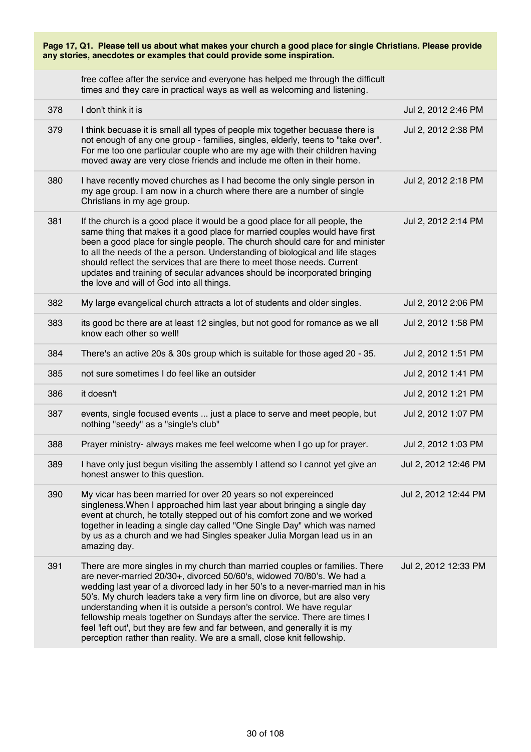**Page 17, Q1. Please tell us about what makes your church a good place for single Christians. Please provide any stories, anecdotes or examples that could provide some inspiration.**

| | | |
|---|---|---|
| | free coffee after the service and everyone has helped me through the difficult times and they care in practical ways as well as welcoming and listening. | |
| 378 | I don't think it is | Jul 2, 2012 2:46 PM |
| 379 | I think becuase it is small all types of people mix together becuase there is not enough of any one group - families, singles, elderly, teens to "take over". For me too one particular couple who are my age with their children having moved away are very close friends and include me often in their home. | Jul 2, 2012 2:38 PM |
| 380 | I have recently moved churches as I had become the only single person in my age group. I am now in a church where there are a number of single Christians in my age group. | Jul 2, 2012 2:18 PM |
| 381 | If the church is a good place it would be a good place for all people, the same thing that makes it a good place for married couples would have first been a good place for single people. The church should care for and minister to all the needs of the a person. Understanding of biological and life stages should reflect the services that are there to meet those needs. Current updates and training of secular advances should be incorporated bringing the love and will of God into all things. | Jul 2, 2012 2:14 PM |
| 382 | My large evangelical church attracts a lot of students and older singles. | Jul 2, 2012 2:06 PM |
| 383 | its good bc there are at least 12 singles, but not good for romance as we all know each other so well! | Jul 2, 2012 1:58 PM |
| 384 | There's an active 20s & 30s group which is suitable for those aged 20 - 35. | Jul 2, 2012 1:51 PM |
| 385 | not sure sometimes I do feel like an outsider | Jul 2, 2012 1:41 PM |
| 386 | it doesn't | Jul 2, 2012 1:21 PM |
| 387 | events, single focused events ... just a place to serve and meet people, but nothing "seedy" as a "single's club" | Jul 2, 2012 1:07 PM |
| 388 | Prayer ministry- always makes me feel welcome when I go up for prayer. | Jul 2, 2012 1:03 PM |
| 389 | I have only just begun visiting the assembly I attend so I cannot yet give an honest answer to this question. | Jul 2, 2012 12:46 PM |
| 390 | My vicar has been married for over 20 years so not expereinced singleness.When I approached him last year about bringing a single day event at church, he totally stepped out of his comfort zone and we worked together in leading a single day called "One Single Day" which was named by us as a church and we had Singles speaker Julia Morgan lead us in an amazing day. | Jul 2, 2012 12:44 PM |
| 391 | There are more singles in my church than married couples or families. There are never-married 20/30+, divorced 50/60's, widowed 70/80's. We had a wedding last year of a divorced lady in her 50's to a never-married man in his 50's. My church leaders take a very firm line on divorce, but are also very understanding when it is outside a person's control. We have regular fellowship meals together on Sundays after the service. There are times I feel 'left out', but they are few and far between, and generally it is my perception rather than reality. We are a small, close knit fellowship. | Jul 2, 2012 12:33 PM |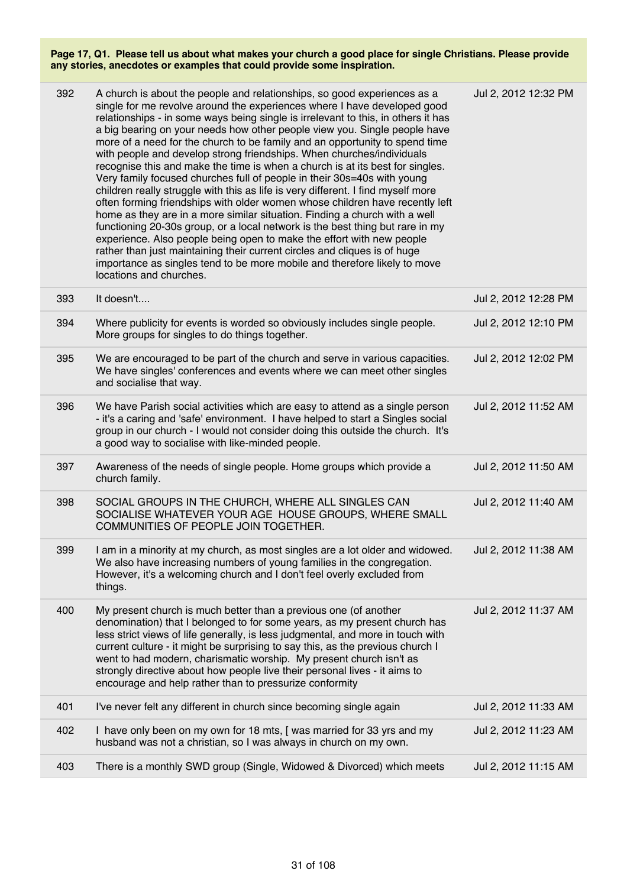**Page 17, Q1. Please tell us about what makes your church a good place for single Christians. Please provide any stories, anecdotes or examples that could provide some inspiration.**

| | | |
|---|---|---|
| 392 | A church is about the people and relationships, so good experiences as a single for me revolve around the experiences where I have developed good relationships - in some ways being single is irrelevant to this, in others it has a big bearing on your needs how other people view you. Single people have more of a need for the church to be family and an opportunity to spend time with people and develop strong friendships. When churches/individuals recognise this and make the time is when a church is at its best for singles. Very family focused churches full of people in their 30s=40s with young children really struggle with this as life is very different. I find myself more often forming friendships with older women whose children have recently left home as they are in a more similar situation. Finding a church with a well functioning 20-30s group, or a local network is the best thing but rare in my experience. Also people being open to make the effort with new people rather than just maintaining their current circles and cliques is of huge importance as singles tend to be more mobile and therefore likely to move locations and churches. | Jul 2, 2012 12:32 PM |
| 393 | It doesn't.... | Jul 2, 2012 12:28 PM |
| 394 | Where publicity for events is worded so obviously includes single people. More groups for singles to do things together. | Jul 2, 2012 12:10 PM |
| 395 | We are encouraged to be part of the church and serve in various capacities. We have singles' conferences and events where we can meet other singles and socialise that way. | Jul 2, 2012 12:02 PM |
| 396 | We have Parish social activities which are easy to attend as a single person - it's a caring and 'safe' environment. I have helped to start a Singles social group in our church - I would not consider doing this outside the church. It's a good way to socialise with like-minded people. | Jul 2, 2012 11:52 AM |
| 397 | Awareness of the needs of single people. Home groups which provide a church family. | Jul 2, 2012 11:50 AM |
| 398 | SOCIAL GROUPS IN THE CHURCH, WHERE ALL SINGLES CAN SOCIALISE WHATEVER YOUR AGE HOUSE GROUPS, WHERE SMALL COMMUNITIES OF PEOPLE JOIN TOGETHER. | Jul 2, 2012 11:40 AM |
| 399 | I am in a minority at my church, as most singles are a lot older and widowed. We also have increasing numbers of young families in the congregation. However, it's a welcoming church and I don't feel overly excluded from things. | Jul 2, 2012 11:38 AM |
| 400 | My present church is much better than a previous one (of another denomination) that I belonged to for some years, as my present church has less strict views of life generally, is less judgmental, and more in touch with current culture - it might be surprising to say this, as the previous church I went to had modern, charismatic worship. My present church isn't as strongly directive about how people live their personal lives - it aims to encourage and help rather than to pressurize conformity | Jul 2, 2012 11:37 AM |
| 401 | I've never felt any different in church since becoming single again | Jul 2, 2012 11:33 AM |
| 402 | I have only been on my own for 18 mts, [ was married for 33 yrs and my husband was not a christian, so I was always in church on my own. | Jul 2, 2012 11:23 AM |
| 403 | There is a monthly SWD group (Single, Widowed & Divorced) which meets | Jul 2, 2012 11:15 AM |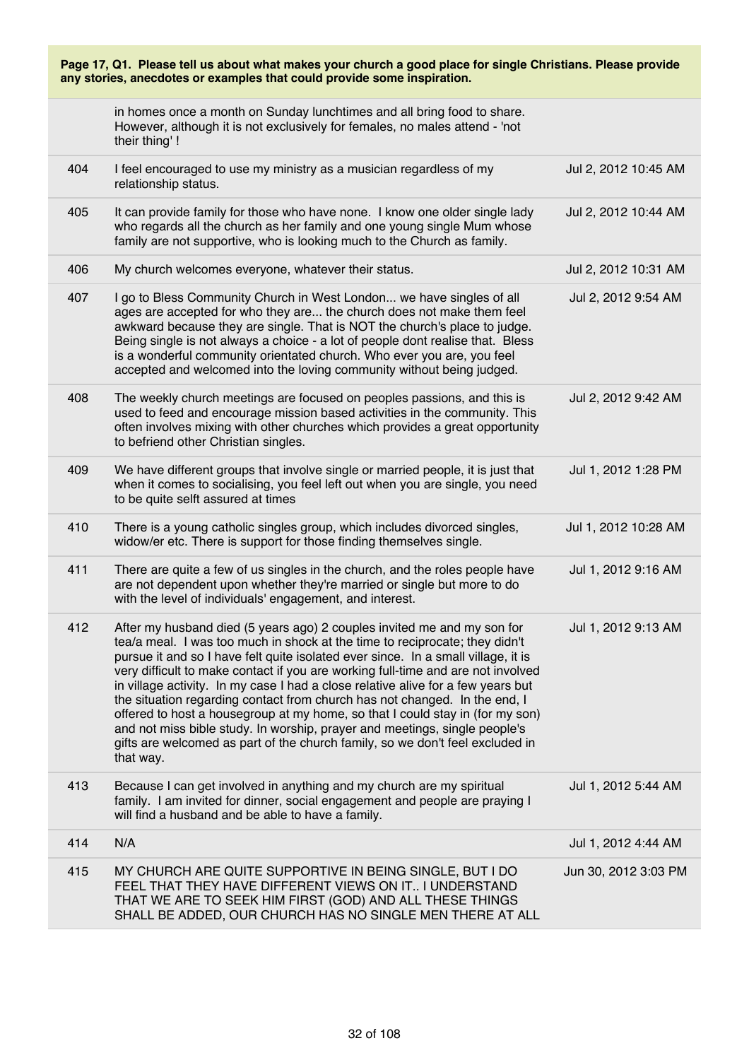**Page 17, Q1. Please tell us about what makes your church a good place for single Christians. Please provide any stories, anecdotes or examples that could provide some inspiration.**

| | | |
|---|---|---|
| | in homes once a month on Sunday lunchtimes and all bring food to share. However, although it is not exclusively for females, no males attend - 'not their thing' ! | |
| 404 | I feel encouraged to use my ministry as a musician regardless of my relationship status. | Jul 2, 2012 10:45 AM |
| 405 | It can provide family for those who have none. I know one older single lady who regards all the church as her family and one young single Mum whose family are not supportive, who is looking much to the Church as family. | Jul 2, 2012 10:44 AM |
| 406 | My church welcomes everyone, whatever their status. | Jul 2, 2012 10:31 AM |
| 407 | I go to Bless Community Church in West London... we have singles of all ages are accepted for who they are... the church does not make them feel awkward because they are single. That is NOT the church's place to judge. Being single is not always a choice - a lot of people dont realise that. Bless is a wonderful community orientated church. Who ever you are, you feel accepted and welcomed into the loving community without being judged. | Jul 2, 2012 9:54 AM |
| 408 | The weekly church meetings are focused on peoples passions, and this is used to feed and encourage mission based activities in the community. This often involves mixing with other churches which provides a great opportunity to befriend other Christian singles. | Jul 2, 2012 9:42 AM |
| 409 | We have different groups that involve single or married people, it is just that when it comes to socialising, you feel left out when you are single, you need to be quite selft assured at times | Jul 1, 2012 1:28 PM |
| 410 | There is a young catholic singles group, which includes divorced singles, widow/er etc. There is support for those finding themselves single. | Jul 1, 2012 10:28 AM |
| 411 | There are quite a few of us singles in the church, and the roles people have are not dependent upon whether they're married or single but more to do with the level of individuals' engagement, and interest. | Jul 1, 2012 9:16 AM |
| 412 | After my husband died (5 years ago) 2 couples invited me and my son for tea/a meal. I was too much in shock at the time to reciprocate; they didn't pursue it and so I have felt quite isolated ever since. In a small village, it is very difficult to make contact if you are working full-time and are not involved in village activity. In my case I had a close relative alive for a few years but the situation regarding contact from church has not changed. In the end, I offered to host a housegroup at my home, so that I could stay in (for my son) and not miss bible study. In worship, prayer and meetings, single people's gifts are welcomed as part of the church family, so we don't feel excluded in that way. | Jul 1, 2012 9:13 AM |
| 413 | Because I can get involved in anything and my church are my spiritual family. I am invited for dinner, social engagement and people are praying I will find a husband and be able to have a family. | Jul 1, 2012 5:44 AM |
| 414 | N/A | Jul 1, 2012 4:44 AM |
| 415 | MY CHURCH ARE QUITE SUPPORTIVE IN BEING SINGLE, BUT I DO FEEL THAT THEY HAVE DIFFERENT VIEWS ON IT.. I UNDERSTAND THAT WE ARE TO SEEK HIM FIRST (GOD) AND ALL THESE THINGS SHALL BE ADDED, OUR CHURCH HAS NO SINGLE MEN THERE AT ALL | Jun 30, 2012 3:03 PM |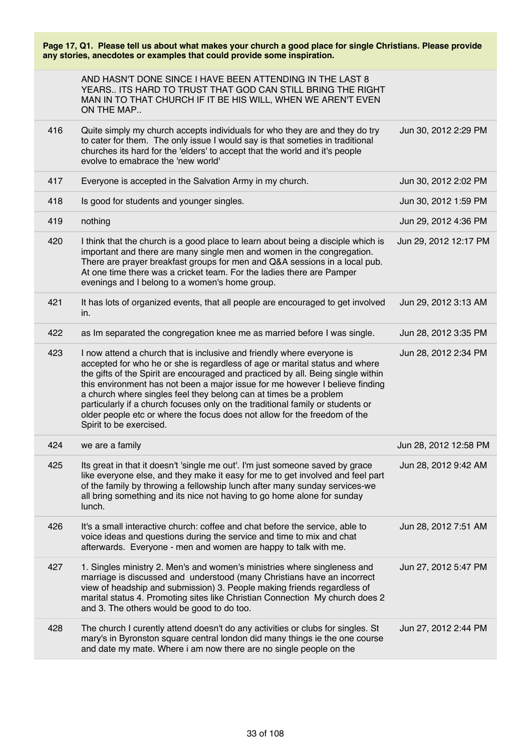**Page 17, Q1. Please tell us about what makes your church a good place for single Christians. Please provide any stories, anecdotes or examples that could provide some inspiration.**

| | | |
|---|---|---|
| | AND HASN'T DONE SINCE I HAVE BEEN ATTENDING IN THE LAST 8 YEARS.. ITS HARD TO TRUST THAT GOD CAN STILL BRING THE RIGHT MAN IN TO THAT CHURCH IF IT BE HIS WILL, WHEN WE AREN'T EVEN ON THE MAP.. | |
| 416 | Quite simply my church accepts individuals for who they are and they do try to cater for them. The only issue I would say is that someties in traditional churches its hard for the 'elders' to accept that the world and it's people evolve to emabrace the 'new world' | Jun 30, 2012 2:29 PM |
| 417 | Everyone is accepted in the Salvation Army in my church. | Jun 30, 2012 2:02 PM |
| 418 | Is good for students and younger singles. | Jun 30, 2012 1:59 PM |
| 419 | nothing | Jun 29, 2012 4:36 PM |
| 420 | I think that the church is a good place to learn about being a disciple which is important and there are many single men and women in the congregation. There are prayer breakfast groups for men and Q&A sessions in a local pub. At one time there was a cricket team. For the ladies there are Pamper evenings and I belong to a women's home group. | Jun 29, 2012 12:17 PM |
| 421 | It has lots of organized events, that all people are encouraged to get involved in. | Jun 29, 2012 3:13 AM |
| 422 | as Im separated the congregation knee me as married before I was single. | Jun 28, 2012 3:35 PM |
| 423 | I now attend a church that is inclusive and friendly where everyone is accepted for who he or she is regardless of age or marital status and where the gifts of the Spirit are encouraged and practiced by all. Being single within this environment has not been a major issue for me however I believe finding a church where singles feel they belong can at times be a problem particularly if a church focuses only on the traditional family or students or older people etc or where the focus does not allow for the freedom of the Spirit to be exercised. | Jun 28, 2012 2:34 PM |
| 424 | we are a family | Jun 28, 2012 12:58 PM |
| 425 | Its great in that it doesn't 'single me out'. I'm just someone saved by grace like everyone else, and they make it easy for me to get involved and feel part of the family by throwing a fellowship lunch after many sunday services-we all bring something and its nice not having to go home alone for sunday lunch. | Jun 28, 2012 9:42 AM |
| 426 | It's a small interactive church: coffee and chat before the service, able to voice ideas and questions during the service and time to mix and chat afterwards. Everyone - men and women are happy to talk with me. | Jun 28, 2012 7:51 AM |
| 427 | 1. Singles ministry 2. Men's and women's ministries where singleness and marriage is discussed and understood (many Christians have an incorrect view of headship and submission) 3. People making friends regardless of marital status 4. Promoting sites like Christian Connection My church does 2 and 3. The others would be good to do too. | Jun 27, 2012 5:47 PM |
| 428 | The church I curently attend doesn't do any activities or clubs for singles. St mary's in Byronston square central london did many things ie the one course and date my mate. Where i am now there are no single people on the | Jun 27, 2012 2:44 PM |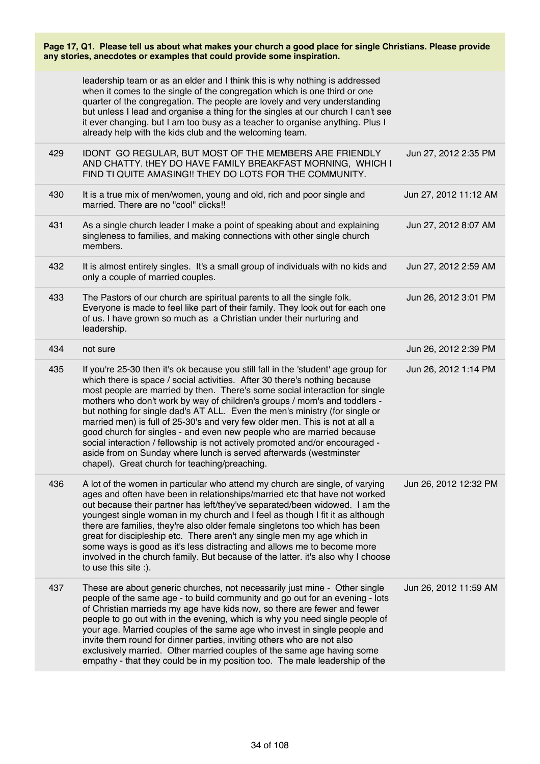**Page 17, Q1. Please tell us about what makes your church a good place for single Christians. Please provide any stories, anecdotes or examples that could provide some inspiration.**

| | | |
|---|---|---|
| | leadership team or as an elder and I think this is why nothing is addressed when it comes to the single of the congregation which is one third or one quarter of the congregation. The people are lovely and very understanding but unless I lead and organise a thing for the singles at our church I can't see it ever changing. but I am too busy as a teacher to organise anything. Plus I already help with the kids club and the welcoming team. | |
| 429 | IDONT GO REGULAR, BUT MOST OF THE MEMBERS ARE FRIENDLY AND CHATTY. tHEY DO HAVE FAMILY BREAKFAST MORNING, WHICH I FIND TI QUITE AMASING!! THEY DO LOTS FOR THE COMMUNITY. | Jun 27, 2012 2:35 PM |
| 430 | It is a true mix of men/women, young and old, rich and poor single and married. There are no "cool" clicks!! | Jun 27, 2012 11:12 AM |
| 431 | As a single church leader I make a point of speaking about and explaining singleness to families, and making connections with other single church members. | Jun 27, 2012 8:07 AM |
| 432 | It is almost entirely singles. It's a small group of individuals with no kids and only a couple of married couples. | Jun 27, 2012 2:59 AM |
| 433 | The Pastors of our church are spiritual parents to all the single folk. Everyone is made to feel like part of their family. They look out for each one of us. I have grown so much as a Christian under their nurturing and leadership. | Jun 26, 2012 3:01 PM |
| 434 | not sure | Jun 26, 2012 2:39 PM |
| 435 | If you're 25-30 then it's ok because you still fall in the 'student' age group for which there is space / social activities. After 30 there's nothing because most people are married by then. There's some social interaction for single mothers who don't work by way of children's groups / mom's and toddlers - but nothing for single dad's AT ALL. Even the men's ministry (for single or married men) is full of 25-30's and very few older men. This is not at all a good church for singles - and even new people who are married because social interaction / fellowship is not actively promoted and/or encouraged - aside from on Sunday where lunch is served afterwards (westminster chapel). Great church for teaching/preaching. | Jun 26, 2012 1:14 PM |
| 436 | A lot of the women in particular who attend my church are single, of varying ages and often have been in relationships/married etc that have not worked out because their partner has left/they've separated/been widowed. I am the youngest single woman in my church and I feel as though I fit it as although there are families, they're also older female singletons too which has been great for discipleship etc. There aren't any single men my age which in some ways is good as it's less distracting and allows me to become more involved in the church family. But because of the latter. it's also why I choose to use this site :). | Jun 26, 2012 12:32 PM |
| 437 | These are about generic churches, not necessarily just mine - Other single people of the same age - to build community and go out for an evening - lots of Christian marrieds my age have kids now, so there are fewer and fewer people to go out with in the evening, which is why you need single people of your age. Married couples of the same age who invest in single people and invite them round for dinner parties, inviting others who are not also exclusively married. Other married couples of the same age having some empathy - that they could be in my position too. The male leadership of the | Jun 26, 2012 11:59 AM |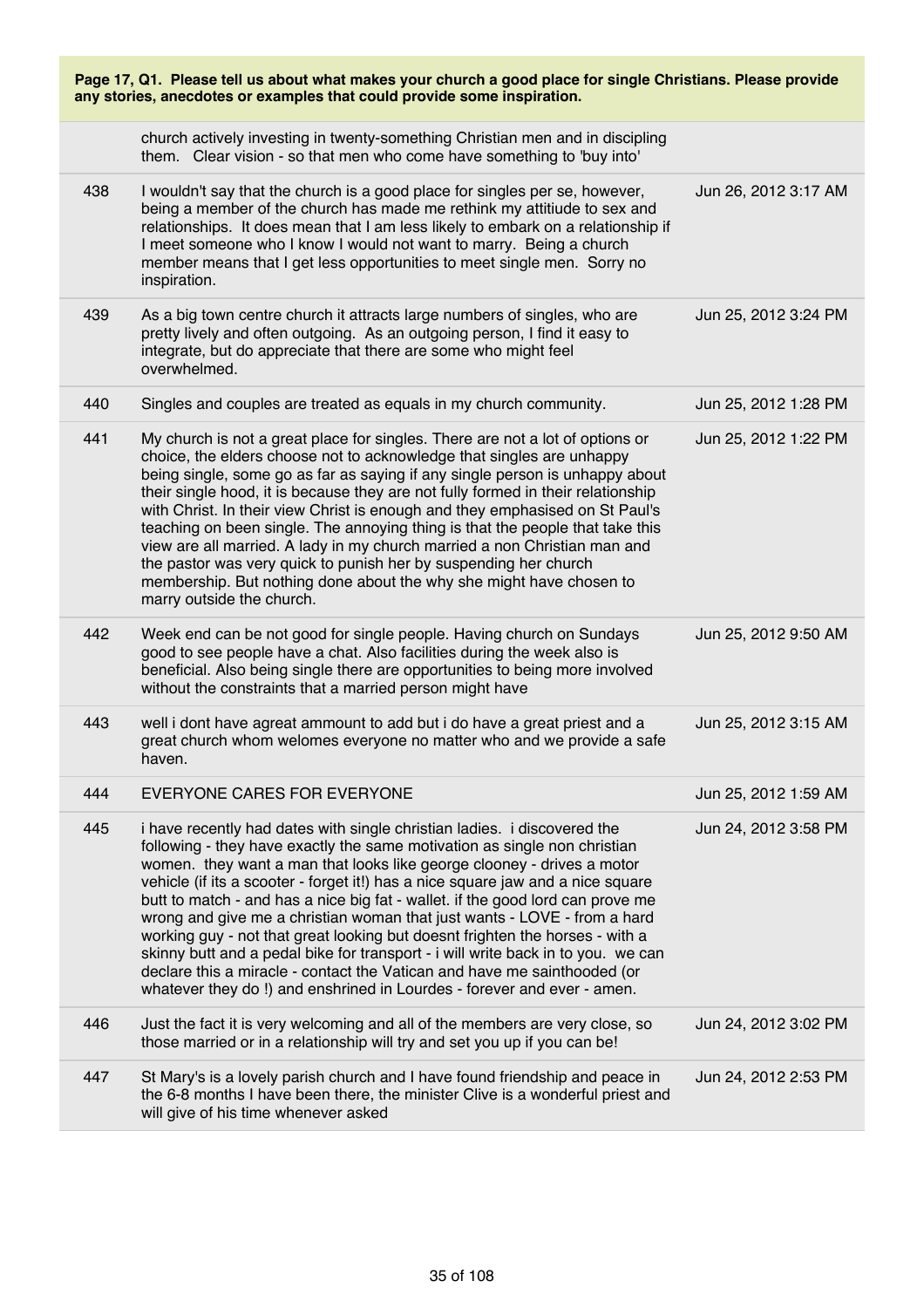**Page 17, Q1. Please tell us about what makes your church a good place for single Christians. Please provide any stories, anecdotes or examples that could provide some inspiration.**

| | | |
|---|---|---|
| | church actively investing in twenty-something Christian men and in discipling them. Clear vision - so that men who come have something to 'buy into' | |
| 438 | I wouldn't say that the church is a good place for singles per se, however, being a member of the church has made me rethink my attitiude to sex and relationships. It does mean that I am less likely to embark on a relationship if I meet someone who I know I would not want to marry. Being a church member means that I get less opportunities to meet single men. Sorry no inspiration. | Jun 26, 2012 3:17 AM |
| 439 | As a big town centre church it attracts large numbers of singles, who are pretty lively and often outgoing. As an outgoing person, I find it easy to integrate, but do appreciate that there are some who might feel overwhelmed. | Jun 25, 2012 3:24 PM |
| 440 | Singles and couples are treated as equals in my church community. | Jun 25, 2012 1:28 PM |
| 441 | My church is not a great place for singles. There are not a lot of options or choice, the elders choose not to acknowledge that singles are unhappy being single, some go as far as saying if any single person is unhappy about their single hood, it is because they are not fully formed in their relationship with Christ. In their view Christ is enough and they emphasised on St Paul's teaching on been single. The annoying thing is that the people that take this view are all married. A lady in my church married a non Christian man and the pastor was very quick to punish her by suspending her church membership. But nothing done about the why she might have chosen to marry outside the church. | Jun 25, 2012 1:22 PM |
| 442 | Week end can be not good for single people. Having church on Sundays good to see people have a chat. Also facilities during the week also is beneficial. Also being single there are opportunities to being more involved without the constraints that a married person might have | Jun 25, 2012 9:50 AM |
| 443 | well i dont have agreat ammount to add but i do have a great priest and a great church whom welomes everyone no matter who and we provide a safe haven. | Jun 25, 2012 3:15 AM |
| 444 | EVERYONE CARES FOR EVERYONE | Jun 25, 2012 1:59 AM |
| 445 | i have recently had dates with single christian ladies. i discovered the following - they have exactly the same motivation as single non christian women. they want a man that looks like george clooney - drives a motor vehicle (if its a scooter - forget it!) has a nice square jaw and a nice square butt to match - and has a nice big fat - wallet. if the good lord can prove me wrong and give me a christian woman that just wants - LOVE - from a hard working guy - not that great looking but doesnt frighten the horses - with a skinny butt and a pedal bike for transport - i will write back in to you. we can declare this a miracle - contact the Vatican and have me sainthooded (or whatever they do !) and enshrined in Lourdes - forever and ever - amen. | Jun 24, 2012 3:58 PM |
| 446 | Just the fact it is very welcoming and all of the members are very close, so those married or in a relationship will try and set you up if you can be! | Jun 24, 2012 3:02 PM |
| 447 | St Mary's is a lovely parish church and I have found friendship and peace in the 6-8 months I have been there, the minister Clive is a wonderful priest and will give of his time whenever asked | Jun 24, 2012 2:53 PM |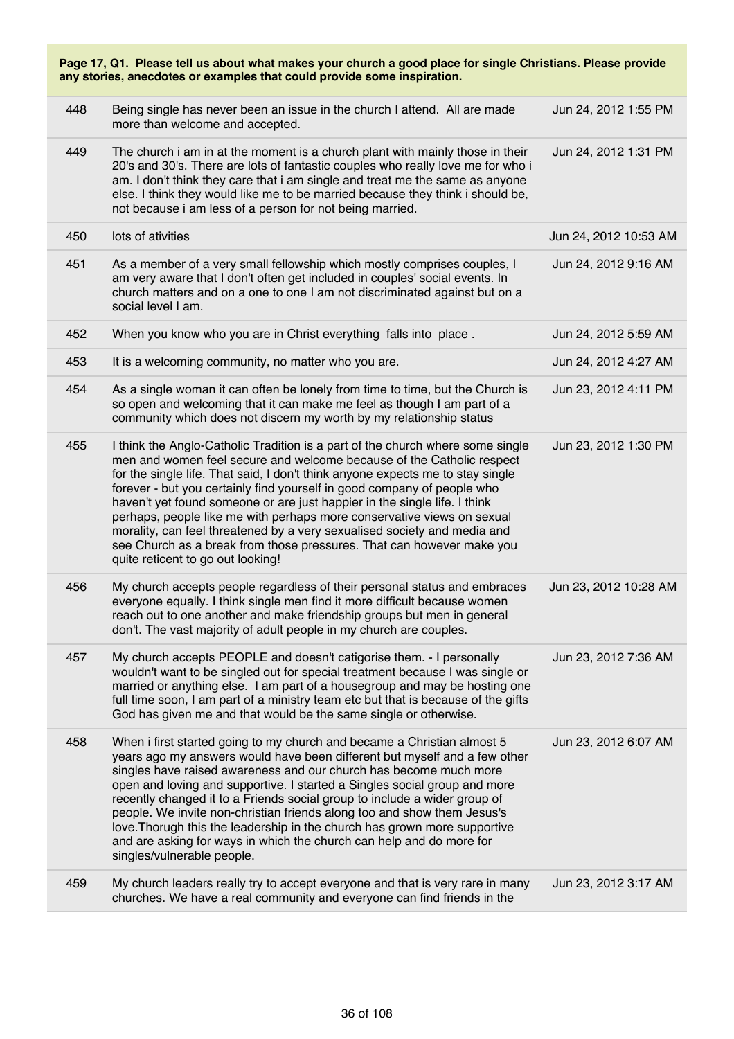**Page 17, Q1. Please tell us about what makes your church a good place for single Christians. Please provide any stories, anecdotes or examples that could provide some inspiration.**

| | | |
|---|---|---|
| 448 | Being single has never been an issue in the church I attend. All are made more than welcome and accepted. | Jun 24, 2012 1:55 PM |
| 449 | The church i am in at the moment is a church plant with mainly those in their 20's and 30's. There are lots of fantastic couples who really love me for who i am. I don't think they care that i am single and treat me the same as anyone else. I think they would like me to be married because they think i should be, not because i am less of a person for not being married. | Jun 24, 2012 1:31 PM |
| 450 | lots of ativities | Jun 24, 2012 10:53 AM |
| 451 | As a member of a very small fellowship which mostly comprises couples, I am very aware that I don't often get included in couples' social events. In church matters and on a one to one I am not discriminated against but on a social level I am. | Jun 24, 2012 9:16 AM |
| 452 | When you know who you are in Christ everything falls into place . | Jun 24, 2012 5:59 AM |
| 453 | It is a welcoming community, no matter who you are. | Jun 24, 2012 4:27 AM |
| 454 | As a single woman it can often be lonely from time to time, but the Church is so open and welcoming that it can make me feel as though I am part of a community which does not discern my worth by my relationship status | Jun 23, 2012 4:11 PM |
| 455 | I think the Anglo-Catholic Tradition is a part of the church where some single men and women feel secure and welcome because of the Catholic respect for the single life. That said, I don't think anyone expects me to stay single forever - but you certainly find yourself in good company of people who haven't yet found someone or are just happier in the single life. I think perhaps, people like me with perhaps more conservative views on sexual morality, can feel threatened by a very sexualised society and media and see Church as a break from those pressures. That can however make you quite reticent to go out looking! | Jun 23, 2012 1:30 PM |
| 456 | My church accepts people regardless of their personal status and embraces everyone equally. I think single men find it more difficult because women reach out to one another and make friendship groups but men in general don't. The vast majority of adult people in my church are couples. | Jun 23, 2012 10:28 AM |
| 457 | My church accepts PEOPLE and doesn't catigorise them. - I personally wouldn't want to be singled out for special treatment because I was single or married or anything else. I am part of a housegroup and may be hosting one full time soon, I am part of a ministry team etc but that is because of the gifts God has given me and that would be the same single or otherwise. | Jun 23, 2012 7:36 AM |
| 458 | When i first started going to my church and became a Christian almost 5 years ago my answers would have been different but myself and a few other singles have raised awareness and our church has become much more open and loving and supportive. I started a Singles social group and more recently changed it to a Friends social group to include a wider group of people. We invite non-christian friends along too and show them Jesus's love.Thorugh this the leadership in the church has grown more supportive and are asking for ways in which the church can help and do more for singles/vulnerable people. | Jun 23, 2012 6:07 AM |
| 459 | My church leaders really try to accept everyone and that is very rare in many churches. We have a real community and everyone can find friends in the | Jun 23, 2012 3:17 AM |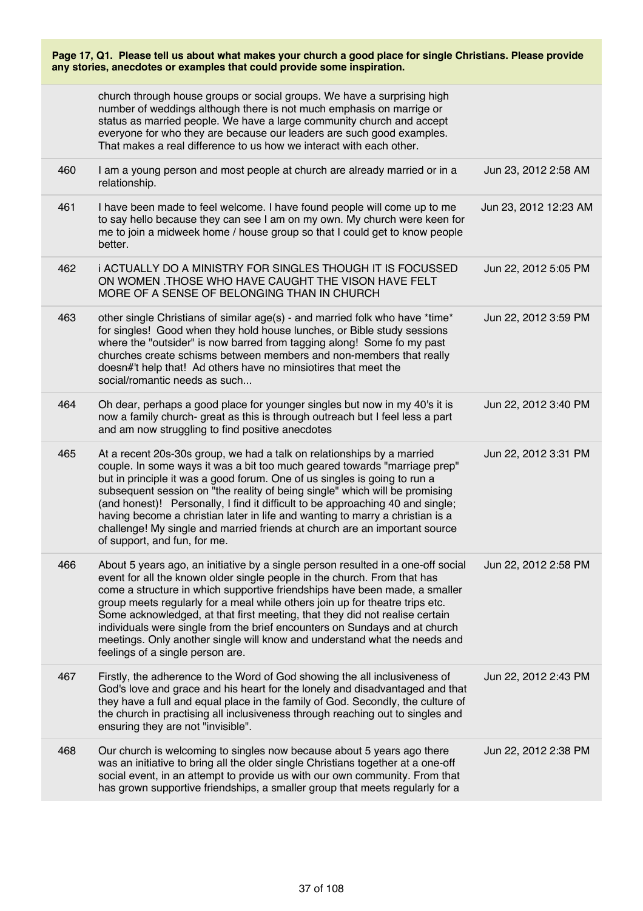**Page 17, Q1. Please tell us about what makes your church a good place for single Christians. Please provide any stories, anecdotes or examples that could provide some inspiration.**

| | | |
|---|---|---|
| | church through house groups or social groups. We have a surprising high number of weddings although there is not much emphasis on marrige or status as married people. We have a large community church and accept everyone for who they are because our leaders are such good examples. That makes a real difference to us how we interact with each other. | |
| 460 | I am a young person and most people at church are already married or in a relationship. | Jun 23, 2012 2:58 AM |
| 461 | I have been made to feel welcome. I have found people will come up to me to say hello because they can see I am on my own. My church were keen for me to join a midweek home / house group so that I could get to know people better. | Jun 23, 2012 12:23 AM |
| 462 | i ACTUALLY DO A MINISTRY FOR SINGLES THOUGH IT IS FOCUSSED ON WOMEN .THOSE WHO HAVE CAUGHT THE VISON HAVE FELT MORE OF A SENSE OF BELONGING THAN IN CHURCH | Jun 22, 2012 5:05 PM |
| 463 | other single Christians of similar age(s) - and married folk who have *time* for singles! Good when they hold house lunches, or Bible study sessions where the "outsider" is now barred from tagging along! Some fo my past churches create schisms between members and non-members that really doesn#'t help that! Ad others have no minsiotires that meet the social/romantic needs as such... | Jun 22, 2012 3:59 PM |
| 464 | Oh dear, perhaps a good place for younger singles but now in my 40's it is now a family church- great as this is through outreach but I feel less a part and am now struggling to find positive anecdotes | Jun 22, 2012 3:40 PM |
| 465 | At a recent 20s-30s group, we had a talk on relationships by a married couple. In some ways it was a bit too much geared towards "marriage prep" but in principle it was a good forum. One of us singles is going to run a subsequent session on "the reality of being single" which will be promising (and honest)! Personally, I find it difficult to be approaching 40 and single; having become a christian later in life and wanting to marry a christian is a challenge! My single and married friends at church are an important source of support, and fun, for me. | Jun 22, 2012 3:31 PM |
| 466 | About 5 years ago, an initiative by a single person resulted in a one-off social event for all the known older single people in the church. From that has come a structure in which supportive friendships have been made, a smaller group meets regularly for a meal while others join up for theatre trips etc. Some acknowledged, at that first meeting, that they did not realise certain individuals were single from the brief encounters on Sundays and at church meetings. Only another single will know and understand what the needs and feelings of a single person are. | Jun 22, 2012 2:58 PM |
| 467 | Firstly, the adherence to the Word of God showing the all inclusiveness of God's love and grace and his heart for the lonely and disadvantaged and that they have a full and equal place in the family of God. Secondly, the culture of the church in practising all inclusiveness through reaching out to singles and ensuring they are not "invisible". | Jun 22, 2012 2:43 PM |
| 468 | Our church is welcoming to singles now because about 5 years ago there was an initiative to bring all the older single Christians together at a one-off social event, in an attempt to provide us with our own community. From that has grown supportive friendships, a smaller group that meets regularly for a | Jun 22, 2012 2:38 PM |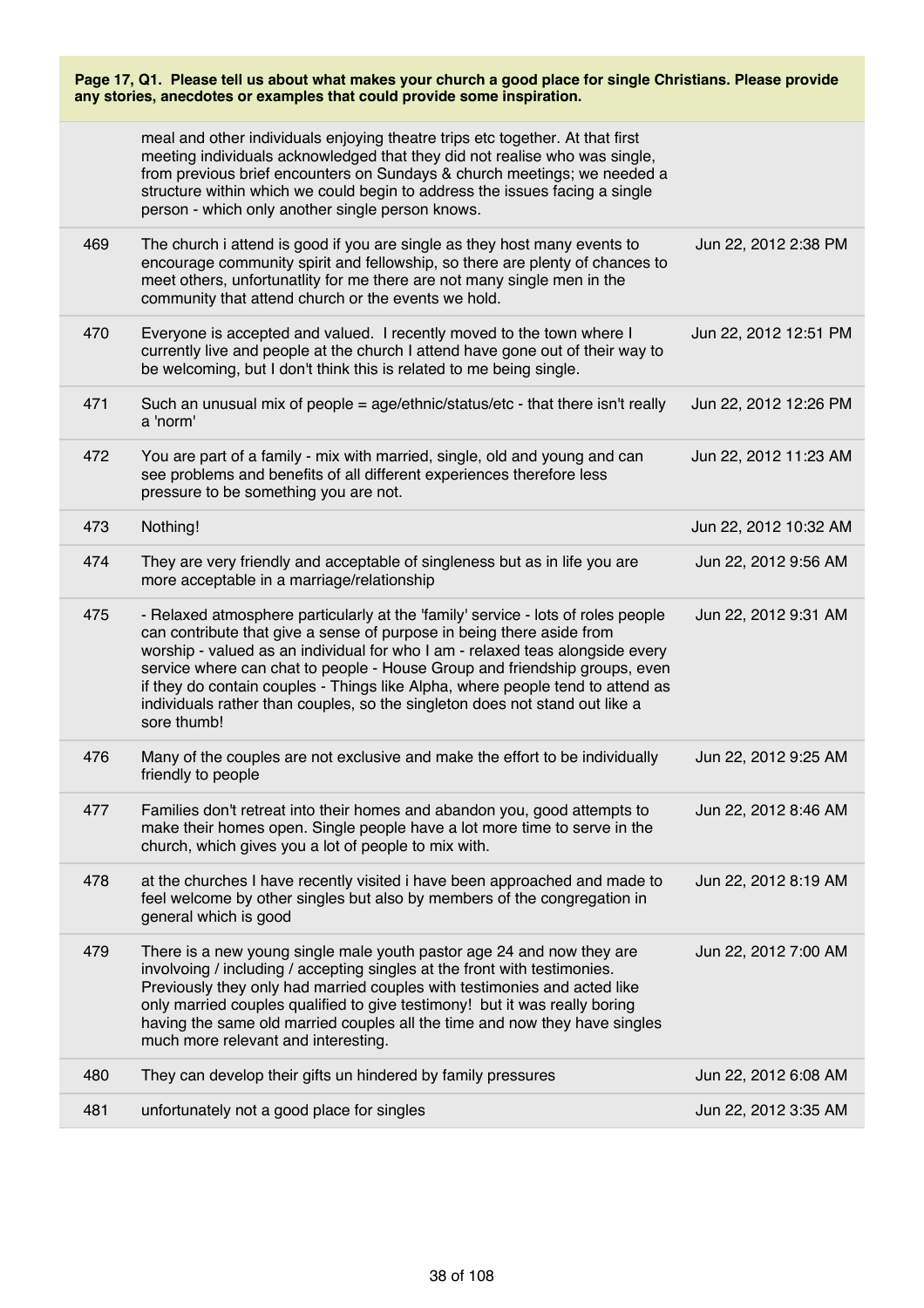**Page 17, Q1. Please tell us about what makes your church a good place for single Christians. Please provide any stories, anecdotes or examples that could provide some inspiration.**

| | | |
|---|---|---|
| | meal and other individuals enjoying theatre trips etc together. At that first meeting individuals acknowledged that they did not realise who was single, from previous brief encounters on Sundays & church meetings; we needed a structure within which we could begin to address the issues facing a single person - which only another single person knows. | |
| 469 | The church i attend is good if you are single as they host many events to encourage community spirit and fellowship, so there are plenty of chances to meet others, unfortunatlity for me there are not many single men in the community that attend church or the events we hold. | Jun 22, 2012 2:38 PM |
| 470 | Everyone is accepted and valued. I recently moved to the town where I currently live and people at the church I attend have gone out of their way to be welcoming, but I don't think this is related to me being single. | Jun 22, 2012 12:51 PM |
| 471 | Such an unusual mix of people = age/ethnic/status/etc - that there isn't really a 'norm' | Jun 22, 2012 12:26 PM |
| 472 | You are part of a family - mix with married, single, old and young and can see problems and benefits of all different experiences therefore less pressure to be something you are not. | Jun 22, 2012 11:23 AM |
| 473 | Nothing! | Jun 22, 2012 10:32 AM |
| 474 | They are very friendly and acceptable of singleness but as in life you are more acceptable in a marriage/relationship | Jun 22, 2012 9:56 AM |
| 475 | - Relaxed atmosphere particularly at the 'family' service - lots of roles people can contribute that give a sense of purpose in being there aside from worship - valued as an individual for who I am - relaxed teas alongside every service where can chat to people - House Group and friendship groups, even if they do contain couples - Things like Alpha, where people tend to attend as individuals rather than couples, so the singleton does not stand out like a sore thumb! | Jun 22, 2012 9:31 AM |
| 476 | Many of the couples are not exclusive and make the effort to be individually friendly to people | Jun 22, 2012 9:25 AM |
| 477 | Families don't retreat into their homes and abandon you, good attempts to make their homes open. Single people have a lot more time to serve in the church, which gives you a lot of people to mix with. | Jun 22, 2012 8:46 AM |
| 478 | at the churches I have recently visited i have been approached and made to feel welcome by other singles but also by members of the congregation in general which is good | Jun 22, 2012 8:19 AM |
| 479 | There is a new young single male youth pastor age 24 and now they are involvoing / including / accepting singles at the front with testimonies. Previously they only had married couples with testimonies and acted like only married couples qualified to give testimony! but it was really boring having the same old married couples all the time and now they have singles much more relevant and interesting. | Jun 22, 2012 7:00 AM |
| 480 | They can develop their gifts un hindered by family pressures | Jun 22, 2012 6:08 AM |
| 481 | unfortunately not a good place for singles | Jun 22, 2012 3:35 AM |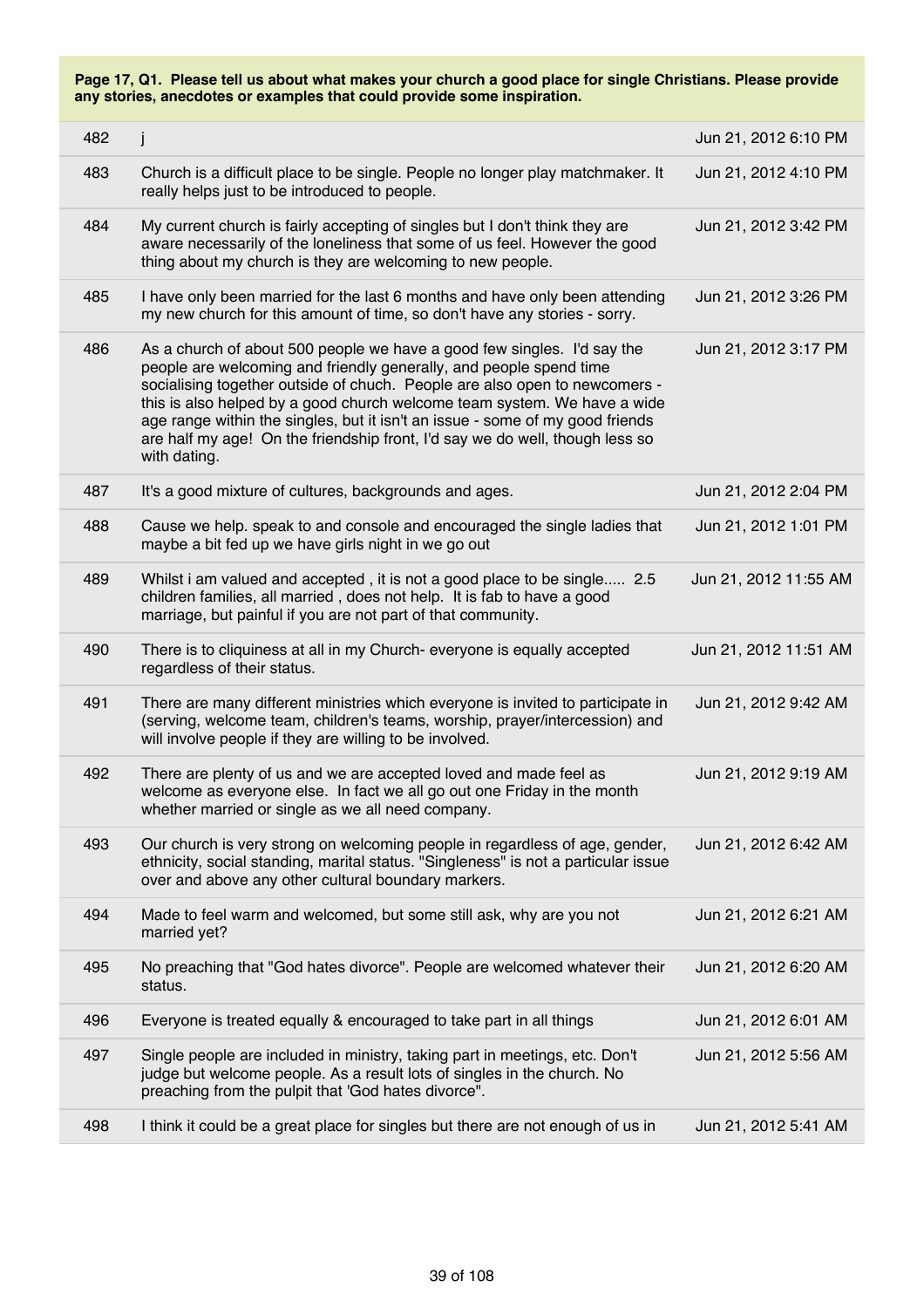**Page 17, Q1. Please tell us about what makes your church a good place for single Christians. Please provide any stories, anecdotes or examples that could provide some inspiration.**

| | | |
|---|---|---|
| 482 | j | Jun 21, 2012 6:10 PM |
| 483 | Church is a difficult place to be single. People no longer play matchmaker. It really helps just to be introduced to people. | Jun 21, 2012 4:10 PM |
| 484 | My current church is fairly accepting of singles but I don't think they are aware necessarily of the loneliness that some of us feel. However the good thing about my church is they are welcoming to new people. | Jun 21, 2012 3:42 PM |
| 485 | I have only been married for the last 6 months and have only been attending my new church for this amount of time, so don't have any stories - sorry. | Jun 21, 2012 3:26 PM |
| 486 | As a church of about 500 people we have a good few singles. I'd say the people are welcoming and friendly generally, and people spend time socialising together outside of chuch. People are also open to newcomers - this is also helped by a good church welcome team system. We have a wide age range within the singles, but it isn't an issue - some of my good friends are half my age! On the friendship front, I'd say we do well, though less so with dating. | Jun 21, 2012 3:17 PM |
| 487 | It's a good mixture of cultures, backgrounds and ages. | Jun 21, 2012 2:04 PM |
| 488 | Cause we help. speak to and console and encouraged the single ladies that maybe a bit fed up we have girls night in we go out | Jun 21, 2012 1:01 PM |
| 489 | Whilst i am valued and accepted , it is not a good place to be single..... 2.5 children families, all married , does not help. It is fab to have a good marriage, but painful if you are not part of that community. | Jun 21, 2012 11:55 AM |
| 490 | There is to cliquiness at all in my Church- everyone is equally accepted regardless of their status. | Jun 21, 2012 11:51 AM |
| 491 | There are many different ministries which everyone is invited to participate in (serving, welcome team, children's teams, worship, prayer/intercession) and will involve people if they are willing to be involved. | Jun 21, 2012 9:42 AM |
| 492 | There are plenty of us and we are accepted loved and made feel as welcome as everyone else. In fact we all go out one Friday in the month whether married or single as we all need company. | Jun 21, 2012 9:19 AM |
| 493 | Our church is very strong on welcoming people in regardless of age, gender, ethnicity, social standing, marital status. "Singleness" is not a particular issue over and above any other cultural boundary markers. | Jun 21, 2012 6:42 AM |
| 494 | Made to feel warm and welcomed, but some still ask, why are you not married yet? | Jun 21, 2012 6:21 AM |
| 495 | No preaching that "God hates divorce". People are welcomed whatever their status. | Jun 21, 2012 6:20 AM |
| 496 | Everyone is treated equally & encouraged to take part in all things | Jun 21, 2012 6:01 AM |
| 497 | Single people are included in ministry, taking part in meetings, etc. Don't judge but welcome people. As a result lots of singles in the church. No preaching from the pulpit that 'God hates divorce". | Jun 21, 2012 5:56 AM |
| 498 | I think it could be a great place for singles but there are not enough of us in | Jun 21, 2012 5:41 AM |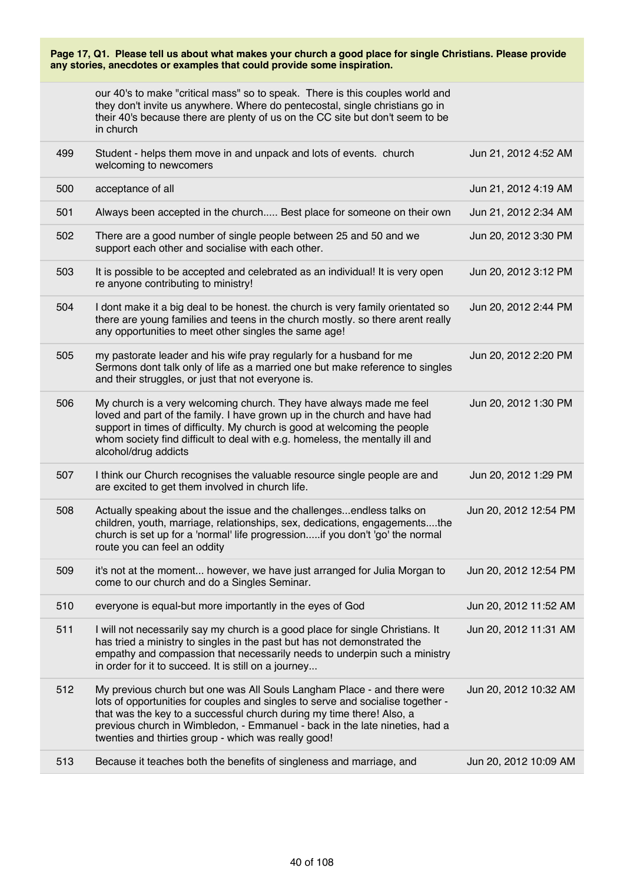**Page 17, Q1. Please tell us about what makes your church a good place for single Christians. Please provide any stories, anecdotes or examples that could provide some inspiration.**

| | | |
|---|---|---|
| | our 40's to make "critical mass" so to speak. There is this couples world and they don't invite us anywhere. Where do pentecostal, single christians go in their 40's because there are plenty of us on the CC site but don't seem to be in church | |
| 499 | Student - helps them move in and unpack and lots of events. church welcoming to newcomers | Jun 21, 2012 4:52 AM |
| 500 | acceptance of all | Jun 21, 2012 4:19 AM |
| 501 | Always been accepted in the church..... Best place for someone on their own | Jun 21, 2012 2:34 AM |
| 502 | There are a good number of single people between 25 and 50 and we support each other and socialise with each other. | Jun 20, 2012 3:30 PM |
| 503 | It is possible to be accepted and celebrated as an individual! It is very open re anyone contributing to ministry! | Jun 20, 2012 3:12 PM |
| 504 | I dont make it a big deal to be honest. the church is very family orientated so there are young families and teens in the church mostly. so there arent really any opportunities to meet other singles the same age! | Jun 20, 2012 2:44 PM |
| 505 | my pastorate leader and his wife pray regularly for a husband for me Sermons dont talk only of life as a married one but make reference to singles and their struggles, or just that not everyone is. | Jun 20, 2012 2:20 PM |
| 506 | My church is a very welcoming church. They have always made me feel loved and part of the family. I have grown up in the church and have had support in times of difficulty. My church is good at welcoming the people whom society find difficult to deal with e.g. homeless, the mentally ill and alcohol/drug addicts | Jun 20, 2012 1:30 PM |
| 507 | I think our Church recognises the valuable resource single people are and are excited to get them involved in church life. | Jun 20, 2012 1:29 PM |
| 508 | Actually speaking about the issue and the challenges...endless talks on children, youth, marriage, relationships, sex, dedications, engagements....the church is set up for a 'normal' life progression.....if you don't 'go' the normal route you can feel an oddity | Jun 20, 2012 12:54 PM |
| 509 | it's not at the moment... however, we have just arranged for Julia Morgan to come to our church and do a Singles Seminar. | Jun 20, 2012 12:54 PM |
| 510 | everyone is equal-but more importantly in the eyes of God | Jun 20, 2012 11:52 AM |
| 511 | I will not necessarily say my church is a good place for single Christians. It has tried a ministry to singles in the past but has not demonstrated the empathy and compassion that necessarily needs to underpin such a ministry in order for it to succeed. It is still on a journey... | Jun 20, 2012 11:31 AM |
| 512 | My previous church but one was All Souls Langham Place - and there were lots of opportunities for couples and singles to serve and socialise together - that was the key to a successful church during my time there! Also, a previous church in Wimbledon, - Emmanuel - back in the late nineties, had a twenties and thirties group - which was really good! | Jun 20, 2012 10:32 AM |
| 513 | Because it teaches both the benefits of singleness and marriage, and | Jun 20, 2012 10:09 AM |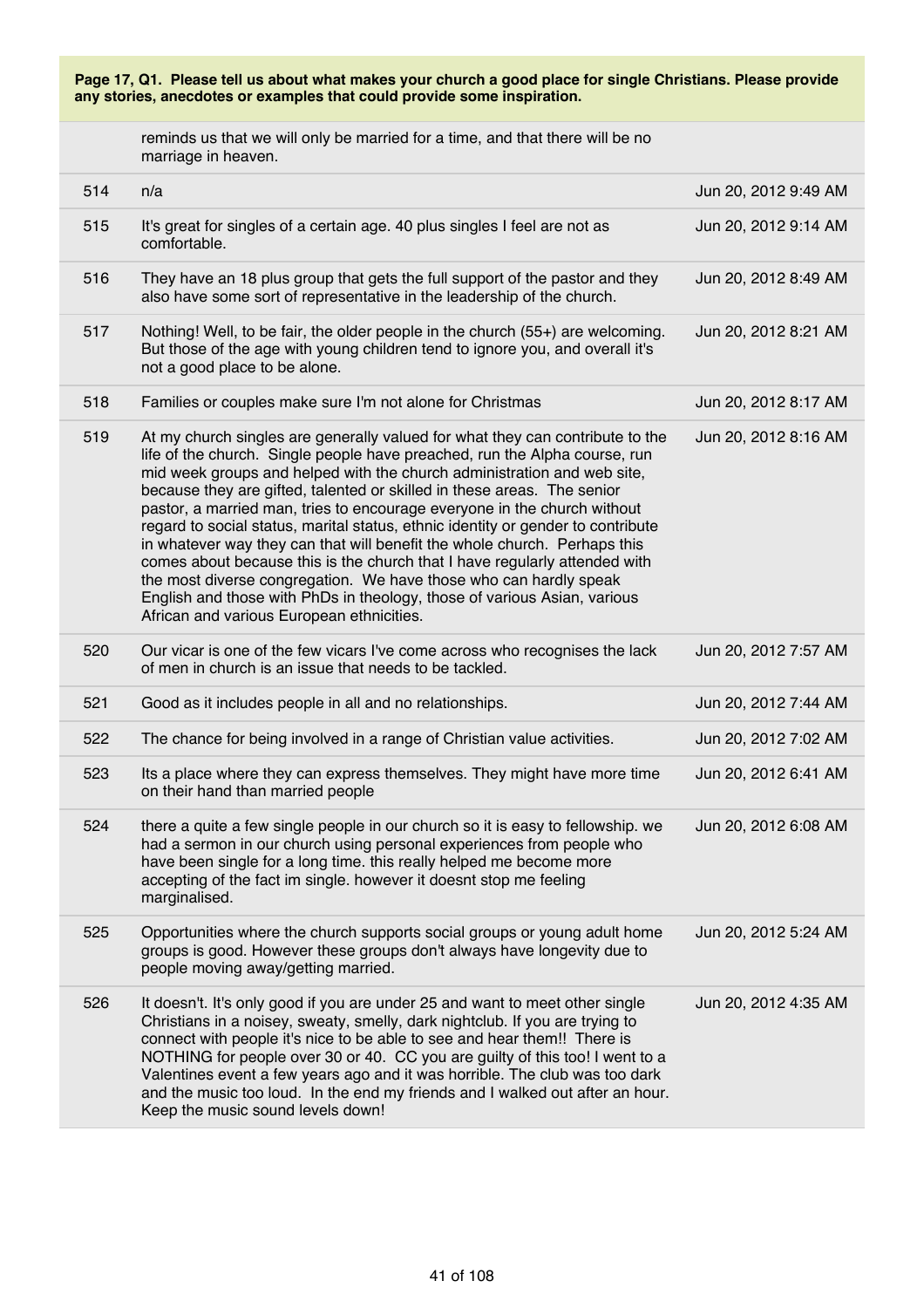**Page 17, Q1. Please tell us about what makes your church a good place for single Christians. Please provide any stories, anecdotes or examples that could provide some inspiration.**

| | | |
|---|---|---|
| | reminds us that we will only be married for a time, and that there will be no marriage in heaven. | |
| 514 | n/a | Jun 20, 2012 9:49 AM |
| 515 | It's great for singles of a certain age. 40 plus singles I feel are not as comfortable. | Jun 20, 2012 9:14 AM |
| 516 | They have an 18 plus group that gets the full support of the pastor and they also have some sort of representative in the leadership of the church. | Jun 20, 2012 8:49 AM |
| 517 | Nothing! Well, to be fair, the older people in the church (55+) are welcoming. But those of the age with young children tend to ignore you, and overall it's not a good place to be alone. | Jun 20, 2012 8:21 AM |
| 518 | Families or couples make sure I'm not alone for Christmas | Jun 20, 2012 8:17 AM |
| 519 | At my church singles are generally valued for what they can contribute to the life of the church. Single people have preached, run the Alpha course, run mid week groups and helped with the church administration and web site, because they are gifted, talented or skilled in these areas. The senior pastor, a married man, tries to encourage everyone in the church without regard to social status, marital status, ethnic identity or gender to contribute in whatever way they can that will benefit the whole church. Perhaps this comes about because this is the church that I have regularly attended with the most diverse congregation. We have those who can hardly speak English and those with PhDs in theology, those of various Asian, various African and various European ethnicities. | Jun 20, 2012 8:16 AM |
| 520 | Our vicar is one of the few vicars I've come across who recognises the lack of men in church is an issue that needs to be tackled. | Jun 20, 2012 7:57 AM |
| 521 | Good as it includes people in all and no relationships. | Jun 20, 2012 7:44 AM |
| 522 | The chance for being involved in a range of Christian value activities. | Jun 20, 2012 7:02 AM |
| 523 | Its a place where they can express themselves. They might have more time on their hand than married people | Jun 20, 2012 6:41 AM |
| 524 | there a quite a few single people in our church so it is easy to fellowship. we had a sermon in our church using personal experiences from people who have been single for a long time. this really helped me become more accepting of the fact im single. however it doesnt stop me feeling marginalised. | Jun 20, 2012 6:08 AM |
| 525 | Opportunities where the church supports social groups or young adult home groups is good. However these groups don't always have longevity due to people moving away/getting married. | Jun 20, 2012 5:24 AM |
| 526 | It doesn't. It's only good if you are under 25 and want to meet other single Christians in a noisey, sweaty, smelly, dark nightclub. If you are trying to connect with people it's nice to be able to see and hear them!! There is NOTHING for people over 30 or 40. CC you are guilty of this too! I went to a Valentines event a few years ago and it was horrible. The club was too dark and the music too loud. In the end my friends and I walked out after an hour. Keep the music sound levels down! | Jun 20, 2012 4:35 AM |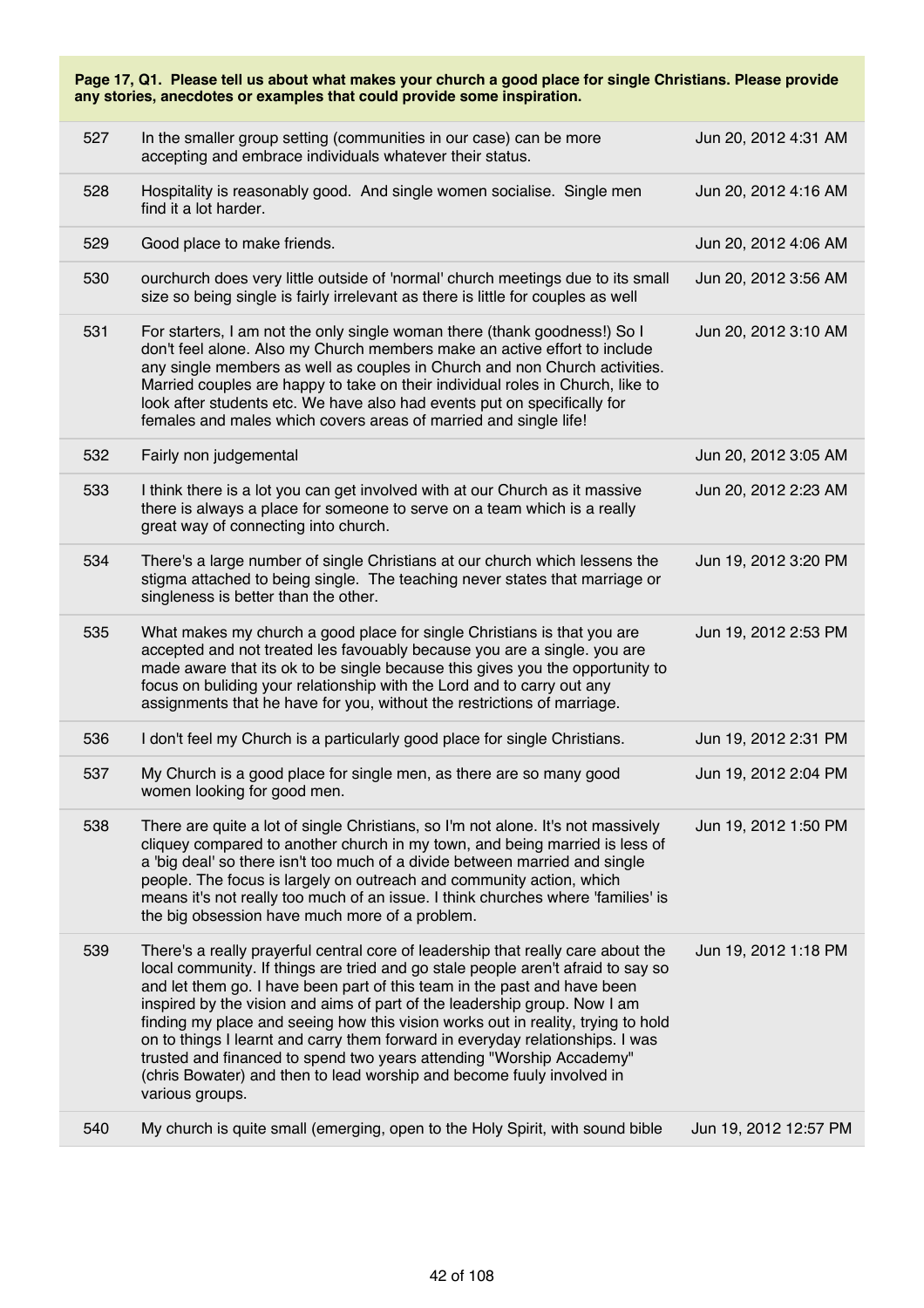**Page 17, Q1. Please tell us about what makes your church a good place for single Christians. Please provide any stories, anecdotes or examples that could provide some inspiration.**

| | | |
|---|---|---|
| 527 | In the smaller group setting (communities in our case) can be more accepting and embrace individuals whatever their status. | Jun 20, 2012 4:31 AM |
| 528 | Hospitality is reasonably good. And single women socialise. Single men find it a lot harder. | Jun 20, 2012 4:16 AM |
| 529 | Good place to make friends. | Jun 20, 2012 4:06 AM |
| 530 | ourchurch does very little outside of 'normal' church meetings due to its small size so being single is fairly irrelevant as there is little for couples as well | Jun 20, 2012 3:56 AM |
| 531 | For starters, I am not the only single woman there (thank goodness!) So I don't feel alone. Also my Church members make an active effort to include any single members as well as couples in Church and non Church activities. Married couples are happy to take on their individual roles in Church, like to look after students etc. We have also had events put on specifically for females and males which covers areas of married and single life! | Jun 20, 2012 3:10 AM |
| 532 | Fairly non judgemental | Jun 20, 2012 3:05 AM |
| 533 | I think there is a lot you can get involved with at our Church as it massive there is always a place for someone to serve on a team which is a really great way of connecting into church. | Jun 20, 2012 2:23 AM |
| 534 | There's a large number of single Christians at our church which lessens the stigma attached to being single. The teaching never states that marriage or singleness is better than the other. | Jun 19, 2012 3:20 PM |
| 535 | What makes my church a good place for single Christians is that you are accepted and not treated les favouably because you are a single. you are made aware that its ok to be single because this gives you the opportunity to focus on buliding your relationship with the Lord and to carry out any assignments that he have for you, without the restrictions of marriage. | Jun 19, 2012 2:53 PM |
| 536 | I don't feel my Church is a particularly good place for single Christians. | Jun 19, 2012 2:31 PM |
| 537 | My Church is a good place for single men, as there are so many good women looking for good men. | Jun 19, 2012 2:04 PM |
| 538 | There are quite a lot of single Christians, so I'm not alone. It's not massively cliquey compared to another church in my town, and being married is less of a 'big deal' so there isn't too much of a divide between married and single people. The focus is largely on outreach and community action, which means it's not really too much of an issue. I think churches where 'families' is the big obsession have much more of a problem. | Jun 19, 2012 1:50 PM |
| 539 | There's a really prayerful central core of leadership that really care about the local community. If things are tried and go stale people aren't afraid to say so and let them go. I have been part of this team in the past and have been inspired by the vision and aims of part of the leadership group. Now I am finding my place and seeing how this vision works out in reality, trying to hold on to things I learnt and carry them forward in everyday relationships. I was trusted and financed to spend two years attending "Worship Accademy" (chris Bowater) and then to lead worship and become fuuly involved in various groups. | Jun 19, 2012 1:18 PM |
| 540 | My church is quite small (emerging, open to the Holy Spirit, with sound bible | Jun 19, 2012 12:57 PM |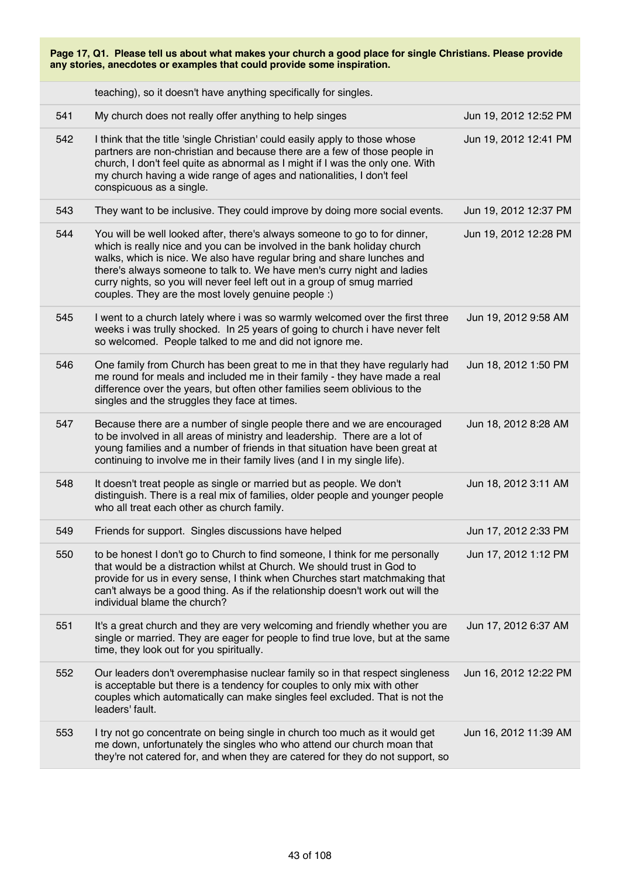**Page 17, Q1. Please tell us about what makes your church a good place for single Christians. Please provide any stories, anecdotes or examples that could provide some inspiration.**

| | | |
|---|---|---|
| | teaching), so it doesn't have anything specifically for singles. | |
| 541 | My church does not really offer anything to help singes | Jun 19, 2012 12:52 PM |
| 542 | I think that the title 'single Christian' could easily apply to those whose partners are non-christian and because there are a few of those people in church, I don't feel quite as abnormal as I might if I was the only one. With my church having a wide range of ages and nationalities, I don't feel conspicuous as a single. | Jun 19, 2012 12:41 PM |
| 543 | They want to be inclusive. They could improve by doing more social events. | Jun 19, 2012 12:37 PM |
| 544 | You will be well looked after, there's always someone to go to for dinner, which is really nice and you can be involved in the bank holiday church walks, which is nice. We also have regular bring and share lunches and there's always someone to talk to. We have men's curry night and ladies curry nights, so you will never feel left out in a group of smug married couples. They are the most lovely genuine people :) | Jun 19, 2012 12:28 PM |
| 545 | I went to a church lately where i was so warmly welcomed over the first three weeks i was trully shocked. In 25 years of going to church i have never felt so welcomed. People talked to me and did not ignore me. | Jun 19, 2012 9:58 AM |
| 546 | One family from Church has been great to me in that they have regularly had me round for meals and included me in their family - they have made a real difference over the years, but often other families seem oblivious to the singles and the struggles they face at times. | Jun 18, 2012 1:50 PM |
| 547 | Because there are a number of single people there and we are encouraged to be involved in all areas of ministry and leadership. There are a lot of young families and a number of friends in that situation have been great at continuing to involve me in their family lives (and I in my single life). | Jun 18, 2012 8:28 AM |
| 548 | It doesn't treat people as single or married but as people. We don't distinguish. There is a real mix of families, older people and younger people who all treat each other as church family. | Jun 18, 2012 3:11 AM |
| 549 | Friends for support. Singles discussions have helped | Jun 17, 2012 2:33 PM |
| 550 | to be honest I don't go to Church to find someone, I think for me personally that would be a distraction whilst at Church. We should trust in God to provide for us in every sense, I think when Churches start matchmaking that can't always be a good thing. As if the relationship doesn't work out will the individual blame the church? | Jun 17, 2012 1:12 PM |
| 551 | It's a great church and they are very welcoming and friendly whether you are single or married. They are eager for people to find true love, but at the same time, they look out for you spiritually. | Jun 17, 2012 6:37 AM |
| 552 | Our leaders don't overemphasise nuclear family so in that respect singleness is acceptable but there is a tendency for couples to only mix with other couples which automatically can make singles feel excluded. That is not the leaders' fault. | Jun 16, 2012 12:22 PM |
| 553 | I try not go concentrate on being single in church too much as it would get me down, unfortunately the singles who who attend our church moan that they're not catered for, and when they are catered for they do not support, so | Jun 16, 2012 11:39 AM |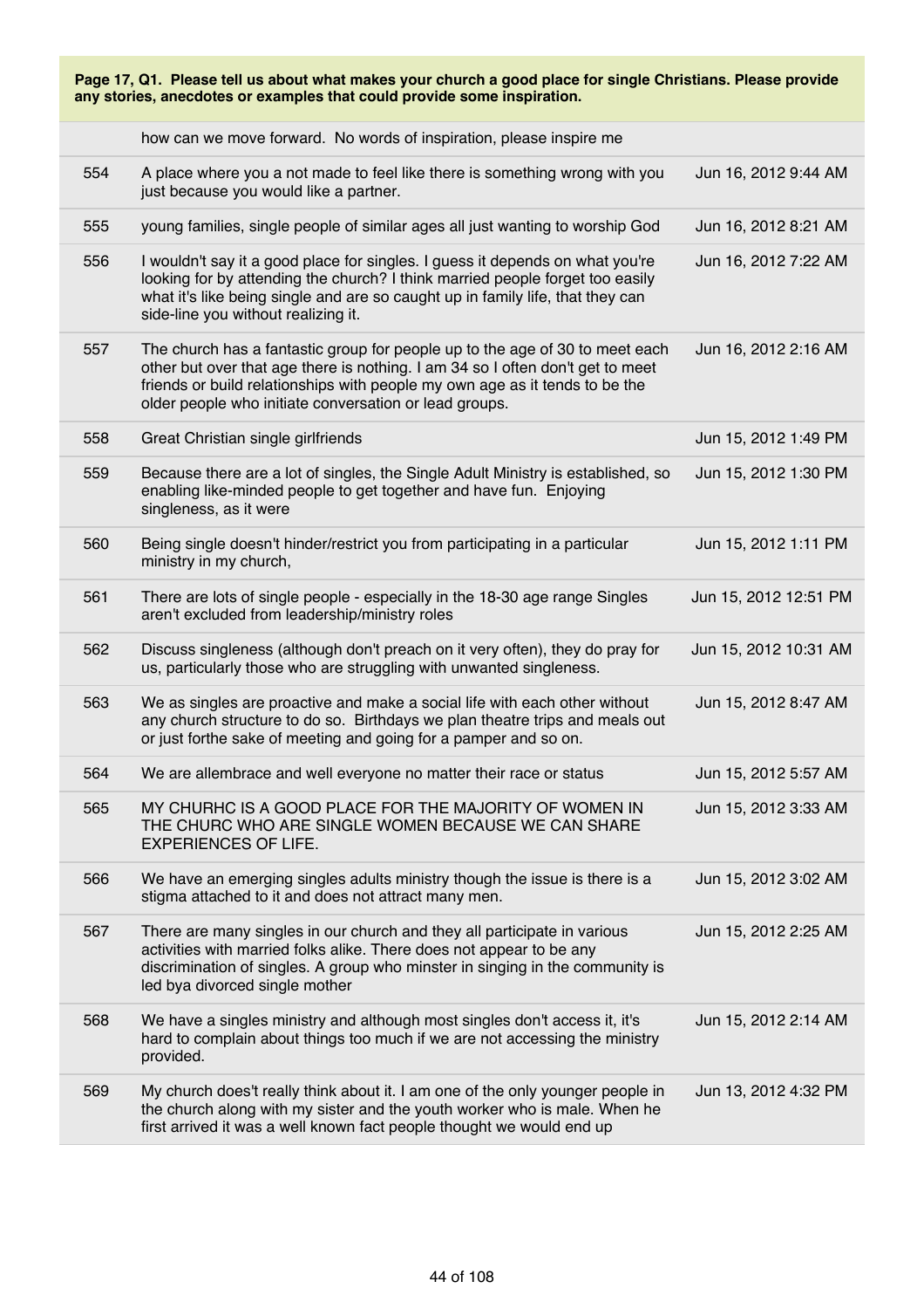**Page 17, Q1. Please tell us about what makes your church a good place for single Christians. Please provide any stories, anecdotes or examples that could provide some inspiration.**

| | | |
|---|---|---|
| | how can we move forward. No words of inspiration, please inspire me | |
| 554 | A place where you a not made to feel like there is something wrong with you just because you would like a partner. | Jun 16, 2012 9:44 AM |
| 555 | young families, single people of similar ages all just wanting to worship God | Jun 16, 2012 8:21 AM |
| 556 | I wouldn't say it a good place for singles. I guess it depends on what you're looking for by attending the church? I think married people forget too easily what it's like being single and are so caught up in family life, that they can side-line you without realizing it. | Jun 16, 2012 7:22 AM |
| 557 | The church has a fantastic group for people up to the age of 30 to meet each other but over that age there is nothing. I am 34 so I often don't get to meet friends or build relationships with people my own age as it tends to be the older people who initiate conversation or lead groups. | Jun 16, 2012 2:16 AM |
| 558 | Great Christian single girlfriends | Jun 15, 2012 1:49 PM |
| 559 | Because there are a lot of singles, the Single Adult Ministry is established, so enabling like-minded people to get together and have fun. Enjoying singleness, as it were | Jun 15, 2012 1:30 PM |
| 560 | Being single doesn't hinder/restrict you from participating in a particular ministry in my church, | Jun 15, 2012 1:11 PM |
| 561 | There are lots of single people - especially in the 18-30 age range Singles aren't excluded from leadership/ministry roles | Jun 15, 2012 12:51 PM |
| 562 | Discuss singleness (although don't preach on it very often), they do pray for us, particularly those who are struggling with unwanted singleness. | Jun 15, 2012 10:31 AM |
| 563 | We as singles are proactive and make a social life with each other without any church structure to do so. Birthdays we plan theatre trips and meals out or just forthe sake of meeting and going for a pamper and so on. | Jun 15, 2012 8:47 AM |
| 564 | We are allembrace and well everyone no matter their race or status | Jun 15, 2012 5:57 AM |
| 565 | MY CHURHC IS A GOOD PLACE FOR THE MAJORITY OF WOMEN IN THE CHURC WHO ARE SINGLE WOMEN BECAUSE WE CAN SHARE EXPERIENCES OF LIFE. | Jun 15, 2012 3:33 AM |
| 566 | We have an emerging singles adults ministry though the issue is there is a stigma attached to it and does not attract many men. | Jun 15, 2012 3:02 AM |
| 567 | There are many singles in our church and they all participate in various activities with married folks alike. There does not appear to be any discrimination of singles. A group who minster in singing in the community is led bya divorced single mother | Jun 15, 2012 2:25 AM |
| 568 | We have a singles ministry and although most singles don't access it, it's hard to complain about things too much if we are not accessing the ministry provided. | Jun 15, 2012 2:14 AM |
| 569 | My church does't really think about it. I am one of the only younger people in the church along with my sister and the youth worker who is male. When he first arrived it was a well known fact people thought we would end up | Jun 13, 2012 4:32 PM |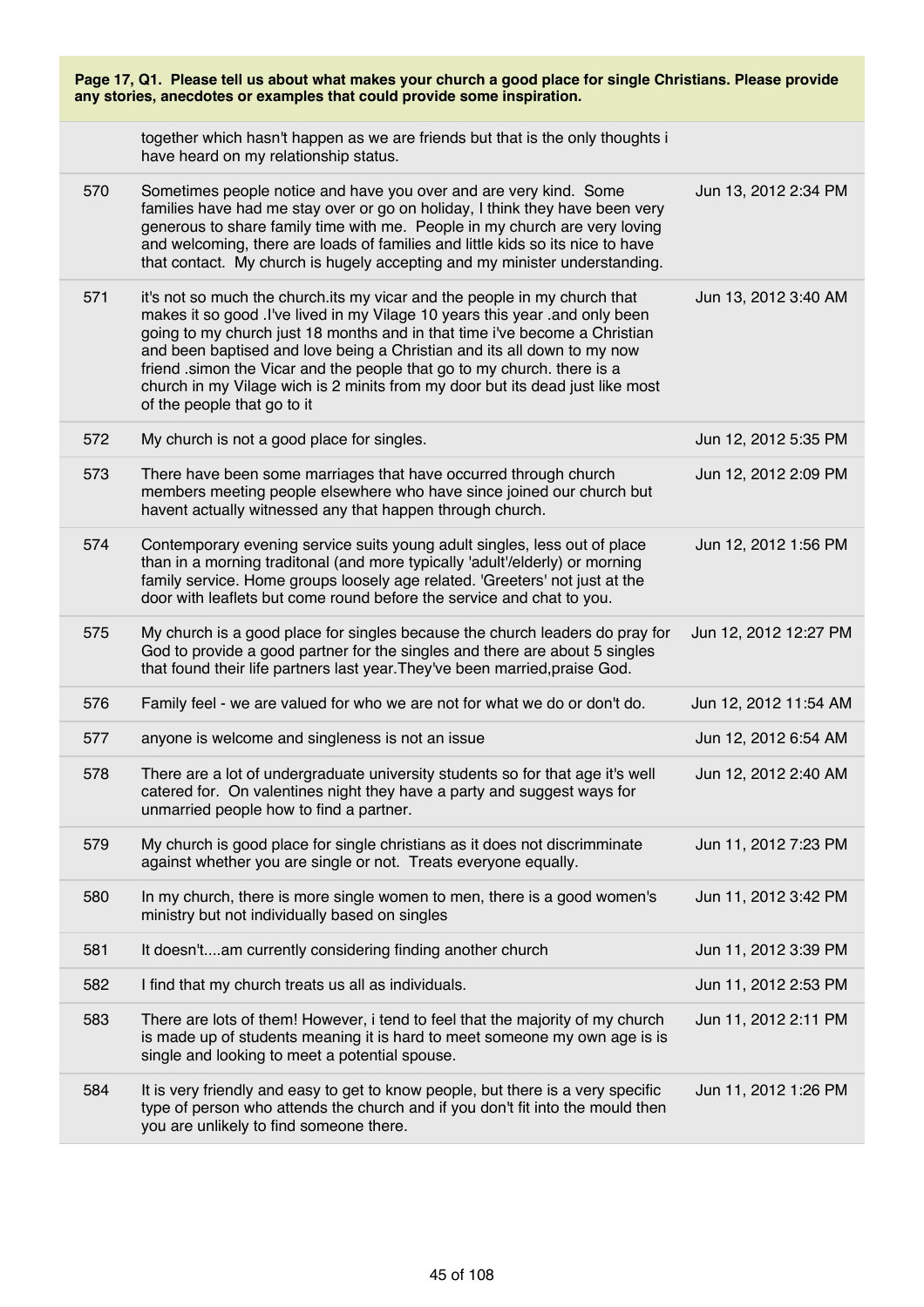**Page 17, Q1. Please tell us about what makes your church a good place for single Christians. Please provide any stories, anecdotes or examples that could provide some inspiration.**

| | | |
|---|---|---|
| | together which hasn't happen as we are friends but that is the only thoughts i have heard on my relationship status. | |
| 570 | Sometimes people notice and have you over and are very kind. Some families have had me stay over or go on holiday, I think they have been very generous to share family time with me. People in my church are very loving and welcoming, there are loads of families and little kids so its nice to have that contact. My church is hugely accepting and my minister understanding. | Jun 13, 2012 2:34 PM |
| 571 | it's not so much the church.its my vicar and the people in my church that makes it so good .I've lived in my Vilage 10 years this year .and only been going to my church just 18 months and in that time i've become a Christian and been baptised and love being a Christian and its all down to my now friend .simon the Vicar and the people that go to my church. there is a church in my Vilage wich is 2 minits from my door but its dead just like most of the people that go to it | Jun 13, 2012 3:40 AM |
| 572 | My church is not a good place for singles. | Jun 12, 2012 5:35 PM |
| 573 | There have been some marriages that have occurred through church members meeting people elsewhere who have since joined our church but havent actually witnessed any that happen through church. | Jun 12, 2012 2:09 PM |
| 574 | Contemporary evening service suits young adult singles, less out of place than in a morning traditonal (and more typically 'adult'/elderly) or morning family service. Home groups loosely age related. 'Greeters' not just at the door with leaflets but come round before the service and chat to you. | Jun 12, 2012 1:56 PM |
| 575 | My church is a good place for singles because the church leaders do pray for God to provide a good partner for the singles and there are about 5 singles that found their life partners last year.They've been married,praise God. | Jun 12, 2012 12:27 PM |
| 576 | Family feel - we are valued for who we are not for what we do or don't do. | Jun 12, 2012 11:54 AM |
| 577 | anyone is welcome and singleness is not an issue | Jun 12, 2012 6:54 AM |
| 578 | There are a lot of undergraduate university students so for that age it's well catered for. On valentines night they have a party and suggest ways for unmarried people how to find a partner. | Jun 12, 2012 2:40 AM |
| 579 | My church is good place for single christians as it does not discrimminate against whether you are single or not. Treats everyone equally. | Jun 11, 2012 7:23 PM |
| 580 | In my church, there is more single women to men, there is a good women's ministry but not individually based on singles | Jun 11, 2012 3:42 PM |
| 581 | It doesn't....am currently considering finding another church | Jun 11, 2012 3:39 PM |
| 582 | I find that my church treats us all as individuals. | Jun 11, 2012 2:53 PM |
| 583 | There are lots of them! However, i tend to feel that the majority of my church is made up of students meaning it is hard to meet someone my own age is is single and looking to meet a potential spouse. | Jun 11, 2012 2:11 PM |
| 584 | It is very friendly and easy to get to know people, but there is a very specific type of person who attends the church and if you don't fit into the mould then you are unlikely to find someone there. | Jun 11, 2012 1:26 PM |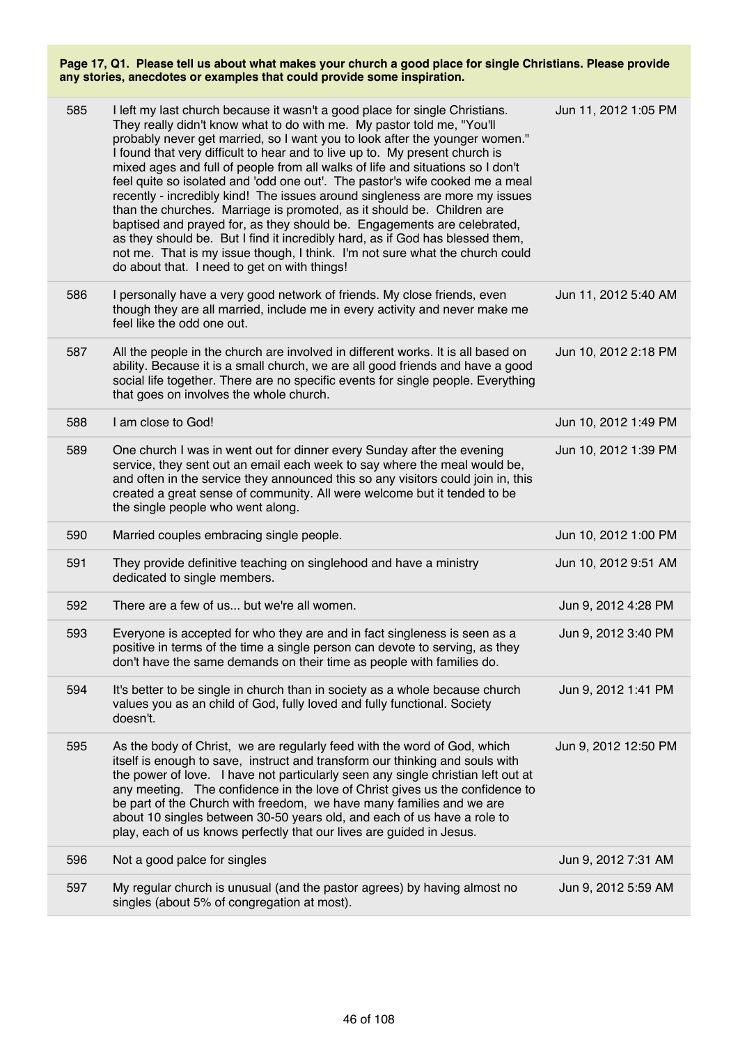**Page 17, Q1. Please tell us about what makes your church a good place for single Christians. Please provide any stories, anecdotes or examples that could provide some inspiration.**

| | | |
|---|---|---|
| 585 | I left my last church because it wasn't a good place for single Christians. They really didn't know what to do with me. My pastor told me, "You'll probably never get married, so I want you to look after the younger women." I found that very difficult to hear and to live up to. My present church is mixed ages and full of people from all walks of life and situations so I don't feel quite so isolated and 'odd one out'. The pastor's wife cooked me a meal recently - incredibly kind! The issues around singleness are more my issues than the churches. Marriage is promoted, as it should be. Children are baptised and prayed for, as they should be. Engagements are celebrated, as they should be. But I find it incredibly hard, as if God has blessed them, not me. That is my issue though, I think. I'm not sure what the church could do about that. I need to get on with things! | Jun 11, 2012 1:05 PM |
| 586 | I personally have a very good network of friends. My close friends, even though they are all married, include me in every activity and never make me feel like the odd one out. | Jun 11, 2012 5:40 AM |
| 587 | All the people in the church are involved in different works. It is all based on ability. Because it is a small church, we are all good friends and have a good social life together. There are no specific events for single people. Everything that goes on involves the whole church. | Jun 10, 2012 2:18 PM |
| 588 | I am close to God! | Jun 10, 2012 1:49 PM |
| 589 | One church I was in went out for dinner every Sunday after the evening service, they sent out an email each week to say where the meal would be, and often in the service they announced this so any visitors could join in, this created a great sense of community. All were welcome but it tended to be the single people who went along. | Jun 10, 2012 1:39 PM |
| 590 | Married couples embracing single people. | Jun 10, 2012 1:00 PM |
| 591 | They provide definitive teaching on singlehood and have a ministry dedicated to single members. | Jun 10, 2012 9:51 AM |
| 592 | There are a few of us... but we're all women. | Jun 9, 2012 4:28 PM |
| 593 | Everyone is accepted for who they are and in fact singleness is seen as a positive in terms of the time a single person can devote to serving, as they don't have the same demands on their time as people with families do. | Jun 9, 2012 3:40 PM |
| 594 | It's better to be single in church than in society as a whole because church values you as an child of God, fully loved and fully functional. Society doesn't. | Jun 9, 2012 1:41 PM |
| 595 | As the body of Christ, we are regularly feed with the word of God, which itself is enough to save, instruct and transform our thinking and souls with the power of love. I have not particularly seen any single christian left out at any meeting. The confidence in the love of Christ gives us the confidence to be part of the Church with freedom, we have many families and we are about 10 singles between 30-50 years old, and each of us have a role to play, each of us knows perfectly that our lives are guided in Jesus. | Jun 9, 2012 12:50 PM |
| 596 | Not a good palce for singles | Jun 9, 2012 7:31 AM |
| 597 | My regular church is unusual (and the pastor agrees) by having almost no singles (about 5% of congregation at most). | Jun 9, 2012 5:59 AM |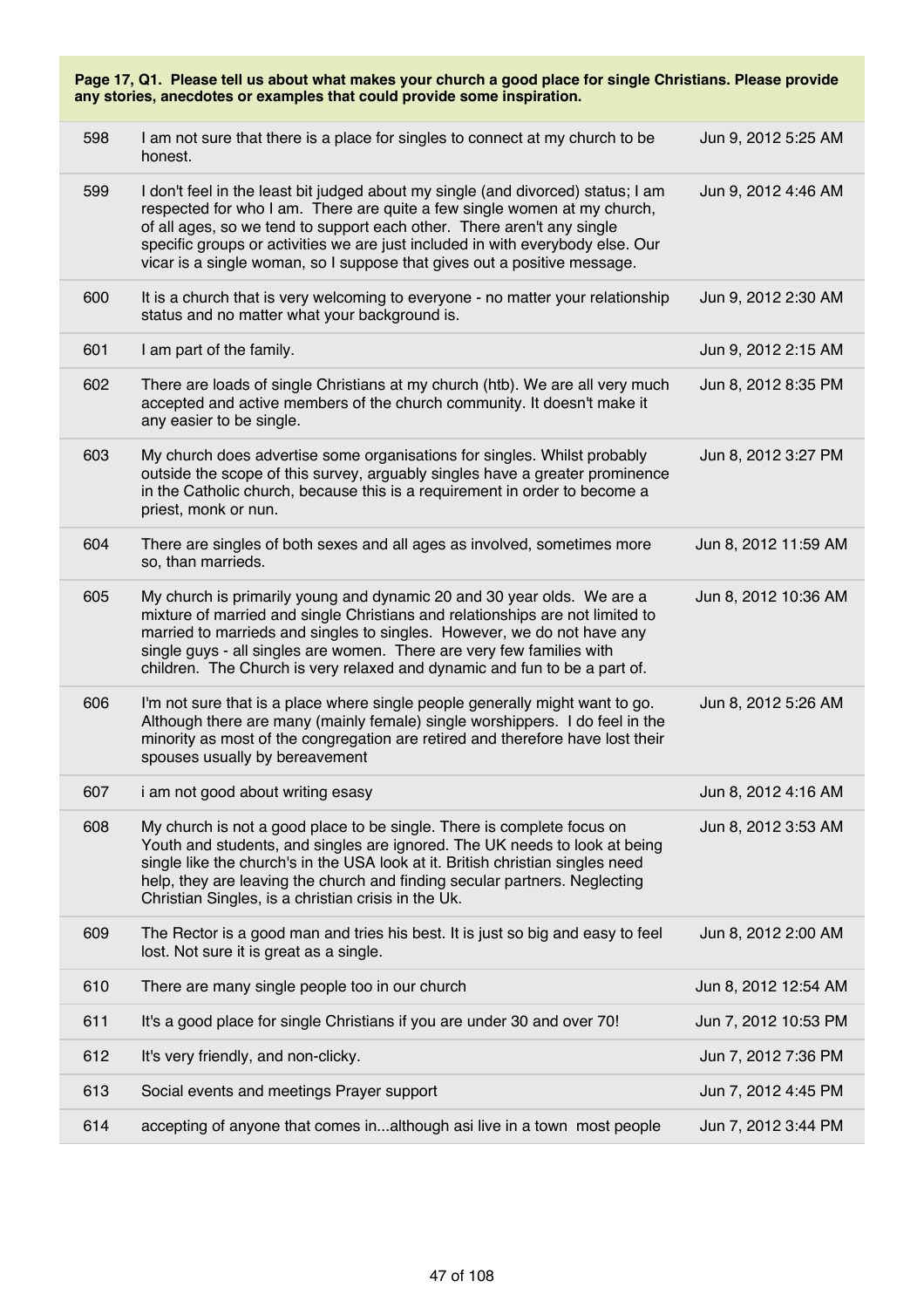**Page 17, Q1. Please tell us about what makes your church a good place for single Christians. Please provide any stories, anecdotes or examples that could provide some inspiration.**

| | | |
|---|---|---|
| 598 | I am not sure that there is a place for singles to connect at my church to be honest. | Jun 9, 2012 5:25 AM |
| 599 | I don't feel in the least bit judged about my single (and divorced) status; I am respected for who I am. There are quite a few single women at my church, of all ages, so we tend to support each other. There aren't any single specific groups or activities we are just included in with everybody else. Our vicar is a single woman, so I suppose that gives out a positive message. | Jun 9, 2012 4:46 AM |
| 600 | It is a church that is very welcoming to everyone - no matter your relationship status and no matter what your background is. | Jun 9, 2012 2:30 AM |
| 601 | I am part of the family. | Jun 9, 2012 2:15 AM |
| 602 | There are loads of single Christians at my church (htb). We are all very much accepted and active members of the church community. It doesn't make it any easier to be single. | Jun 8, 2012 8:35 PM |
| 603 | My church does advertise some organisations for singles. Whilst probably outside the scope of this survey, arguably singles have a greater prominence in the Catholic church, because this is a requirement in order to become a priest, monk or nun. | Jun 8, 2012 3:27 PM |
| 604 | There are singles of both sexes and all ages as involved, sometimes more so, than marrieds. | Jun 8, 2012 11:59 AM |
| 605 | My church is primarily young and dynamic 20 and 30 year olds. We are a mixture of married and single Christians and relationships are not limited to married to marrieds and singles to singles. However, we do not have any single guys - all singles are women. There are very few families with children. The Church is very relaxed and dynamic and fun to be a part of. | Jun 8, 2012 10:36 AM |
| 606 | I'm not sure that is a place where single people generally might want to go. Although there are many (mainly female) single worshippers. I do feel in the minority as most of the congregation are retired and therefore have lost their spouses usually by bereavement | Jun 8, 2012 5:26 AM |
| 607 | i am not good about writing esasy | Jun 8, 2012 4:16 AM |
| 608 | My church is not a good place to be single. There is complete focus on Youth and students, and singles are ignored. The UK needs to look at being single like the church's in the USA look at it. British christian singles need help, they are leaving the church and finding secular partners. Neglecting Christian Singles, is a christian crisis in the Uk. | Jun 8, 2012 3:53 AM |
| 609 | The Rector is a good man and tries his best. It is just so big and easy to feel lost. Not sure it is great as a single. | Jun 8, 2012 2:00 AM |
| 610 | There are many single people too in our church | Jun 8, 2012 12:54 AM |
| 611 | It's a good place for single Christians if you are under 30 and over 70! | Jun 7, 2012 10:53 PM |
| 612 | It's very friendly, and non-clicky. | Jun 7, 2012 7:36 PM |
| 613 | Social events and meetings Prayer support | Jun 7, 2012 4:45 PM |
| 614 | accepting of anyone that comes in...although asi live in a town most people | Jun 7, 2012 3:44 PM |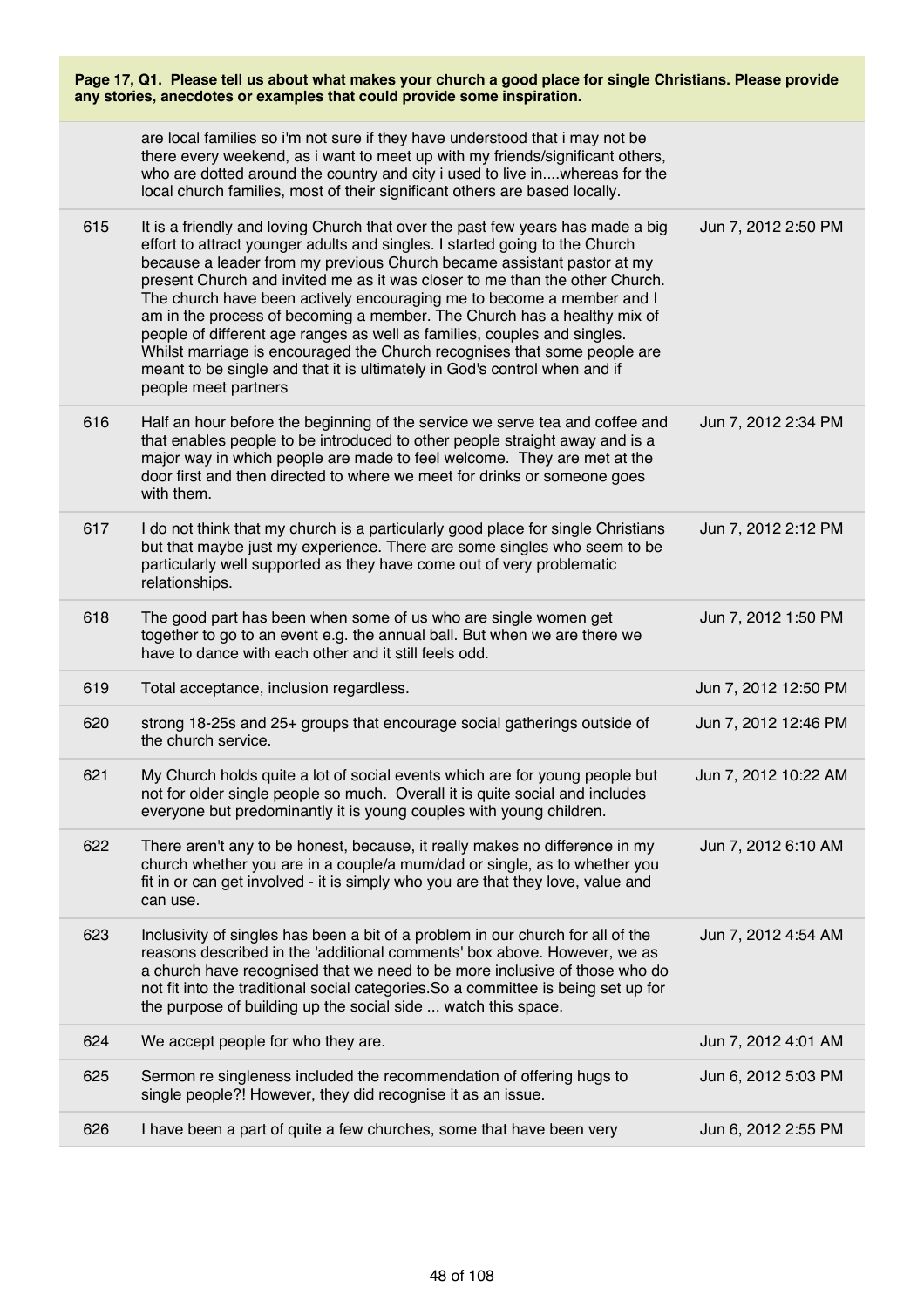**Page 17, Q1. Please tell us about what makes your church a good place for single Christians. Please provide any stories, anecdotes or examples that could provide some inspiration.**

| | | |
|---|---|---|
| | are local families so i'm not sure if they have understood that i may not be there every weekend, as i want to meet up with my friends/significant others, who are dotted around the country and city i used to live in....whereas for the local church families, most of their significant others are based locally. | |
| 615 | It is a friendly and loving Church that over the past few years has made a big effort to attract younger adults and singles. I started going to the Church because a leader from my previous Church became assistant pastor at my present Church and invited me as it was closer to me than the other Church. The church have been actively encouraging me to become a member and I am in the process of becoming a member. The Church has a healthy mix of people of different age ranges as well as families, couples and singles. Whilst marriage is encouraged the Church recognises that some people are meant to be single and that it is ultimately in God's control when and if people meet partners | Jun 7, 2012 2:50 PM |
| 616 | Half an hour before the beginning of the service we serve tea and coffee and that enables people to be introduced to other people straight away and is a major way in which people are made to feel welcome. They are met at the door first and then directed to where we meet for drinks or someone goes with them. | Jun 7, 2012 2:34 PM |
| 617 | I do not think that my church is a particularly good place for single Christians but that maybe just my experience. There are some singles who seem to be particularly well supported as they have come out of very problematic relationships. | Jun 7, 2012 2:12 PM |
| 618 | The good part has been when some of us who are single women get together to go to an event e.g. the annual ball. But when we are there we have to dance with each other and it still feels odd. | Jun 7, 2012 1:50 PM |
| 619 | Total acceptance, inclusion regardless. | Jun 7, 2012 12:50 PM |
| 620 | strong 18-25s and 25+ groups that encourage social gatherings outside of the church service. | Jun 7, 2012 12:46 PM |
| 621 | My Church holds quite a lot of social events which are for young people but not for older single people so much. Overall it is quite social and includes everyone but predominantly it is young couples with young children. | Jun 7, 2012 10:22 AM |
| 622 | There aren't any to be honest, because, it really makes no difference in my church whether you are in a couple/a mum/dad or single, as to whether you fit in or can get involved - it is simply who you are that they love, value and can use. | Jun 7, 2012 6:10 AM |
| 623 | Inclusivity of singles has been a bit of a problem in our church for all of the reasons described in the 'additional comments' box above. However, we as a church have recognised that we need to be more inclusive of those who do not fit into the traditional social categories.So a committee is being set up for the purpose of building up the social side ... watch this space. | Jun 7, 2012 4:54 AM |
| 624 | We accept people for who they are. | Jun 7, 2012 4:01 AM |
| 625 | Sermon re singleness included the recommendation of offering hugs to single people?! However, they did recognise it as an issue. | Jun 6, 2012 5:03 PM |
| 626 | I have been a part of quite a few churches, some that have been very | Jun 6, 2012 2:55 PM |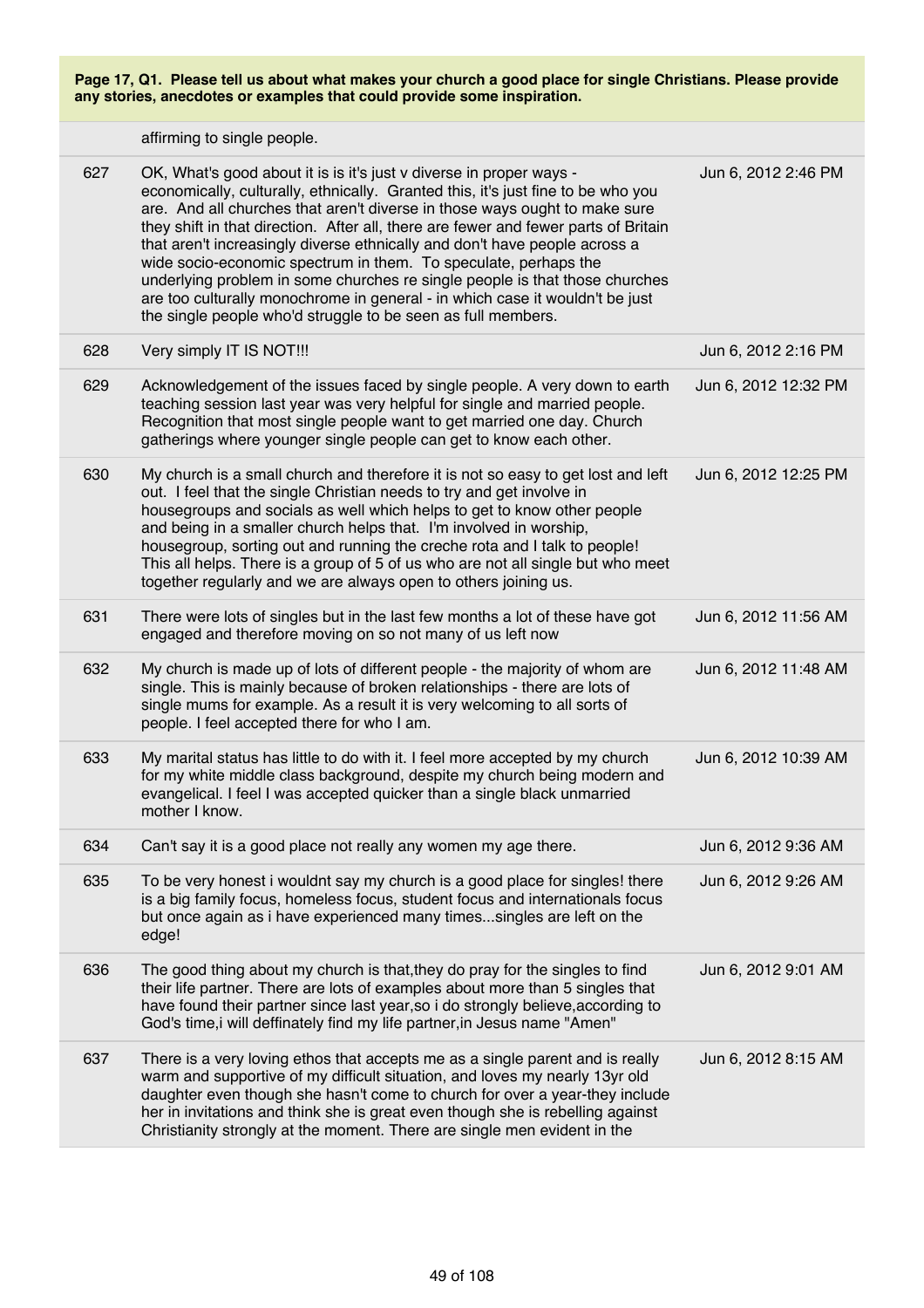**Page 17, Q1. Please tell us about what makes your church a good place for single Christians. Please provide any stories, anecdotes or examples that could provide some inspiration.**

| | | |
|---|---|---|
| | affirming to single people. | |
| 627 | OK, What's good about it is is it's just v diverse in proper ways - economically, culturally, ethnically. Granted this, it's just fine to be who you are. And all churches that aren't diverse in those ways ought to make sure they shift in that direction. After all, there are fewer and fewer parts of Britain that aren't increasingly diverse ethnically and don't have people across a wide socio-economic spectrum in them. To speculate, perhaps the underlying problem in some churches re single people is that those churches are too culturally monochrome in general - in which case it wouldn't be just the single people who'd struggle to be seen as full members. | Jun 6, 2012 2:46 PM |
| 628 | Very simply IT IS NOT!!! | Jun 6, 2012 2:16 PM |
| 629 | Acknowledgement of the issues faced by single people. A very down to earth teaching session last year was very helpful for single and married people. Recognition that most single people want to get married one day. Church gatherings where younger single people can get to know each other. | Jun 6, 2012 12:32 PM |
| 630 | My church is a small church and therefore it is not so easy to get lost and left out. I feel that the single Christian needs to try and get involve in housegroups and socials as well which helps to get to know other people and being in a smaller church helps that. I'm involved in worship, housegroup, sorting out and running the creche rota and I talk to people! This all helps. There is a group of 5 of us who are not all single but who meet together regularly and we are always open to others joining us. | Jun 6, 2012 12:25 PM |
| 631 | There were lots of singles but in the last few months a lot of these have got engaged and therefore moving on so not many of us left now | Jun 6, 2012 11:56 AM |
| 632 | My church is made up of lots of different people - the majority of whom are single. This is mainly because of broken relationships - there are lots of single mums for example. As a result it is very welcoming to all sorts of people. I feel accepted there for who I am. | Jun 6, 2012 11:48 AM |
| 633 | My marital status has little to do with it. I feel more accepted by my church for my white middle class background, despite my church being modern and evangelical. I feel I was accepted quicker than a single black unmarried mother I know. | Jun 6, 2012 10:39 AM |
| 634 | Can't say it is a good place not really any women my age there. | Jun 6, 2012 9:36 AM |
| 635 | To be very honest i wouldnt say my church is a good place for singles! there is a big family focus, homeless focus, student focus and internationals focus but once again as i have experienced many times...singles are left on the edge! | Jun 6, 2012 9:26 AM |
| 636 | The good thing about my church is that,they do pray for the singles to find their life partner. There are lots of examples about more than 5 singles that have found their partner since last year,so i do strongly believe,according to God's time,i will deffinately find my life partner,in Jesus name "Amen" | Jun 6, 2012 9:01 AM |
| 637 | There is a very loving ethos that accepts me as a single parent and is really warm and supportive of my difficult situation, and loves my nearly 13yr old daughter even though she hasn't come to church for over a year-they include her in invitations and think she is great even though she is rebelling against Christianity strongly at the moment. There are single men evident in the | Jun 6, 2012 8:15 AM |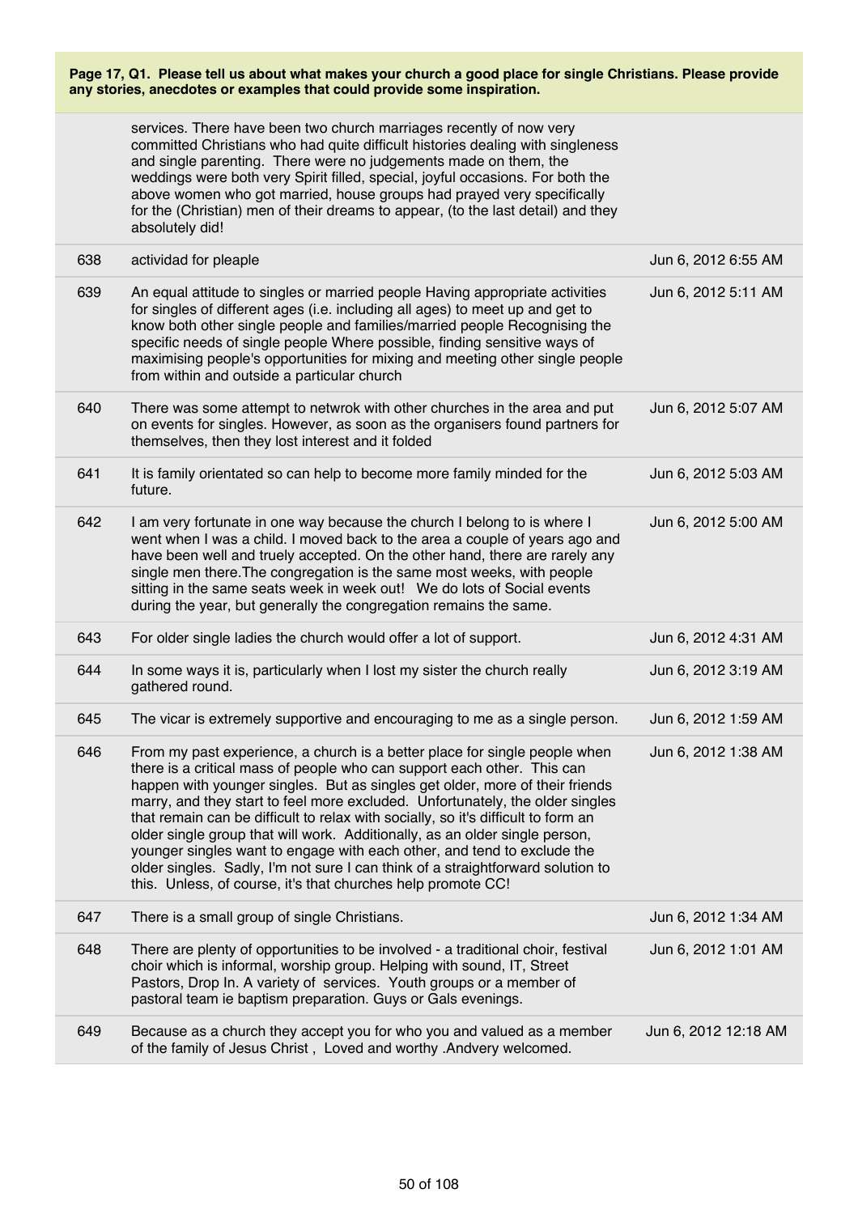**Page 17, Q1. Please tell us about what makes your church a good place for single Christians. Please provide any stories, anecdotes or examples that could provide some inspiration.**

| | | |
|---|---|---|
| | services. There have been two church marriages recently of now very committed Christians who had quite difficult histories dealing with singleness and single parenting. There were no judgements made on them, the weddings were both very Spirit filled, special, joyful occasions. For both the above women who got married, house groups had prayed very specifically for the (Christian) men of their dreams to appear, (to the last detail) and they absolutely did! | |
| 638 | actividad for pleaple | Jun 6, 2012 6:55 AM |
| 639 | An equal attitude to singles or married people Having appropriate activities for singles of different ages (i.e. including all ages) to meet up and get to know both other single people and families/married people Recognising the specific needs of single people Where possible, finding sensitive ways of maximising people's opportunities for mixing and meeting other single people from within and outside a particular church | Jun 6, 2012 5:11 AM |
| 640 | There was some attempt to netwrok with other churches in the area and put on events for singles. However, as soon as the organisers found partners for themselves, then they lost interest and it folded | Jun 6, 2012 5:07 AM |
| 641 | It is family orientated so can help to become more family minded for the future. | Jun 6, 2012 5:03 AM |
| 642 | I am very fortunate in one way because the church I belong to is where I went when I was a child. I moved back to the area a couple of years ago and have been well and truely accepted. On the other hand, there are rarely any single men there.The congregation is the same most weeks, with people sitting in the same seats week in week out! We do lots of Social events during the year, but generally the congregation remains the same. | Jun 6, 2012 5:00 AM |
| 643 | For older single ladies the church would offer a lot of support. | Jun 6, 2012 4:31 AM |
| 644 | In some ways it is, particularly when I lost my sister the church really gathered round. | Jun 6, 2012 3:19 AM |
| 645 | The vicar is extremely supportive and encouraging to me as a single person. | Jun 6, 2012 1:59 AM |
| 646 | From my past experience, a church is a better place for single people when there is a critical mass of people who can support each other. This can happen with younger singles. But as singles get older, more of their friends marry, and they start to feel more excluded. Unfortunately, the older singles that remain can be difficult to relax with socially, so it's difficult to form an older single group that will work. Additionally, as an older single person, younger singles want to engage with each other, and tend to exclude the older singles. Sadly, I'm not sure I can think of a straightforward solution to this. Unless, of course, it's that churches help promote CC! | Jun 6, 2012 1:38 AM |
| 647 | There is a small group of single Christians. | Jun 6, 2012 1:34 AM |
| 648 | There are plenty of opportunities to be involved - a traditional choir, festival choir which is informal, worship group. Helping with sound, IT, Street Pastors, Drop In. A variety of services. Youth groups or a member of pastoral team ie baptism preparation. Guys or Gals evenings. | Jun 6, 2012 1:01 AM |
| 649 | Because as a church they accept you for who you and valued as a member of the family of Jesus Christ , Loved and worthy .Andvery welcomed. | Jun 6, 2012 12:18 AM |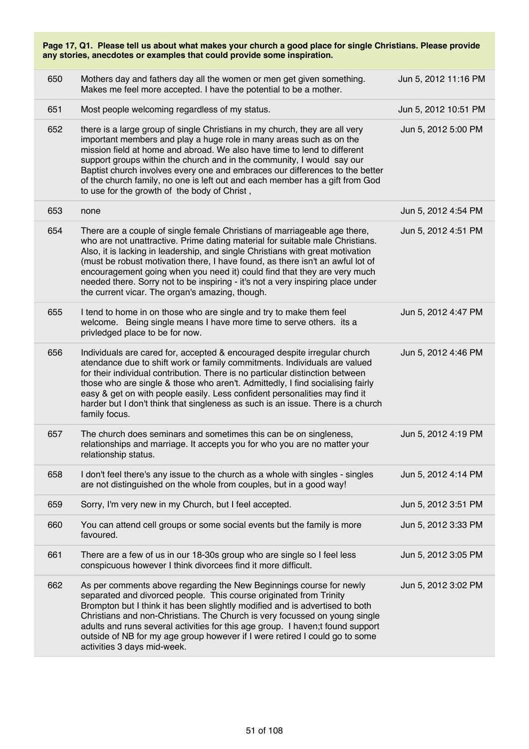**Page 17, Q1. Please tell us about what makes your church a good place for single Christians. Please provide any stories, anecdotes or examples that could provide some inspiration.**

| | | |
|---|---|---|
| 650 | Mothers day and fathers day all the women or men get given something. Makes me feel more accepted. I have the potential to be a mother. | Jun 5, 2012 11:16 PM |
| 651 | Most people welcoming regardless of my status. | Jun 5, 2012 10:51 PM |
| 652 | there is a large group of single Christians in my church, they are all very important members and play a huge role in many areas such as on the mission field at home and abroad. We also have time to lend to different support groups within the church and in the community, I would say our Baptist church involves every one and embraces our differences to the better of the church family, no one is left out and each member has a gift from God to use for the growth of the body of Christ , | Jun 5, 2012 5:00 PM |
| 653 | none | Jun 5, 2012 4:54 PM |
| 654 | There are a couple of single female Christians of marriageable age there, who are not unattractive. Prime dating material for suitable male Christians. Also, it is lacking in leadership, and single Christians with great motivation (must be robust motivation there, I have found, as there isn't an awful lot of encouragement going when you need it) could find that they are very much needed there. Sorry not to be inspiring - it's not a very inspiring place under the current vicar. The organ's amazing, though. | Jun 5, 2012 4:51 PM |
| 655 | I tend to home in on those who are single and try to make them feel welcome. Being single means I have more time to serve others. its a privledged place to be for now. | Jun 5, 2012 4:47 PM |
| 656 | Individuals are cared for, accepted & encouraged despite irregular church atendance due to shift work or family commitments. Individuals are valued for their individual contribution. There is no particular distinction between those who are single & those who aren't. Admittedly, I find socialising fairly easy & get on with people easily. Less confident personalities may find it harder but I don't think that singleness as such is an issue. There is a church family focus. | Jun 5, 2012 4:46 PM |
| 657 | The church does seminars and sometimes this can be on singleness, relationships and marriage. It accepts you for who you are no matter your relationship status. | Jun 5, 2012 4:19 PM |
| 658 | I don't feel there's any issue to the church as a whole with singles - singles are not distinguished on the whole from couples, but in a good way! | Jun 5, 2012 4:14 PM |
| 659 | Sorry, I'm very new in my Church, but I feel accepted. | Jun 5, 2012 3:51 PM |
| 660 | You can attend cell groups or some social events but the family is more favoured. | Jun 5, 2012 3:33 PM |
| 661 | There are a few of us in our 18-30s group who are single so I feel less conspicuous however I think divorcees find it more difficult. | Jun 5, 2012 3:05 PM |
| 662 | As per comments above regarding the New Beginnings course for newly separated and divorced people. This course originated from Trinity Brompton but I think it has been slightly modified and is advertised to both Christians and non-Christians. The Church is very focussed on young single adults and runs several activities for this age group. I haven;t found support outside of NB for my age group however if I were retired I could go to some activities 3 days mid-week. | Jun 5, 2012 3:02 PM |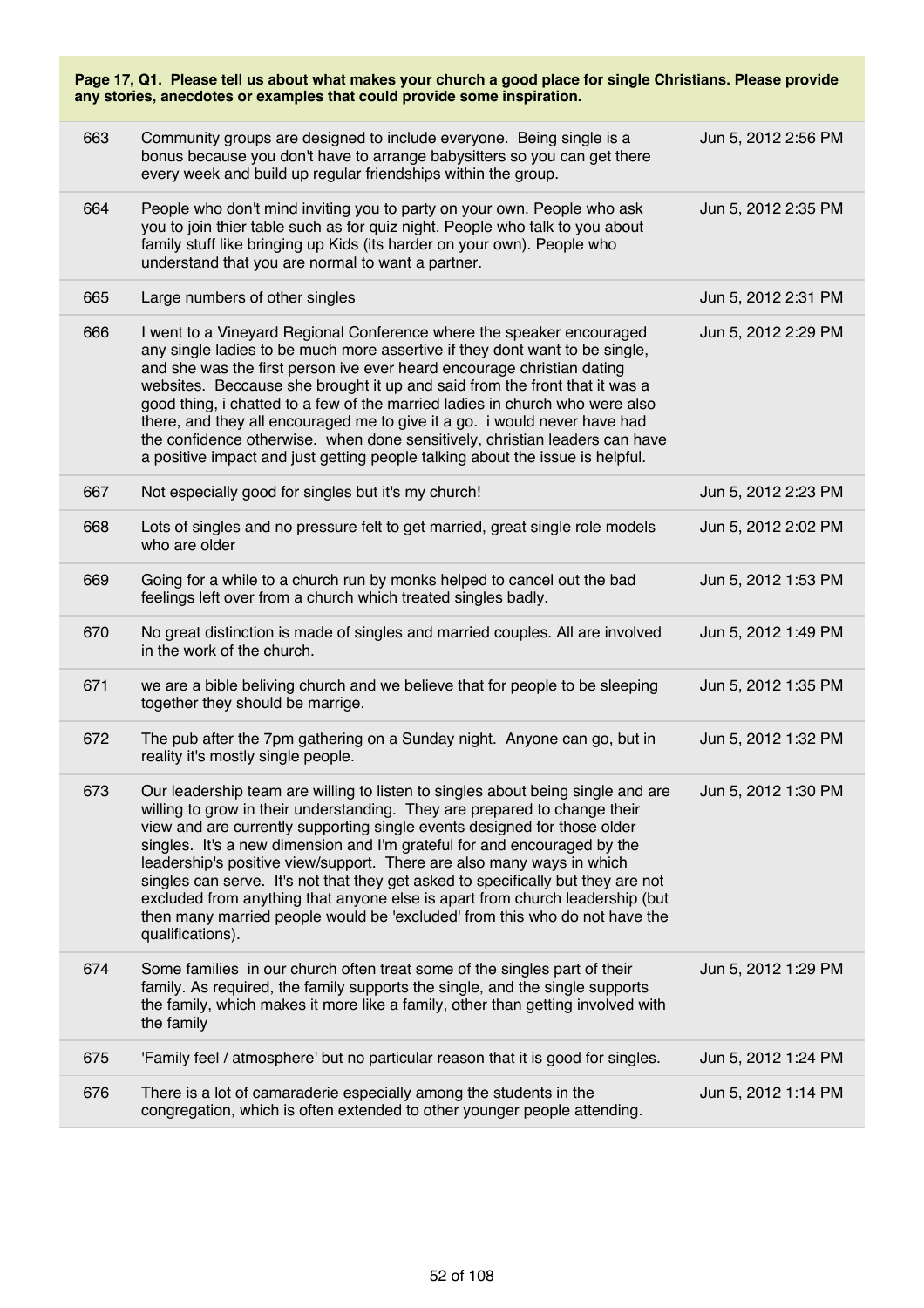**Page 17, Q1. Please tell us about what makes your church a good place for single Christians. Please provide any stories, anecdotes or examples that could provide some inspiration.**

| | | |
|---|---|---|
| 663 | Community groups are designed to include everyone. Being single is a bonus because you don't have to arrange babysitters so you can get there every week and build up regular friendships within the group. | Jun 5, 2012 2:56 PM |
| 664 | People who don't mind inviting you to party on your own. People who ask you to join thier table such as for quiz night. People who talk to you about family stuff like bringing up Kids (its harder on your own). People who understand that you are normal to want a partner. | Jun 5, 2012 2:35 PM |
| 665 | Large numbers of other singles | Jun 5, 2012 2:31 PM |
| 666 | I went to a Vineyard Regional Conference where the speaker encouraged any single ladies to be much more assertive if they dont want to be single, and she was the first person ive ever heard encourage christian dating websites. Beccause she brought it up and said from the front that it was a good thing, i chatted to a few of the married ladies in church who were also there, and they all encouraged me to give it a go. i would never have had the confidence otherwise. when done sensitively, christian leaders can have a positive impact and just getting people talking about the issue is helpful. | Jun 5, 2012 2:29 PM |
| 667 | Not especially good for singles but it's my church! | Jun 5, 2012 2:23 PM |
| 668 | Lots of singles and no pressure felt to get married, great single role models who are older | Jun 5, 2012 2:02 PM |
| 669 | Going for a while to a church run by monks helped to cancel out the bad feelings left over from a church which treated singles badly. | Jun 5, 2012 1:53 PM |
| 670 | No great distinction is made of singles and married couples. All are involved in the work of the church. | Jun 5, 2012 1:49 PM |
| 671 | we are a bible beliving church and we believe that for people to be sleeping together they should be marrige. | Jun 5, 2012 1:35 PM |
| 672 | The pub after the 7pm gathering on a Sunday night. Anyone can go, but in reality it's mostly single people. | Jun 5, 2012 1:32 PM |
| 673 | Our leadership team are willing to listen to singles about being single and are willing to grow in their understanding. They are prepared to change their view and are currently supporting single events designed for those older singles. It's a new dimension and I'm grateful for and encouraged by the leadership's positive view/support. There are also many ways in which singles can serve. It's not that they get asked to specifically but they are not excluded from anything that anyone else is apart from church leadership (but then many married people would be 'excluded' from this who do not have the qualifications). | Jun 5, 2012 1:30 PM |
| 674 | Some families in our church often treat some of the singles part of their family. As required, the family supports the single, and the single supports the family, which makes it more like a family, other than getting involved with the family | Jun 5, 2012 1:29 PM |
| 675 | 'Family feel / atmosphere' but no particular reason that it is good for singles. | Jun 5, 2012 1:24 PM |
| 676 | There is a lot of camaraderie especially among the students in the congregation, which is often extended to other younger people attending. | Jun 5, 2012 1:14 PM |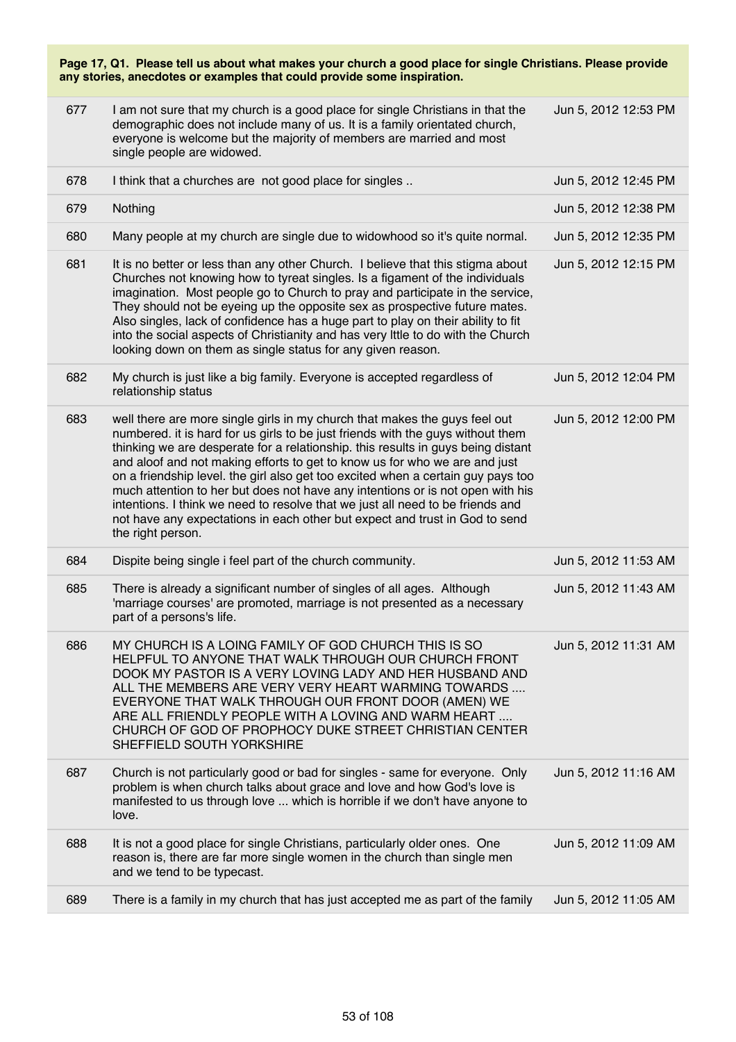**Page 17, Q1. Please tell us about what makes your church a good place for single Christians. Please provide any stories, anecdotes or examples that could provide some inspiration.**

| | | |
|---|---|---|
| 677 | I am not sure that my church is a good place for single Christians in that the demographic does not include many of us. It is a family orientated church, everyone is welcome but the majority of members are married and most single people are widowed. | Jun 5, 2012 12:53 PM |
| 678 | I think that a churches are not good place for singles .. | Jun 5, 2012 12:45 PM |
| 679 | Nothing | Jun 5, 2012 12:38 PM |
| 680 | Many people at my church are single due to widowhood so it's quite normal. | Jun 5, 2012 12:35 PM |
| 681 | It is no better or less than any other Church. I believe that this stigma about Churches not knowing how to tyreat singles. Is a figament of the individuals imagination. Most people go to Church to pray and participate in the service, They should not be eyeing up the opposite sex as prospective future mates. Also singles, lack of confidence has a huge part to play on their ability to fit into the social aspects of Christianity and has very lttle to do with the Church looking down on them as single status for any given reason. | Jun 5, 2012 12:15 PM |
| 682 | My church is just like a big family. Everyone is accepted regardless of relationship status | Jun 5, 2012 12:04 PM |
| 683 | well there are more single girls in my church that makes the guys feel out numbered. it is hard for us girls to be just friends with the guys without them thinking we are desperate for a relationship. this results in guys being distant and aloof and not making efforts to get to know us for who we are and just on a friendship level. the girl also get too excited when a certain guy pays too much attention to her but does not have any intentions or is not open with his intentions. I think we need to resolve that we just all need to be friends and not have any expectations in each other but expect and trust in God to send the right person. | Jun 5, 2012 12:00 PM |
| 684 | Dispite being single i feel part of the church community. | Jun 5, 2012 11:53 AM |
| 685 | There is already a significant number of singles of all ages. Although 'marriage courses' are promoted, marriage is not presented as a necessary part of a persons's life. | Jun 5, 2012 11:43 AM |
| 686 | MY CHURCH IS A LOING FAMILY OF GOD CHURCH THIS IS SO HELPFUL TO ANYONE THAT WALK THROUGH OUR CHURCH FRONT DOOK MY PASTOR IS A VERY LOVING LADY AND HER HUSBAND AND ALL THE MEMBERS ARE VERY VERY HEART WARMING TOWARDS .... EVERYONE THAT WALK THROUGH OUR FRONT DOOR (AMEN) WE ARE ALL FRIENDLY PEOPLE WITH A LOVING AND WARM HEART .... CHURCH OF GOD OF PROPHOCY DUKE STREET CHRISTIAN CENTER SHEFFIELD SOUTH YORKSHIRE | Jun 5, 2012 11:31 AM |
| 687 | Church is not particularly good or bad for singles - same for everyone. Only problem is when church talks about grace and love and how God's love is manifested to us through love ... which is horrible if we don't have anyone to love. | Jun 5, 2012 11:16 AM |
| 688 | It is not a good place for single Christians, particularly older ones. One reason is, there are far more single women in the church than single men and we tend to be typecast. | Jun 5, 2012 11:09 AM |
| 689 | There is a family in my church that has just accepted me as part of the family | Jun 5, 2012 11:05 AM |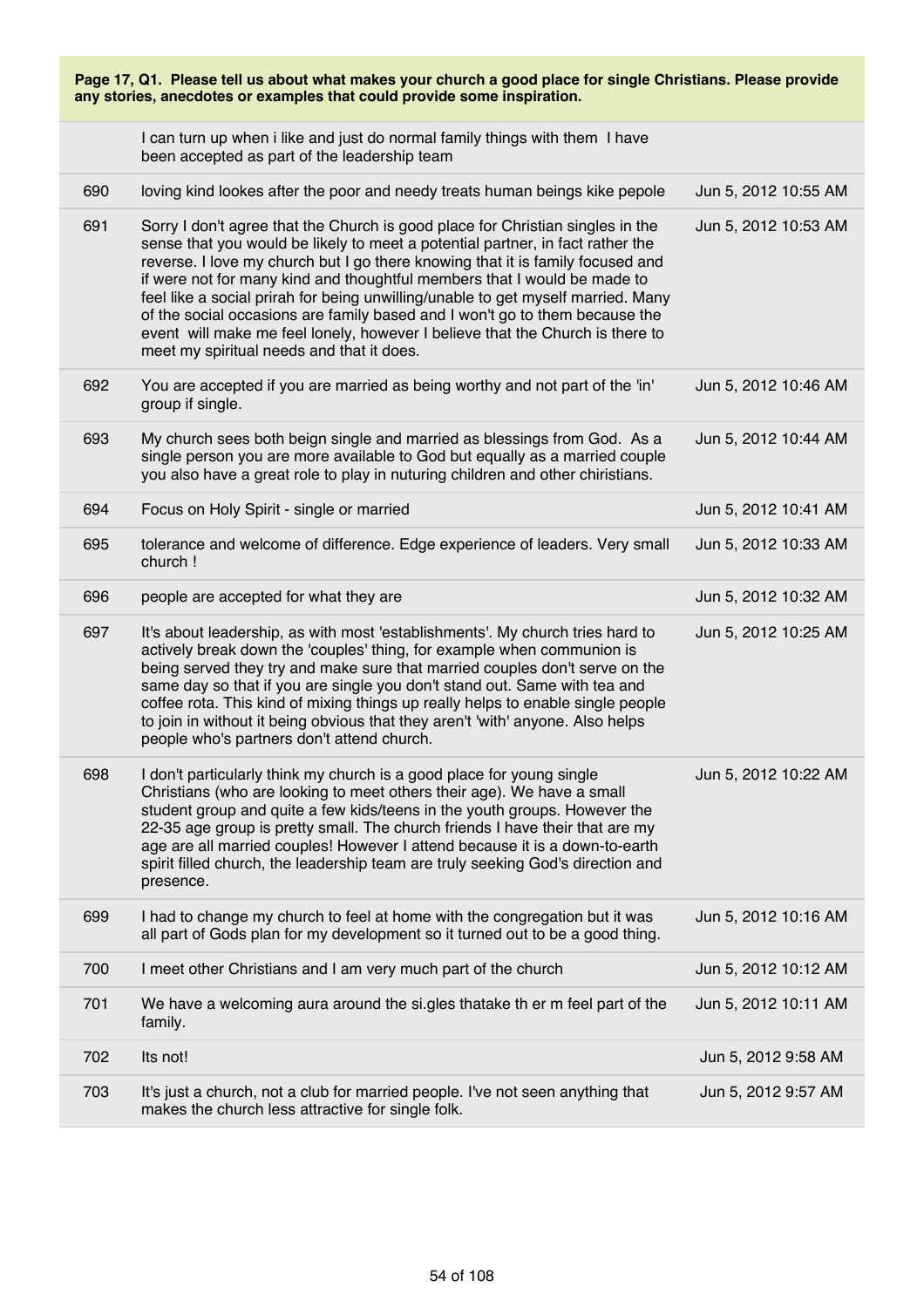**Page 17, Q1. Please tell us about what makes your church a good place for single Christians. Please provide any stories, anecdotes or examples that could provide some inspiration.**

| | | |
|---|---|---|
| | I can turn up when i like and just do normal family things with them I have been accepted as part of the leadership team | |
| 690 | loving kind lookes after the poor and needy treats human beings kike pepole | Jun 5, 2012 10:55 AM |
| 691 | Sorry I don't agree that the Church is good place for Christian singles in the sense that you would be likely to meet a potential partner, in fact rather the reverse. I love my church but I go there knowing that it is family focused and if were not for many kind and thoughtful members that I would be made to feel like a social prirah for being unwilling/unable to get myself married. Many of the social occasions are family based and I won't go to them because the event will make me feel lonely, however I believe that the Church is there to meet my spiritual needs and that it does. | Jun 5, 2012 10:53 AM |
| 692 | You are accepted if you are married as being worthy and not part of the 'in' group if single. | Jun 5, 2012 10:46 AM |
| 693 | My church sees both beign single and married as blessings from God. As a single person you are more available to God but equally as a married couple you also have a great role to play in nuturing children and other chiristians. | Jun 5, 2012 10:44 AM |
| 694 | Focus on Holy Spirit - single or married | Jun 5, 2012 10:41 AM |
| 695 | tolerance and welcome of difference. Edge experience of leaders. Very small church ! | Jun 5, 2012 10:33 AM |
| 696 | people are accepted for what they are | Jun 5, 2012 10:32 AM |
| 697 | It's about leadership, as with most 'establishments'. My church tries hard to actively break down the 'couples' thing, for example when communion is being served they try and make sure that married couples don't serve on the same day so that if you are single you don't stand out. Same with tea and coffea rota. This kind of mixing things up really helps to enable single people to join in without it being obvious that they aren't 'with' anyone. Also helps people who's partners don't attend church. | Jun 5, 2012 10:25 AM |
| 698 | I don't particularly think my church is a good place for young single Christians (who are looking to meet others their age). We have a small student group and quite a few kids/teens in the youth groups. However the 22-35 age group is pretty small. The church friends I have their that are my age are all married couples! However I attend because it is a down-to-earth spirit filled church, the leadership team are truly seeking God's direction and presence. | Jun 5, 2012 10:22 AM |
| 699 | I had to change my church to feel at home with the congregation but it was all part of Gods plan for my development so it turned out to be a good thing. | Jun 5, 2012 10:16 AM |
| 700 | I meet other Christians and I am very much part of the church | Jun 5, 2012 10:12 AM |
| 701 | We have a welcoming aura around the si.gles thatake th er m feel part of the family. | Jun 5, 2012 10:11 AM |
| 702 | Its not! | Jun 5, 2012 9:58 AM |
| 703 | It's just a church, not a club for married people. I've not seen anything that makes the church less attractive for single folk. | Jun 5, 2012 9:57 AM |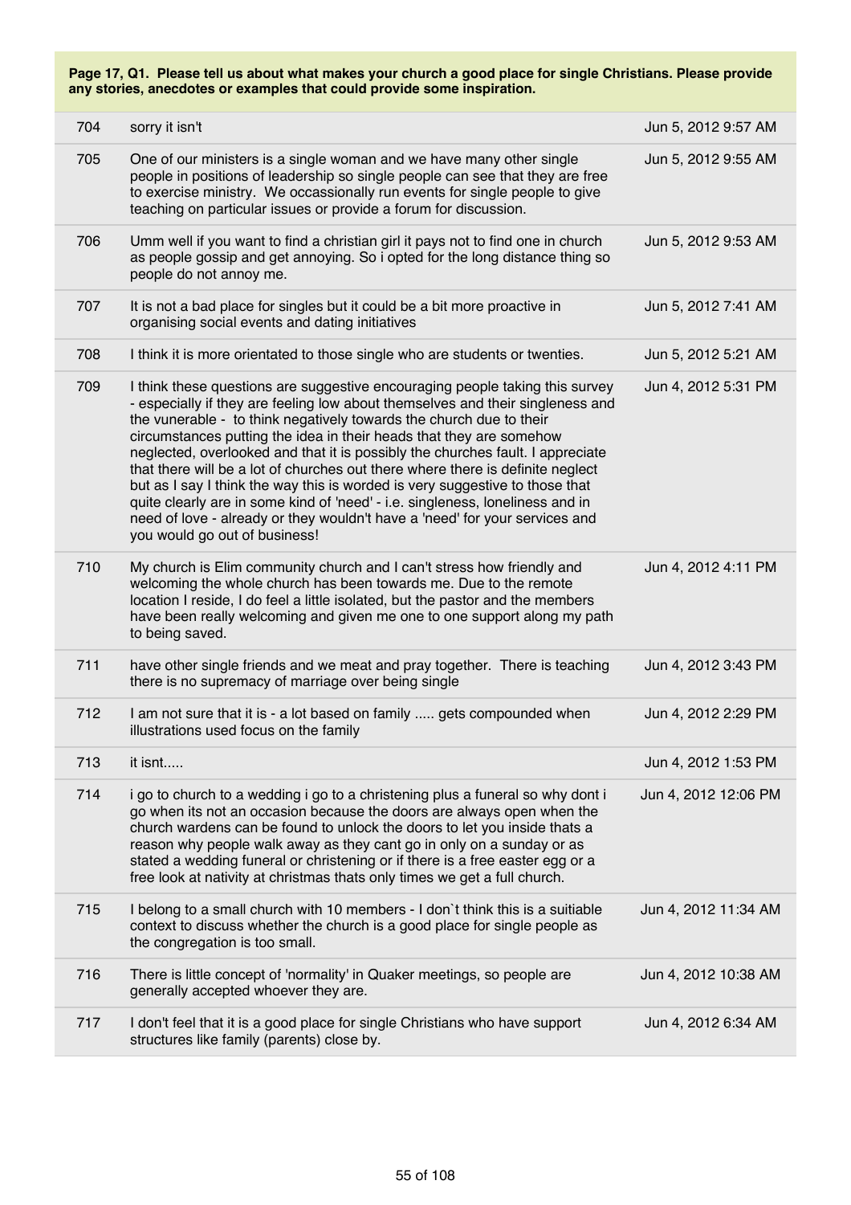**Page 17, Q1. Please tell us about what makes your church a good place for single Christians. Please provide any stories, anecdotes or examples that could provide some inspiration.**

| | | |
|---|---|---|
| 704 | sorry it isn't | Jun 5, 2012 9:57 AM |
| 705 | One of our ministers is a single woman and we have many other single people in positions of leadership so single people can see that they are free to exercise ministry. We occassionally run events for single people to give teaching on particular issues or provide a forum for discussion. | Jun 5, 2012 9:55 AM |
| 706 | Umm well if you want to find a christian girl it pays not to find one in church as people gossip and get annoying. So i opted for the long distance thing so people do not annoy me. | Jun 5, 2012 9:53 AM |
| 707 | It is not a bad place for singles but it could be a bit more proactive in organising social events and dating initiatives | Jun 5, 2012 7:41 AM |
| 708 | I think it is more orientated to those single who are students or twenties. | Jun 5, 2012 5:21 AM |
| 709 | I think these questions are suggestive encouraging people taking this survey - especially if they are feeling low about themselves and their singleness and the vunerable - to think negatively towards the church due to their circumstances putting the idea in their heads that they are somehow neglected, overlooked and that it is possibly the churches fault. I appreciate that there will be a lot of churches out there where there is definite neglect but as I say I think the way this is worded is very suggestive to those that quite clearly are in some kind of 'need' - i.e. singleness, loneliness and in need of love - already or they wouldn't have a 'need' for your services and you would go out of business! | Jun 4, 2012 5:31 PM |
| 710 | My church is Elim community church and I can't stress how friendly and welcoming the whole church has been towards me. Due to the remote location I reside, I do feel a little isolated, but the pastor and the members have been really welcoming and given me one to one support along my path to being saved. | Jun 4, 2012 4:11 PM |
| 711 | have other single friends and we meat and pray together. There is teaching there is no supremacy of marriage over being single | Jun 4, 2012 3:43 PM |
| 712 | I am not sure that it is - a lot based on family ..... gets compounded when illustrations used focus on the family | Jun 4, 2012 2:29 PM |
| 713 | it isnt..... | Jun 4, 2012 1:53 PM |
| 714 | i go to church to a wedding i go to a christening plus a funeral so why dont i go when its not an occasion because the doors are always open when the church wardens can be found to unlock the doors to let you inside thats a reason why people walk away as they cant go in only on a sunday or as stated a wedding funeral or christening or if there is a free easter egg or a free look at nativity at christmas thats only times we get a full church. | Jun 4, 2012 12:06 PM |
| 715 | I belong to a small church with 10 members - I don`t think this is a suitiable context to discuss whether the church is a good place for single people as the congregation is too small. | Jun 4, 2012 11:34 AM |
| 716 | There is little concept of 'normality' in Quaker meetings, so people are generally accepted whoever they are. | Jun 4, 2012 10:38 AM |
| 717 | I don't feel that it is a good place for single Christians who have support structures like family (parents) close by. | Jun 4, 2012 6:34 AM |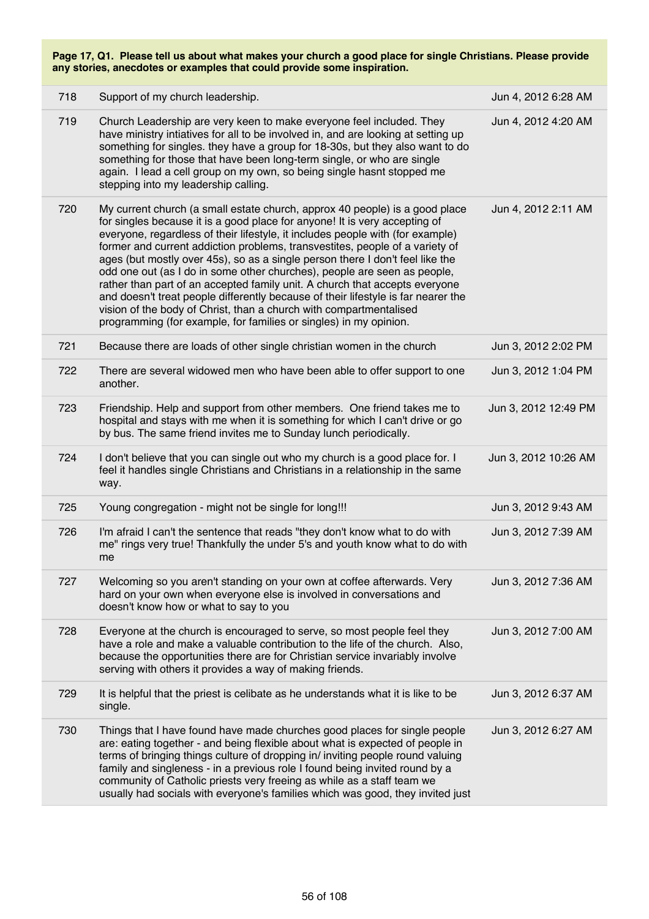**Page 17, Q1. Please tell us about what makes your church a good place for single Christians. Please provide any stories, anecdotes or examples that could provide some inspiration.**

| | | |
|---|---|---|
| 718 | Support of my church leadership. | Jun 4, 2012 6:28 AM |
| 719 | Church Leadership are very keen to make everyone feel included. They have ministry intiatives for all to be involved in, and are looking at setting up something for singles. they have a group for 18-30s, but they also want to do something for those that have been long-term single, or who are single again. I lead a cell group on my own, so being single hasnt stopped me stepping into my leadership calling. | Jun 4, 2012 4:20 AM |
| 720 | My current church (a small estate church, approx 40 people) is a good place for singles because it is a good place for anyone! It is very accepting of everyone, regardless of their lifestyle, it includes people with (for example) former and current addiction problems, transvestites, people of a variety of ages (but mostly over 45s), so as a single person there I don't feel like the odd one out (as I do in some other churches), people are seen as people, rather than part of an accepted family unit. A church that accepts everyone and doesn't treat people differently because of their lifestyle is far nearer the vision of the body of Christ, than a church with compartmentalised programming (for example, for families or singles) in my opinion. | Jun 4, 2012 2:11 AM |
| 721 | Because there are loads of other single christian women in the church | Jun 3, 2012 2:02 PM |
| 722 | There are several widowed men who have been able to offer support to one another. | Jun 3, 2012 1:04 PM |
| 723 | Friendship. Help and support from other members. One friend takes me to hospital and stays with me when it is something for which I can't drive or go by bus. The same friend invites me to Sunday lunch periodically. | Jun 3, 2012 12:49 PM |
| 724 | I don't believe that you can single out who my church is a good place for. I feel it handles single Christians and Christians in a relationship in the same way. | Jun 3, 2012 10:26 AM |
| 725 | Young congregation - might not be single for long!!! | Jun 3, 2012 9:43 AM |
| 726 | I'm afraid I can't the sentence that reads "they don't know what to do with me" rings very true! Thankfully the under 5's and youth know what to do with me | Jun 3, 2012 7:39 AM |
| 727 | Welcoming so you aren't standing on your own at coffee afterwards. Very hard on your own when everyone else is involved in conversations and doesn't know how or what to say to you | Jun 3, 2012 7:36 AM |
| 728 | Everyone at the church is encouraged to serve, so most people feel they have a role and make a valuable contribution to the life of the church. Also, because the opportunities there are for Christian service invariably involve serving with others it provides a way of making friends. | Jun 3, 2012 7:00 AM |
| 729 | It is helpful that the priest is celibate as he understands what it is like to be single. | Jun 3, 2012 6:37 AM |
| 730 | Things that I have found have made churches good places for single people are: eating together - and being flexible about what is expected of people in terms of bringing things culture of dropping in/ inviting people round valuing family and singleness - in a previous role I found being invited round by a community of Catholic priests very freeing as while as a staff team we usually had socials with everyone's families which was good, they invited just | Jun 3, 2012 6:27 AM |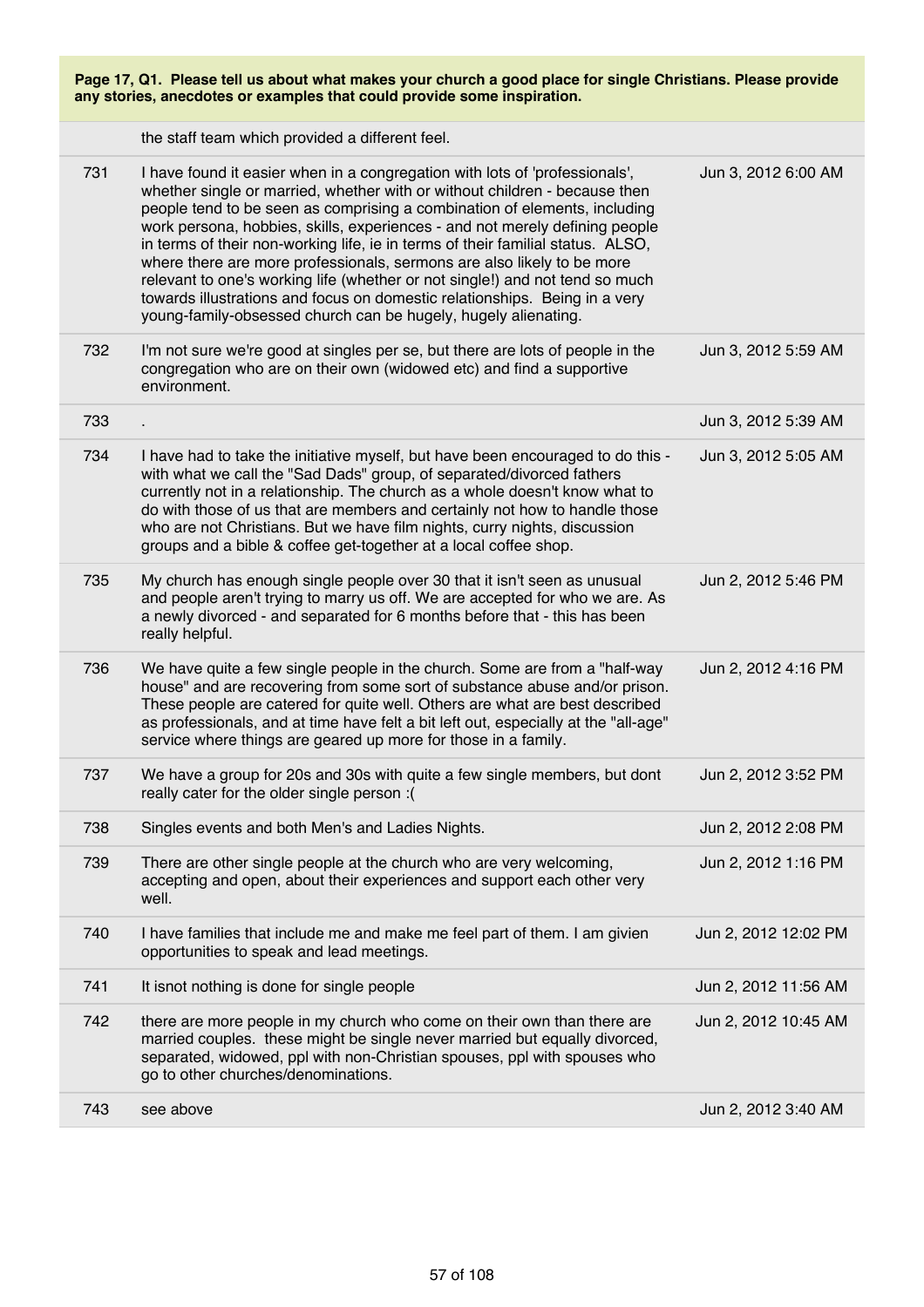**Page 17, Q1. Please tell us about what makes your church a good place for single Christians. Please provide any stories, anecdotes or examples that could provide some inspiration.**

| | | |
|---|---|---|
| | the staff team which provided a different feel. | |
| 731 | I have found it easier when in a congregation with lots of 'professionals', whether single or married, whether with or without children - because then people tend to be seen as comprising a combination of elements, including work persona, hobbies, skills, experiences - and not merely defining people in terms of their non-working life, ie in terms of their familial status. ALSO, where there are more professionals, sermons are also likely to be more relevant to one's working life (whether or not single!) and not tend so much towards illustrations and focus on domestic relationships. Being in a very young-family-obsessed church can be hugely, hugely alienating. | Jun 3, 2012 6:00 AM |
| 732 | I'm not sure we're good at singles per se, but there are lots of people in the congregation who are on their own (widowed etc) and find a supportive environment. | Jun 3, 2012 5:59 AM |
| 733 | . | Jun 3, 2012 5:39 AM |
| 734 | I have had to take the initiative myself, but have been encouraged to do this - with what we call the "Sad Dads" group, of separated/divorced fathers currently not in a relationship. The church as a whole doesn't know what to do with those of us that are members and certainly not how to handle those who are not Christians. But we have film nights, curry nights, discussion groups and a bible & coffee get-together at a local coffee shop. | Jun 3, 2012 5:05 AM |
| 735 | My church has enough single people over 30 that it isn't seen as unusual and people aren't trying to marry us off. We are accepted for who we are. As a newly divorced - and separated for 6 months before that - this has been really helpful. | Jun 2, 2012 5:46 PM |
| 736 | We have quite a few single people in the church. Some are from a "half-way house" and are recovering from some sort of substance abuse and/or prison. These people are catered for quite well. Others are what are best described as professionals, and at time have felt a bit left out, especially at the "all-age" service where things are geared up more for those in a family. | Jun 2, 2012 4:16 PM |
| 737 | We have a group for 20s and 30s with quite a few single members, but dont really cater for the older single person :( | Jun 2, 2012 3:52 PM |
| 738 | Singles events and both Men's and Ladies Nights. | Jun 2, 2012 2:08 PM |
| 739 | There are other single people at the church who are very welcoming, accepting and open, about their experiences and support each other very well. | Jun 2, 2012 1:16 PM |
| 740 | I have families that include me and make me feel part of them. I am givien opportunities to speak and lead meetings. | Jun 2, 2012 12:02 PM |
| 741 | It isnot nothing is done for single people | Jun 2, 2012 11:56 AM |
| 742 | there are more people in my church who come on their own than there are married couples. these might be single never married but equally divorced, separated, widowed, ppl with non-Christian spouses, ppl with spouses who go to other churches/denominations. | Jun 2, 2012 10:45 AM |
| 743 | see above | Jun 2, 2012 3:40 AM |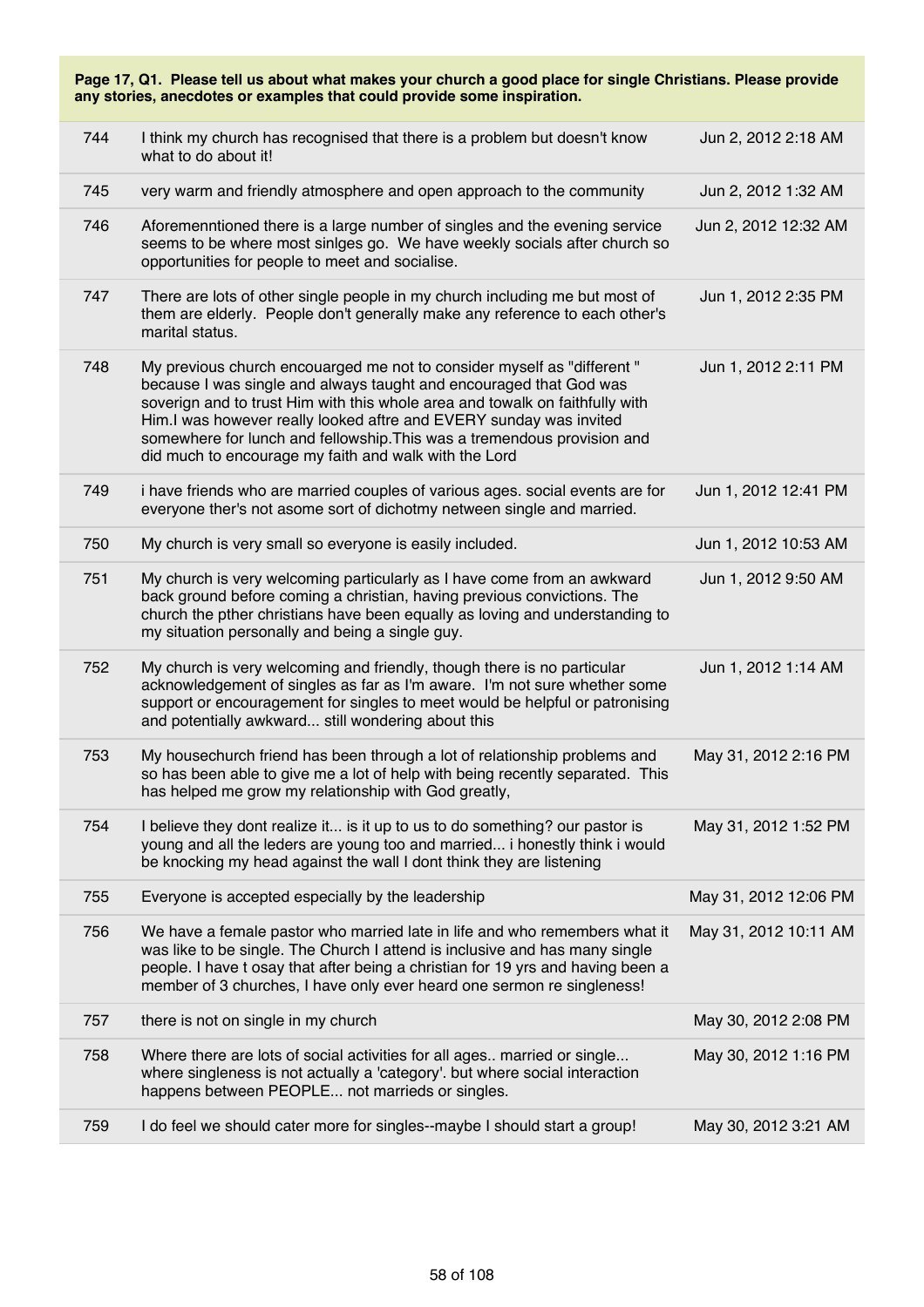**Page 17, Q1. Please tell us about what makes your church a good place for single Christians. Please provide any stories, anecdotes or examples that could provide some inspiration.**

| | | |
|---|---|---|
| 744 | I think my church has recognised that there is a problem but doesn't know what to do about it! | Jun 2, 2012 2:18 AM |
| 745 | very warm and friendly atmosphere and open approach to the community | Jun 2, 2012 1:32 AM |
| 746 | Aforemenntioned there is a large number of singles and the evening service seems to be where most sinlges go. We have weekly socials after church so opportunities for people to meet and socialise. | Jun 2, 2012 12:32 AM |
| 747 | There are lots of other single people in my church including me but most of them are elderly. People don't generally make any reference to each other's marital status. | Jun 1, 2012 2:35 PM |
| 748 | My previous church encouarged me not to consider myself as "different " because I was single and always taught and encouraged that God was soverign and to trust Him with this whole area and towalk on faithfully with Him.I was however really looked aftre and EVERY sunday was invited somewhere for lunch and fellowship.This was a tremendous provision and did much to encourage my faith and walk with the Lord | Jun 1, 2012 2:11 PM |
| 749 | i have friends who are married couples of various ages. social events are for everyone ther's not asome sort of dichotmy netween single and married. | Jun 1, 2012 12:41 PM |
| 750 | My church is very small so everyone is easily included. | Jun 1, 2012 10:53 AM |
| 751 | My church is very welcoming particularly as I have come from an awkward back ground before coming a christian, having previous convictions. The church the pther christians have been equally as loving and understanding to my situation personally and being a single guy. | Jun 1, 2012 9:50 AM |
| 752 | My church is very welcoming and friendly, though there is no particular acknowledgement of singles as far as I'm aware. I'm not sure whether some support or encouragement for singles to meet would be helpful or patronising and potentially awkward... still wondering about this | Jun 1, 2012 1:14 AM |
| 753 | My housechurch friend has been through a lot of relationship problems and so has been able to give me a lot of help with being recently separated. This has helped me grow my relationship with God greatly, | May 31, 2012 2:16 PM |
| 754 | I believe they dont realize it... is it up to us to do something? our pastor is young and all the leders are young too and married... i honestly think i would be knocking my head against the wall I dont think they are listening | May 31, 2012 1:52 PM |
| 755 | Everyone is accepted especially by the leadership | May 31, 2012 12:06 PM |
| 756 | We have a female pastor who married late in life and who remembers what it was like to be single. The Church I attend is inclusive and has many single people. I have t osay that after being a christian for 19 yrs and having been a member of 3 churches, I have only ever heard one sermon re singleness! | May 31, 2012 10:11 AM |
| 757 | there is not on single in my church | May 30, 2012 2:08 PM |
| 758 | Where there are lots of social activities for all ages.. married or single... where singleness is not actually a 'category'. but where social interaction happens between PEOPLE... not marrieds or singles. | May 30, 2012 1:16 PM |
| 759 | I do feel we should cater more for singles--maybe I should start a group! | May 30, 2012 3:21 AM |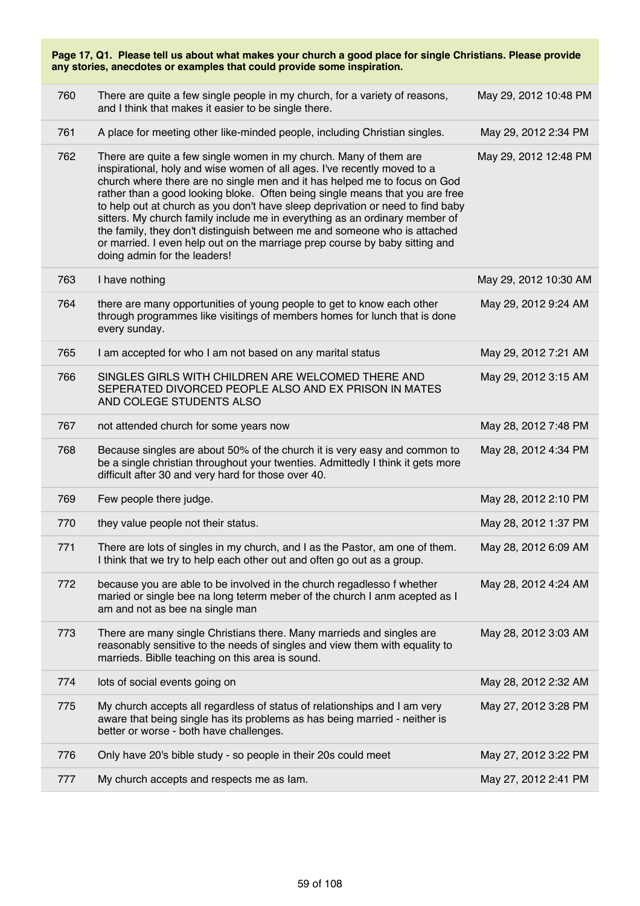**Page 17, Q1. Please tell us about what makes your church a good place for single Christians. Please provide any stories, anecdotes or examples that could provide some inspiration.**

| | | |
|---|---|---|
| 760 | There are quite a few single people in my church, for a variety of reasons, and I think that makes it easier to be single there. | May 29, 2012 10:48 PM |
| 761 | A place for meeting other like-minded people, including Christian singles. | May 29, 2012 2:34 PM |
| 762 | There are quite a few single women in my church. Many of them are inspirational, holy and wise women of all ages. I've recently moved to a church where there are no single men and it has helped me to focus on God rather than a good looking bloke. Often being single means that you are free to help out at church as you don't have sleep deprivation or need to find baby sitters. My church family include me in everything as an ordinary member of the family, they don't distinguish between me and someone who is attached or married. I even help out on the marriage prep course by baby sitting and doing admin for the leaders! | May 29, 2012 12:48 PM |
| 763 | I have nothing | May 29, 2012 10:30 AM |
| 764 | there are many opportunities of young people to get to know each other through programmes like visitings of members homes for lunch that is done every sunday. | May 29, 2012 9:24 AM |
| 765 | I am accepted for who I am not based on any marital status | May 29, 2012 7:21 AM |
| 766 | SINGLES GIRLS WITH CHILDREN ARE WELCOMED THERE AND SEPERATED DIVORCED PEOPLE ALSO AND EX PRISON IN MATES AND COLEGE STUDENTS ALSO | May 29, 2012 3:15 AM |
| 767 | not attended church for some years now | May 28, 2012 7:48 PM |
| 768 | Because singles are about 50% of the church it is very easy and common to be a single christian throughout your twenties. Admittedly I think it gets more difficult after 30 and very hard for those over 40. | May 28, 2012 4:34 PM |
| 769 | Few people there judge. | May 28, 2012 2:10 PM |
| 770 | they value people not their status. | May 28, 2012 1:37 PM |
| 771 | There are lots of singles in my church, and I as the Pastor, am one of them. I think that we try to help each other out and often go out as a group. | May 28, 2012 6:09 AM |
| 772 | because you are able to be involved in the church regadlesso f whether maried or single bee na long teterm meber of the church I anm acepted as I am and not as bee na single man | May 28, 2012 4:24 AM |
| 773 | There are many single Christians there. Many marrieds and singles are reasonably sensitive to the needs of singles and view them with equality to marrieds. Biblle teaching on this area is sound. | May 28, 2012 3:03 AM |
| 774 | lots of social events going on | May 28, 2012 2:32 AM |
| 775 | My church accepts all regardless of status of relationships and I am very aware that being single has its problems as has being married - neither is better or worse - both have challenges. | May 27, 2012 3:28 PM |
| 776 | Only have 20's bible study - so people in their 20s could meet | May 27, 2012 3:22 PM |
| 777 | My church accepts and respects me as Iam. | May 27, 2012 2:41 PM |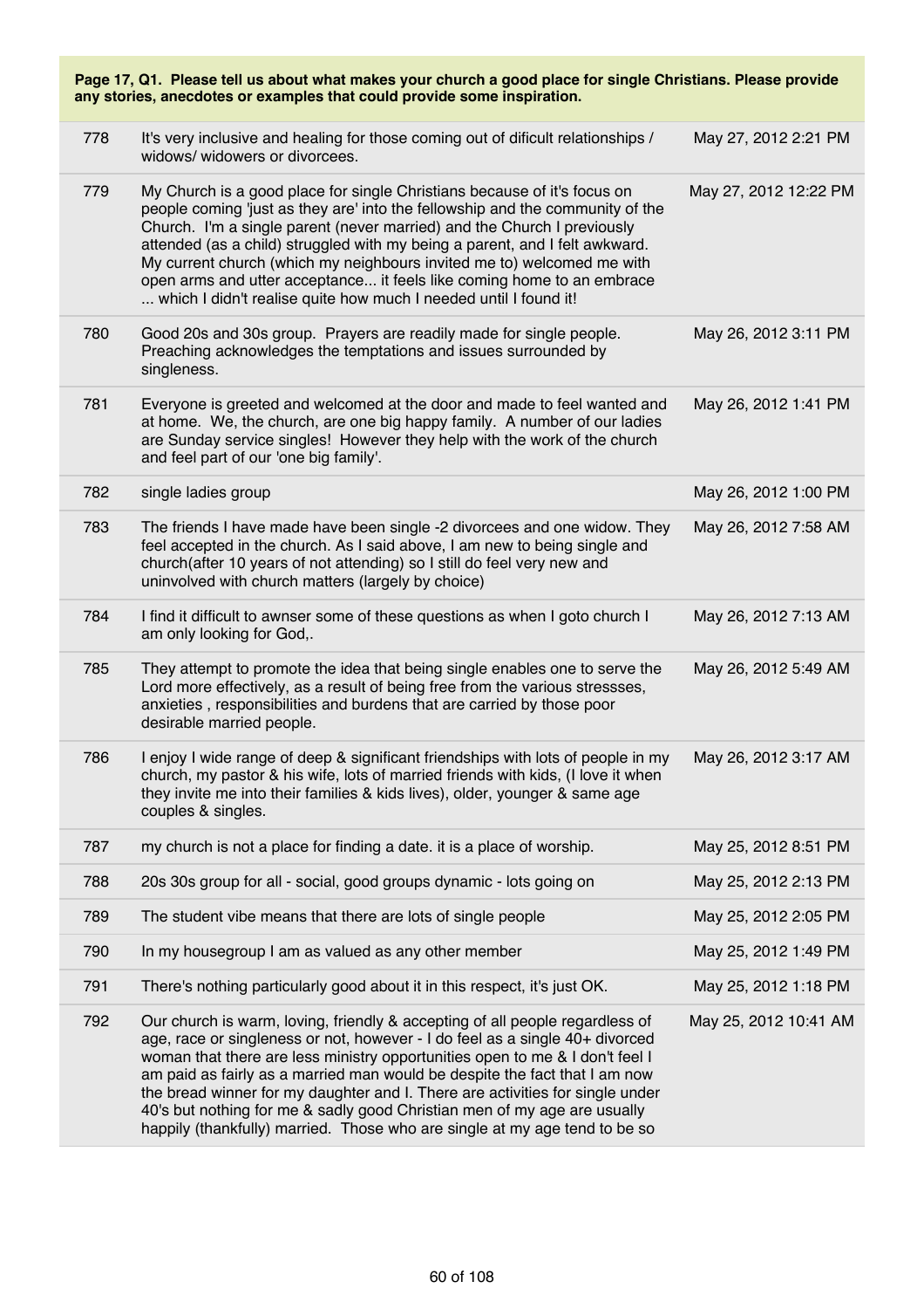**Page 17, Q1. Please tell us about what makes your church a good place for single Christians. Please provide any stories, anecdotes or examples that could provide some inspiration.**

| | | |
|---|---|---|
| 778 | It's very inclusive and healing for those coming out of dificult relationships / widows/ widowers or divorcees. | May 27, 2012 2:21 PM |
| 779 | My Church is a good place for single Christians because of it's focus on people coming 'just as they are' into the fellowship and the community of the Church. I'm a single parent (never married) and the Church I previously attended (as a child) struggled with my being a parent, and I felt awkward. My current church (which my neighbours invited me to) welcomed me with open arms and utter acceptance... it feels like coming home to an embrace ... which I didn't realise quite how much I needed until I found it! | May 27, 2012 12:22 PM |
| 780 | Good 20s and 30s group. Prayers are readily made for single people. Preaching acknowledges the temptations and issues surrounded by singleness. | May 26, 2012 3:11 PM |
| 781 | Everyone is greeted and welcomed at the door and made to feel wanted and at home. We, the church, are one big happy family. A number of our ladies are Sunday service singles! However they help with the work of the church and feel part of our 'one big family'. | May 26, 2012 1:41 PM |
| 782 | single ladies group | May 26, 2012 1:00 PM |
| 783 | The friends I have made have been single -2 divorcees and one widow. They feel accepted in the church. As I said above, I am new to being single and church(after 10 years of not attending) so I still do feel very new and uninvolved with church matters (largely by choice) | May 26, 2012 7:58 AM |
| 784 | I find it difficult to awnser some of these questions as when I goto church I am only looking for God,. | May 26, 2012 7:13 AM |
| 785 | They attempt to promote the idea that being single enables one to serve the Lord more effectively, as a result of being free from the various stressses, anxieties , responsibilities and burdens that are carried by those poor desirable married people. | May 26, 2012 5:49 AM |
| 786 | I enjoy I wide range of deep & significant friendships with lots of people in my church, my pastor & his wife, lots of married friends with kids, (I love it when they invite me into their families & kids lives), older, younger & same age couples & singles. | May 26, 2012 3:17 AM |
| 787 | my church is not a place for finding a date. it is a place of worship. | May 25, 2012 8:51 PM |
| 788 | 20s 30s group for all - social, good groups dynamic - lots going on | May 25, 2012 2:13 PM |
| 789 | The student vibe means that there are lots of single people | May 25, 2012 2:05 PM |
| 790 | In my housegroup I am as valued as any other member | May 25, 2012 1:49 PM |
| 791 | There's nothing particularly good about it in this respect, it's just OK. | May 25, 2012 1:18 PM |
| 792 | Our church is warm, loving, friendly & accepting of all people regardless of age, race or singleness or not, however - I do feel as a single 40+ divorced woman that there are less ministry opportunities open to me & I don't feel I am paid as fairly as a married man would be despite the fact that I am now the bread winner for my daughter and I. There are activities for single under 40's but nothing for me & sadly good Christian men of my age are usually happily (thankfully) married. Those who are single at my age tend to be so | May 25, 2012 10:41 AM |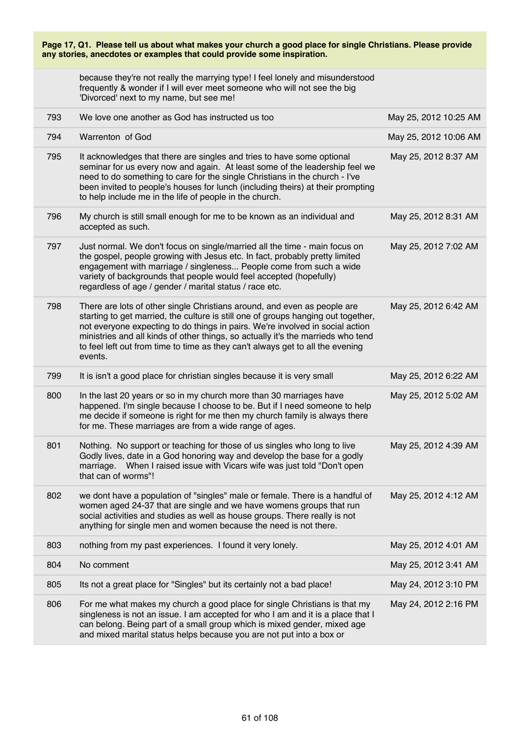**Page 17, Q1. Please tell us about what makes your church a good place for single Christians. Please provide any stories, anecdotes or examples that could provide some inspiration.**

| | | |
|---|---|---|
| | because they're not really the marrying type! I feel lonely and misunderstood frequently & wonder if I will ever meet someone who will not see the big 'Divorced' next to my name, but see me! | |
| 793 | We love one another as God has instructed us too | May 25, 2012 10:25 AM |
| 794 | Warrenton of God | May 25, 2012 10:06 AM |
| 795 | It acknowledges that there are singles and tries to have some optional seminar for us every now and again. At least some of the leadership feel we need to do something to care for the single Christians in the church - I've been invited to people's houses for lunch (including theirs) at their prompting to help include me in the life of people in the church. | May 25, 2012 8:37 AM |
| 796 | My church is still small enough for me to be known as an individual and accepted as such. | May 25, 2012 8:31 AM |
| 797 | Just normal. We don't focus on single/married all the time - main focus on the gospel, people growing with Jesus etc. In fact, probably pretty limited engagement with marriage / singleness... People come from such a wide variety of backgrounds that people would feel accepted (hopefully) regardless of age / gender / marital status / race etc. | May 25, 2012 7:02 AM |
| 798 | There are lots of other single Christians around, and even as people are starting to get married, the culture is still one of groups hanging out together, not everyone expecting to do things in pairs. We're involved in social action ministries and all kinds of other things, so actually it's the marrieds who tend to feel left out from time to time as they can't always get to all the evening events. | May 25, 2012 6:42 AM |
| 799 | It isn't a good place for christian singles because it is very small | May 25, 2012 6:22 AM |
| 800 | In the last 20 years or so in my church more than 30 marriages have happened. I'm single because I choose to be. But if I need someone to help me decide if someone is right for me then my church family is always there for me. These marriages are from a wide range of ages. | May 25, 2012 5:02 AM |
| 801 | Nothing. No support or teaching for those of us singles who long to live Godly lives, date in a God honoring way and develop the base for a godly marriage. When I raised issue with Vicars wife was just told "Don't open that can of worms"! | May 25, 2012 4:39 AM |
| 802 | we dont have a population of "singles" male or female. There is a handful of women aged 24-37 that are single and we have womens groups that run social activities and studies as well as house groups. There really is not anything for single men and women because the need is not there. | May 25, 2012 4:12 AM |
| 803 | nothing from my past experiences. I found it very lonely. | May 25, 2012 4:01 AM |
| 804 | No comment | May 25, 2012 3:41 AM |
| 805 | Its not a great place for "Singles" but its certainly not a bad place! | May 24, 2012 3:10 PM |
| 806 | For me what makes my church a good place for single Christians is that my singleness is not an issue. I am accepted for who I am and it is a place that I can belong. Being part of a small group which is mixed gender, mixed age and mixed marital status helps because you are not put into a box or | May 24, 2012 2:16 PM |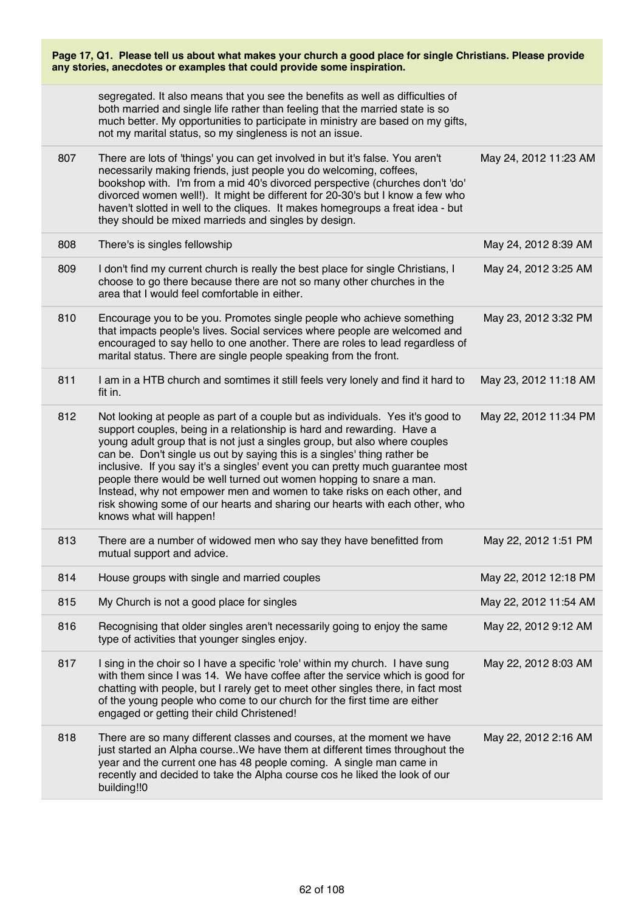**Page 17, Q1. Please tell us about what makes your church a good place for single Christians. Please provide any stories, anecdotes or examples that could provide some inspiration.**

| | | |
|---|---|---|
| | segregated. It also means that you see the benefits as well as difficulties of both married and single life rather than feeling that the married state is so much better. My opportunities to participate in ministry are based on my gifts, not my marital status, so my singleness is not an issue. | |
| 807 | There are lots of 'things' you can get involved in but it's false. You aren't necessarily making friends, just people you do welcoming, coffees, bookshop with. I'm from a mid 40's divorced perspective (churches don't 'do' divorced women well!). It might be different for 20-30's but I know a few who haven't slotted in well to the cliques. It makes homegroups a freat idea - but they should be mixed marrieds and singles by design. | May 24, 2012 11:23 AM |
| 808 | There's is singles fellowship | May 24, 2012 8:39 AM |
| 809 | I don't find my current church is really the best place for single Christians, I choose to go there because there are not so many other churches in the area that I would feel comfortable in either. | May 24, 2012 3:25 AM |
| 810 | Encourage you to be you. Promotes single people who achieve something that impacts people's lives. Social services where people are welcomed and encouraged to say hello to one another. There are roles to lead regardless of marital status. There are single people speaking from the front. | May 23, 2012 3:32 PM |
| 811 | I am in a HTB church and somtimes it still feels very lonely and find it hard to fit in. | May 23, 2012 11:18 AM |
| 812 | Not looking at people as part of a couple but as individuals. Yes it's good to support couples, being in a relationship is hard and rewarding. Have a young adult group that is not just a singles group, but also where couples can be. Don't single us out by saying this is a singles' thing rather be inclusive. If you say it's a singles' event you can pretty much guarantee most people there would be well turned out women hopping to snare a man. Instead, why not empower men and women to take risks on each other, and risk showing some of our hearts and sharing our hearts with each other, who knows what will happen! | May 22, 2012 11:34 PM |
| 813 | There are a number of widowed men who say they have benefitted from mutual support and advice. | May 22, 2012 1:51 PM |
| 814 | House groups with single and married couples | May 22, 2012 12:18 PM |
| 815 | My Church is not a good place for singles | May 22, 2012 11:54 AM |
| 816 | Recognising that older singles aren't necessarily going to enjoy the same type of activities that younger singles enjoy. | May 22, 2012 9:12 AM |
| 817 | I sing in the choir so I have a specific 'role' within my church. I have sung with them since I was 14. We have coffee after the service which is good for chatting with people, but I rarely get to meet other singles there, in fact most of the young people who come to our church for the first time are either engaged or getting their child Christened! | May 22, 2012 8:03 AM |
| 818 | There are so many different classes and courses, at the moment we have just started an Alpha course..We have them at different times throughout the year and the current one has 48 people coming. A single man came in recently and decided to take the Alpha course cos he liked the look of our building!!0 | May 22, 2012 2:16 AM |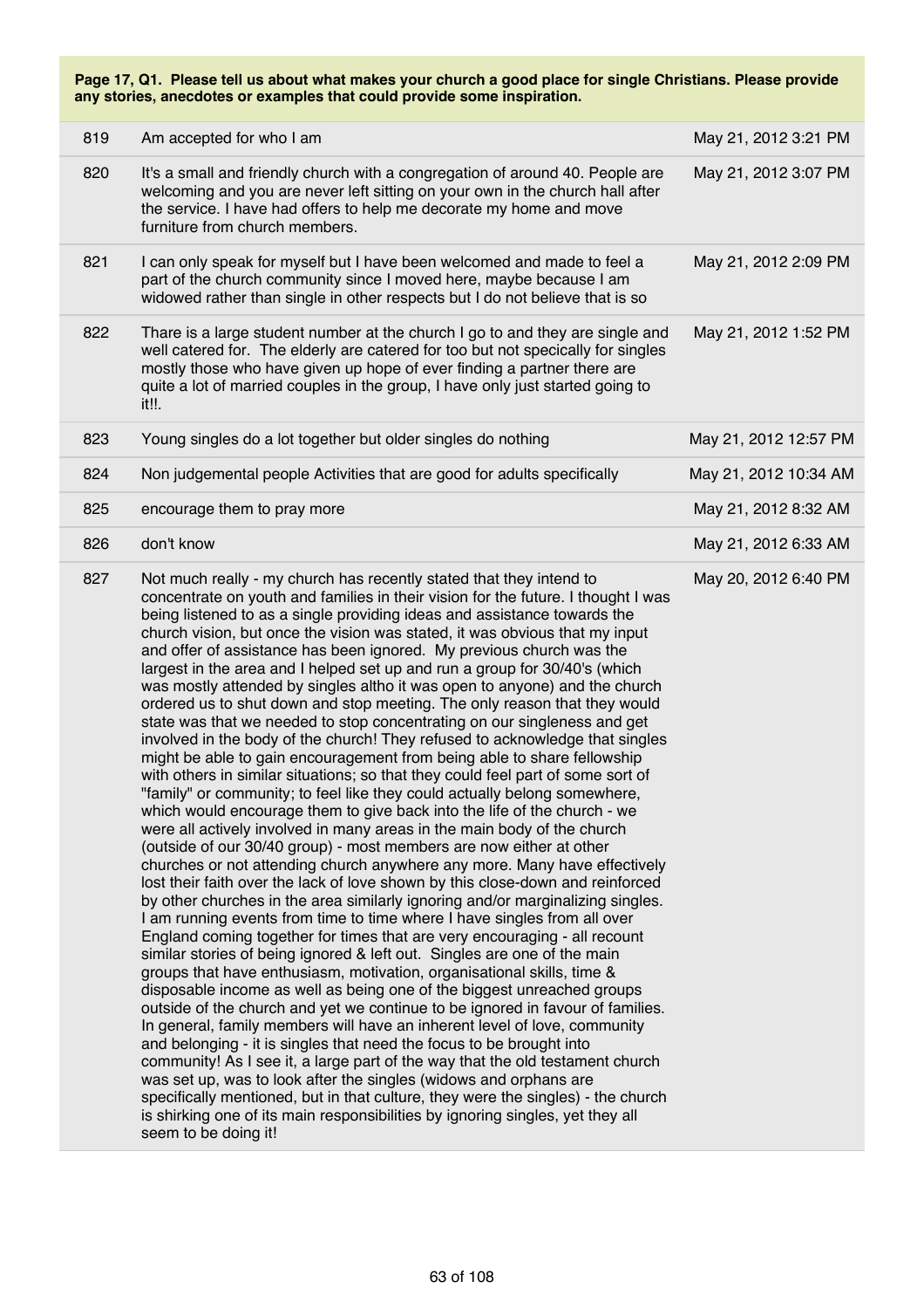**Page 17, Q1. Please tell us about what makes your church a good place for single Christians. Please provide any stories, anecdotes or examples that could provide some inspiration.**

| | | |
|---|---|---|
| 819 | Am accepted for who I am | May 21, 2012 3:21 PM |
| 820 | It's a small and friendly church with a congregation of around 40. People are welcoming and you are never left sitting on your own in the church hall after the service. I have had offers to help me decorate my home and move furniture from church members. | May 21, 2012 3:07 PM |
| 821 | I can only speak for myself but I have been welcomed and made to feel a part of the church community since I moved here, maybe because I am widowed rather than single in other respects but I do not believe that is so | May 21, 2012 2:09 PM |
| 822 | Thare is a large student number at the church I go to and they are single and well catered for. The elderly are catered for too but not specically for singles mostly those who have given up hope of ever finding a partner there are quite a lot of married couples in the group, I have only just started going to it!!. | May 21, 2012 1:52 PM |
| 823 | Young singles do a lot together but older singles do nothing | May 21, 2012 12:57 PM |
| 824 | Non judgemental people Activities that are good for adults specifically | May 21, 2012 10:34 AM |
| 825 | encourage them to pray more | May 21, 2012 8:32 AM |
| 826 | don't know | May 21, 2012 6:33 AM |
| 827 | Not much really - my church has recently stated that they intend to concentrate on youth and families in their vision for the future. I thought I was being listened to as a single providing ideas and assistance towards the church vision, but once the vision was stated, it was obvious that my input and offer of assistance has been ignored. My previous church was the largest in the area and I helped set up and run a group for 30/40's (which was mostly attended by singles altho it was open to anyone) and the church ordered us to shut down and stop meeting. The only reason that they would state was that we needed to stop concentrating on our singleness and get involved in the body of the church! They refused to acknowledge that singles might be able to gain encouragement from being able to share fellowship with others in similar situations; so that they could feel part of some sort of "family" or community; to feel like they could actually belong somewhere, which would encourage them to give back into the life of the church - we were all actively involved in many areas in the main body of the church (outside of our 30/40 group) - most members are now either at other churches or not attending church anywhere any more. Many have effectively lost their faith over the lack of love shown by this close-down and reinforced by other churches in the area similarly ignoring and/or marginalizing singles. I am running events from time to time where I have singles from all over England coming together for times that are very encouraging - all recount similar stories of being ignored & left out. Singles are one of the main groups that have enthusiasm, motivation, organisational skills, time & disposable income as well as being one of the biggest unreached groups outside of the church and yet we continue to be ignored in favour of families. In general, family members will have an inherent level of love, community and belonging - it is singles that need the focus to be brought into community! As I see it, a large part of the way that the old testament church was set up, was to look after the singles (widows and orphans are specifically mentioned, but in that culture, they were the singles) - the church is shirking one of its main responsibilities by ignoring singles, yet they all seem to be doing it! | May 20, 2012 6:40 PM |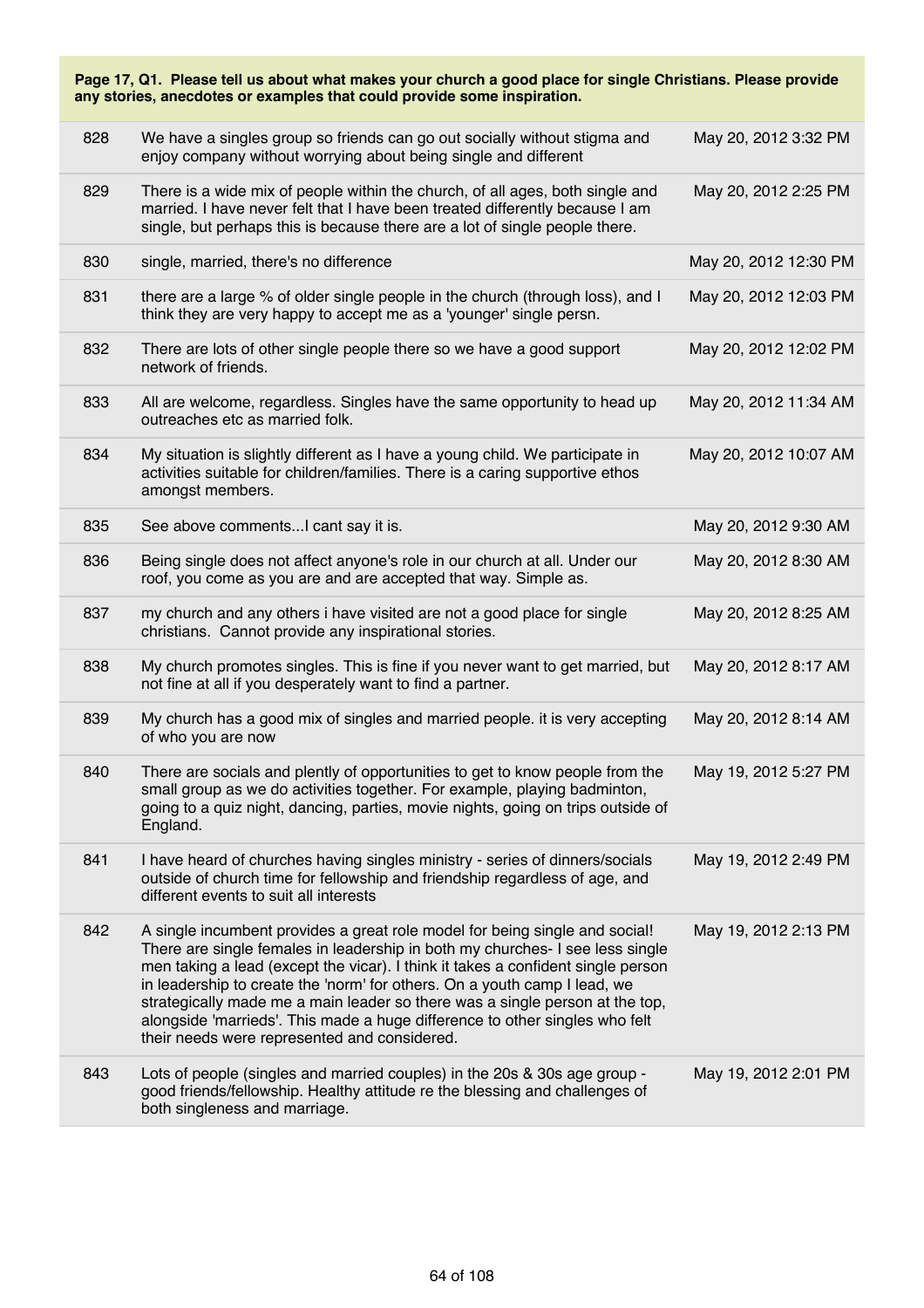**Page 17, Q1. Please tell us about what makes your church a good place for single Christians. Please provide any stories, anecdotes or examples that could provide some inspiration.**

| | | |
|---|---|---|
| 828 | We have a singles group so friends can go out socially without stigma and enjoy company without worrying about being single and different | May 20, 2012 3:32 PM |
| 829 | There is a wide mix of people within the church, of all ages, both single and married. I have never felt that I have been treated differently because I am single, but perhaps this is because there are a lot of single people there. | May 20, 2012 2:25 PM |
| 830 | single, married, there's no difference | May 20, 2012 12:30 PM |
| 831 | there are a large % of older single people in the church (through loss), and I think they are very happy to accept me as a 'younger' single persn. | May 20, 2012 12:03 PM |
| 832 | There are lots of other single people there so we have a good support network of friends. | May 20, 2012 12:02 PM |
| 833 | All are welcome, regardless. Singles have the same opportunity to head up outreaches etc as married folk. | May 20, 2012 11:34 AM |
| 834 | My situation is slightly different as I have a young child. We participate in activities suitable for children/families. There is a caring supportive ethos amongst members. | May 20, 2012 10:07 AM |
| 835 | See above comments...I cant say it is. | May 20, 2012 9:30 AM |
| 836 | Being single does not affect anyone's role in our church at all. Under our roof, you come as you are and are accepted that way. Simple as. | May 20, 2012 8:30 AM |
| 837 | my church and any others i have visited are not a good place for single christians. Cannot provide any inspirational stories. | May 20, 2012 8:25 AM |
| 838 | My church promotes singles. This is fine if you never want to get married, but not fine at all if you desperately want to find a partner. | May 20, 2012 8:17 AM |
| 839 | My church has a good mix of singles and married people. it is very accepting of who you are now | May 20, 2012 8:14 AM |
| 840 | There are socials and plently of opportunities to get to know people from the small group as we do activities together. For example, playing badminton, going to a quiz night, dancing, parties, movie nights, going on trips outside of England. | May 19, 2012 5:27 PM |
| 841 | I have heard of churches having singles ministry - series of dinners/socials outside of church time for fellowship and friendship regardless of age, and different events to suit all interests | May 19, 2012 2:49 PM |
| 842 | A single incumbent provides a great role model for being single and social! There are single females in leadership in both my churches- I see less single men taking a lead (except the vicar). I think it takes a confident single person in leadership to create the 'norm' for others. On a youth camp I lead, we strategically made me a main leader so there was a single person at the top, alongside 'marrieds'. This made a huge difference to other singles who felt their needs were represented and considered. | May 19, 2012 2:13 PM |
| 843 | Lots of people (singles and married couples) in the 20s & 30s age group - good friends/fellowship. Healthy attitude re the blessing and challenges of both singleness and marriage. | May 19, 2012 2:01 PM |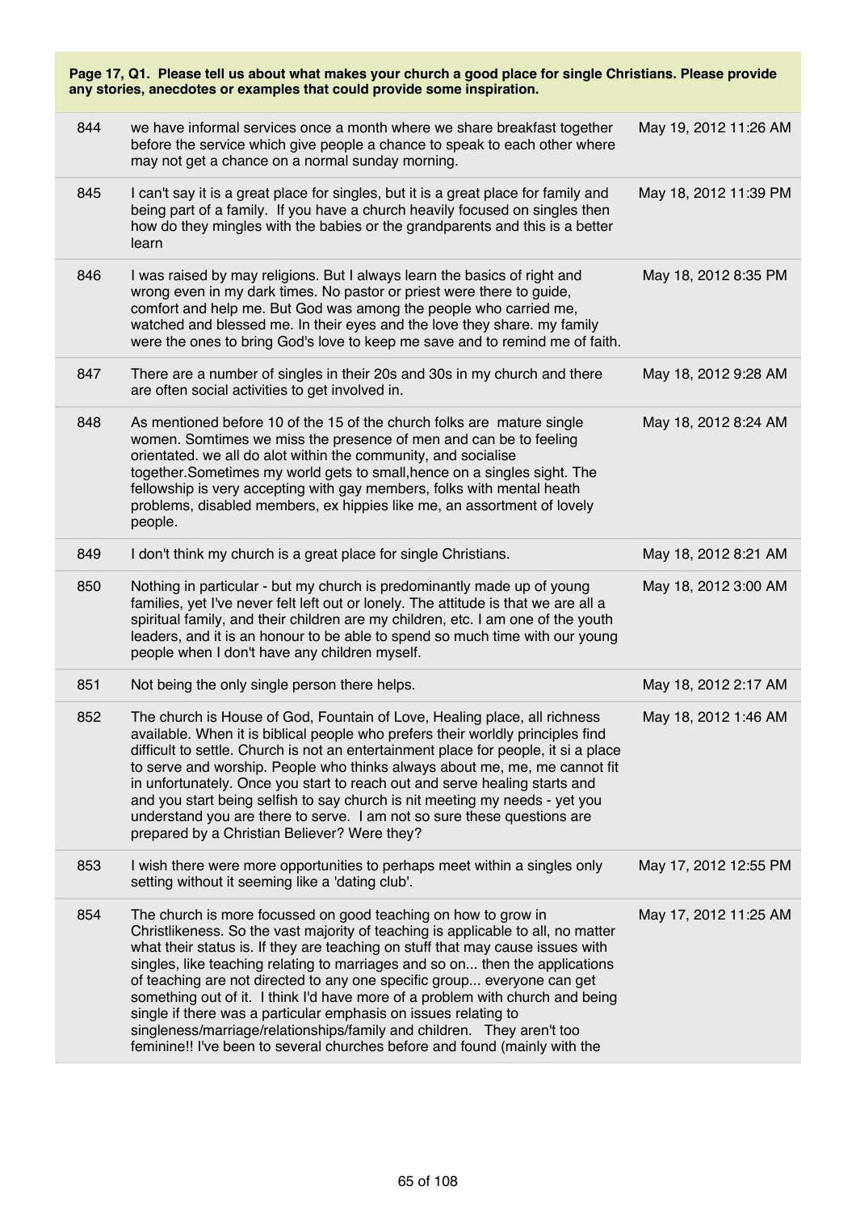**Page 17, Q1. Please tell us about what makes your church a good place for single Christians. Please provide any stories, anecdotes or examples that could provide some inspiration.**

| | | |
|---|---|---|
| 844 | we have informal services once a month where we share breakfast together before the service which give people a chance to speak to each other where may not get a chance on a normal sunday morning. | May 19, 2012 11:26 AM |
| 845 | I can't say it is a great place for singles, but it is a great place for family and being part of a family. If you have a church heavily focused on singles then how do they mingles with the babies or the grandparents and this is a better learn | May 18, 2012 11:39 PM |
| 846 | I was raised by may religions. But I always learn the basics of right and wrong even in my dark times. No pastor or priest were there to guide, comfort and help me. But God was among the people who carried me, watched and blessed me. In their eyes and the love they share. my family were the ones to bring God's love to keep me save and to remind me of faith. | May 18, 2012 8:35 PM |
| 847 | There are a number of singles in their 20s and 30s in my church and there are often social activities to get involved in. | May 18, 2012 9:28 AM |
| 848 | As mentioned before 10 of the 15 of the church folks are mature single women. Somtimes we miss the presence of men and can be to feeling orientated. we all do alot within the community, and socialise together.Sometimes my world gets to small,hence on a singles sight. The fellowship is very accepting with gay members, folks with mental heath problems, disabled members, ex hippies like me, an assortment of lovely people. | May 18, 2012 8:24 AM |
| 849 | I don't think my church is a great place for single Christians. | May 18, 2012 8:21 AM |
| 850 | Nothing in particular - but my church is predominantly made up of young families, yet I've never felt left out or lonely. The attitude is that we are all a spiritual family, and their children are my children, etc. I am one of the youth leaders, and it is an honour to be able to spend so much time with our young people when I don't have any children myself. | May 18, 2012 3:00 AM |
| 851 | Not being the only single person there helps. | May 18, 2012 2:17 AM |
| 852 | The church is House of God, Fountain of Love, Healing place, all richness available. When it is biblical people who prefers their worldly principles find difficult to settle. Church is not an entertainment place for people, it si a place to serve and worship. People who thinks always about me, me, me cannot fit in unfortunately. Once you start to reach out and serve healing starts and and you start being selfish to say church is nit meeting my needs - yet you understand you are there to serve. I am not so sure these questions are prepared by a Christian Believer? Were they? | May 18, 2012 1:46 AM |
| 853 | I wish there were more opportunities to perhaps meet within a singles only setting without it seeming like a 'dating club'. | May 17, 2012 12:55 PM |
| 854 | The church is more focussed on good teaching on how to grow in Christlikeness. So the vast majority of teaching is applicable to all, no matter what their status is. If they are teaching on stuff that may cause issues with singles, like teaching relating to marriages and so on... then the applications of teaching are not directed to any one specific group... everyone can get something out of it. I think I'd have more of a problem with church and being single if there was a particular emphasis on issues relating to singleness/marriage/relationships/family and children. They aren't too feminine!! I've been to several churches before and found (mainly with the | May 17, 2012 11:25 AM |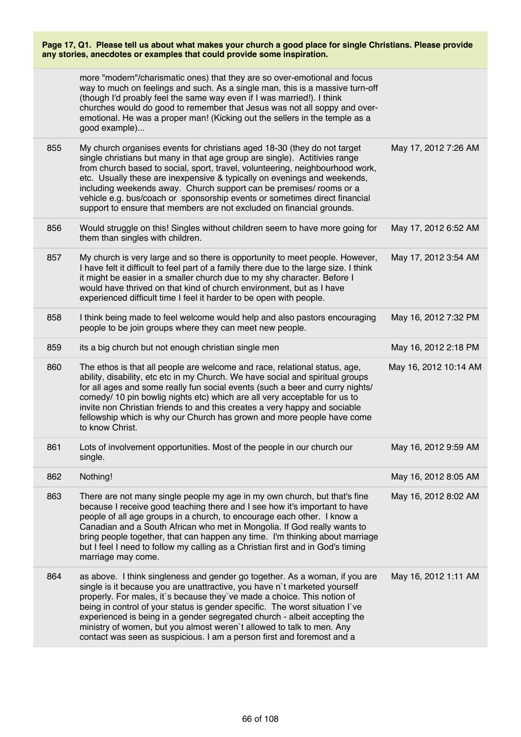**Page 17, Q1. Please tell us about what makes your church a good place for single Christians. Please provide any stories, anecdotes or examples that could provide some inspiration.**

| | | |
|---|---|---|
| | more "modern"/charismatic ones) that they are so over-emotional and focus way to much on feelings and such. As a single man, this is a massive turn-off (though I'd proably feel the same way even if I was married!). I think churches would do good to remember that Jesus was not all soppy and over-emotional. He was a proper man! (Kicking out the sellers in the temple as a good example)... | |
| 855 | My church organises events for christians aged 18-30 (they do not target single christians but many in that age group are single). Actitivies range from church based to social, sport, travel, volunteering, neighbourhood work, etc. Usually these are inexpensive & typically on evenings and weekends, including weekends away. Church support can be premises/ rooms or a vehicle e.g. bus/coach or sponsorship events or sometimes direct financial support to ensure that members are not excluded on financial grounds. | May 17, 2012 7:26 AM |
| 856 | Would struggle on this! Singles without children seem to have more going for them than singles with children. | May 17, 2012 6:52 AM |
| 857 | My church is very large and so there is opportunity to meet people. However, I have felt it difficult to feel part of a family there due to the large size. I think it might be easier in a smaller church due to my shy character. Before I would have thrived on that kind of church environment, but as I have experienced difficult time I feel it harder to be open with people. | May 17, 2012 3:54 AM |
| 858 | I think being made to feel welcome would help and also pastors encouraging people to be join groups where they can meet new people. | May 16, 2012 7:32 PM |
| 859 | its a big church but not enough christian single men | May 16, 2012 2:18 PM |
| 860 | The ethos is that all people are welcome and race, relational status, age, ability, disability, etc etc in my Church. We have social and spiritual groups for all ages and some really fun social events (such a beer and curry nights/ comedy/ 10 pin bowlig nights etc) which are all very acceptable for us to invite non Christian friends to and this creates a very happy and sociable fellowship which is why our Church has grown and more people have come to know Christ. | May 16, 2012 10:14 AM |
| 861 | Lots of involvement opportunities. Most of the people in our church our single. | May 16, 2012 9:59 AM |
| 862 | Nothing! | May 16, 2012 8:05 AM |
| 863 | There are not many single people my age in my own church, but that's fine because I receive good teaching there and I see how it's important to have people of all age groups in a church, to encourage each other. I know a Canadian and a South African who met in Mongolia. If God really wants to bring people together, that can happen any time. I'm thinking about marriage but I feel I need to follow my calling as a Christian first and in God's timing marriage may come. | May 16, 2012 8:02 AM |
| 864 | as above. I think singleness and gender go together. As a woman, if you are single is it because you are unattractive, you have n`t marketed yourself properly. For males, it`s because they`ve made a choice. This notion of being in control of your status is gender specific. The worst situation I`ve experienced is being in a gender segregated church - albeit accepting the ministry of women, but you almost weren`t allowed to talk to men. Any contact was seen as suspicious. I am a person first and foremost and a | May 16, 2012 1:11 AM |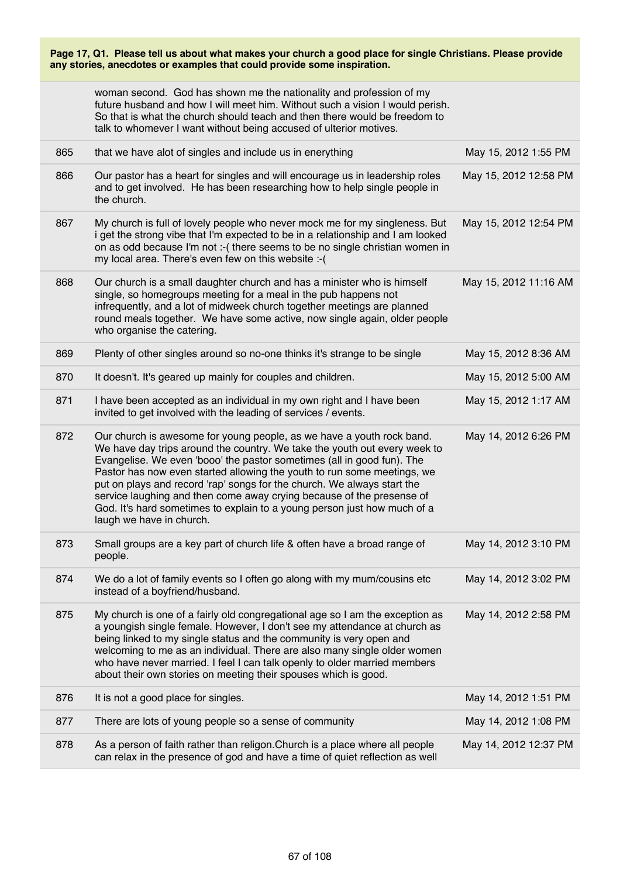**Page 17, Q1. Please tell us about what makes your church a good place for single Christians. Please provide any stories, anecdotes or examples that could provide some inspiration.**

| | | |
|---|---|---|
| | woman second. God has shown me the nationality and profession of my future husband and how I will meet him. Without such a vision I would perish. So that is what the church should teach and then there would be freedom to talk to whomever I want without being accused of ulterior motives. | |
| 865 | that we have alot of singles and include us in enerything | May 15, 2012 1:55 PM |
| 866 | Our pastor has a heart for singles and will encourage us in leadership roles and to get involved. He has been researching how to help single people in the church. | May 15, 2012 12:58 PM |
| 867 | My church is full of lovely people who never mock me for my singleness. But i get the strong vibe that I'm expected to be in a relationship and I am looked on as odd because I'm not :-( there seems to be no single christian women in my local area. There's even few on this website :-( | May 15, 2012 12:54 PM |
| 868 | Our church is a small daughter church and has a minister who is himself single, so homegroups meeting for a meal in the pub happens not infrequently, and a lot of midweek church together meetings are planned round meals together. We have some active, now single again, older people who organise the catering. | May 15, 2012 11:16 AM |
| 869 | Plenty of other singles around so no-one thinks it's strange to be single | May 15, 2012 8:36 AM |
| 870 | It doesn't. It's geared up mainly for couples and children. | May 15, 2012 5:00 AM |
| 871 | I have been accepted as an individual in my own right and I have been invited to get involved with the leading of services / events. | May 15, 2012 1:17 AM |
| 872 | Our church is awesome for young people, as we have a youth rock band. We have day trips around the country. We take the youth out every week to Evangelise. We even 'booo' the pastor sometimes (all in good fun). The Pastor has now even started allowing the youth to run some meetings, we put on plays and record 'rap' songs for the church. We always start the service laughing and then come away crying because of the presense of God. It's hard sometimes to explain to a young person just how much of a laugh we have in church. | May 14, 2012 6:26 PM |
| 873 | Small groups are a key part of church life & often have a broad range of people. | May 14, 2012 3:10 PM |
| 874 | We do a lot of family events so I often go along with my mum/cousins etc instead of a boyfriend/husband. | May 14, 2012 3:02 PM |
| 875 | My church is one of a fairly old congregational age so I am the exception as a youngish single female. However, I don't see my attendance at church as being linked to my single status and the community is very open and welcoming to me as an individual. There are also many single older women who have never married. I feel I can talk openly to older married members about their own stories on meeting their spouses which is good. | May 14, 2012 2:58 PM |
| 876 | It is not a good place for singles. | May 14, 2012 1:51 PM |
| 877 | There are lots of young people so a sense of community | May 14, 2012 1:08 PM |
| 878 | As a person of faith rather than religon.Church is a place where all people can relax in the presence of god and have a time of quiet reflection as well | May 14, 2012 12:37 PM |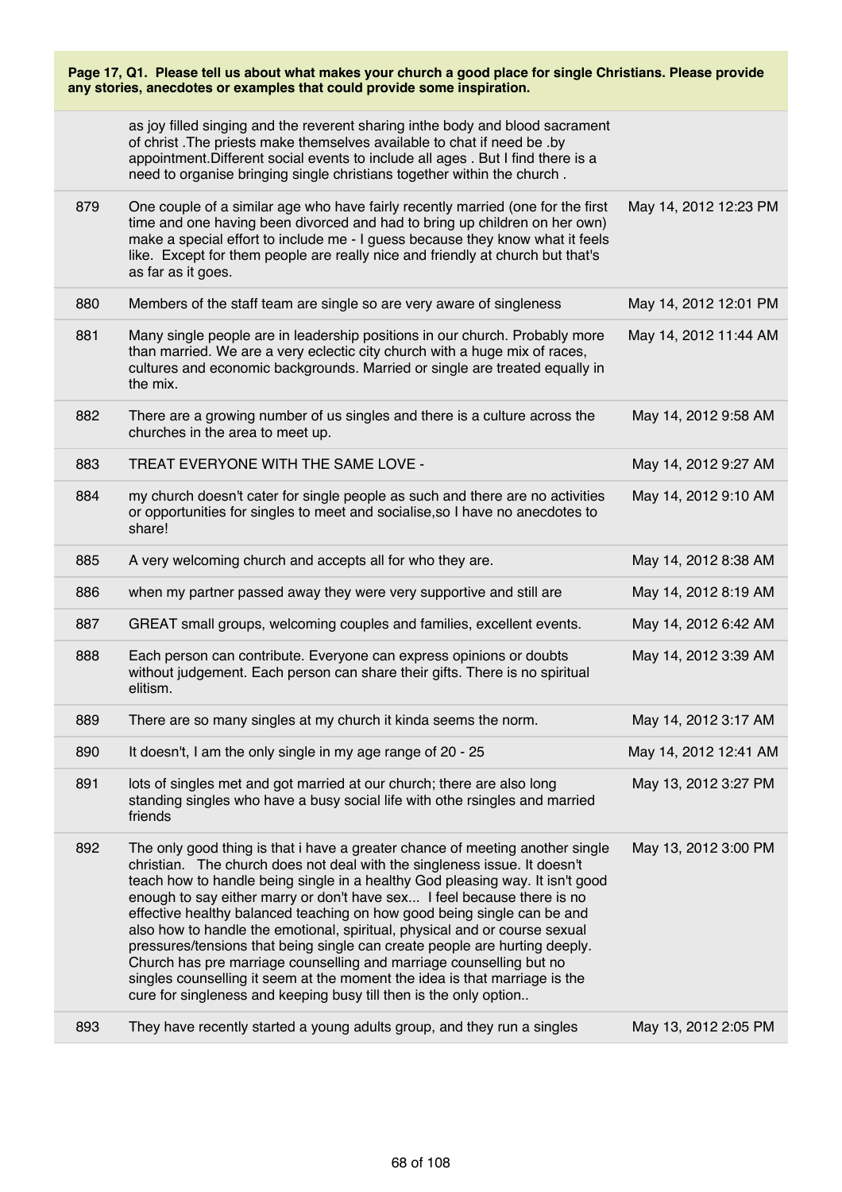**Page 17, Q1. Please tell us about what makes your church a good place for single Christians. Please provide any stories, anecdotes or examples that could provide some inspiration.**

| | | |
|---|---|---|
| | as joy filled singing and the reverent sharing inthe body and blood sacrament of christ .The priests make themselves available to chat if need be .by appointment.Different social events to include all ages . But I find there is a need to organise bringing single christians together within the church . | |
| 879 | One couple of a similar age who have fairly recently married (one for the first time and one having been divorced and had to bring up children on her own) make a special effort to include me - I guess because they know what it feels like. Except for them people are really nice and friendly at church but that's as far as it goes. | May 14, 2012 12:23 PM |
| 880 | Members of the staff team are single so are very aware of singleness | May 14, 2012 12:01 PM |
| 881 | Many single people are in leadership positions in our church. Probably more than married. We are a very eclectic city church with a huge mix of races, cultures and economic backgrounds. Married or single are treated equally in the mix. | May 14, 2012 11:44 AM |
| 882 | There are a growing number of us singles and there is a culture across the churches in the area to meet up. | May 14, 2012 9:58 AM |
| 883 | TREAT EVERYONE WITH THE SAME LOVE - | May 14, 2012 9:27 AM |
| 884 | my church doesn't cater for single people as such and there are no activities or opportunities for singles to meet and socialise,so I have no anecdotes to share! | May 14, 2012 9:10 AM |
| 885 | A very welcoming church and accepts all for who they are. | May 14, 2012 8:38 AM |
| 886 | when my partner passed away they were very supportive and still are | May 14, 2012 8:19 AM |
| 887 | GREAT small groups, welcoming couples and families, excellent events. | May 14, 2012 6:42 AM |
| 888 | Each person can contribute. Everyone can express opinions or doubts without judgement. Each person can share their gifts. There is no spiritual elitism. | May 14, 2012 3:39 AM |
| 889 | There are so many singles at my church it kinda seems the norm. | May 14, 2012 3:17 AM |
| 890 | It doesn't, I am the only single in my age range of 20 - 25 | May 14, 2012 12:41 AM |
| 891 | lots of singles met and got married at our church; there are also long standing singles who have a busy social life with othe rsingles and married friends | May 13, 2012 3:27 PM |
| 892 | The only good thing is that i have a greater chance of meeting another single christian. The church does not deal with the singleness issue. It doesn't teach how to handle being single in a healthy God pleasing way. It isn't good enough to say either marry or don't have sex... I feel because there is no effective healthy balanced teaching on how good being single can be and also how to handle the emotional, spiritual, physical and or course sexual pressures/tensions that being single can create people are hurting deeply. Church has pre marriage counselling and marriage counselling but no singles counselling it seem at the moment the idea is that marriage is the cure for singleness and keeping busy till then is the only option.. | May 13, 2012 3:00 PM |
| 893 | They have recently started a young adults group, and they run a singles | May 13, 2012 2:05 PM |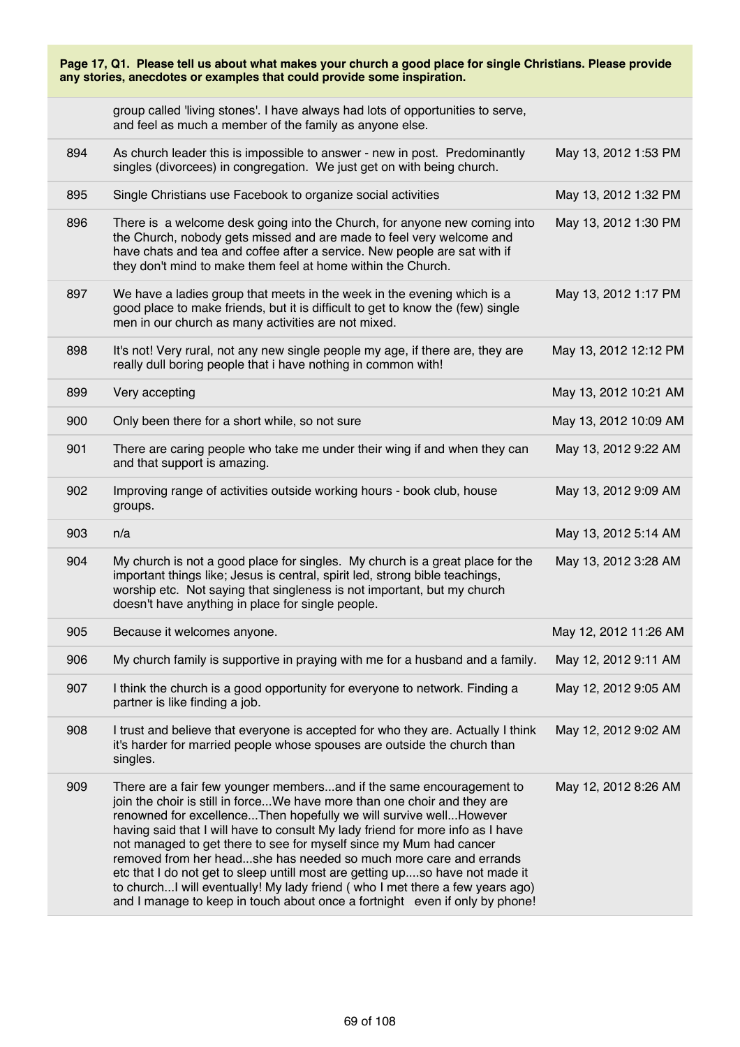**Page 17, Q1. Please tell us about what makes your church a good place for single Christians. Please provide any stories, anecdotes or examples that could provide some inspiration.**

| | | |
|---|---|---|
| | group called 'living stones'. I have always had lots of opportunities to serve, and feel as much a member of the family as anyone else. | |
| 894 | As church leader this is impossible to answer - new in post. Predominantly singles (divorcees) in congregation. We just get on with being church. | May 13, 2012 1:53 PM |
| 895 | Single Christians use Facebook to organize social activities | May 13, 2012 1:32 PM |
| 896 | There is a welcome desk going into the Church, for anyone new coming into the Church, nobody gets missed and are made to feel very welcome and have chats and tea and coffee after a service. New people are sat with if they don't mind to make them feel at home within the Church. | May 13, 2012 1:30 PM |
| 897 | We have a ladies group that meets in the week in the evening which is a good place to make friends, but it is difficult to get to know the (few) single men in our church as many activities are not mixed. | May 13, 2012 1:17 PM |
| 898 | It's not! Very rural, not any new single people my age, if there are, they are really dull boring people that i have nothing in common with! | May 13, 2012 12:12 PM |
| 899 | Very accepting | May 13, 2012 10:21 AM |
| 900 | Only been there for a short while, so not sure | May 13, 2012 10:09 AM |
| 901 | There are caring people who take me under their wing if and when they can and that support is amazing. | May 13, 2012 9:22 AM |
| 902 | Improving range of activities outside working hours - book club, house groups. | May 13, 2012 9:09 AM |
| 903 | n/a | May 13, 2012 5:14 AM |
| 904 | My church is not a good place for singles. My church is a great place for the important things like; Jesus is central, spirit led, strong bible teachings, worship etc. Not saying that singleness is not important, but my church doesn't have anything in place for single people. | May 13, 2012 3:28 AM |
| 905 | Because it welcomes anyone. | May 12, 2012 11:26 AM |
| 906 | My church family is supportive in praying with me for a husband and a family. | May 12, 2012 9:11 AM |
| 907 | I think the church is a good opportunity for everyone to network. Finding a partner is like finding a job. | May 12, 2012 9:05 AM |
| 908 | I trust and believe that everyone is accepted for who they are. Actually I think it's harder for married people whose spouses are outside the church than singles. | May 12, 2012 9:02 AM |
| 909 | There are a fair few younger members...and if the same encouragement to join the choir is still in force...We have more than one choir and they are renowned for excellence...Then hopefully we will survive well...However having said that I will have to consult My lady friend for more info as I have not managed to get there to see for myself since my Mum had cancer removed from her head...she has needed so much more care and errands etc that I do not get to sleep untill most are getting up....so have not made it to church...I will eventually! My lady friend ( who I met there a few years ago) and I manage to keep in touch about once a fortnight even if only by phone! | May 12, 2012 8:26 AM |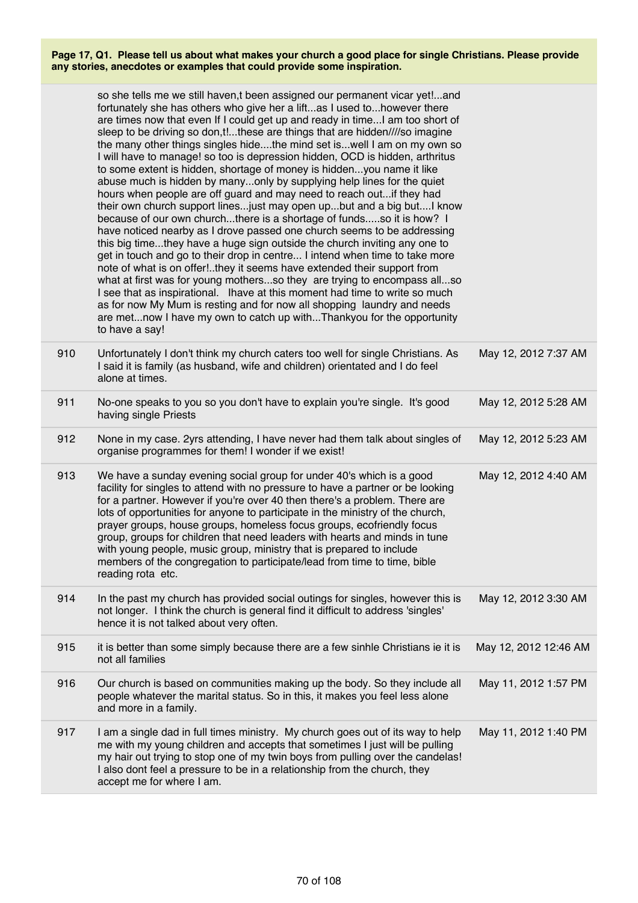**Page 17, Q1. Please tell us about what makes your church a good place for single Christians. Please provide any stories, anecdotes or examples that could provide some inspiration.**

| | | |
|---|---|---|
| | so she tells me we still haven,t been assigned our permanent vicar yet!...and fortunately she has others who give her a lift...as I used to...however there are times now that even If I could get up and ready in time...I am too short of sleep to be driving so don,t!...these are things that are hidden////so imagine the many other things singles hide....the mind set is...well I am on my own so I will have to manage! so too is depression hidden, OCD is hidden, arthritus to some extent is hidden, shortage of money is hidden...you name it like abuse much is hidden by many...only by supplying help lines for the quiet hours when people are off guard and may need to reach out...if they had their own church support lines...just may open up...but and a big but....I know because of our own church...there is a shortage of funds.....so it is how? I have noticed nearby as I drove passed one church seems to be addressing this big time...they have a huge sign outside the church inviting any one to get in touch and go to their drop in centre... I intend when time to take more note of what is on offer!..they it seems have extended their support from what at first was for young mothers...so they are trying to encompass all...so I see that as inspirational. Ihave at this moment had time to write so much as for now My Mum is resting and for now all shopping laundry and needs are met...now I have my own to catch up with...Thankyou for the opportunity to have a say! | |
| 910 | Unfortunately I don't think my church caters too well for single Christians. As I said it is family (as husband, wife and children) orientated and I do feel alone at times. | May 12, 2012 7:37 AM |
| 911 | No-one speaks to you so you don't have to explain you're single. It's good having single Priests | May 12, 2012 5:28 AM |
| 912 | None in my case. 2yrs attending, I have never had them talk about singles of organise programmes for them! I wonder if we exist! | May 12, 2012 5:23 AM |
| 913 | We have a sunday evening social group for under 40's which is a good facility for singles to attend with no pressure to have a partner or be looking for a partner. However if you're over 40 then there's a problem. There are lots of opportunities for anyone to participate in the ministry of the church, prayer groups, house groups, homeless focus groups, ecofriendly focus group, groups for children that need leaders with hearts and minds in tune with young people, music group, ministry that is prepared to include members of the congregation to participate/lead from time to time, bible reading rota etc. | May 12, 2012 4:40 AM |
| 914 | In the past my church has provided social outings for singles, however this is not longer. I think the church is general find it difficult to address 'singles' hence it is not talked about very often. | May 12, 2012 3:30 AM |
| 915 | it is better than some simply because there are a few sinhle Christians ie it is not all families | May 12, 2012 12:46 AM |
| 916 | Our church is based on communities making up the body. So they include all people whatever the marital status. So in this, it makes you feel less alone and more in a family. | May 11, 2012 1:57 PM |
| 917 | I am a single dad in full times ministry. My church goes out of its way to help me with my young children and accepts that sometimes I just will be pulling my hair out trying to stop one of my twin boys from pulling over the candelas! I also dont feel a pressure to be in a relationship from the church, they accept me for where I am. | May 11, 2012 1:40 PM |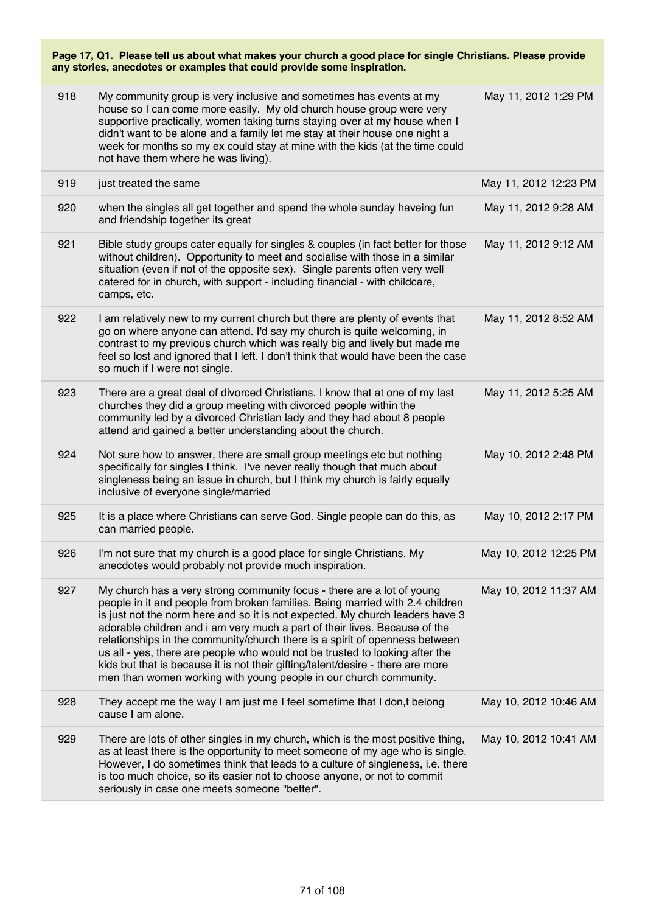**Page 17, Q1. Please tell us about what makes your church a good place for single Christians. Please provide any stories, anecdotes or examples that could provide some inspiration.**

| | | |
|---|---|---|
| 918 | My community group is very inclusive and sometimes has events at my house so I can come more easily. My old church house group were very supportive practically, women taking turns staying over at my house when I didn't want to be alone and a family let me stay at their house one night a week for months so my ex could stay at mine with the kids (at the time could not have them where he was living). | May 11, 2012 1:29 PM |
| 919 | just treated the same | May 11, 2012 12:23 PM |
| 920 | when the singles all get together and spend the whole sunday haveing fun and friendship together its great | May 11, 2012 9:28 AM |
| 921 | Bible study groups cater equally for singles & couples (in fact better for those without children). Opportunity to meet and socialise with those in a similar situation (even if not of the opposite sex). Single parents often very well catered for in church, with support - including financial - with childcare, camps, etc. | May 11, 2012 9:12 AM |
| 922 | I am relatively new to my current church but there are plenty of events that go on where anyone can attend. I'd say my church is quite welcoming, in contrast to my previous church which was really big and lively but made me feel so lost and ignored that I left. I don't think that would have been the case so much if I were not single. | May 11, 2012 8:52 AM |
| 923 | There are a great deal of divorced Christians. I know that at one of my last churches they did a group meeting with divorced people within the community led by a divorced Christian lady and they had about 8 people attend and gained a better understanding about the church. | May 11, 2012 5:25 AM |
| 924 | Not sure how to answer, there are small group meetings etc but nothing specifically for singles I think. I've never really though that much about singleness being an issue in church, but I think my church is fairly equally inclusive of everyone single/married | May 10, 2012 2:48 PM |
| 925 | It is a place where Christians can serve God. Single people can do this, as can married people. | May 10, 2012 2:17 PM |
| 926 | I'm not sure that my church is a good place for single Christians. My anecdotes would probably not provide much inspiration. | May 10, 2012 12:25 PM |
| 927 | My church has a very strong community focus - there are a lot of young people in it and people from broken families. Being married with 2.4 children is just not the norm here and so it is not expected. My church leaders have 3 adorable children and i am very much a part of their lives. Because of the relationships in the community/church there is a spirit of openness between us all - yes, there are people who would not be trusted to looking after the kids but that is because it is not their gifting/talent/desire - there are more men than women working with young people in our church community. | May 10, 2012 11:37 AM |
| 928 | They accept me the way I am just me I feel sometime that I don,t belong cause I am alone. | May 10, 2012 10:46 AM |
| 929 | There are lots of other singles in my church, which is the most positive thing, as at least there is the opportunity to meet someone of my age who is single. However, I do sometimes think that leads to a culture of singleness, i.e. there is too much choice, so its easier not to choose anyone, or not to commit seriously in case one meets someone "better". | May 10, 2012 10:41 AM |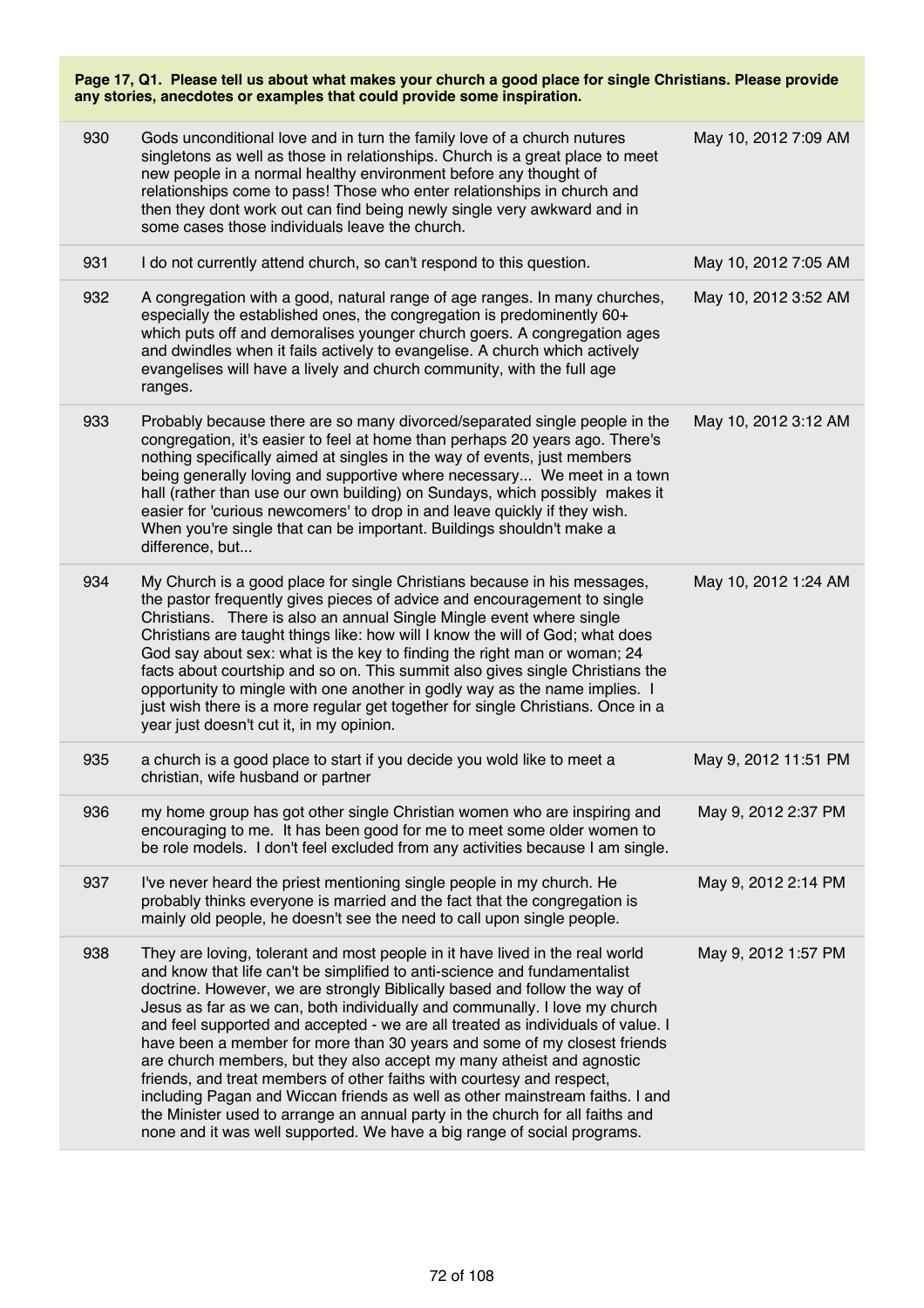**Page 17, Q1. Please tell us about what makes your church a good place for single Christians. Please provide any stories, anecdotes or examples that could provide some inspiration.**

| | | |
|---|---|---|
| 930 | Gods unconditional love and in turn the family love of a church nutures singletons as well as those in relationships. Church is a great place to meet new people in a normal healthy environment before any thought of relationships come to pass! Those who enter relationships in church and then they dont work out can find being newly single very awkward and in some cases those individuals leave the church. | May 10, 2012 7:09 AM |
| 931 | I do not currently attend church, so can't respond to this question. | May 10, 2012 7:05 AM |
| 932 | A congregation with a good, natural range of age ranges. In many churches, especially the established ones, the congregation is predominently 60+ which puts off and demoralises younger church goers. A congregation ages and dwindles when it fails actively to evangelise. A church which actively evangelises will have a lively and church community, with the full age ranges. | May 10, 2012 3:52 AM |
| 933 | Probably because there are so many divorced/separated single people in the congregation, it's easier to feel at home than perhaps 20 years ago. There's nothing specifically aimed at singles in the way of events, just members being generally loving and supportive where necessary... We meet in a town hall (rather than use our own building) on Sundays, which possibly makes it easier for 'curious newcomers' to drop in and leave quickly if they wish. When you're single that can be important. Buildings shouldn't make a difference, but... | May 10, 2012 3:12 AM |
| 934 | My Church is a good place for single Christians because in his messages, the pastor frequently gives pieces of advice and encouragement to single Christians. There is also an annual Single Mingle event where single Christians are taught things like: how will I know the will of God; what does God say about sex: what is the key to finding the right man or woman; 24 facts about courtship and so on. This summit also gives single Christians the opportunity to mingle with one another in godly way as the name implies. I just wish there is a more regular get together for single Christians. Once in a year just doesn't cut it, in my opinion. | May 10, 2012 1:24 AM |
| 935 | a church is a good place to start if you decide you wold like to meet a christian, wife husband or partner | May 9, 2012 11:51 PM |
| 936 | my home group has got other single Christian women who are inspiring and encouraging to me. It has been good for me to meet some older women to be role models. I don't feel excluded from any activities because I am single. | May 9, 2012 2:37 PM |
| 937 | I've never heard the priest mentioning single people in my church. He probably thinks everyone is married and the fact that the congregation is mainly old people, he doesn't see the need to call upon single people. | May 9, 2012 2:14 PM |
| 938 | They are loving, tolerant and most people in it have lived in the real world and know that life can't be simplified to anti-science and fundamentalist doctrine. However, we are strongly Biblically based and follow the way of Jesus as far as we can, both individually and communally. I love my church and feel supported and accepted - we are all treated as individuals of value. I have been a member for more than 30 years and some of my closest friends are church members, but they also accept my many atheist and agnostic friends, and treat members of other faiths with courtesy and respect, including Pagan and Wiccan friends as well as other mainstream faiths. I and the Minister used to arrange an annual party in the church for all faiths and none and it was well supported. We have a big range of social programs. | May 9, 2012 1:57 PM |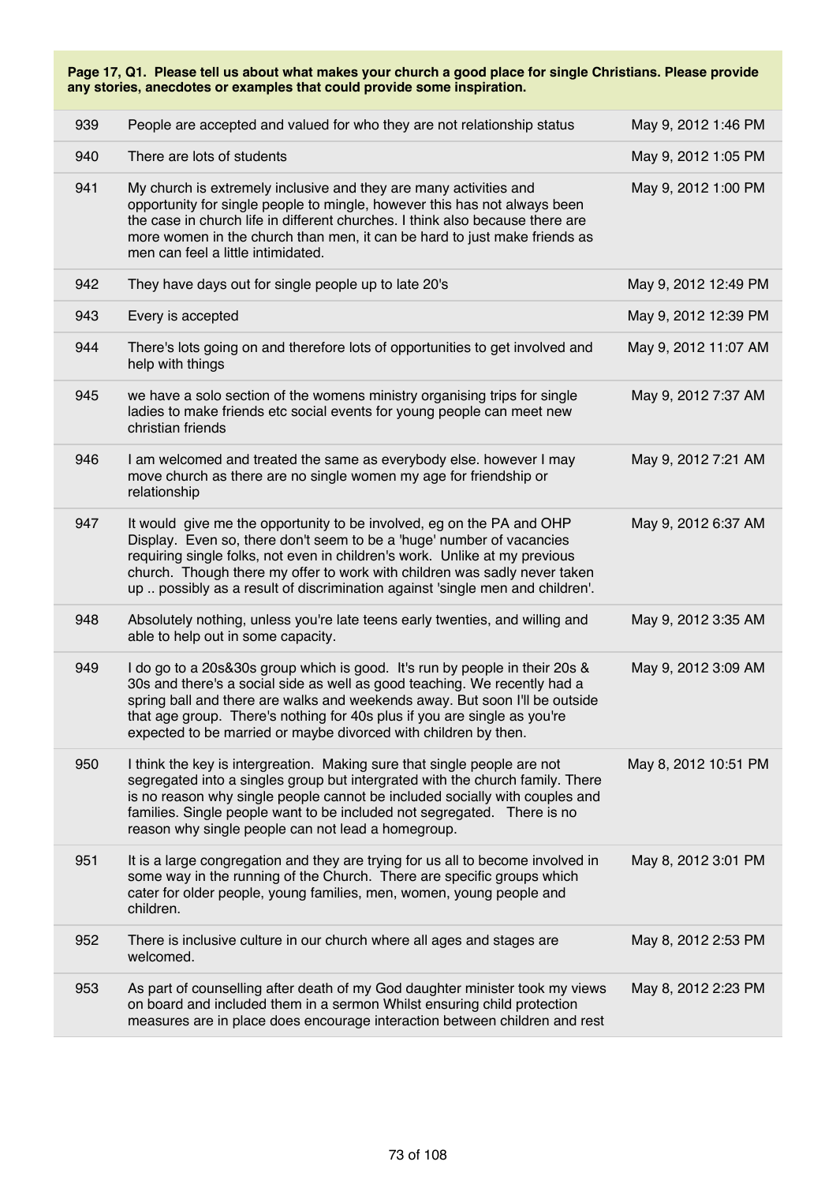**Page 17, Q1. Please tell us about what makes your church a good place for single Christians. Please provide any stories, anecdotes or examples that could provide some inspiration.**

| | | |
|---|---|---|
| 939 | People are accepted and valued for who they are not relationship status | May 9, 2012 1:46 PM |
| 940 | There are lots of students | May 9, 2012 1:05 PM |
| 941 | My church is extremely inclusive and they are many activities and opportunity for single people to mingle, however this has not always been the case in church life in different churches. I think also because there are more women in the church than men, it can be hard to just make friends as men can feel a little intimidated. | May 9, 2012 1:00 PM |
| 942 | They have days out for single people up to late 20's | May 9, 2012 12:49 PM |
| 943 | Every is accepted | May 9, 2012 12:39 PM |
| 944 | There's lots going on and therefore lots of opportunities to get involved and help with things | May 9, 2012 11:07 AM |
| 945 | we have a solo section of the womens ministry organising trips for single ladies to make friends etc social events for young people can meet new christian friends | May 9, 2012 7:37 AM |
| 946 | I am welcomed and treated the same as everybody else. however I may move church as there are no single women my age for friendship or relationship | May 9, 2012 7:21 AM |
| 947 | It would give me the opportunity to be involved, eg on the PA and OHP Display. Even so, there don't seem to be a 'huge' number of vacancies requiring single folks, not even in children's work. Unlike at my previous church. Though there my offer to work with children was sadly never taken up .. possibly as a result of discrimination against 'single men and children'. | May 9, 2012 6:37 AM |
| 948 | Absolutely nothing, unless you're late teens early twenties, and willing and able to help out in some capacity. | May 9, 2012 3:35 AM |
| 949 | I do go to a 20s&30s group which is good. It's run by people in their 20s & 30s and there's a social side as well as good teaching. We recently had a spring ball and there are walks and weekends away. But soon I'll be outside that age group. There's nothing for 40s plus if you are single as you're expected to be married or maybe divorced with children by then. | May 9, 2012 3:09 AM |
| 950 | I think the key is intergreation. Making sure that single people are not segregated into a singles group but intergrated with the church family. There is no reason why single people cannot be included socially with couples and families. Single people want to be included not segregated. There is no reason why single people can not lead a homegroup. | May 8, 2012 10:51 PM |
| 951 | It is a large congregation and they are trying for us all to become involved in some way in the running of the Church. There are specific groups which cater for older people, young families, men, women, young people and children. | May 8, 2012 3:01 PM |
| 952 | There is inclusive culture in our church where all ages and stages are welcomed. | May 8, 2012 2:53 PM |
| 953 | As part of counselling after death of my God daughter minister took my views on board and included them in a sermon Whilst ensuring child protection measures are in place does encourage interaction between children and rest | May 8, 2012 2:23 PM |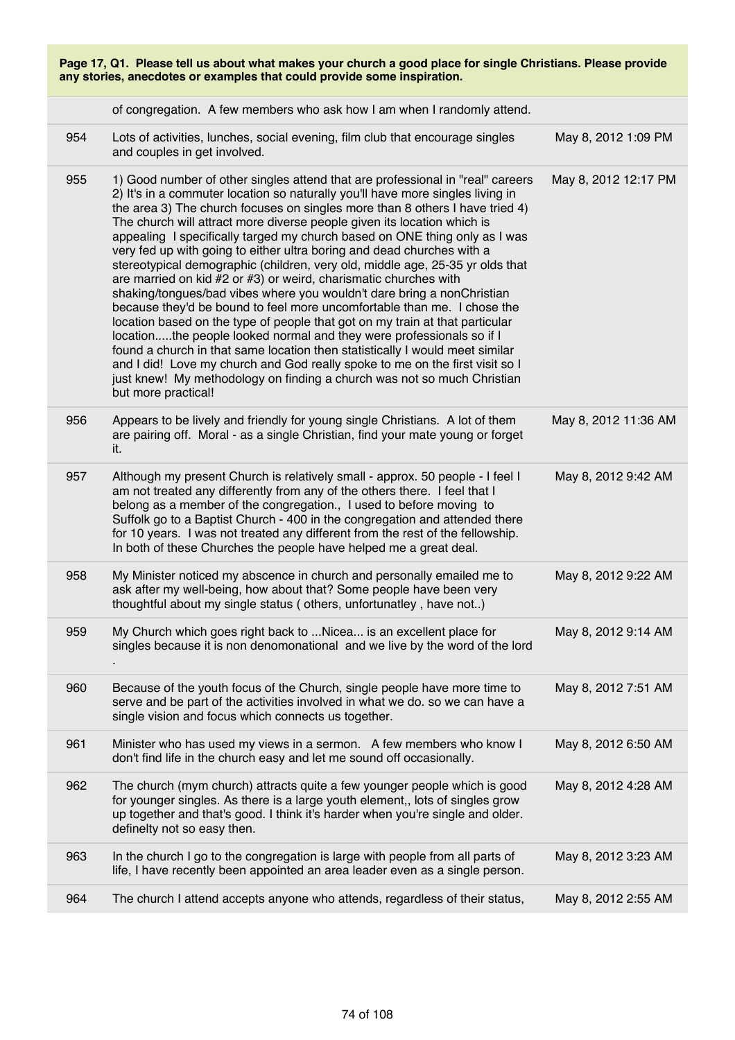**Page 17, Q1. Please tell us about what makes your church a good place for single Christians. Please provide any stories, anecdotes or examples that could provide some inspiration.**

| | | |
|---|---|---|
| | of congregation. A few members who ask how I am when I randomly attend. | |
| 954 | Lots of activities, lunches, social evening, film club that encourage singles and couples in get involved. | May 8, 2012 1:09 PM |
| 955 | 1) Good number of other singles attend that are professional in "real" careers 2) It's in a commuter location so naturally you'll have more singles living in the area 3) The church focuses on singles more than 8 others I have tried 4) The church will attract more diverse people given its location which is appealing I specifically targed my church based on ONE thing only as I was very fed up with going to either ultra boring and dead churches with a stereotypical demographic (children, very old, middle age, 25-35 yr olds that are married on kid #2 or #3) or weird, charismatic churches with shaking/tongues/bad vibes where you wouldn't dare bring a nonChristian because they'd be bound to feel more uncomfortable than me. I chose the location based on the type of people that got on my train at that particular location.....the people looked normal and they were professionals so if I found a church in that same location then statistically I would meet similar and I did! Love my church and God really spoke to me on the first visit so I just knew! My methodology on finding a church was not so much Christian but more practical! | May 8, 2012 12:17 PM |
| 956 | Appears to be lively and friendly for young single Christians. A lot of them are pairing off. Moral - as a single Christian, find your mate young or forget it. | May 8, 2012 11:36 AM |
| 957 | Although my present Church is relatively small - approx. 50 people - I feel I am not treated any differently from any of the others there. I feel that I belong as a member of the congregation., I used to before moving to Suffolk go to a Baptist Church - 400 in the congregation and attended there for 10 years. I was not treated any different from the rest of the fellowship. In both of these Churches the people have helped me a great deal. | May 8, 2012 9:42 AM |
| 958 | My Minister noticed my abscence in church and personally emailed me to ask after my well-being, how about that? Some people have been very thoughtful about my single status ( others, unfortunatley , have not..) | May 8, 2012 9:22 AM |
| 959 | My Church which goes right back to ...Nicea... is an excellent place for singles because it is non denomonational and we live by the word of the lord . | May 8, 2012 9:14 AM |
| 960 | Because of the youth focus of the Church, single people have more time to serve and be part of the activities involved in what we do. so we can have a single vision and focus which connects us together. | May 8, 2012 7:51 AM |
| 961 | Minister who has used my views in a sermon. A few members who know I don't find life in the church easy and let me sound off occasionally. | May 8, 2012 6:50 AM |
| 962 | The church (mym church) attracts quite a few younger people which is good for younger singles. As there is a large youth element,, lots of singles grow up together and that's good. I think it's harder when you're single and older. definelty not so easy then. | May 8, 2012 4:28 AM |
| 963 | In the church I go to the congregation is large with people from all parts of life, I have recently been appointed an area leader even as a single person. | May 8, 2012 3:23 AM |
| 964 | The church I attend accepts anyone who attends, regardless of their status, | May 8, 2012 2:55 AM |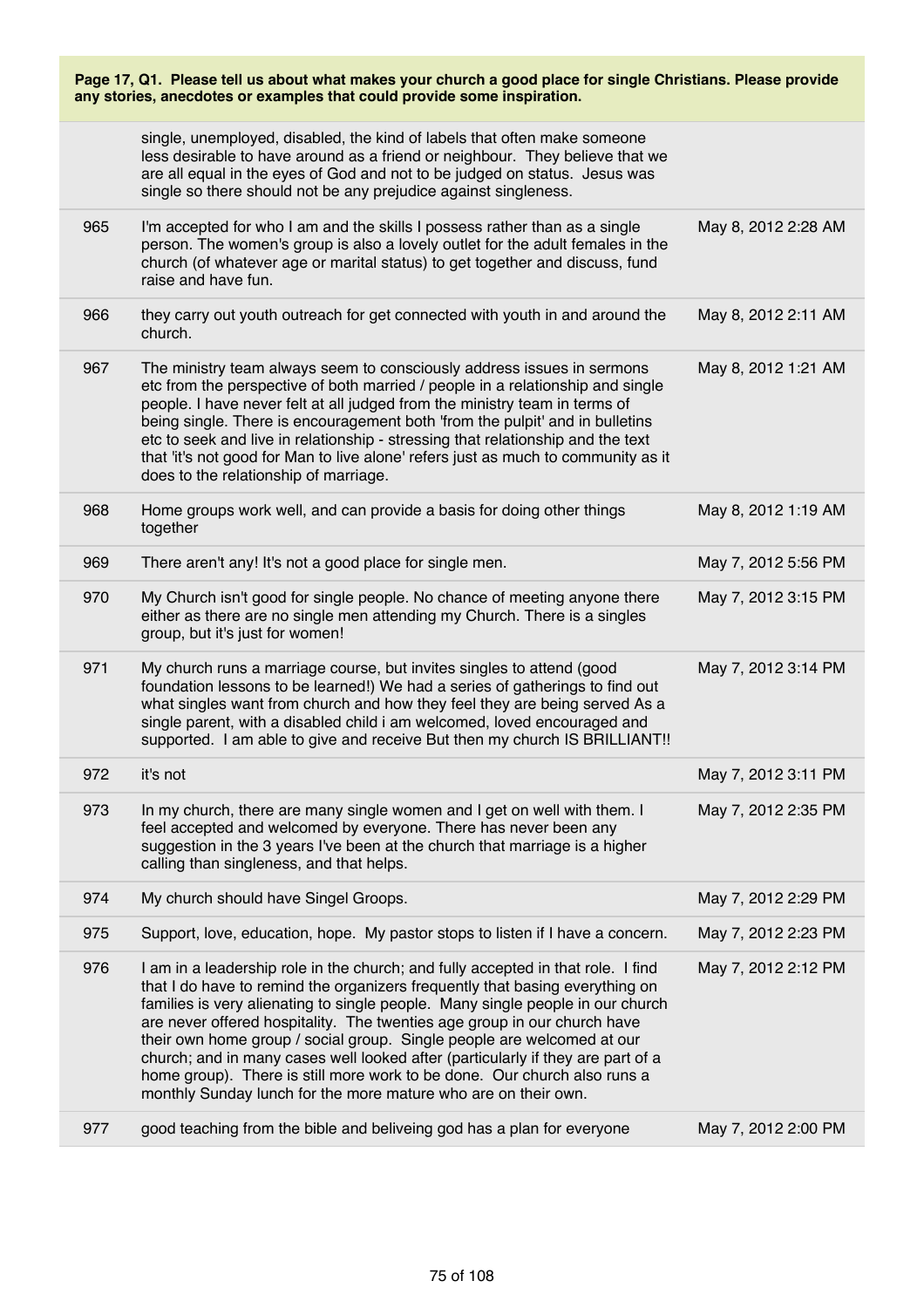**Page 17, Q1. Please tell us about what makes your church a good place for single Christians. Please provide any stories, anecdotes or examples that could provide some inspiration.**

| | | |
|---|---|---|
| | single, unemployed, disabled, the kind of labels that often make someone less desirable to have around as a friend or neighbour. They believe that we are all equal in the eyes of God and not to be judged on status. Jesus was single so there should not be any prejudice against singleness. | |
| 965 | I'm accepted for who I am and the skills I possess rather than as a single person. The women's group is also a lovely outlet for the adult females in the church (of whatever age or marital status) to get together and discuss, fund raise and have fun. | May 8, 2012 2:28 AM |
| 966 | they carry out youth outreach for get connected with youth in and around the church. | May 8, 2012 2:11 AM |
| 967 | The ministry team always seem to consciously address issues in sermons etc from the perspective of both married / people in a relationship and single people. I have never felt at all judged from the ministry team in terms of being single. There is encouragement both 'from the pulpit' and in bulletins etc to seek and live in relationship - stressing that relationship and the text that 'it's not good for Man to live alone' refers just as much to community as it does to the relationship of marriage. | May 8, 2012 1:21 AM |
| 968 | Home groups work well, and can provide a basis for doing other things together | May 8, 2012 1:19 AM |
| 969 | There aren't any! It's not a good place for single men. | May 7, 2012 5:56 PM |
| 970 | My Church isn't good for single people. No chance of meeting anyone there either as there are no single men attending my Church. There is a singles group, but it's just for women! | May 7, 2012 3:15 PM |
| 971 | My church runs a marriage course, but invites singles to attend (good foundation lessons to be learned!) We had a series of gatherings to find out what singles want from church and how they feel they are being served As a single parent, with a disabled child i am welcomed, loved encouraged and supported. I am able to give and receive But then my church IS BRILLIANT!! | May 7, 2012 3:14 PM |
| 972 | it's not | May 7, 2012 3:11 PM |
| 973 | In my church, there are many single women and I get on well with them. I feel accepted and welcomed by everyone. There has never been any suggestion in the 3 years I've been at the church that marriage is a higher calling than singleness, and that helps. | May 7, 2012 2:35 PM |
| 974 | My church should have Singel Groops. | May 7, 2012 2:29 PM |
| 975 | Support, love, education, hope. My pastor stops to listen if I have a concern. | May 7, 2012 2:23 PM |
| 976 | I am in a leadership role in the church; and fully accepted in that role. I find that I do have to remind the organizers frequently that basing everything on families is very alienating to single people. Many single people in our church are never offered hospitality. The twenties age group in our church have their own home group / social group. Single people are welcomed at our church; and in many cases well looked after (particularly if they are part of a home group). There is still more work to be done. Our church also runs a monthly Sunday lunch for the more mature who are on their own. | May 7, 2012 2:12 PM |
| 977 | good teaching from the bible and beliveing god has a plan for everyone | May 7, 2012 2:00 PM |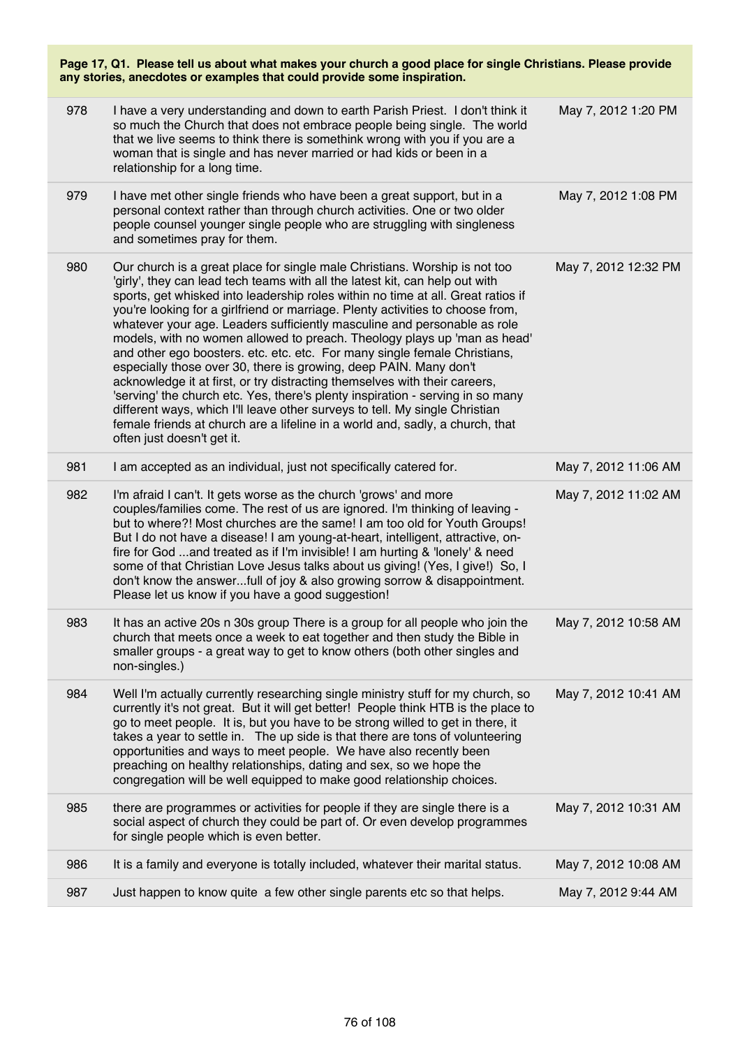**Page 17, Q1. Please tell us about what makes your church a good place for single Christians. Please provide any stories, anecdotes or examples that could provide some inspiration.**

| | | |
|---|---|---|
| 978 | I have a very understanding and down to earth Parish Priest. I don't think it so much the Church that does not embrace people being single. The world that we live seems to think there is somethink wrong with you if you are a woman that is single and has never married or had kids or been in a relationship for a long time. | May 7, 2012 1:20 PM |
| 979 | I have met other single friends who have been a great support, but in a personal context rather than through church activities. One or two older people counsel younger single people who are struggling with singleness and sometimes pray for them. | May 7, 2012 1:08 PM |
| 980 | Our church is a great place for single male Christians. Worship is not too 'girly', they can lead tech teams with all the latest kit, can help out with sports, get whisked into leadership roles within no time at all. Great ratios if you're looking for a girlfriend or marriage. Plenty activities to choose from, whatever your age. Leaders sufficiently masculine and personable as role models, with no women allowed to preach. Theology plays up 'man as head' and other ego boosters. etc. etc. etc. For many single female Christians, especially those over 30, there is growing, deep PAIN. Many don't acknowledge it at first, or try distracting themselves with their careers, 'serving' the church etc. Yes, there's plenty inspiration - serving in so many different ways, which I'll leave other surveys to tell. My single Christian female friends at church are a lifeline in a world and, sadly, a church, that often just doesn't get it. | May 7, 2012 12:32 PM |
| 981 | I am accepted as an individual, just not specifically catered for. | May 7, 2012 11:06 AM |
| 982 | I'm afraid I can't. It gets worse as the church 'grows' and more couples/families come. The rest of us are ignored. I'm thinking of leaving - but to where?! Most churches are the same! I am too old for Youth Groups! But I do not have a disease! I am young-at-heart, intelligent, attractive, on-fire for God ...and treated as if I'm invisible! I am hurting & 'lonely' & need some of that Christian Love Jesus talks about us giving! (Yes, I give!) So, I don't know the answer...full of joy & also growing sorrow & disappointment. Please let us know if you have a good suggestion! | May 7, 2012 11:02 AM |
| 983 | It has an active 20s n 30s group There is a group for all people who join the church that meets once a week to eat together and then study the Bible in smaller groups - a great way to get to know others (both other singles and non-singles.) | May 7, 2012 10:58 AM |
| 984 | Well I'm actually currently researching single ministry stuff for my church, so currently it's not great. But it will get better! People think HTB is the place to go to meet people. It is, but you have to be strong willed to get in there, it takes a year to settle in. The up side is that there are tons of volunteering opportunities and ways to meet people. We have also recently been preaching on healthy relationships, dating and sex, so we hope the congregation will be well equipped to make good relationship choices. | May 7, 2012 10:41 AM |
| 985 | there are programmes or activities for people if they are single there is a social aspect of church they could be part of. Or even develop programmes for single people which is even better. | May 7, 2012 10:31 AM |
| 986 | It is a family and everyone is totally included, whatever their marital status. | May 7, 2012 10:08 AM |
| 987 | Just happen to know quite a few other single parents etc so that helps. | May 7, 2012 9:44 AM |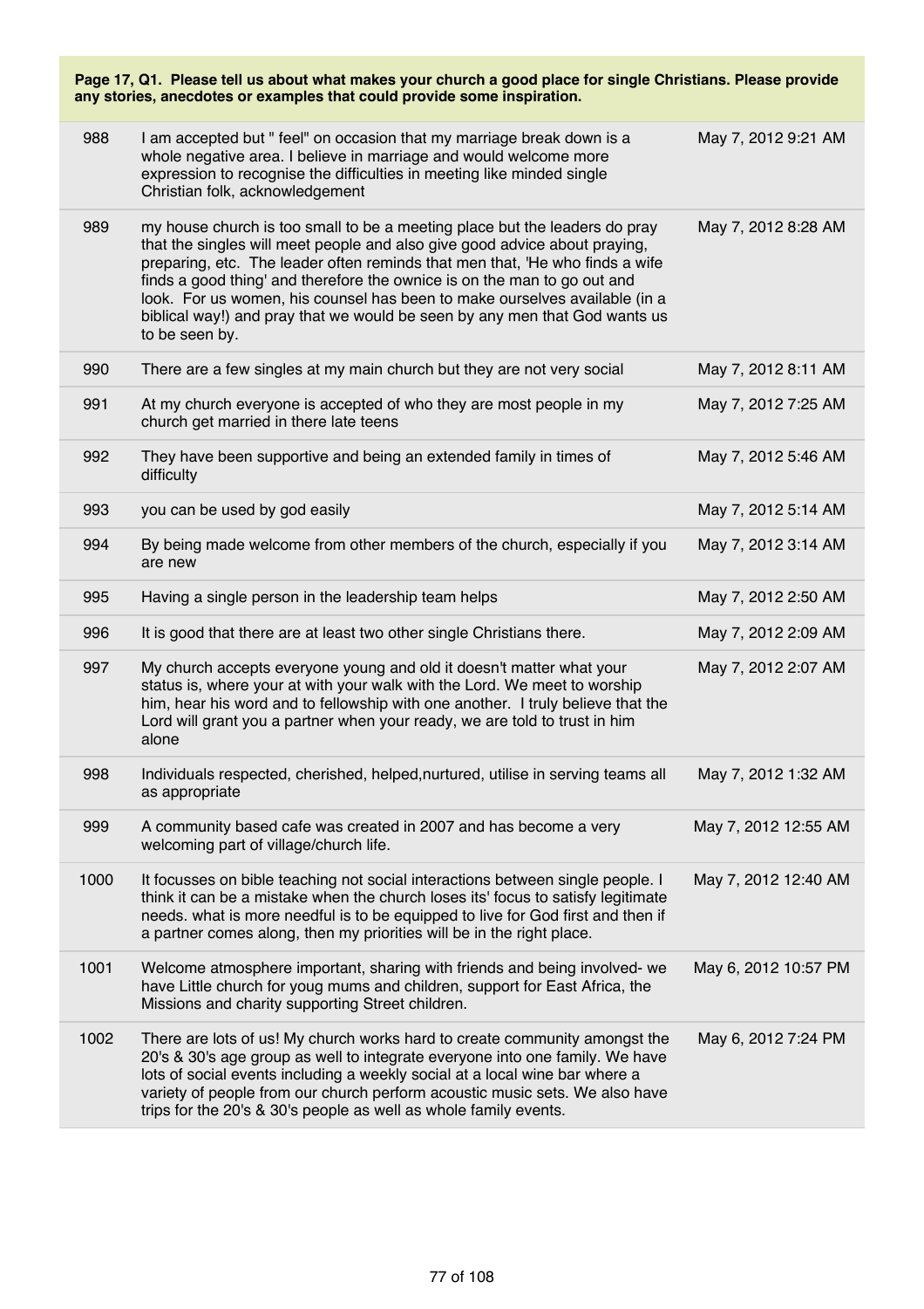**Page 17, Q1. Please tell us about what makes your church a good place for single Christians. Please provide any stories, anecdotes or examples that could provide some inspiration.**

| | | |
|---|---|---|
| 988 | I am accepted but " feel" on occasion that my marriage break down is a whole negative area. I believe in marriage and would welcome more expression to recognise the difficulties in meeting like minded single Christian folk, acknowledgement | May 7, 2012 9:21 AM |
| 989 | my house church is too small to be a meeting place but the leaders do pray that the singles will meet people and also give good advice about praying, preparing, etc. The leader often reminds that men that, 'He who finds a wife finds a good thing' and therefore the ownice is on the man to go out and look. For us women, his counsel has been to make ourselves available (in a biblical way!) and pray that we would be seen by any men that God wants us to be seen by. | May 7, 2012 8:28 AM |
| 990 | There are a few singles at my main church but they are not very social | May 7, 2012 8:11 AM |
| 991 | At my church everyone is accepted of who they are most people in my church get married in there late teens | May 7, 2012 7:25 AM |
| 992 | They have been supportive and being an extended family in times of difficulty | May 7, 2012 5:46 AM |
| 993 | you can be used by god easily | May 7, 2012 5:14 AM |
| 994 | By being made welcome from other members of the church, especially if you are new | May 7, 2012 3:14 AM |
| 995 | Having a single person in the leadership team helps | May 7, 2012 2:50 AM |
| 996 | It is good that there are at least two other single Christians there. | May 7, 2012 2:09 AM |
| 997 | My church accepts everyone young and old it doesn't matter what your status is, where your at with your walk with the Lord. We meet to worship him, hear his word and to fellowship with one another. I truly believe that the Lord will grant you a partner when your ready, we are told to trust in him alone | May 7, 2012 2:07 AM |
| 998 | Individuals respected, cherished, helped,nurtured, utilise in serving teams all as appropriate | May 7, 2012 1:32 AM |
| 999 | A community based cafe was created in 2007 and has become a very welcoming part of village/church life. | May 7, 2012 12:55 AM |
| 1000 | It focusses on bible teaching not social interactions between single people. I think it can be a mistake when the church loses its' focus to satisfy legitimate needs. what is more needful is to be equipped to live for God first and then if a partner comes along, then my priorities will be in the right place. | May 7, 2012 12:40 AM |
| 1001 | Welcome atmosphere important, sharing with friends and being involved- we have Little church for youg mums and children, support for East Africa, the Missions and charity supporting Street children. | May 6, 2012 10:57 PM |
| 1002 | There are lots of us! My church works hard to create community amongst the 20's & 30's age group as well to integrate everyone into one family. We have lots of social events including a weekly social at a local wine bar where a variety of people from our church perform acoustic music sets. We also have trips for the 20's & 30's people as well as whole family events. | May 6, 2012 7:24 PM |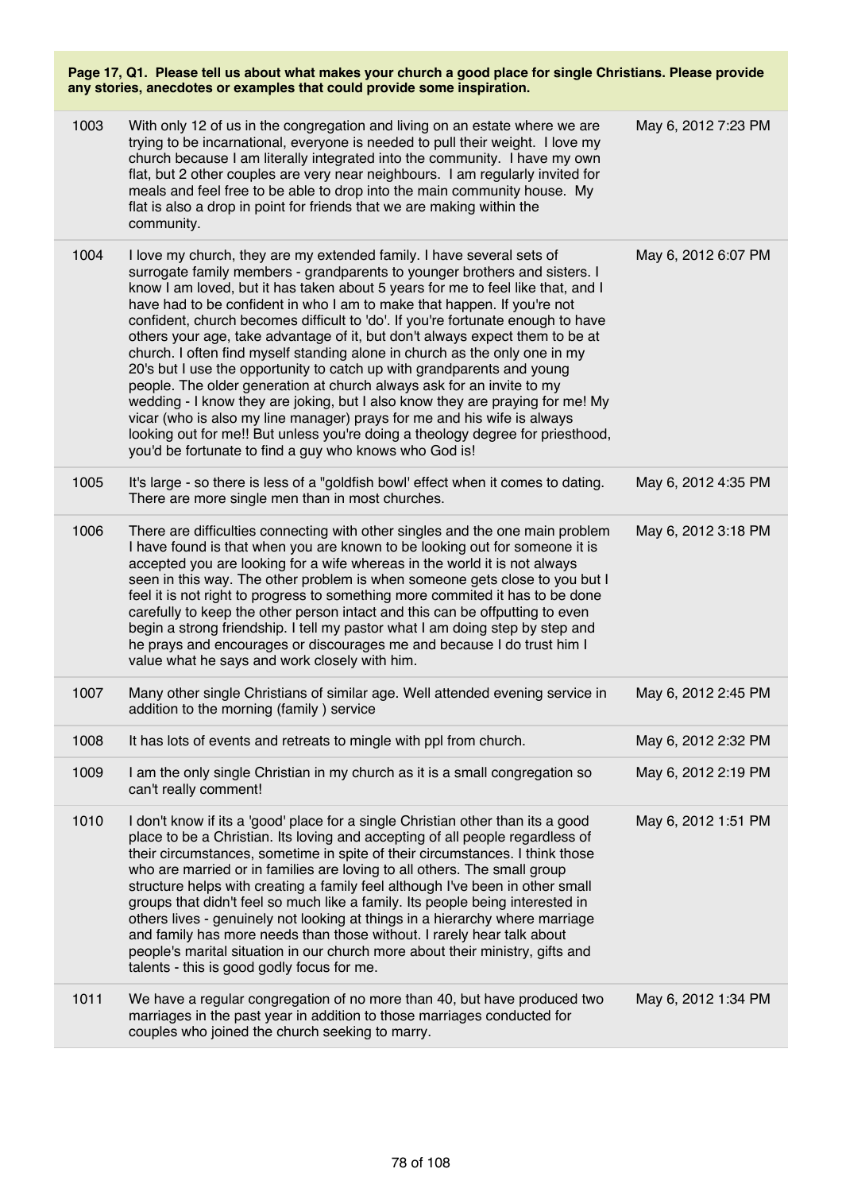**Page 17, Q1. Please tell us about what makes your church a good place for single Christians. Please provide any stories, anecdotes or examples that could provide some inspiration.**

| | | |
|---|---|---|
| 1003 | With only 12 of us in the congregation and living on an estate where we are trying to be incarnational, everyone is needed to pull their weight. I love my church because I am literally integrated into the community. I have my own flat, but 2 other couples are very near neighbours. I am regularly invited for meals and feel free to be able to drop into the main community house. My flat is also a drop in point for friends that we are making within the community. | May 6, 2012 7:23 PM |
| 1004 | I love my church, they are my extended family. I have several sets of surrogate family members - grandparents to younger brothers and sisters. I know I am loved, but it has taken about 5 years for me to feel like that, and I have had to be confident in who I am to make that happen. If you're not confident, church becomes difficult to 'do'. If you're fortunate enough to have others your age, take advantage of it, but don't always expect them to be at church. I often find myself standing alone in church as the only one in my 20's but I use the opportunity to catch up with grandparents and young people. The older generation at church always ask for an invite to my wedding - I know they are joking, but I also know they are praying for me! My vicar (who is also my line manager) prays for me and his wife is always looking out for me!! But unless you're doing a theology degree for priesthood, you'd be fortunate to find a guy who knows who God is! | May 6, 2012 6:07 PM |
| 1005 | It's large - so there is less of a "goldfish bowl' effect when it comes to dating. There are more single men than in most churches. | May 6, 2012 4:35 PM |
| 1006 | There are difficulties connecting with other singles and the one main problem I have found is that when you are known to be looking out for someone it is accepted you are looking for a wife whereas in the world it is not always seen in this way. The other problem is when someone gets close to you but I feel it is not right to progress to something more commited it has to be done carefully to keep the other person intact and this can be offputting to even begin a strong friendship. I tell my pastor what I am doing step by step and he prays and encourages or discourages me and because I do trust him I value what he says and work closely with him. | May 6, 2012 3:18 PM |
| 1007 | Many other single Christians of similar age. Well attended evening service in addition to the morning (family ) service | May 6, 2012 2:45 PM |
| 1008 | It has lots of events and retreats to mingle with ppl from church. | May 6, 2012 2:32 PM |
| 1009 | I am the only single Christian in my church as it is a small congregation so can't really comment! | May 6, 2012 2:19 PM |
| 1010 | I don't know if its a 'good' place for a single Christian other than its a good place to be a Christian. Its loving and accepting of all people regardless of their circumstances, sometime in spite of their circumstances. I think those who are married or in families are loving to all others. The small group structure helps with creating a family feel although I've been in other small groups that didn't feel so much like a family. Its people being interested in others lives - genuinely not looking at things in a hierarchy where marriage and family has more needs than those without. I rarely hear talk about people's marital situation in our church more about their ministry, gifts and talents - this is good godly focus for me. | May 6, 2012 1:51 PM |
| 1011 | We have a regular congregation of no more than 40, but have produced two marriages in the past year in addition to those marriages conducted for couples who joined the church seeking to marry. | May 6, 2012 1:34 PM |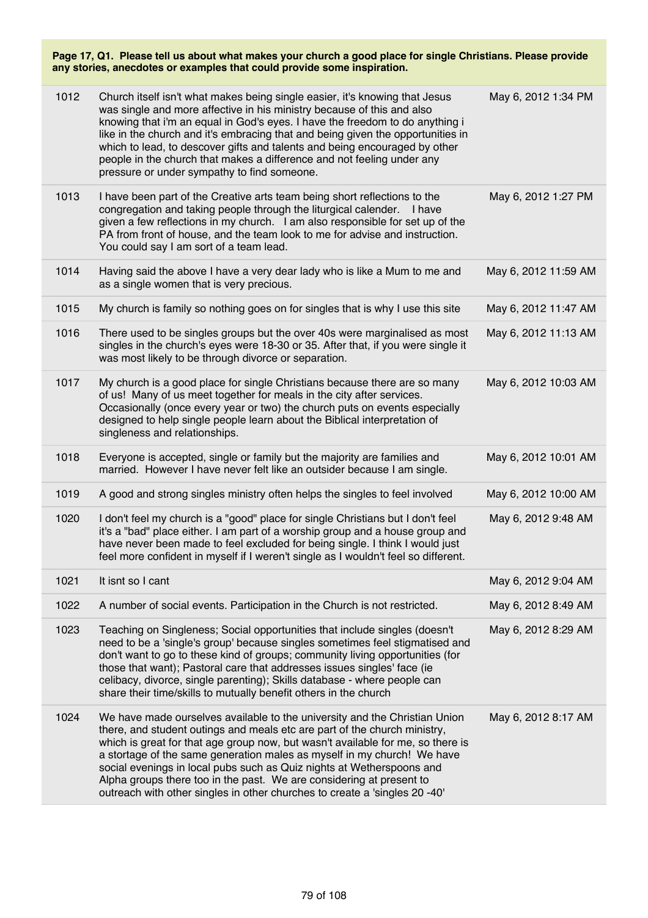**Page 17, Q1. Please tell us about what makes your church a good place for single Christians. Please provide any stories, anecdotes or examples that could provide some inspiration.**

| | | |
|---|---|---|
| 1012 | Church itself isn't what makes being single easier, it's knowing that Jesus was single and more affective in his ministry because of this and also knowing that i'm an equal in God's eyes. I have the freedom to do anything i like in the church and it's embracing that and being given the opportunities in which to lead, to descover gifts and talents and being encouraged by other people in the church that makes a difference and not feeling under any pressure or under sympathy to find someone. | May 6, 2012 1:34 PM |
| 1013 | I have been part of the Creative arts team being short reflections to the congregation and taking people through the liturgical calender. I have given a few reflections in my church. I am also responsible for set up of the PA from front of house, and the team look to me for advise and instruction. You could say I am sort of a team lead. | May 6, 2012 1:27 PM |
| 1014 | Having said the above I have a very dear lady who is like a Mum to me and as a single women that is very precious. | May 6, 2012 11:59 AM |
| 1015 | My church is family so nothing goes on for singles that is why I use this site | May 6, 2012 11:47 AM |
| 1016 | There used to be singles groups but the over 40s were marginalised as most singles in the church's eyes were 18-30 or 35. After that, if you were single it was most likely to be through divorce or separation. | May 6, 2012 11:13 AM |
| 1017 | My church is a good place for single Christians because there are so many of us! Many of us meet together for meals in the city after services. Occasionally (once every year or two) the church puts on events especially designed to help single people learn about the Biblical interpretation of singleness and relationships. | May 6, 2012 10:03 AM |
| 1018 | Everyone is accepted, single or family but the majority are families and married. However I have never felt like an outsider because I am single. | May 6, 2012 10:01 AM |
| 1019 | A good and strong singles ministry often helps the singles to feel involved | May 6, 2012 10:00 AM |
| 1020 | I don't feel my church is a "good" place for single Christians but I don't feel it's a "bad" place either. I am part of a worship group and a house group and have never been made to feel excluded for being single. I think I would just feel more confident in myself if I weren't single as I wouldn't feel so different. | May 6, 2012 9:48 AM |
| 1021 | It isnt so I cant | May 6, 2012 9:04 AM |
| 1022 | A number of social events. Participation in the Church is not restricted. | May 6, 2012 8:49 AM |
| 1023 | Teaching on Singleness; Social opportunities that include singles (doesn't need to be a 'single's group' because singles sometimes feel stigmatised and don't want to go to these kind of groups; community living opportunities (for those that want); Pastoral care that addresses issues singles' face (ie celibacy, divorce, single parenting); Skills database - where people can share their time/skills to mutually benefit others in the church | May 6, 2012 8:29 AM |
| 1024 | We have made ourselves available to the university and the Christian Union there, and student outings and meals etc are part of the church ministry, which is great for that age group now, but wasn't available for me, so there is a stortage of the same generation males as myself in my church! We have social evenings in local pubs such as Quiz nights at Wetherspoons and Alpha groups there too in the past. We are considering at present to outreach with other singles in other churches to create a 'singles 20 -40' | May 6, 2012 8:17 AM |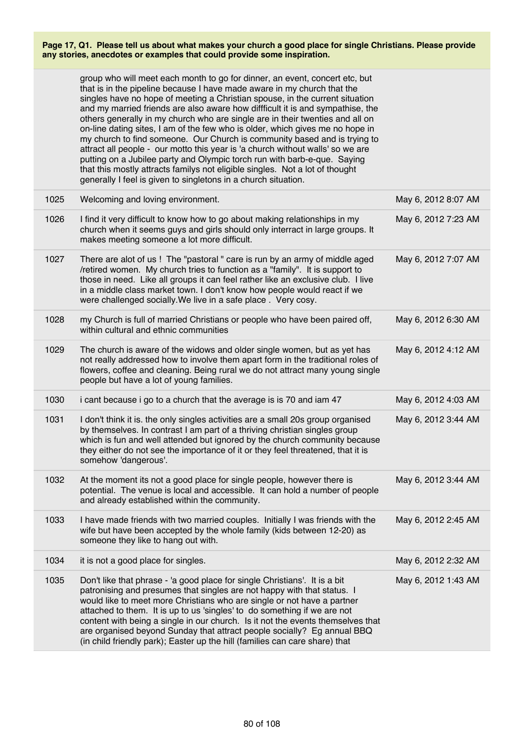**Page 17, Q1. Please tell us about what makes your church a good place for single Christians. Please provide any stories, anecdotes or examples that could provide some inspiration.**

| | | |
|---|---|---|
| | group who will meet each month to go for dinner, an event, concert etc, but that is in the pipeline because I have made aware in my church that the singles have no hope of meeting a Christian spouse, in the current situation and my married friends are also aware how diffficult it is and sympathise, the others generally in my church who are single are in their twenties and all on on-line dating sites, I am of the few who is older, which gives me no hope in my church to find someone. Our Church is community based and is trying to attract all people - our motto this year is 'a church without walls' so we are putting on a Jubilee party and Olympic torch run with barb-e-que. Saying that this mostly attracts familys not eligible singles. Not a lot of thought generally I feel is given to singletons in a church situation. | |
| 1025 | Welcoming and loving environment. | May 6, 2012 8:07 AM |
| 1026 | I find it very difficult to know how to go about making relationships in my church when it seems guys and girls should only interract in large groups. It makes meeting someone a lot more difficult. | May 6, 2012 7:23 AM |
| 1027 | There are alot of us ! The "pastoral " care is run by an army of middle aged /retired women. My church tries to function as a "family". It is support to those in need. Like all groups it can feel rather like an exclusive club. I live in a middle class market town. I don't know how people would react if we were challenged socially.We live in a safe place . Very cosy. | May 6, 2012 7:07 AM |
| 1028 | my Church is full of married Christians or people who have been paired off, within cultural and ethnic communities | May 6, 2012 6:30 AM |
| 1029 | The church is aware of the widows and older single women, but as yet has not really addressed how to involve them apart form in the traditional roles of flowers, coffee and cleaning. Being rural we do not attract many young single people but have a lot of young families. | May 6, 2012 4:12 AM |
| 1030 | i cant because i go to a church that the average is is 70 and iam 47 | May 6, 2012 4:03 AM |
| 1031 | I don't think it is. the only singles activities are a small 20s group organised by themselves. In contrast I am part of a thriving christian singles group which is fun and well attended but ignored by the church community because they either do not see the importance of it or they feel threatened, that it is somehow 'dangerous'. | May 6, 2012 3:44 AM |
| 1032 | At the moment its not a good place for single people, however there is potential. The venue is local and accessible. It can hold a number of people and already established within the community. | May 6, 2012 3:44 AM |
| 1033 | I have made friends with two married couples. Initially I was friends with the wife but have been accepted by the whole family (kids between 12-20) as someone they like to hang out with. | May 6, 2012 2:45 AM |
| 1034 | it is not a good place for singles. | May 6, 2012 2:32 AM |
| 1035 | Don't like that phrase - 'a good place for single Christians'. It is a bit patronising and presumes that singles are not happy with that status. I would like to meet more Christians who are single or not have a partner attached to them. It is up to us 'singles' to do something if we are not content with being a single in our church. Is it not the events themselves that are organised beyond Sunday that attract people socially? Eg annual BBQ (in child friendly park); Easter up the hill (families can care share) that | May 6, 2012 1:43 AM |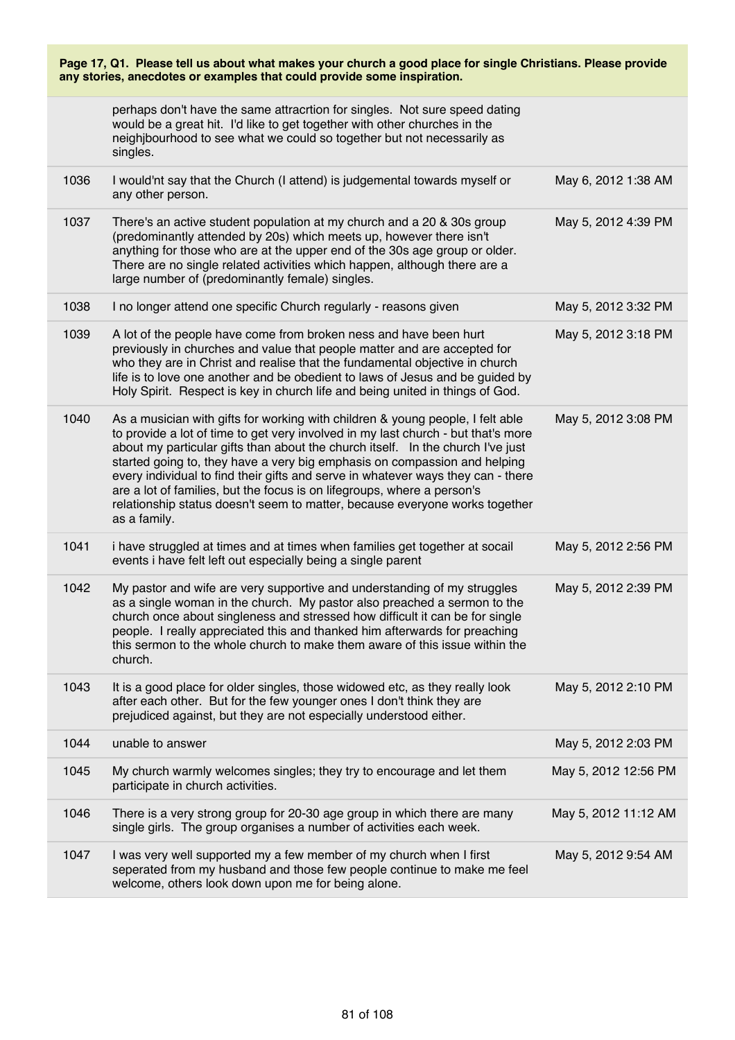**Page 17, Q1. Please tell us about what makes your church a good place for single Christians. Please provide any stories, anecdotes or examples that could provide some inspiration.**

| | | |
|---|---|---|
| | perhaps don't have the same attracrtion for singles. Not sure speed dating would be a great hit. I'd like to get together with other churches in the neighjbourhood to see what we could so together but not necessarily as singles. | |
| 1036 | I would'nt say that the Church (I attend) is judgemental towards myself or any other person. | May 6, 2012 1:38 AM |
| 1037 | There's an active student population at my church and a 20 & 30s group (predominantly attended by 20s) which meets up, however there isn't anything for those who are at the upper end of the 30s age group or older. There are no single related activities which happen, although there are a large number of (predominantly female) singles. | May 5, 2012 4:39 PM |
| 1038 | I no longer attend one specific Church regularly - reasons given | May 5, 2012 3:32 PM |
| 1039 | A lot of the people have come from broken ness and have been hurt previously in churches and value that people matter and are accepted for who they are in Christ and realise that the fundamental objective in church life is to love one another and be obedient to laws of Jesus and be guided by Holy Spirit. Respect is key in church life and being united in things of God. | May 5, 2012 3:18 PM |
| 1040 | As a musician with gifts for working with children & young people, I felt able to provide a lot of time to get very involved in my last church - but that's more about my particular gifts than about the church itself. In the church I've just started going to, they have a very big emphasis on compassion and helping every individual to find their gifts and serve in whatever ways they can - there are a lot of families, but the focus is on lifegroups, where a person's relationship status doesn't seem to matter, because everyone works together as a family. | May 5, 2012 3:08 PM |
| 1041 | i have struggled at times and at times when families get together at socail events i have felt left out especially being a single parent | May 5, 2012 2:56 PM |
| 1042 | My pastor and wife are very supportive and understanding of my struggles as a single woman in the church. My pastor also preached a sermon to the church once about singleness and stressed how difficult it can be for single people. I really appreciated this and thanked him afterwards for preaching this sermon to the whole church to make them aware of this issue within the church. | May 5, 2012 2:39 PM |
| 1043 | It is a good place for older singles, those widowed etc, as they really look after each other. But for the few younger ones I don't think they are prejudiced against, but they are not especially understood either. | May 5, 2012 2:10 PM |
| 1044 | unable to answer | May 5, 2012 2:03 PM |
| 1045 | My church warmly welcomes singles; they try to encourage and let them participate in church activities. | May 5, 2012 12:56 PM |
| 1046 | There is a very strong group for 20-30 age group in which there are many single girls. The group organises a number of activities each week. | May 5, 2012 11:12 AM |
| 1047 | I was very well supported my a few member of my church when I first seperated from my husband and those few people continue to make me feel welcome, others look down upon me for being alone. | May 5, 2012 9:54 AM |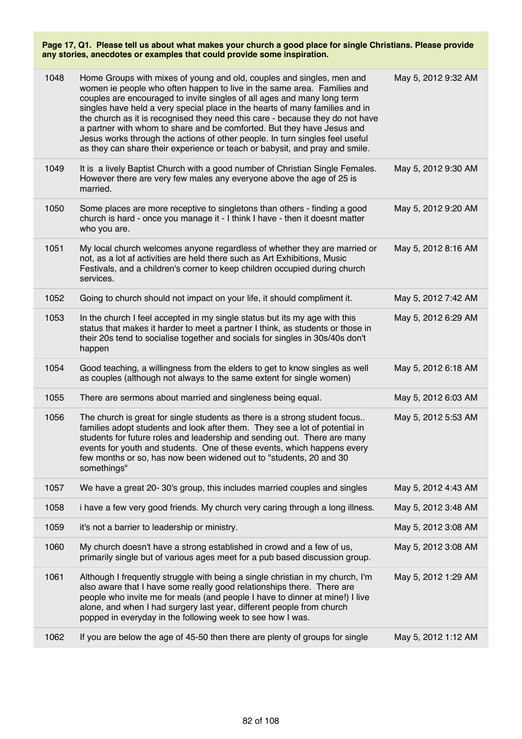**Page 17, Q1. Please tell us about what makes your church a good place for single Christians. Please provide any stories, anecdotes or examples that could provide some inspiration.**

| | | |
|---|---|---|
| 1048 | Home Groups with mixes of young and old, couples and singles, men and women ie people who often happen to live in the same area. Families and couples are encouraged to invite singles of all ages and many long term singles have held a very special place in the hearts of many families and in the church as it is recognised they need this care - because they do not have a partner with whom to share and be comforted. But they have Jesus and Jesus works through the actions of other people. In turn singles feel useful as they can share their experience or teach or babysit, and pray and smile. | May 5, 2012 9:32 AM |
| 1049 | It is a lively Baptist Church with a good number of Christian Single Females. However there are very few males any everyone above the age of 25 is married. | May 5, 2012 9:30 AM |
| 1050 | Some places are more receptive to singletons than others - finding a good church is hard - once you manage it - I think I have - then it doesnt matter who you are. | May 5, 2012 9:20 AM |
| 1051 | My local church welcomes anyone regardless of whether they are married or not, as a lot af activities are held there such as Art Exhibitions, Music Festivals, and a children's corner to keep children occupied during church services. | May 5, 2012 8:16 AM |
| 1052 | Going to church should not impact on your life, it should compliment it. | May 5, 2012 7:42 AM |
| 1053 | In the church I feel accepted in my single status but its my age with this status that makes it harder to meet a partner I think, as students or those in their 20s tend to socialise together and socials for singles in 30s/40s don't happen | May 5, 2012 6:29 AM |
| 1054 | Good teaching, a willingness from the elders to get to know singles as well as couples (although not always to the same extent for single women) | May 5, 2012 6:18 AM |
| 1055 | There are sermons about married and singleness being equal. | May 5, 2012 6:03 AM |
| 1056 | The church is great for single students as there is a strong student focus.. families adopt students and look after them. They see a lot of potential in students for future roles and leadership and sending out. There are many events for youth and students. One of these events, which happens every few months or so, has now been widened out to "students, 20 and 30 somethings" | May 5, 2012 5:53 AM |
| 1057 | We have a great 20- 30's group, this includes married couples and singles | May 5, 2012 4:43 AM |
| 1058 | i have a few very good friends. My church very caring through a long illness. | May 5, 2012 3:48 AM |
| 1059 | it's not a barrier to leadership or ministry. | May 5, 2012 3:08 AM |
| 1060 | My church doesn't have a strong established in crowd and a few of us, primarily single but of various ages meet for a pub based discussion group. | May 5, 2012 3:08 AM |
| 1061 | Although I frequently struggle with being a single christian in my church, I'm also aware that I have some really good relationships there. There are people who invite me for meals (and people I have to dinner at mine!) I live alone, and when I had surgery last year, different people from church popped in everyday in the following week to see how I was. | May 5, 2012 1:29 AM |
| 1062 | If you are below the age of 45-50 then there are plenty of groups for single | May 5, 2012 1:12 AM |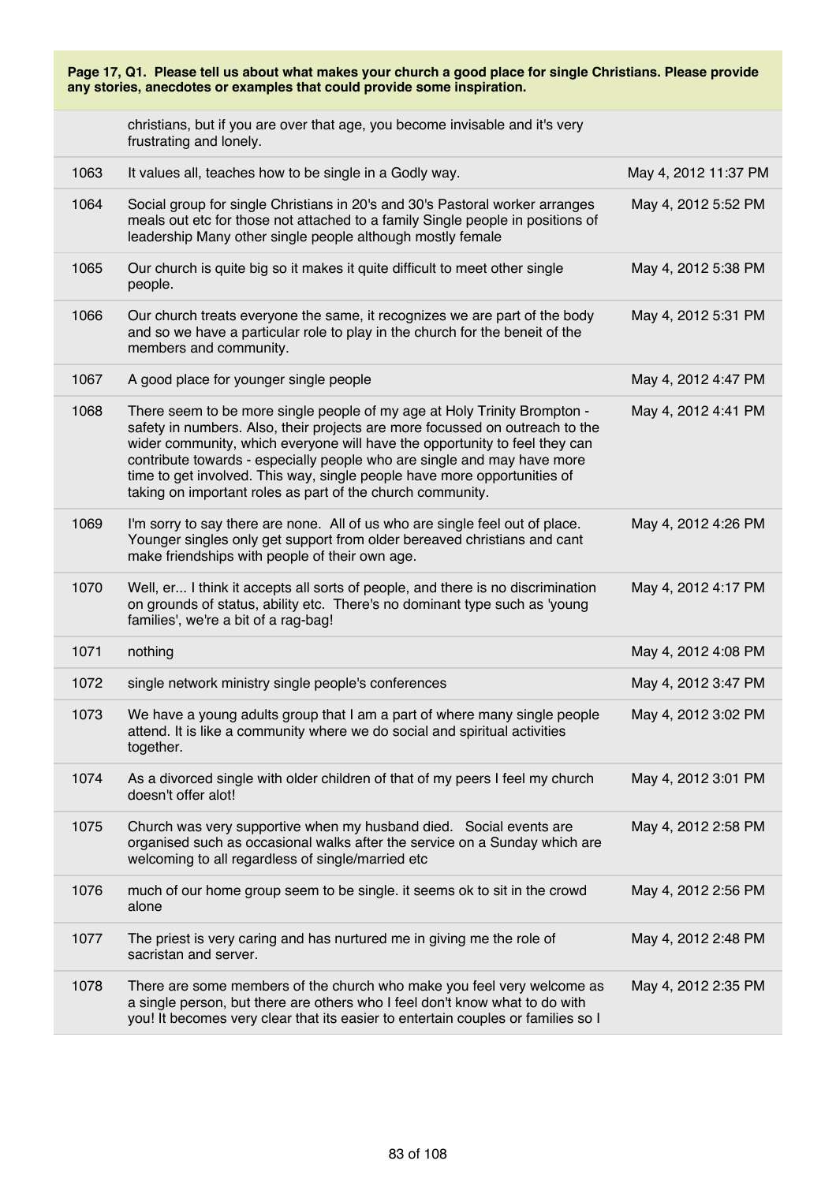**Page 17, Q1. Please tell us about what makes your church a good place for single Christians. Please provide any stories, anecdotes or examples that could provide some inspiration.**

| | | |
|---|---|---|
| | christians, but if you are over that age, you become invisable and it's very frustrating and lonely. | |
| 1063 | It values all, teaches how to be single in a Godly way. | May 4, 2012 11:37 PM |
| 1064 | Social group for single Christians in 20's and 30's Pastoral worker arranges meals out etc for those not attached to a family Single people in positions of leadership Many other single people although mostly female | May 4, 2012 5:52 PM |
| 1065 | Our church is quite big so it makes it quite difficult to meet other single people. | May 4, 2012 5:38 PM |
| 1066 | Our church treats everyone the same, it recognizes we are part of the body and so we have a particular role to play in the church for the beneit of the members and community. | May 4, 2012 5:31 PM |
| 1067 | A good place for younger single people | May 4, 2012 4:47 PM |
| 1068 | There seem to be more single people of my age at Holy Trinity Brompton - safety in numbers. Also, their projects are more focussed on outreach to the wider community, which everyone will have the opportunity to feel they can contribute towards - especially people who are single and may have more time to get involved. This way, single people have more opportunities of taking on important roles as part of the church community. | May 4, 2012 4:41 PM |
| 1069 | I'm sorry to say there are none. All of us who are single feel out of place. Younger singles only get support from older bereaved christians and cant make friendships with people of their own age. | May 4, 2012 4:26 PM |
| 1070 | Well, er... I think it accepts all sorts of people, and there is no discrimination on grounds of status, ability etc. There's no dominant type such as 'young families', we're a bit of a rag-bag! | May 4, 2012 4:17 PM |
| 1071 | nothing | May 4, 2012 4:08 PM |
| 1072 | single network ministry single people's conferences | May 4, 2012 3:47 PM |
| 1073 | We have a young adults group that I am a part of where many single people attend. It is like a community where we do social and spiritual activities together. | May 4, 2012 3:02 PM |
| 1074 | As a divorced single with older children of that of my peers I feel my church doesn't offer alot! | May 4, 2012 3:01 PM |
| 1075 | Church was very supportive when my husband died. Social events are organised such as occasional walks after the service on a Sunday which are welcoming to all regardless of single/married etc | May 4, 2012 2:58 PM |
| 1076 | much of our home group seem to be single. it seems ok to sit in the crowd alone | May 4, 2012 2:56 PM |
| 1077 | The priest is very caring and has nurtured me in giving me the role of sacristan and server. | May 4, 2012 2:48 PM |
| 1078 | There are some members of the church who make you feel very welcome as a single person, but there are others who I feel don't know what to do with you! It becomes very clear that its easier to entertain couples or families so I | May 4, 2012 2:35 PM |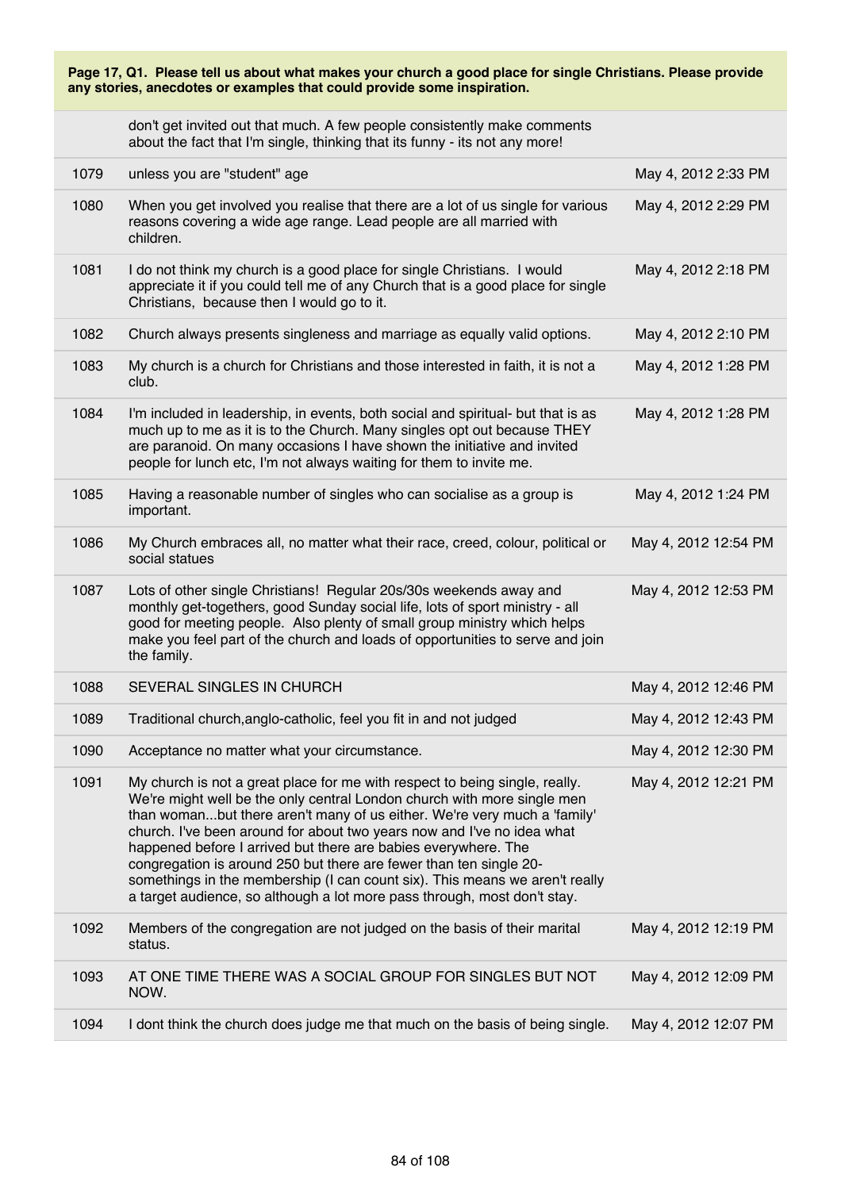**Page 17, Q1. Please tell us about what makes your church a good place for single Christians. Please provide any stories, anecdotes or examples that could provide some inspiration.**

| | | |
|---|---|---|
| | don't get invited out that much. A few people consistently make comments about the fact that I'm single, thinking that its funny - its not any more! | |
| 1079 | unless you are "student" age | May 4, 2012 2:33 PM |
| 1080 | When you get involved you realise that there are a lot of us single for various reasons covering a wide age range. Lead people are all married with children. | May 4, 2012 2:29 PM |
| 1081 | I do not think my church is a good place for single Christians. I would appreciate it if you could tell me of any Church that is a good place for single Christians, because then I would go to it. | May 4, 2012 2:18 PM |
| 1082 | Church always presents singleness and marriage as equally valid options. | May 4, 2012 2:10 PM |
| 1083 | My church is a church for Christians and those interested in faith, it is not a club. | May 4, 2012 1:28 PM |
| 1084 | I'm included in leadership, in events, both social and spiritual- but that is as much up to me as it is to the Church. Many singles opt out because THEY are paranoid. On many occasions I have shown the initiative and invited people for lunch etc, I'm not always waiting for them to invite me. | May 4, 2012 1:28 PM |
| 1085 | Having a reasonable number of singles who can socialise as a group is important. | May 4, 2012 1:24 PM |
| 1086 | My Church embraces all, no matter what their race, creed, colour, political or social statues | May 4, 2012 12:54 PM |
| 1087 | Lots of other single Christians! Regular 20s/30s weekends away and monthly get-togethers, good Sunday social life, lots of sport ministry - all good for meeting people. Also plenty of small group ministry which helps make you feel part of the church and loads of opportunities to serve and join the family. | May 4, 2012 12:53 PM |
| 1088 | SEVERAL SINGLES IN CHURCH | May 4, 2012 12:46 PM |
| 1089 | Traditional church,anglo-catholic, feel you fit in and not judged | May 4, 2012 12:43 PM |
| 1090 | Acceptance no matter what your circumstance. | May 4, 2012 12:30 PM |
| 1091 | My church is not a great place for me with respect to being single, really. We're might well be the only central London church with more single men than woman...but there aren't many of us either. We're very much a 'family' church. I've been around for about two years now and I've no idea what happened before I arrived but there are babies everywhere. The congregation is around 250 but there are fewer than ten single 20-somethings in the membership (I can count six). This means we aren't really a target audience, so although a lot more pass through, most don't stay. | May 4, 2012 12:21 PM |
| 1092 | Members of the congregation are not judged on the basis of their marital status. | May 4, 2012 12:19 PM |
| 1093 | AT ONE TIME THERE WAS A SOCIAL GROUP FOR SINGLES BUT NOT NOW. | May 4, 2012 12:09 PM |
| 1094 | I dont think the church does judge me that much on the basis of being single. | May 4, 2012 12:07 PM |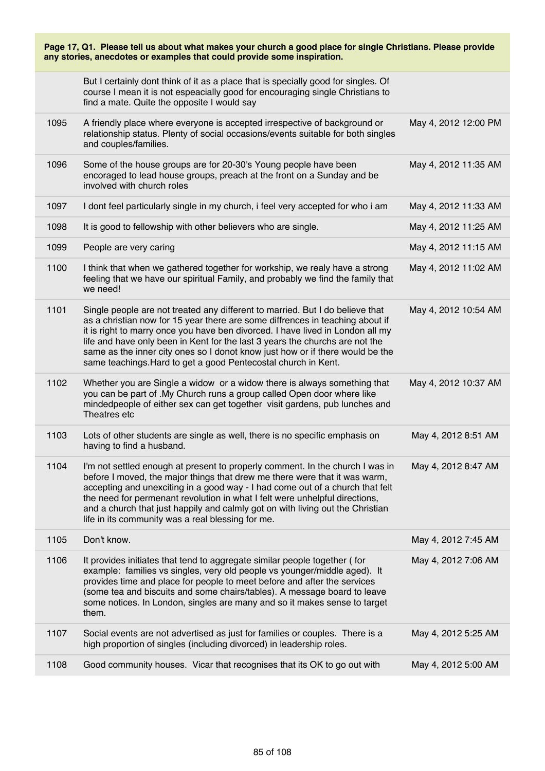**Page 17, Q1. Please tell us about what makes your church a good place for single Christians. Please provide any stories, anecdotes or examples that could provide some inspiration.**

| | | |
|---|---|---|
| | But I certainly dont think of it as a place that is specially good for singles. Of course I mean it is not espeacially good for encouraging single Christians to find a mate. Quite the opposite I would say | |
| 1095 | A friendly place where everyone is accepted irrespective of background or relationship status. Plenty of social occasions/events suitable for both singles and couples/families. | May 4, 2012 12:00 PM |
| 1096 | Some of the house groups are for 20-30's Young people have been encoraged to lead house groups, preach at the front on a Sunday and be involved with church roles | May 4, 2012 11:35 AM |
| 1097 | I dont feel particularly single in my church, i feel very accepted for who i am | May 4, 2012 11:33 AM |
| 1098 | It is good to fellowship with other believers who are single. | May 4, 2012 11:25 AM |
| 1099 | People are very caring | May 4, 2012 11:15 AM |
| 1100 | I think that when we gathered together for worship, we realy have a strong feeling that we have our spiritual Family, and probably we find the family that we need! | May 4, 2012 11:02 AM |
| 1101 | Single people are not treated any different to married. But I do believe that as a christian now for 15 year there are some diffrences in teaching about if it is right to marry once you have ben divorced. I have lived in London all my life and have only been in Kent for the last 3 years the churchs are not the same as the inner city ones so I donot know just how or if there would be the same teachings.Hard to get a good Pentecostal church in Kent. | May 4, 2012 10:54 AM |
| 1102 | Whether you are Single a widow or a widow there is always something that you can be part of .My Church runs a group called Open door where like mindedpeople of either sex can get together visit gardens, pub lunches and Theatres etc | May 4, 2012 10:37 AM |
| 1103 | Lots of other students are single as well, there is no specific emphasis on having to find a husband. | May 4, 2012 8:51 AM |
| 1104 | I'm not settled enough at present to properly comment. In the church I was in before I moved, the major things that drew me there were that it was warm, accepting and unexciting in a good way - I had come out of a church that felt the need for permenant revolution in what I felt were unhelpful directions, and a church that just happily and calmly got on with living out the Christian life in its community was a real blessing for me. | May 4, 2012 8:47 AM |
| 1105 | Don't know. | May 4, 2012 7:45 AM |
| 1106 | It provides initiates that tend to aggregate similar people together ( for example: families vs singles, very old people vs younger/middle aged). It provides time and place for people to meet before and after the services (some tea and biscuits and some chairs/tables). A message board to leave some notices. In London, singles are many and so it makes sense to target them. | May 4, 2012 7:06 AM |
| 1107 | Social events are not advertised as just for families or couples. There is a high proportion of singles (including divorced) in leadership roles. | May 4, 2012 5:25 AM |
| 1108 | Good community houses. Vicar that recognises that its OK to go out with | May 4, 2012 5:00 AM |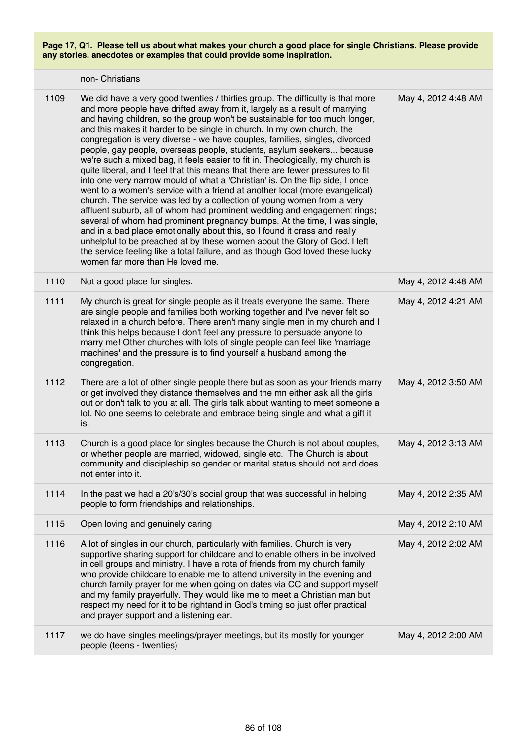**Page 17, Q1. Please tell us about what makes your church a good place for single Christians. Please provide any stories, anecdotes or examples that could provide some inspiration.**

| | | |
|---|---|---|
| | non- Christians | |
| 1109 | We did have a very good twenties / thirties group. The difficulty is that more and more people have drifted away from it, largely as a result of marrying and having children, so the group won't be sustainable for too much longer, and this makes it harder to be single in church. In my own church, the congregation is very diverse - we have couples, families, singles, divorced people, gay people, overseas people, students, asylum seekers... because we're such a mixed bag, it feels easier to fit in. Theologically, my church is quite liberal, and I feel that this means that there are fewer pressures to fit into one very narrow mould of what a 'Christian' is. On the flip side, I once went to a women's service with a friend at another local (more evangelical) church. The service was led by a collection of young women from a very affluent suburb, all of whom had prominent wedding and engagement rings; several of whom had prominent pregnancy bumps. At the time, I was single, and in a bad place emotionally about this, so I found it crass and really unhelpful to be preached at by these women about the Glory of God. I left the service feeling like a total failure, and as though God loved these lucky women far more than He loved me. | May 4, 2012 4:48 AM |
| 1110 | Not a good place for singles. | May 4, 2012 4:48 AM |
| 1111 | My church is great for single people as it treats everyone the same. There are single people and families both working together and I've never felt so relaxed in a church before. There aren't many single men in my church and I think this helps because I don't feel any pressure to persuade anyone to marry me! Other churches with lots of single people can feel like 'marriage machines' and the pressure is to find yourself a husband among the congregation. | May 4, 2012 4:21 AM |
| 1112 | There are a lot of other single people there but as soon as your friends marry or get involved they distance themselves and the mn either ask all the girls out or don't talk to you at all. The girls talk about wanting to meet someone a lot. No one seems to celebrate and embrace being single and what a gift it is. | May 4, 2012 3:50 AM |
| 1113 | Church is a good place for singles because the Church is not about couples, or whether people are married, widowed, single etc. The Church is about community and discipleship so gender or marital status should not and does not enter into it. | May 4, 2012 3:13 AM |
| 1114 | In the past we had a 20's/30's social group that was successful in helping people to form friendships and relationships. | May 4, 2012 2:35 AM |
| 1115 | Open loving and genuinely caring | May 4, 2012 2:10 AM |
| 1116 | A lot of singles in our church, particularly with families. Church is very supportive sharing support for childcare and to enable others in be involved in cell groups and ministry. I have a rota of friends from my church family who provide childcare to enable me to attend university in the evening and church family prayer for me when going on dates via CC and support myself and my family prayerfully. They would like me to meet a Christian man but respect my need for it to be rightand in God's timing so just offer practical and prayer support and a listening ear. | May 4, 2012 2:02 AM |
| 1117 | we do have singles meetings/prayer meetings, but its mostly for younger people (teens - twenties) | May 4, 2012 2:00 AM |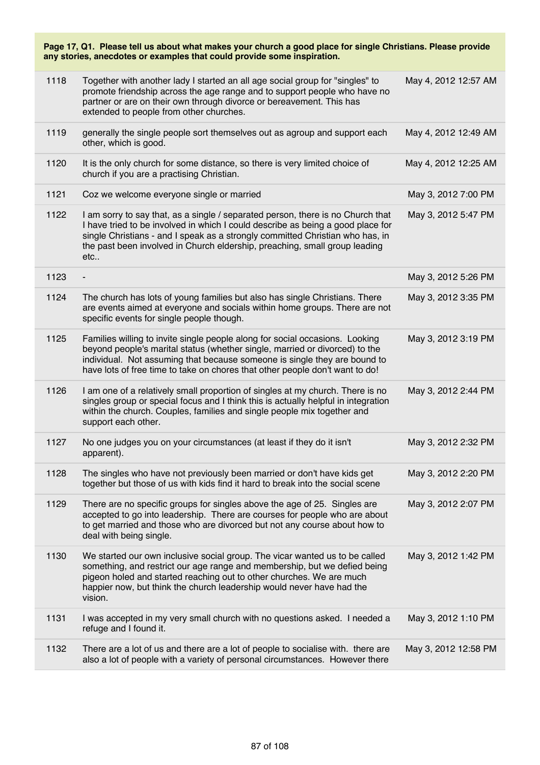**Page 17, Q1. Please tell us about what makes your church a good place for single Christians. Please provide any stories, anecdotes or examples that could provide some inspiration.**

| | | |
|---|---|---|
| 1118 | Together with another lady I started an all age social group for "singles" to promote friendship across the age range and to support people who have no partner or are on their own through divorce or bereavement. This has extended to people from other churches. | May 4, 2012 12:57 AM |
| 1119 | generally the single people sort themselves out as agroup and support each other, which is good. | May 4, 2012 12:49 AM |
| 1120 | It is the only church for some distance, so there is very limited choice of church if you are a practising Christian. | May 4, 2012 12:25 AM |
| 1121 | Coz we welcome everyone single or married | May 3, 2012 7:00 PM |
| 1122 | I am sorry to say that, as a single / separated person, there is no Church that I have tried to be involved in which I could describe as being a good place for single Christians - and I speak as a strongly committed Christian who has, in the past been involved in Church eldership, preaching, small group leading etc.. | May 3, 2012 5:47 PM |
| 1123 | - | May 3, 2012 5:26 PM |
| 1124 | The church has lots of young families but also has single Christians. There are events aimed at everyone and socials within home groups. There are not specific events for single people though. | May 3, 2012 3:35 PM |
| 1125 | Families willing to invite single people along for social occasions. Looking beyond people's marital status (whether single, married or divorced) to the individual. Not assuming that because someone is single they are bound to have lots of free time to take on chores that other people don't want to do! | May 3, 2012 3:19 PM |
| 1126 | I am one of a relatively small proportion of singles at my church. There is no singles group or special focus and I think this is actually helpful in integration within the church. Couples, families and single people mix together and support each other. | May 3, 2012 2:44 PM |
| 1127 | No one judges you on your circumstances (at least if they do it isn't apparent). | May 3, 2012 2:32 PM |
| 1128 | The singles who have not previously been married or don't have kids get together but those of us with kids find it hard to break into the social scene | May 3, 2012 2:20 PM |
| 1129 | There are no specific groups for singles above the age of 25. Singles are accepted to go into leadership. There are courses for people who are about to get married and those who are divorced but not any course about how to deal with being single. | May 3, 2012 2:07 PM |
| 1130 | We started our own inclusive social group. The vicar wanted us to be called something, and restrict our age range and membership, but we defied being pigeon holed and started reaching out to other churches. We are much happier now, but think the church leadership would never have had the vision. | May 3, 2012 1:42 PM |
| 1131 | I was accepted in my very small church with no questions asked. I needed a refuge and I found it. | May 3, 2012 1:10 PM |
| 1132 | There are a lot of us and there are a lot of people to socialise with. there are also a lot of people with a variety of personal circumstances. However there | May 3, 2012 12:58 PM |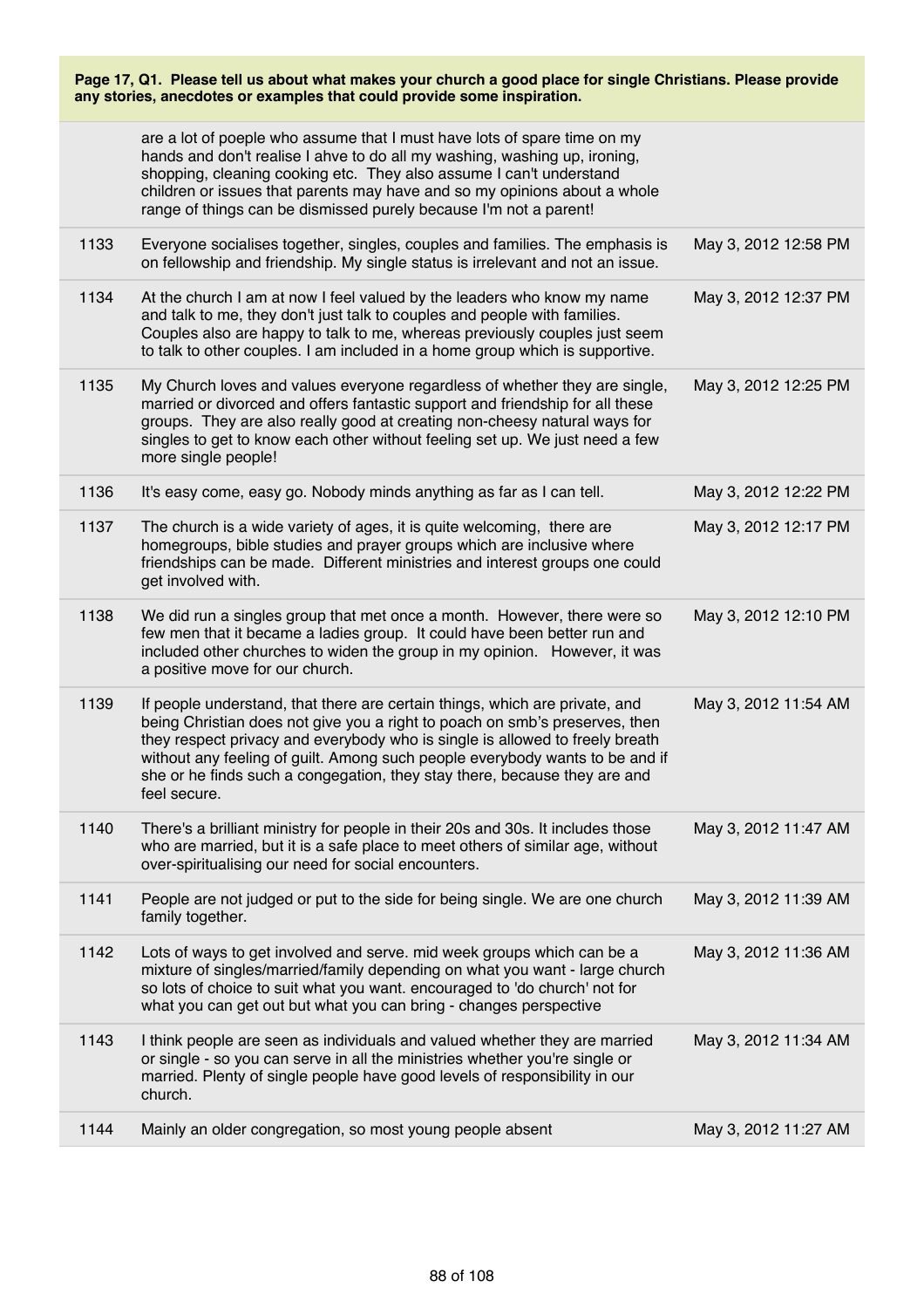**Page 17, Q1. Please tell us about what makes your church a good place for single Christians. Please provide any stories, anecdotes or examples that could provide some inspiration.**

| | | |
|---|---|---|
| | are a lot of poeple who assume that I must have lots of spare time on my hands and don't realise I ahve to do all my washing, washing up, ironing, shopping, cleaning cooking etc. They also assume I can't understand children or issues that parents may have and so my opinions about a whole range of things can be dismissed purely because I'm not a parent! | |
| 1133 | Everyone socialises together, singles, couples and families. The emphasis is on fellowship and friendship. My single status is irrelevant and not an issue. | May 3, 2012 12:58 PM |
| 1134 | At the church I am at now I feel valued by the leaders who know my name and talk to me, they don't just talk to couples and people with families. Couples also are happy to talk to me, whereas previously couples just seem to talk to other couples. I am included in a home group which is supportive. | May 3, 2012 12:37 PM |
| 1135 | My Church loves and values everyone regardless of whether they are single, married or divorced and offers fantastic support and friendship for all these groups. They are also really good at creating non-cheesy natural ways for singles to get to know each other without feeling set up. We just need a few more single people! | May 3, 2012 12:25 PM |
| 1136 | It's easy come, easy go. Nobody minds anything as far as I can tell. | May 3, 2012 12:22 PM |
| 1137 | The church is a wide variety of ages, it is quite welcoming, there are homegroups, bible studies and prayer groups which are inclusive where friendships can be made. Different ministries and interest groups one could get involved with. | May 3, 2012 12:17 PM |
| 1138 | We did run a singles group that met once a month. However, there were so few men that it became a ladies group. It could have been better run and included other churches to widen the group in my opinion. However, it was a positive move for our church. | May 3, 2012 12:10 PM |
| 1139 | If people understand, that there are certain things, which are private, and being Christian does not give you a right to poach on smb's preserves, then they respect privacy and everybody who is single is allowed to freely breath without any feeling of guilt. Among such people everybody wants to be and if she or he finds such a congegation, they stay there, because they are and feel secure. | May 3, 2012 11:54 AM |
| 1140 | There's a brilliant ministry for people in their 20s and 30s. It includes those who are married, but it is a safe place to meet others of similar age, without over-spiritualising our need for social encounters. | May 3, 2012 11:47 AM |
| 1141 | People are not judged or put to the side for being single. We are one church family together. | May 3, 2012 11:39 AM |
| 1142 | Lots of ways to get involved and serve. mid week groups which can be a mixture of singles/married/family depending on what you want - large church so lots of choice to suit what you want. encouraged to 'do church' not for what you can get out but what you can bring - changes perspective | May 3, 2012 11:36 AM |
| 1143 | I think people are seen as individuals and valued whether they are married or single - so you can serve in all the ministries whether you're single or married. Plenty of single people have good levels of responsibility in our church. | May 3, 2012 11:34 AM |
| 1144 | Mainly an older congregation, so most young people absent | May 3, 2012 11:27 AM |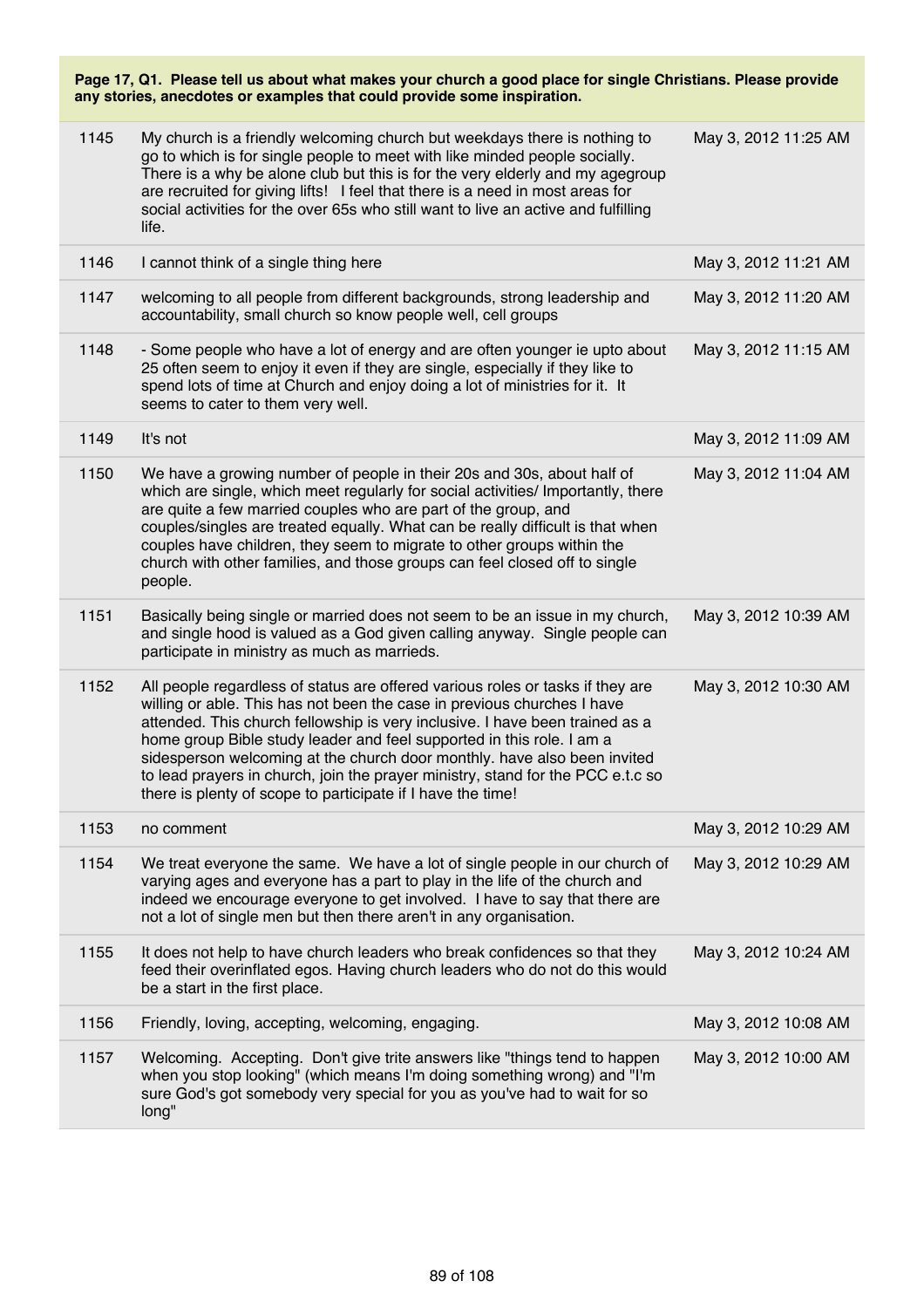**Page 17, Q1. Please tell us about what makes your church a good place for single Christians. Please provide any stories, anecdotes or examples that could provide some inspiration.**

| | | |
|---|---|---|
| 1145 | My church is a friendly welcoming church but weekdays there is nothing to go to which is for single people to meet with like minded people socially. There is a why be alone club but this is for the very elderly and my agegroup are recruited for giving lifts! I feel that there is a need in most areas for social activities for the over 65s who still want to live an active and fulfilling life. | May 3, 2012 11:25 AM |
| 1146 | I cannot think of a single thing here | May 3, 2012 11:21 AM |
| 1147 | welcoming to all people from different backgrounds, strong leadership and accountability, small church so know people well, cell groups | May 3, 2012 11:20 AM |
| 1148 | - Some people who have a lot of energy and are often younger ie upto about 25 often seem to enjoy it even if they are single, especially if they like to spend lots of time at Church and enjoy doing a lot of ministries for it. It seems to cater to them very well. | May 3, 2012 11:15 AM |
| 1149 | It's not | May 3, 2012 11:09 AM |
| 1150 | We have a growing number of people in their 20s and 30s, about half of which are single, which meet regularly for social activities/ Importantly, there are quite a few married couples who are part of the group, and couples/singles are treated equally. What can be really difficult is that when couples have children, they seem to migrate to other groups within the church with other families, and those groups can feel closed off to single people. | May 3, 2012 11:04 AM |
| 1151 | Basically being single or married does not seem to be an issue in my church, and single hood is valued as a God given calling anyway. Single people can participate in ministry as much as marrieds. | May 3, 2012 10:39 AM |
| 1152 | All people regardless of status are offered various roles or tasks if they are willing or able. This has not been the case in previous churches I have attended. This church fellowship is very inclusive. I have been trained as a home group Bible study leader and feel supported in this role. I am a sidesperson welcoming at the church door monthly. have also been invited to lead prayers in church, join the prayer ministry, stand for the PCC e.t.c so there is plenty of scope to participate if I have the time! | May 3, 2012 10:30 AM |
| 1153 | no comment | May 3, 2012 10:29 AM |
| 1154 | We treat everyone the same. We have a lot of single people in our church of varying ages and everyone has a part to play in the life of the church and indeed we encourage everyone to get involved. I have to say that there are not a lot of single men but then there aren't in any organisation. | May 3, 2012 10:29 AM |
| 1155 | It does not help to have church leaders who break confidences so that they feed their overinflated egos. Having church leaders who do not do this would be a start in the first place. | May 3, 2012 10:24 AM |
| 1156 | Friendly, loving, accepting, welcoming, engaging. | May 3, 2012 10:08 AM |
| 1157 | Welcoming. Accepting. Don't give trite answers like "things tend to happen when you stop looking" (which means I'm doing something wrong) and "I'm sure God's got somebody very special for you as you've had to wait for so long" | May 3, 2012 10:00 AM |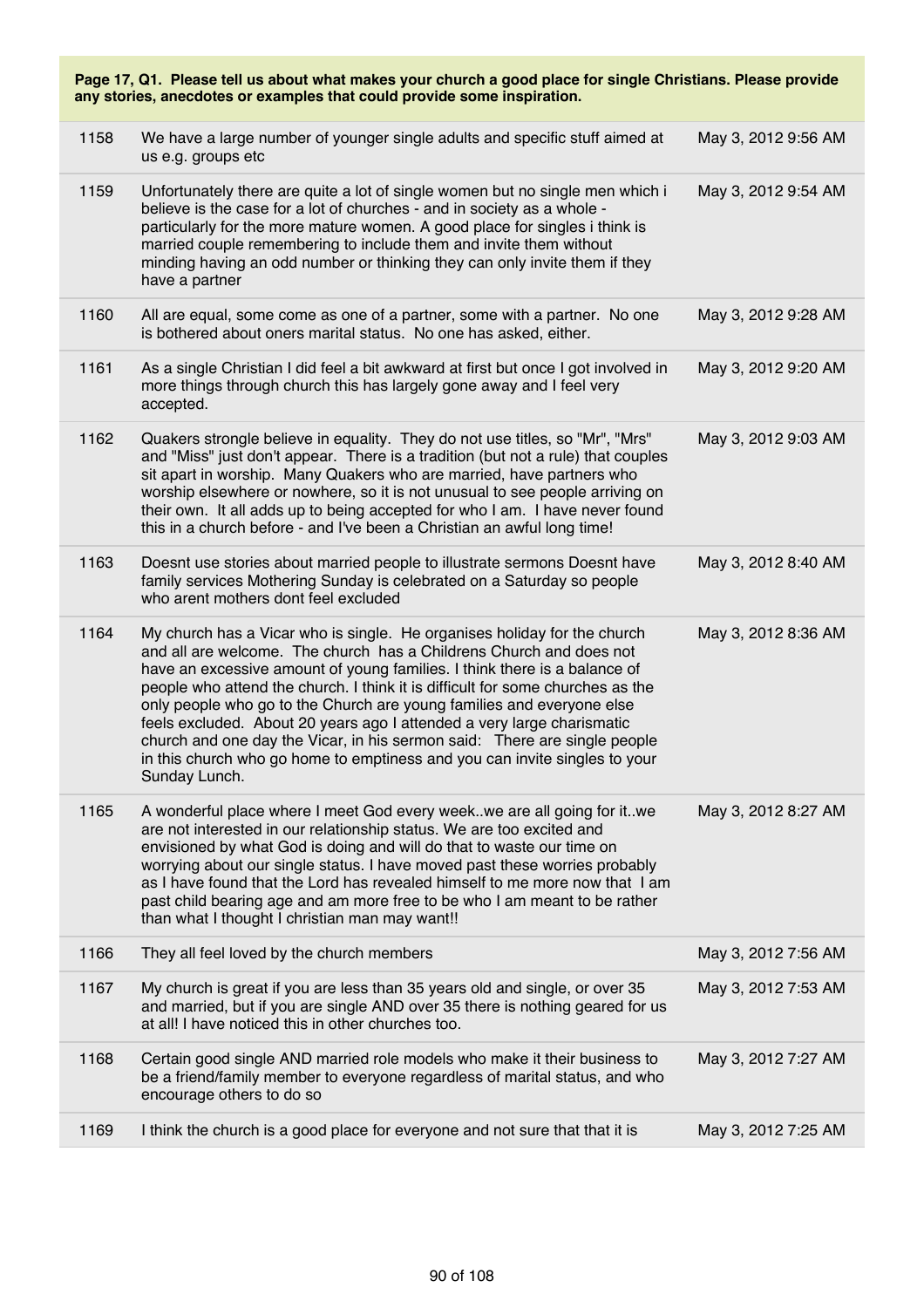**Page 17, Q1. Please tell us about what makes your church a good place for single Christians. Please provide any stories, anecdotes or examples that could provide some inspiration.**

| | | |
|---|---|---|
| 1158 | We have a large number of younger single adults and specific stuff aimed at us e.g. groups etc | May 3, 2012 9:56 AM |
| 1159 | Unfortunately there are quite a lot of single women but no single men which i believe is the case for a lot of churches - and in society as a whole - particularly for the more mature women. A good place for singles i think is married couple remembering to include them and invite them without minding having an odd number or thinking they can only invite them if they have a partner | May 3, 2012 9:54 AM |
| 1160 | All are equal, some come as one of a partner, some with a partner. No one is bothered about oners marital status. No one has asked, either. | May 3, 2012 9:28 AM |
| 1161 | As a single Christian I did feel a bit awkward at first but once I got involved in more things through church this has largely gone away and I feel very accepted. | May 3, 2012 9:20 AM |
| 1162 | Quakers strongle believe in equality. They do not use titles, so "Mr", "Mrs" and "Miss" just don't appear. There is a tradition (but not a rule) that couples sit apart in worship. Many Quakers who are married, have partners who worship elsewhere or nowhere, so it is not unusual to see people arriving on their own. It all adds up to being accepted for who I am. I have never found this in a church before - and I've been a Christian an awful long time! | May 3, 2012 9:03 AM |
| 1163 | Doesnt use stories about married people to illustrate sermons Doesnt have family services Mothering Sunday is celebrated on a Saturday so people who arent mothers dont feel excluded | May 3, 2012 8:40 AM |
| 1164 | My church has a Vicar who is single. He organises holiday for the church and all are welcome. The church has a Childrens Church and does not have an excessive amount of young families. I think there is a balance of people who attend the church. I think it is difficult for some churches as the only people who go to the Church are young families and everyone else feels excluded. About 20 years ago I attended a very large charismatic church and one day the Vicar, in his sermon said: There are single people in this church who go home to emptiness and you can invite singles to your Sunday Lunch. | May 3, 2012 8:36 AM |
| 1165 | A wonderful place where I meet God every week..we are all going for it..we are not interested in our relationship status. We are too excited and envisioned by what God is doing and will do that to waste our time on worrying about our single status. I have moved past these worries probably as I have found that the Lord has revealed himself to me more now that I am past child bearing age and am more free to be who I am meant to be rather than what I thought I christian man may want!! | May 3, 2012 8:27 AM |
| 1166 | They all feel loved by the church members | May 3, 2012 7:56 AM |
| 1167 | My church is great if you are less than 35 years old and single, or over 35 and married, but if you are single AND over 35 there is nothing geared for us at all! I have noticed this in other churches too. | May 3, 2012 7:53 AM |
| 1168 | Certain good single AND married role models who make it their business to be a friend/family member to everyone regardless of marital status, and who encourage others to do so | May 3, 2012 7:27 AM |
| 1169 | I think the church is a good place for everyone and not sure that that it is | May 3, 2012 7:25 AM |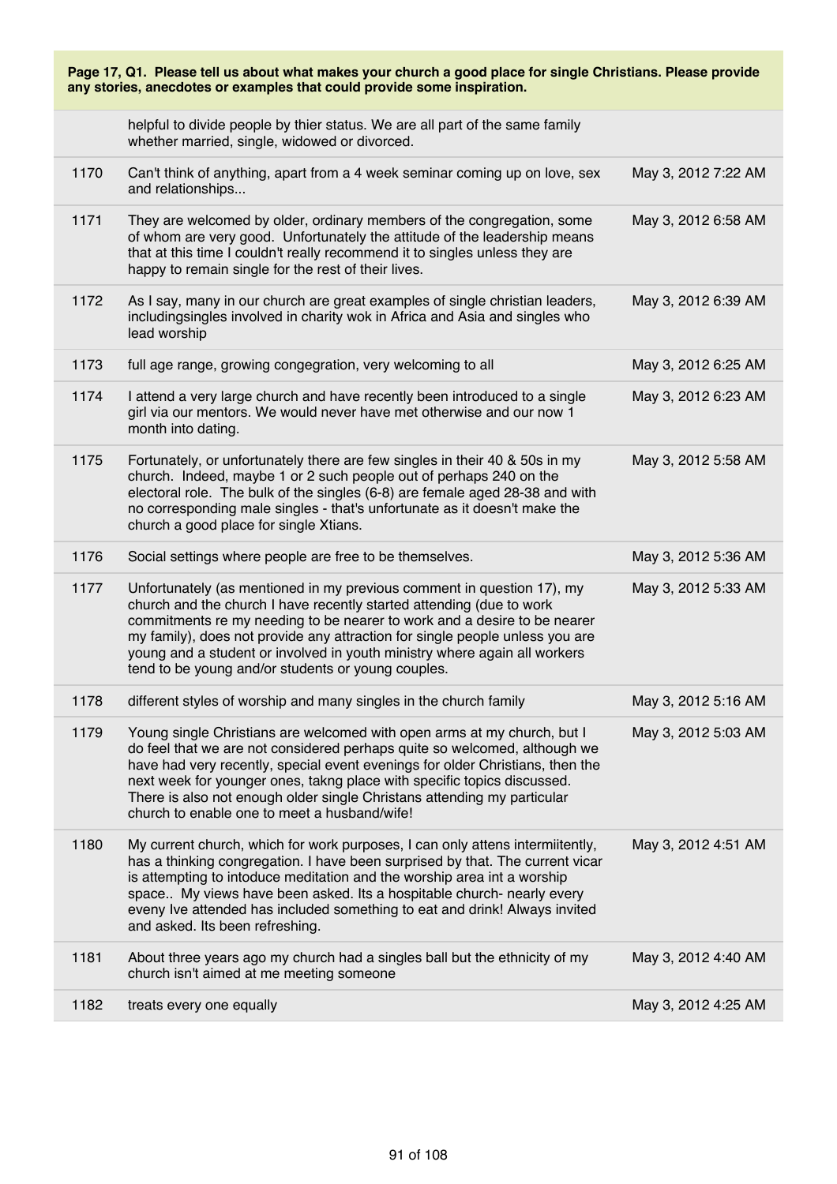**Page 17, Q1. Please tell us about what makes your church a good place for single Christians. Please provide any stories, anecdotes or examples that could provide some inspiration.**

| | | |
|---|---|---|
| | helpful to divide people by thier status. We are all part of the same family whether married, single, widowed or divorced. | |
| 1170 | Can't think of anything, apart from a 4 week seminar coming up on love, sex and relationships... | May 3, 2012 7:22 AM |
| 1171 | They are welcomed by older, ordinary members of the congregation, some of whom are very good. Unfortunately the attitude of the leadership means that at this time I couldn't really recommend it to singles unless they are happy to remain single for the rest of their lives. | May 3, 2012 6:58 AM |
| 1172 | As I say, many in our church are great examples of single christian leaders, includingsingles involved in charity wok in Africa and Asia and singles who lead worship | May 3, 2012 6:39 AM |
| 1173 | full age range, growing congegration, very welcoming to all | May 3, 2012 6:25 AM |
| 1174 | I attend a very large church and have recently been introduced to a single girl via our mentors. We would never have met otherwise and our now 1 month into dating. | May 3, 2012 6:23 AM |
| 1175 | Fortunately, or unfortunately there are few singles in their 40 & 50s in my church. Indeed, maybe 1 or 2 such people out of perhaps 240 on the electoral role. The bulk of the singles (6-8) are female aged 28-38 and with no corresponding male singles - that's unfortunate as it doesn't make the church a good place for single Xtians. | May 3, 2012 5:58 AM |
| 1176 | Social settings where people are free to be themselves. | May 3, 2012 5:36 AM |
| 1177 | Unfortunately (as mentioned in my previous comment in question 17), my church and the church I have recently started attending (due to work commitments re my needing to be nearer to work and a desire to be nearer my family), does not provide any attraction for single people unless you are young and a student or involved in youth ministry where again all workers tend to be young and/or students or young couples. | May 3, 2012 5:33 AM |
| 1178 | different styles of worship and many singles in the church family | May 3, 2012 5:16 AM |
| 1179 | Young single Christians are welcomed with open arms at my church, but I do feel that we are not considered perhaps quite so welcomed, although we have had very recently, special event evenings for older Christians, then the next week for younger ones, takng place with specific topics discussed. There is also not enough older single Christans attending my particular church to enable one to meet a husband/wife! | May 3, 2012 5:03 AM |
| 1180 | My current church, which for work purposes, I can only attens intermiitently, has a thinking congregation. I have been surprised by that. The current vicar is attempting to intoduce meditation and the worship area int a worship space.. My views have been asked. Its a hospitable church- nearly every eveny Ive attended has included something to eat and drink! Always invited and asked. Its been refreshing. | May 3, 2012 4:51 AM |
| 1181 | About three years ago my church had a singles ball but the ethnicity of my church isn't aimed at me meeting someone | May 3, 2012 4:40 AM |
| 1182 | treats every one equally | May 3, 2012 4:25 AM |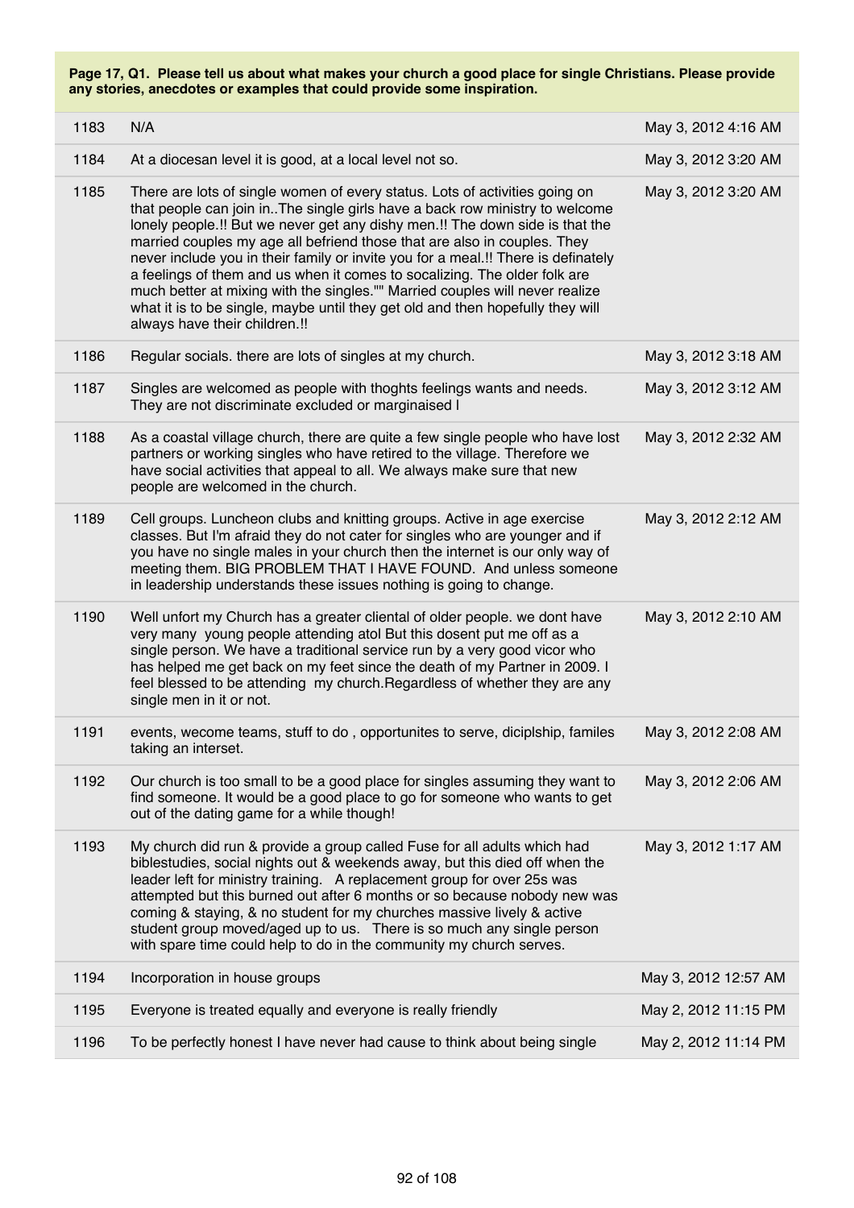**Page 17, Q1. Please tell us about what makes your church a good place for single Christians. Please provide any stories, anecdotes or examples that could provide some inspiration.**

| | | |
|---|---|---|
| 1183 | N/A | May 3, 2012 4:16 AM |
| 1184 | At a diocesan level it is good, at a local level not so. | May 3, 2012 3:20 AM |
| 1185 | There are lots of single women of every status. Lots of activities going on that people can join in..The single girls have a back row ministry to welcome lonely people.!! But we never get any dishy men.!! The down side is that the married couples my age all befriend those that are also in couples. They never include you in their family or invite you for a meal.!! There is definately a feelings of them and us when it comes to socalizing. The older folk are much better at mixing with the singles."" Married couples will never realize what it is to be single, maybe until they get old and then hopefully they will always have their children.!! | May 3, 2012 3:20 AM |
| 1186 | Regular socials. there are lots of singles at my church. | May 3, 2012 3:18 AM |
| 1187 | Singles are welcomed as people with thoghts feelings wants and needs. They are not discriminate excluded or marginaised l | May 3, 2012 3:12 AM |
| 1188 | As a coastal village church, there are quite a few single people who have lost partners or working singles who have retired to the village. Therefore we have social activities that appeal to all. We always make sure that new people are welcomed in the church. | May 3, 2012 2:32 AM |
| 1189 | Cell groups. Luncheon clubs and knitting groups. Active in age exercise classes. But I'm afraid they do not cater for singles who are younger and if you have no single males in your church then the internet is our only way of meeting them. BIG PROBLEM THAT I HAVE FOUND. And unless someone in leadership understands these issues nothing is going to change. | May 3, 2012 2:12 AM |
| 1190 | Well unfort my Church has a greater cliental of older people. we dont have very many young people attending atol But this dosent put me off as a single person. We have a traditional service run by a very good vicor who has helped me get back on my feet since the death of my Partner in 2009. I feel blessed to be attending my church.Regardless of whether they are any single men in it or not. | May 3, 2012 2:10 AM |
| 1191 | events, wecome teams, stuff to do , opportunites to serve, diciplship, familes taking an interset. | May 3, 2012 2:08 AM |
| 1192 | Our church is too small to be a good place for singles assuming they want to find someone. It would be a good place to go for someone who wants to get out of the dating game for a while though! | May 3, 2012 2:06 AM |
| 1193 | My church did run & provide a group called Fuse for all adults which had biblestudies, social nights out & weekends away, but this died off when the leader left for ministry training. A replacement group for over 25s was attempted but this burned out after 6 months or so because nobody new was coming & staying, & no student for my churches massive lively & active student group moved/aged up to us. There is so much any single person with spare time could help to do in the community my church serves. | May 3, 2012 1:17 AM |
| 1194 | Incorporation in house groups | May 3, 2012 12:57 AM |
| 1195 | Everyone is treated equally and everyone is really friendly | May 2, 2012 11:15 PM |
| 1196 | To be perfectly honest I have never had cause to think about being single | May 2, 2012 11:14 PM |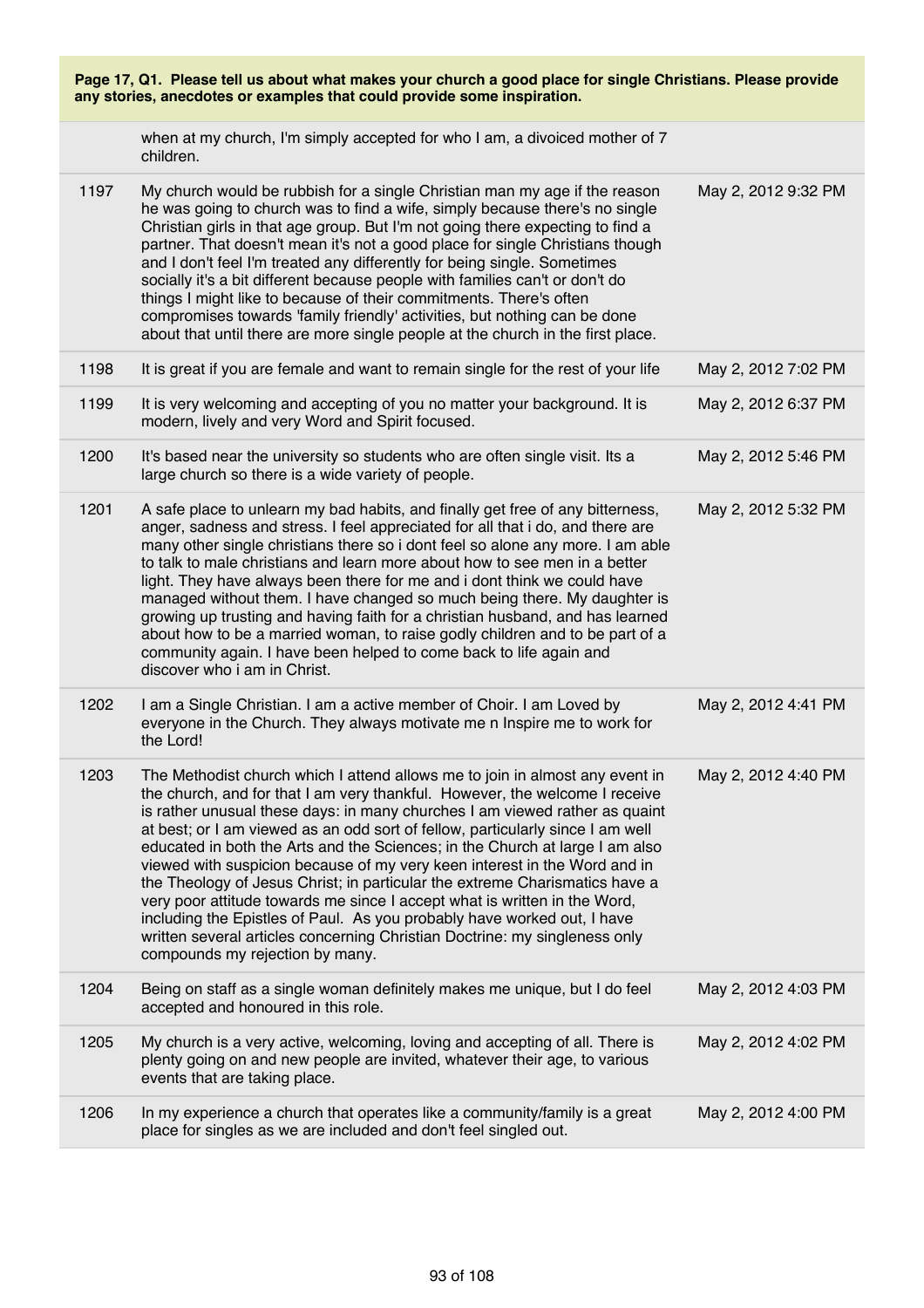**Page 17, Q1. Please tell us about what makes your church a good place for single Christians. Please provide any stories, anecdotes or examples that could provide some inspiration.**

| | | |
|---|---|---|
| | when at my church, I'm simply accepted for who I am, a divoiced mother of 7 children. | |
| 1197 | My church would be rubbish for a single Christian man my age if the reason he was going to church was to find a wife, simply because there's no single Christian girls in that age group. But I'm not going there expecting to find a partner. That doesn't mean it's not a good place for single Christians though and I don't feel I'm treated any differently for being single. Sometimes socially it's a bit different because people with families can't or don't do things I might like to because of their commitments. There's often compromises towards 'family friendly' activities, but nothing can be done about that until there are more single people at the church in the first place. | May 2, 2012 9:32 PM |
| 1198 | It is great if you are female and want to remain single for the rest of your life | May 2, 2012 7:02 PM |
| 1199 | It is very welcoming and accepting of you no matter your background. It is modern, lively and very Word and Spirit focused. | May 2, 2012 6:37 PM |
| 1200 | It's based near the university so students who are often single visit. Its a large church so there is a wide variety of people. | May 2, 2012 5:46 PM |
| 1201 | A safe place to unlearn my bad habits, and finally get free of any bitterness, anger, sadness and stress. I feel appreciated for all that i do, and there are many other single christians there so i dont feel so alone any more. I am able to talk to male christians and learn more about how to see men in a better light. They have always been there for me and i dont think we could have managed without them. I have changed so much being there. My daughter is growing up trusting and having faith for a christian husband, and has learned about how to be a married woman, to raise godly children and to be part of a community again. I have been helped to come back to life again and discover who i am in Christ. | May 2, 2012 5:32 PM |
| 1202 | I am a Single Christian. I am a active member of Choir. I am Loved by everyone in the Church. They always motivate me n Inspire me to work for the Lord! | May 2, 2012 4:41 PM |
| 1203 | The Methodist church which I attend allows me to join in almost any event in the church, and for that I am very thankful. However, the welcome I receive is rather unusual these days: in many churches I am viewed rather as quaint at best; or I am viewed as an odd sort of fellow, particularly since I am well educated in both the Arts and the Sciences; in the Church at large I am also viewed with suspicion because of my very keen interest in the Word and in the Theology of Jesus Christ; in particular the extreme Charismatics have a very poor attitude towards me since I accept what is written in the Word, including the Epistles of Paul. As you probably have worked out, I have written several articles concerning Christian Doctrine: my singleness only compounds my rejection by many. | May 2, 2012 4:40 PM |
| 1204 | Being on staff as a single woman definitely makes me unique, but I do feel accepted and honoured in this role. | May 2, 2012 4:03 PM |
| 1205 | My church is a very active, welcoming, loving and accepting of all. There is plenty going on and new people are invited, whatever their age, to various events that are taking place. | May 2, 2012 4:02 PM |
| 1206 | In my experience a church that operates like a community/family is a great place for singles as we are included and don't feel singled out. | May 2, 2012 4:00 PM |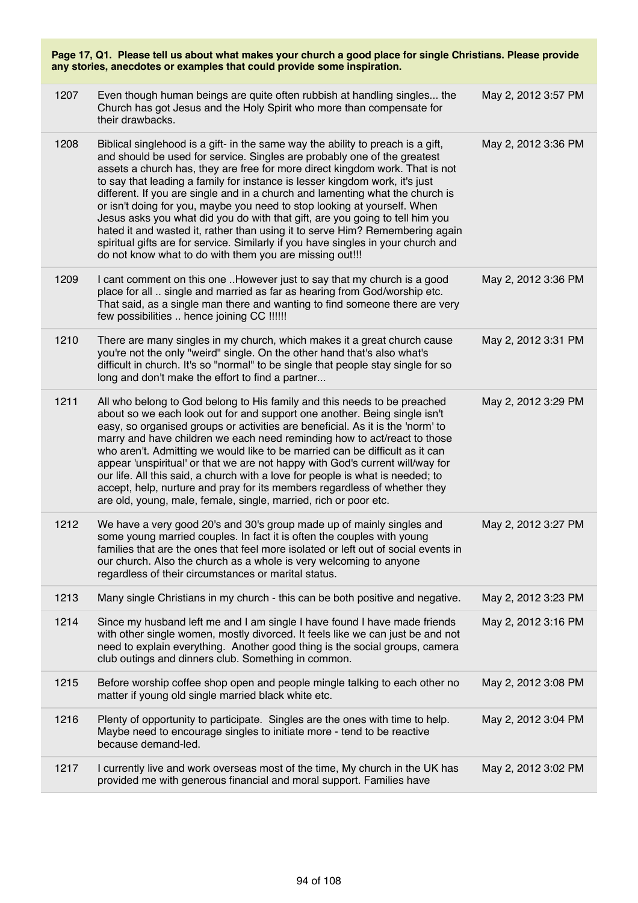**Page 17, Q1. Please tell us about what makes your church a good place for single Christians. Please provide any stories, anecdotes or examples that could provide some inspiration.**

| | | |
|---|---|---|
| 1207 | Even though human beings are quite often rubbish at handling singles... the Church has got Jesus and the Holy Spirit who more than compensate for their drawbacks. | May 2, 2012 3:57 PM |
| 1208 | Biblical singlehood is a gift- in the same way the ability to preach is a gift, and should be used for service. Singles are probably one of the greatest assets a church has, they are free for more direct kingdom work. That is not to say that leading a family for instance is lesser kingdom work, it's just different. If you are single and in a church and lamenting what the church is or isn't doing for you, maybe you need to stop looking at yourself. When Jesus asks you what did you do with that gift, are you going to tell him you hated it and wasted it, rather than using it to serve Him? Remembering again spiritual gifts are for service. Similarly if you have singles in your church and do not know what to do with them you are missing out!!! | May 2, 2012 3:36 PM |
| 1209 | I cant comment on this one ..However just to say that my church is a good place for all .. single and married as far as hearing from God/worship etc. That said, as a single man there and wanting to find someone there are very few possibilities .. hence joining CC !!!!!! | May 2, 2012 3:36 PM |
| 1210 | There are many singles in my church, which makes it a great church cause you're not the only "weird" single. On the other hand that's also what's difficult in church. It's so "normal" to be single that people stay single for so long and don't make the effort to find a partner... | May 2, 2012 3:31 PM |
| 1211 | All who belong to God belong to His family and this needs to be preached about so we each look out for and support one another. Being single isn't easy, so organised groups or activities are beneficial. As it is the 'norm' to marry and have children we each need reminding how to act/react to those who aren't. Admitting we would like to be married can be difficult as it can appear 'unspiritual' or that we are not happy with God's current will/way for our life. All this said, a church with a love for people is what is needed; to accept, help, nurture and pray for its members regardless of whether they are old, young, male, female, single, married, rich or poor etc. | May 2, 2012 3:29 PM |
| 1212 | We have a very good 20's and 30's group made up of mainly singles and some young married couples. In fact it is often the couples with young families that are the ones that feel more isolated or left out of social events in our church. Also the church as a whole is very welcoming to anyone regardless of their circumstances or marital status. | May 2, 2012 3:27 PM |
| 1213 | Many single Christians in my church - this can be both positive and negative. | May 2, 2012 3:23 PM |
| 1214 | Since my husband left me and I am single I have found I have made friends with other single women, mostly divorced. It feels like we can just be and not need to explain everything. Another good thing is the social groups, camera club outings and dinners club. Something in common. | May 2, 2012 3:16 PM |
| 1215 | Before worship coffee shop open and people mingle talking to each other no matter if young old single married black white etc. | May 2, 2012 3:08 PM |
| 1216 | Plenty of opportunity to participate. Singles are the ones with time to help. Maybe need to encourage singles to initiate more - tend to be reactive because demand-led. | May 2, 2012 3:04 PM |
| 1217 | I currently live and work overseas most of the time, My church in the UK has provided me with generous financial and moral support. Families have | May 2, 2012 3:02 PM |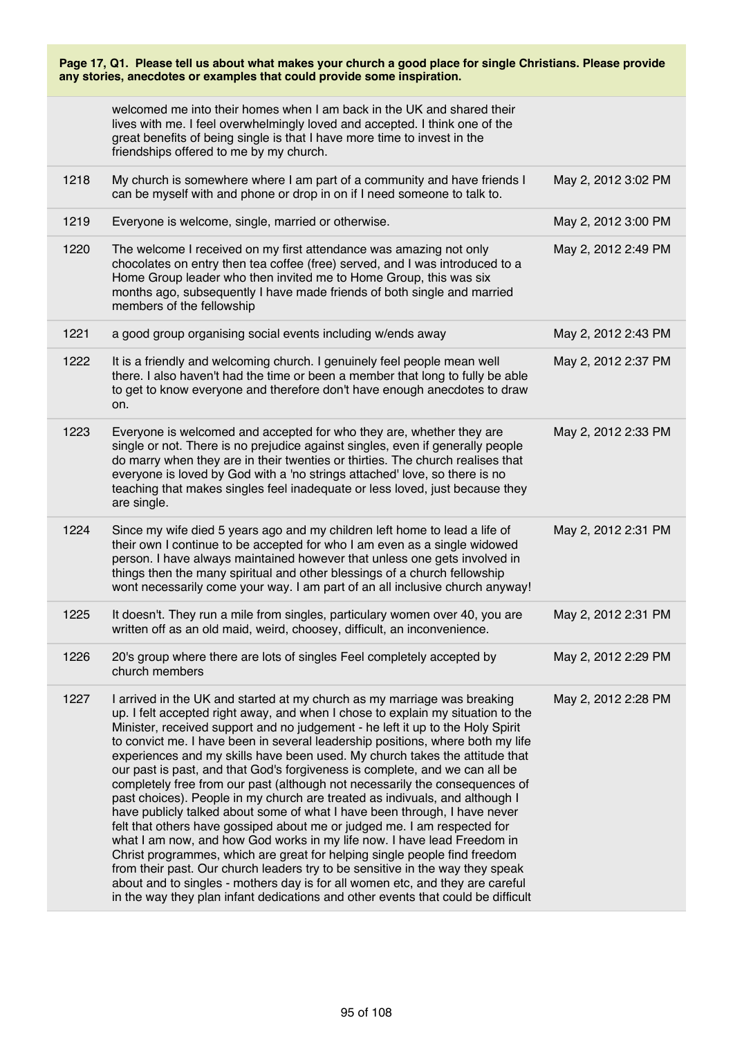**Page 17, Q1. Please tell us about what makes your church a good place for single Christians. Please provide any stories, anecdotes or examples that could provide some inspiration.**

| | | |
|---|---|---|
| | welcomed me into their homes when I am back in the UK and shared their lives with me. I feel overwhelmingly loved and accepted. I think one of the great benefits of being single is that I have more time to invest in the friendships offered to me by my church. | |
| 1218 | My church is somewhere where I am part of a community and have friends I can be myself with and phone or drop in on if I need someone to talk to. | May 2, 2012 3:02 PM |
| 1219 | Everyone is welcome, single, married or otherwise. | May 2, 2012 3:00 PM |
| 1220 | The welcome I received on my first attendance was amazing not only chocolates on entry then tea coffee (free) served, and I was introduced to a Home Group leader who then invited me to Home Group, this was six months ago, subsequently I have made friends of both single and married members of the fellowship | May 2, 2012 2:49 PM |
| 1221 | a good group organising social events including w/ends away | May 2, 2012 2:43 PM |
| 1222 | It is a friendly and welcoming church. I genuinely feel people mean well there. I also haven't had the time or been a member that long to fully be able to get to know everyone and therefore don't have enough anecdotes to draw on. | May 2, 2012 2:37 PM |
| 1223 | Everyone is welcomed and accepted for who they are, whether they are single or not. There is no prejudice against singles, even if generally people do marry when they are in their twenties or thirties. The church realises that everyone is loved by God with a 'no strings attached' love, so there is no teaching that makes singles feel inadequate or less loved, just because they are single. | May 2, 2012 2:33 PM |
| 1224 | Since my wife died 5 years ago and my children left home to lead a life of their own I continue to be accepted for who I am even as a single widowed person. I have always maintained however that unless one gets involved in things then the many spiritual and other blessings of a church fellowship wont necessarily come your way. I am part of an all inclusive church anyway! | May 2, 2012 2:31 PM |
| 1225 | It doesn't. They run a mile from singles, particulary women over 40, you are written off as an old maid, weird, choosey, difficult, an inconvenience. | May 2, 2012 2:31 PM |
| 1226 | 20's group where there are lots of singles Feel completely accepted by church members | May 2, 2012 2:29 PM |
| 1227 | I arrived in the UK and started at my church as my marriage was breaking up. I felt accepted right away, and when I chose to explain my situation to the Minister, received support and no judgement - he left it up to the Holy Spirit to convict me. I have been in several leadership positions, where both my life experiences and my skills have been used. My church takes the attitude that our past is past, and that God's forgiveness is complete, and we can all be completely free from our past (although not necessarily the consequences of past choices). People in my church are treated as indivuals, and although I have publicly talked about some of what I have been through, I have never felt that others have gossiped about me or judged me. I am respected for what I am now, and how God works in my life now. I have lead Freedom in Christ programmes, which are great for helping single people find freedom from their past. Our church leaders try to be sensitive in the way they speak about and to singles - mothers day is for all women etc, and they are careful in the way they plan infant dedications and other events that could be difficult | May 2, 2012 2:28 PM |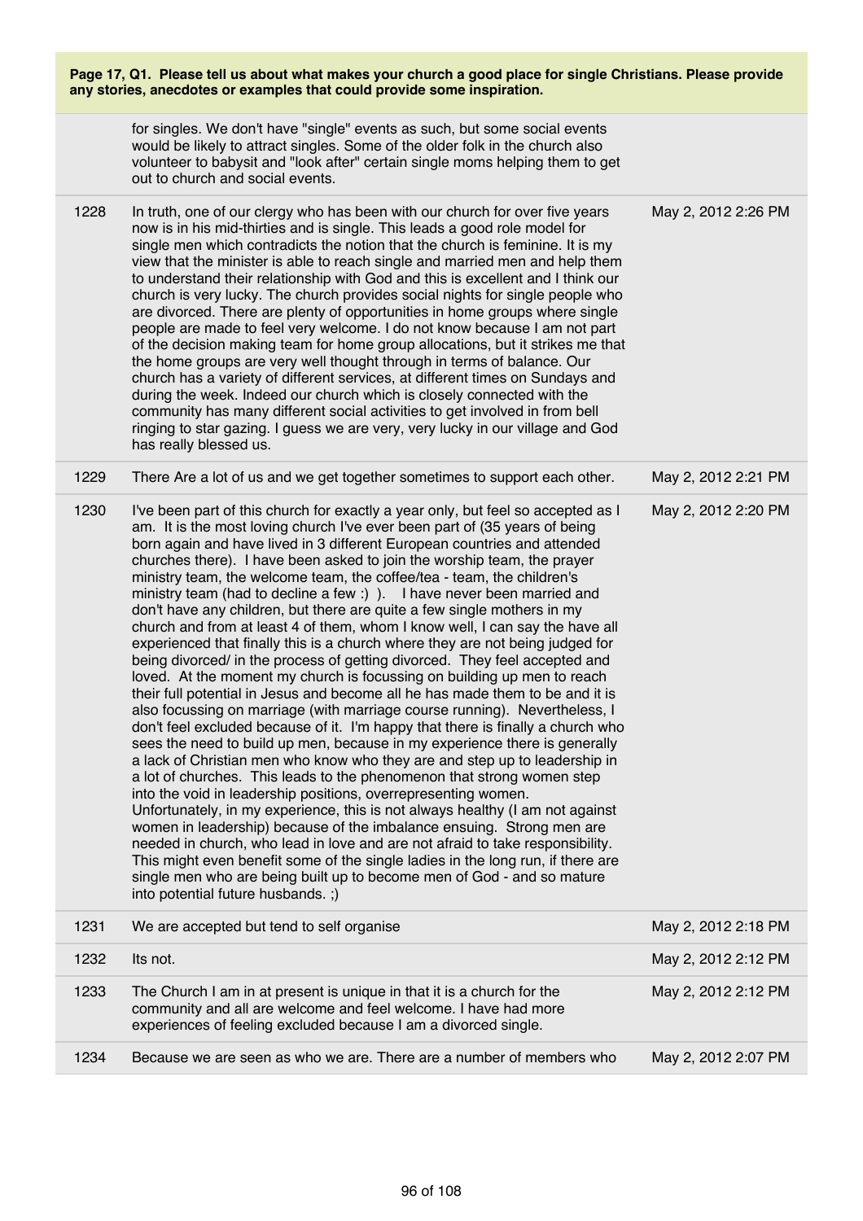**Page 17, Q1. Please tell us about what makes your church a good place for single Christians. Please provide any stories, anecdotes or examples that could provide some inspiration.**

| | | |
|---|---|---|
| | for singles. We don't have "single" events as such, but some social events would be likely to attract singles. Some of the older folk in the church also volunteer to babysit and "look after" certain single moms helping them to get out to church and social events. | |
| 1228 | In truth, one of our clergy who has been with our church for over five years now is in his mid-thirties and is single. This leads a good role model for single men which contradicts the notion that the church is feminine. It is my view that the minister is able to reach single and married men and help them to understand their relationship with God and this is excellent and I think our church is very lucky. The church provides social nights for single people who are divorced. There are plenty of opportunities in home groups where single people are made to feel very welcome. I do not know because I am not part of the decision making team for home group allocations, but it strikes me that the home groups are very well thought through in terms of balance. Our church has a variety of different services, at different times on Sundays and during the week. Indeed our church which is closely connected with the community has many different social activities to get involved in from bell ringing to star gazing. I guess we are very, very lucky in our village and God has really blessed us. | May 2, 2012 2:26 PM |
| 1229 | There Are a lot of us and we get together sometimes to support each other. | May 2, 2012 2:21 PM |
| 1230 | I've been part of this church for exactly a year only, but feel so accepted as I am. It is the most loving church I've ever been part of (35 years of being born again and have lived in 3 different European countries and attended churches there). I have been asked to join the worship team, the prayer ministry team, the welcome team, the coffee/tea - team, the children's ministry team (had to decline a few :) ). I have never been married and don't have any children, but there are quite a few single mothers in my church and from at least 4 of them, whom I know well, I can say the have all experienced that finally this is a church where they are not being judged for being divorced/ in the process of getting divorced. They feel accepted and loved. At the moment my church is focussing on building up men to reach their full potential in Jesus and become all he has made them to be and it is also focussing on marriage (with marriage course running). Nevertheless, I don't feel excluded because of it. I'm happy that there is finally a church who sees the need to build up men, because in my experience there is generally a lack of Christian men who know who they are and step up to leadership in a lot of churches. This leads to the phenomenon that strong women step into the void in leadership positions, overrepresenting women. Unfortunately, in my experience, this is not always healthy (I am not against women in leadership) because of the imbalance ensuing. Strong men are needed in church, who lead in love and are not afraid to take responsibility. This might even benefit some of the single ladies in the long run, if there are single men who are being built up to become men of God - and so mature into potential future husbands. ;) | May 2, 2012 2:20 PM |
| 1231 | We are accepted but tend to self organise | May 2, 2012 2:18 PM |
| 1232 | Its not. | May 2, 2012 2:12 PM |
| 1233 | The Church I am in at present is unique in that it is a church for the community and all are welcome and feel welcome. I have had more experiences of feeling excluded because I am a divorced single. | May 2, 2012 2:12 PM |
| 1234 | Because we are seen as who we are. There are a number of members who | May 2, 2012 2:07 PM |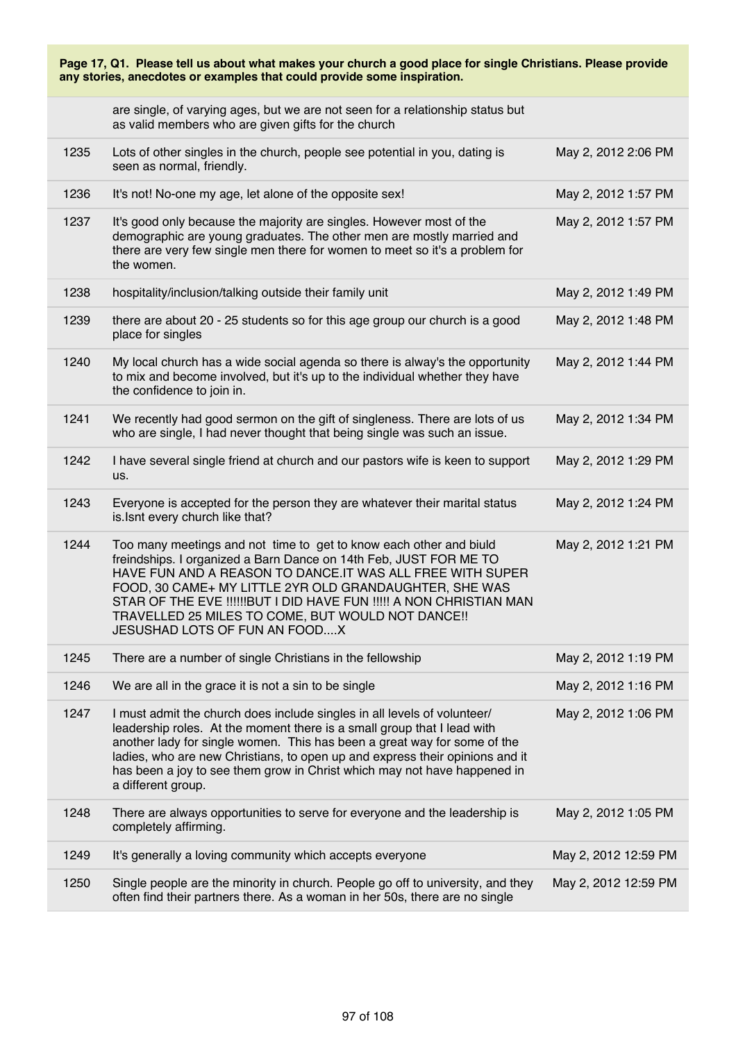**Page 17, Q1. Please tell us about what makes your church a good place for single Christians. Please provide any stories, anecdotes or examples that could provide some inspiration.**

| | | |
|---|---|---|
| | are single, of varying ages, but we are not seen for a relationship status but as valid members who are given gifts for the church | |
| 1235 | Lots of other singles in the church, people see potential in you, dating is seen as normal, friendly. | May 2, 2012 2:06 PM |
| 1236 | It's not! No-one my age, let alone of the opposite sex! | May 2, 2012 1:57 PM |
| 1237 | It's good only because the majority are singles. However most of the demographic are young graduates. The other men are mostly married and there are very few single men there for women to meet so it's a problem for the women. | May 2, 2012 1:57 PM |
| 1238 | hospitality/inclusion/talking outside their family unit | May 2, 2012 1:49 PM |
| 1239 | there are about 20 - 25 students so for this age group our church is a good place for singles | May 2, 2012 1:48 PM |
| 1240 | My local church has a wide social agenda so there is alway's the opportunity to mix and become involved, but it's up to the individual whether they have the confidence to join in. | May 2, 2012 1:44 PM |
| 1241 | We recently had good sermon on the gift of singleness. There are lots of us who are single, I had never thought that being single was such an issue. | May 2, 2012 1:34 PM |
| 1242 | I have several single friend at church and our pastors wife is keen to support us. | May 2, 2012 1:29 PM |
| 1243 | Everyone is accepted for the person they are whatever their marital status is.Isnt every church like that? | May 2, 2012 1:24 PM |
| 1244 | Too many meetings and not time to get to know each other and biuld freindships. I organized a Barn Dance on 14th Feb, JUST FOR ME TO HAVE FUN AND A REASON TO DANCE.IT WAS ALL FREE WITH SUPER FOOD, 30 CAME+ MY LITTLE 2YR OLD GRANDAUGHTER, SHE WAS STAR OF THE EVE !!!!!!BUT I DID HAVE FUN !!!!! A NON CHRISTIAN MAN TRAVELLED 25 MILES TO COME, BUT WOULD NOT DANCE!! JESUSHAD LOTS OF FUN AN FOOD....X | May 2, 2012 1:21 PM |
| 1245 | There are a number of single Christians in the fellowship | May 2, 2012 1:19 PM |
| 1246 | We are all in the grace it is not a sin to be single | May 2, 2012 1:16 PM |
| 1247 | I must admit the church does include singles in all levels of volunteer/ leadership roles. At the moment there is a small group that I lead with another lady for single women. This has been a great way for some of the ladies, who are new Christians, to open up and express their opinions and it has been a joy to see them grow in Christ which may not have happened in a different group. | May 2, 2012 1:06 PM |
| 1248 | There are always opportunities to serve for everyone and the leadership is completely affirming. | May 2, 2012 1:05 PM |
| 1249 | It's generally a loving community which accepts everyone | May 2, 2012 12:59 PM |
| 1250 | Single people are the minority in church. People go off to university, and they often find their partners there. As a woman in her 50s, there are no single | May 2, 2012 12:59 PM |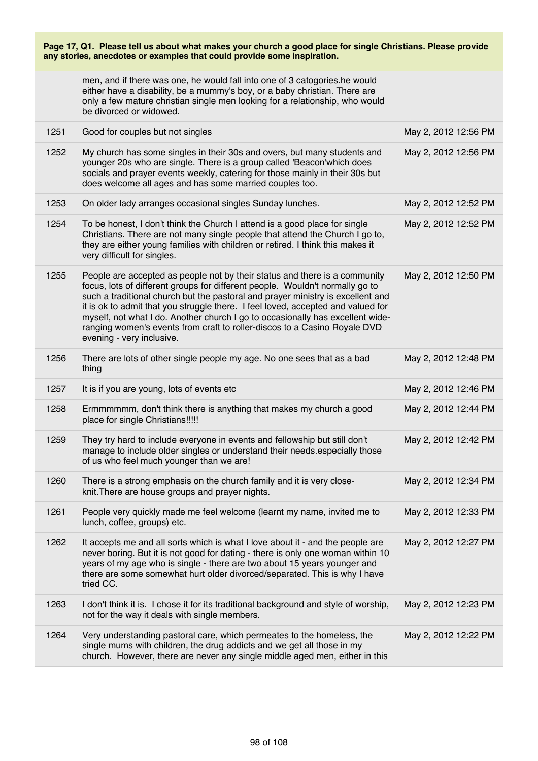**Page 17, Q1. Please tell us about what makes your church a good place for single Christians. Please provide any stories, anecdotes or examples that could provide some inspiration.**

| | | |
|---|---|---|
| | men, and if there was one, he would fall into one of 3 catogories.he would either have a disability, be a mummy's boy, or a baby christian. There are only a few mature christian single men looking for a relationship, who would be divorced or widowed. | |
| 1251 | Good for couples but not singles | May 2, 2012 12:56 PM |
| 1252 | My church has some singles in their 30s and overs, but many students and younger 20s who are single. There is a group called 'Beacon'which does socials and prayer events weekly, catering for those mainly in their 30s but does welcome all ages and has some married couples too. | May 2, 2012 12:56 PM |
| 1253 | On older lady arranges occasional singles Sunday lunches. | May 2, 2012 12:52 PM |
| 1254 | To be honest, I don't think the Church I attend is a good place for single Christians. There are not many single people that attend the Church I go to, they are either young families with children or retired. I think this makes it very difficult for singles. | May 2, 2012 12:52 PM |
| 1255 | People are accepted as people not by their status and there is a community focus, lots of different groups for different people. Wouldn't normally go to such a traditional church but the pastoral and prayer ministry is excellent and it is ok to admit that you struggle there. I feel loved, accepted and valued for myself, not what I do. Another church I go to occasionally has excellent wide-ranging women's events from craft to roller-discos to a Casino Royale DVD evening - very inclusive. | May 2, 2012 12:50 PM |
| 1256 | There are lots of other single people my age. No one sees that as a bad thing | May 2, 2012 12:48 PM |
| 1257 | It is if you are young, lots of events etc | May 2, 2012 12:46 PM |
| 1258 | Ermmmmmm, don't think there is anything that makes my church a good place for single Christians!!!!! | May 2, 2012 12:44 PM |
| 1259 | They try hard to include everyone in events and fellowship but still don't manage to include older singles or understand their needs.especially those of us who feel much younger than we are! | May 2, 2012 12:42 PM |
| 1260 | There is a strong emphasis on the church family and it is very close-knit.There are house groups and prayer nights. | May 2, 2012 12:34 PM |
| 1261 | People very quickly made me feel welcome (learnt my name, invited me to lunch, coffee, groups) etc. | May 2, 2012 12:33 PM |
| 1262 | It accepts me and all sorts which is what I love about it - and the people are never boring. But it is not good for dating - there is only one woman within 10 years of my age who is single - there are two about 15 years younger and there are some somewhat hurt older divorced/separated. This is why I have tried CC. | May 2, 2012 12:27 PM |
| 1263 | I don't think it is. I chose it for its traditional background and style of worship, not for the way it deals with single members. | May 2, 2012 12:23 PM |
| 1264 | Very understanding pastoral care, which permeates to the homeless, the single mums with children, the drug addicts and we get all those in my church. However, there are never any single middle aged men, either in this | May 2, 2012 12:22 PM |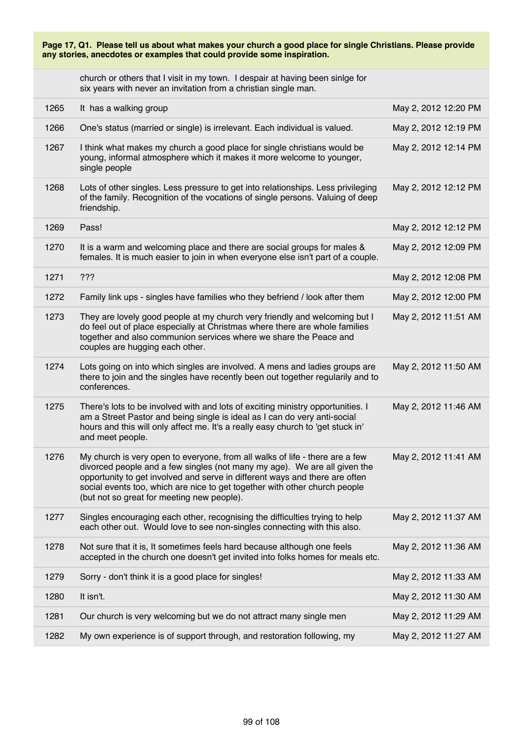**Page 17, Q1. Please tell us about what makes your church a good place for single Christians. Please provide any stories, anecdotes or examples that could provide some inspiration.**

| | | |
|---|---|---|
| | church or others that I visit in my town. I despair at having been sinlge for six years with never an invitation from a christian single man. | |
| 1265 | It has a walking group | May 2, 2012 12:20 PM |
| 1266 | One's status (married or single) is irrelevant. Each individual is valued. | May 2, 2012 12:19 PM |
| 1267 | I think what makes my church a good place for single christians would be young, informal atmosphere which it makes it more welcome to younger, single people | May 2, 2012 12:14 PM |
| 1268 | Lots of other singles. Less pressure to get into relationships. Less privileging of the family. Recognition of the vocations of single persons. Valuing of deep friendship. | May 2, 2012 12:12 PM |
| 1269 | Pass! | May 2, 2012 12:12 PM |
| 1270 | It is a warm and welcoming place and there are social groups for males & females. It is much easier to join in when everyone else isn't part of a couple. | May 2, 2012 12:09 PM |
| 1271 | ??? | May 2, 2012 12:08 PM |
| 1272 | Family link ups - singles have families who they befriend / look after them | May 2, 2012 12:00 PM |
| 1273 | They are lovely good people at my church very friendly and welcoming but I do feel out of place especially at Christmas where there are whole families together and also communion services where we share the Peace and couples are hugging each other. | May 2, 2012 11:51 AM |
| 1274 | Lots going on into which singles are involved. A mens and ladies groups are there to join and the singles have recently been out together regularily and to conferences. | May 2, 2012 11:50 AM |
| 1275 | There's lots to be involved with and lots of exciting ministry opportunities. I am a Street Pastor and being single is ideal as I can do very anti-social hours and this will only affect me. It's a really easy church to 'get stuck in' and meet people. | May 2, 2012 11:46 AM |
| 1276 | My church is very open to everyone, from all walks of life - there are a few divorced people and a few singles (not many my age). We are all given the opportunity to get involved and serve in different ways and there are often social events too, which are nice to get together with other church people (but not so great for meeting new people). | May 2, 2012 11:41 AM |
| 1277 | Singles encouraging each other, recognising the difficulties trying to help each other out. Would love to see non-singles connecting with this also. | May 2, 2012 11:37 AM |
| 1278 | Not sure that it is, It sometimes feels hard because although one feels accepted in the church one doesn't get invited into folks homes for meals etc. | May 2, 2012 11:36 AM |
| 1279 | Sorry - don't think it is a good place for singles! | May 2, 2012 11:33 AM |
| 1280 | It isn't. | May 2, 2012 11:30 AM |
| 1281 | Our church is very welcoming but we do not attract many single men | May 2, 2012 11:29 AM |
| 1282 | My own experience is of support through, and restoration following, my | May 2, 2012 11:27 AM |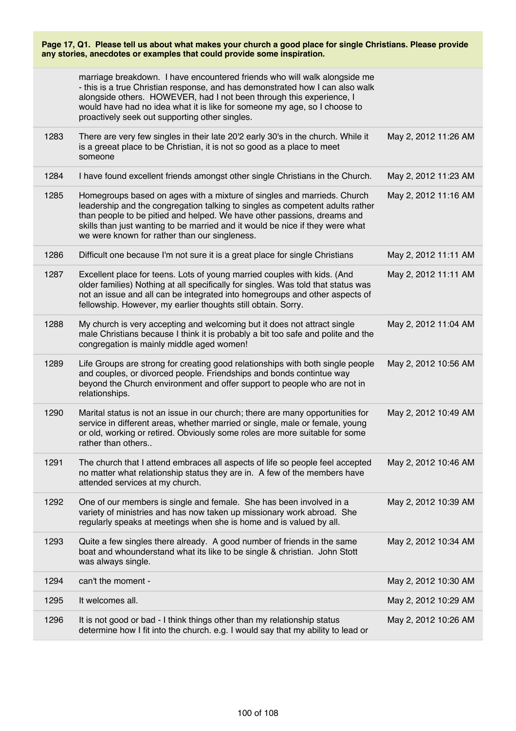**Page 17, Q1. Please tell us about what makes your church a good place for single Christians. Please provide any stories, anecdotes or examples that could provide some inspiration.**

| | | |
|---|---|---|
| | marriage breakdown. I have encountered friends who will walk alongside me - this is a true Christian response, and has demonstrated how I can also walk alongside others. HOWEVER, had I not been through this experience, I would have had no idea what it is like for someone my age, so I choose to proactively seek out supporting other singles. | |
| 1283 | There are very few singles in their late 20'2 early 30's in the church. While it is a greeat place to be Christian, it is not so good as a place to meet someone | May 2, 2012 11:26 AM |
| 1284 | I have found excellent friends amongst other single Christians in the Church. | May 2, 2012 11:23 AM |
| 1285 | Homegroups based on ages with a mixture of singles and marrieds. Church leadership and the congregation talking to singles as competent adults rather than people to be pitied and helped. We have other passions, dreams and skills than just wanting to be married and it would be nice if they were what we were known for rather than our singleness. | May 2, 2012 11:16 AM |
| 1286 | Difficult one because I'm not sure it is a great place for single Christians | May 2, 2012 11:11 AM |
| 1287 | Excellent place for teens. Lots of young married couples with kids. (And older families) Nothing at all specifically for singles. Was told that status was not an issue and all can be integrated into homegroups and other aspects of fellowship. However, my earlier thoughts still obtain. Sorry. | May 2, 2012 11:11 AM |
| 1288 | My church is very accepting and welcoming but it does not attract single male Christians because I think it is probably a bit too safe and polite and the congregation is mainly middle aged women! | May 2, 2012 11:04 AM |
| 1289 | Life Groups are strong for creating good relationships with both single people and couples, or divorced people. Friendships and bonds contintue way beyond the Church environment and offer support to people who are not in relationships. | May 2, 2012 10:56 AM |
| 1290 | Marital status is not an issue in our church; there are many opportunities for service in different areas, whether married or single, male or female, young or old, working or retired. Obviously some roles are more suitable for some rather than others.. | May 2, 2012 10:49 AM |
| 1291 | The church that I attend embraces all aspects of life so people feel accepted no matter what relationship status they are in. A few of the members have attended services at my church. | May 2, 2012 10:46 AM |
| 1292 | One of our members is single and female. She has been involved in a variety of ministries and has now taken up missionary work abroad. She regularly speaks at meetings when she is home and is valued by all. | May 2, 2012 10:39 AM |
| 1293 | Quite a few singles there already. A good number of friends in the same boat and whounderstand what its like to be single & christian. John Stott was always single. | May 2, 2012 10:34 AM |
| 1294 | can't the moment - | May 2, 2012 10:30 AM |
| 1295 | It welcomes all. | May 2, 2012 10:29 AM |
| 1296 | It is not good or bad - I think things other than my relationship status determine how I fit into the church. e.g. I would say that my ability to lead or | May 2, 2012 10:26 AM |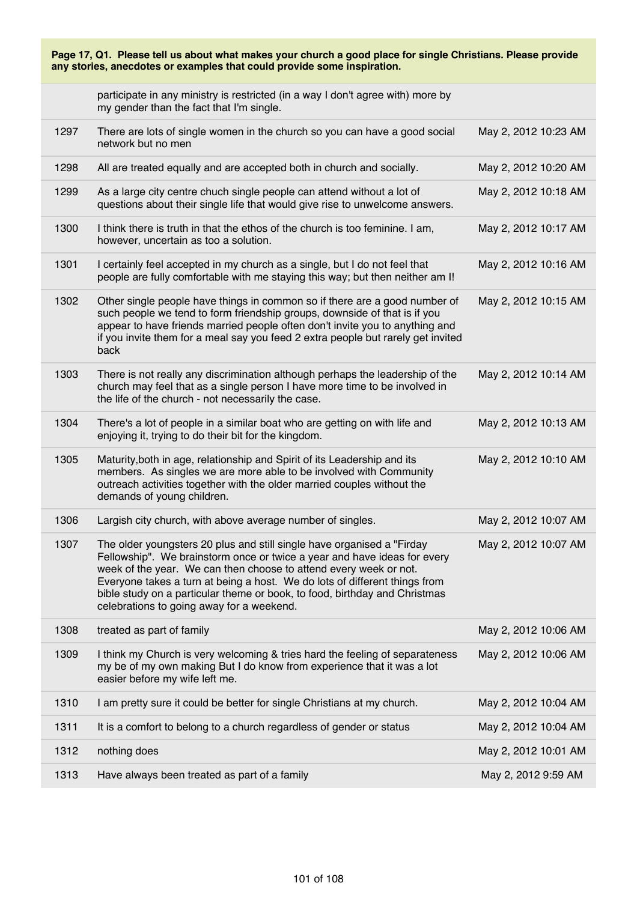**Page 17, Q1. Please tell us about what makes your church a good place for single Christians. Please provide any stories, anecdotes or examples that could provide some inspiration.**

| | | |
|---|---|---|
| | participate in any ministry is restricted (in a way I don't agree with) more by my gender than the fact that I'm single. | |
| 1297 | There are lots of single women in the church so you can have a good social network but no men | May 2, 2012 10:23 AM |
| 1298 | All are treated equally and are accepted both in church and socially. | May 2, 2012 10:20 AM |
| 1299 | As a large city centre chuch single people can attend without a lot of questions about their single life that would give rise to unwelcome answers. | May 2, 2012 10:18 AM |
| 1300 | I think there is truth in that the ethos of the church is too feminine. I am, however, uncertain as too a solution. | May 2, 2012 10:17 AM |
| 1301 | I certainly feel accepted in my church as a single, but I do not feel that people are fully comfortable with me staying this way; but then neither am I! | May 2, 2012 10:16 AM |
| 1302 | Other single people have things in common so if there are a good number of such people we tend to form friendship groups, downside of that is if you appear to have friends married people often don't invite you to anything and if you invite them for a meal say you feed 2 extra people but rarely get invited back | May 2, 2012 10:15 AM |
| 1303 | There is not really any discrimination although perhaps the leadership of the church may feel that as a single person I have more time to be involved in the life of the church - not necessarily the case. | May 2, 2012 10:14 AM |
| 1304 | There's a lot of people in a similar boat who are getting on with life and enjoying it, trying to do their bit for the kingdom. | May 2, 2012 10:13 AM |
| 1305 | Maturity,both in age, relationship and Spirit of its Leadership and its members. As singles we are more able to be involved with Community outreach activities together with the older married couples without the demands of young children. | May 2, 2012 10:10 AM |
| 1306 | Largish city church, with above average number of singles. | May 2, 2012 10:07 AM |
| 1307 | The older youngsters 20 plus and still single have organised a "Firday Fellowship". We brainstorm once or twice a year and have ideas for every week of the year. We can then choose to attend every week or not. Everyone takes a turn at being a host. We do lots of different things from bible study on a particular theme or book, to food, birthday and Christmas celebrations to going away for a weekend. | May 2, 2012 10:07 AM |
| 1308 | treated as part of family | May 2, 2012 10:06 AM |
| 1309 | I think my Church is very welcoming & tries hard the feeling of separateness my be of my own making But I do know from experience that it was a lot easier before my wife left me. | May 2, 2012 10:06 AM |
| 1310 | I am pretty sure it could be better for single Christians at my church. | May 2, 2012 10:04 AM |
| 1311 | It is a comfort to belong to a church regardless of gender or status | May 2, 2012 10:04 AM |
| 1312 | nothing does | May 2, 2012 10:01 AM |
| 1313 | Have always been treated as part of a family | May 2, 2012 9:59 AM |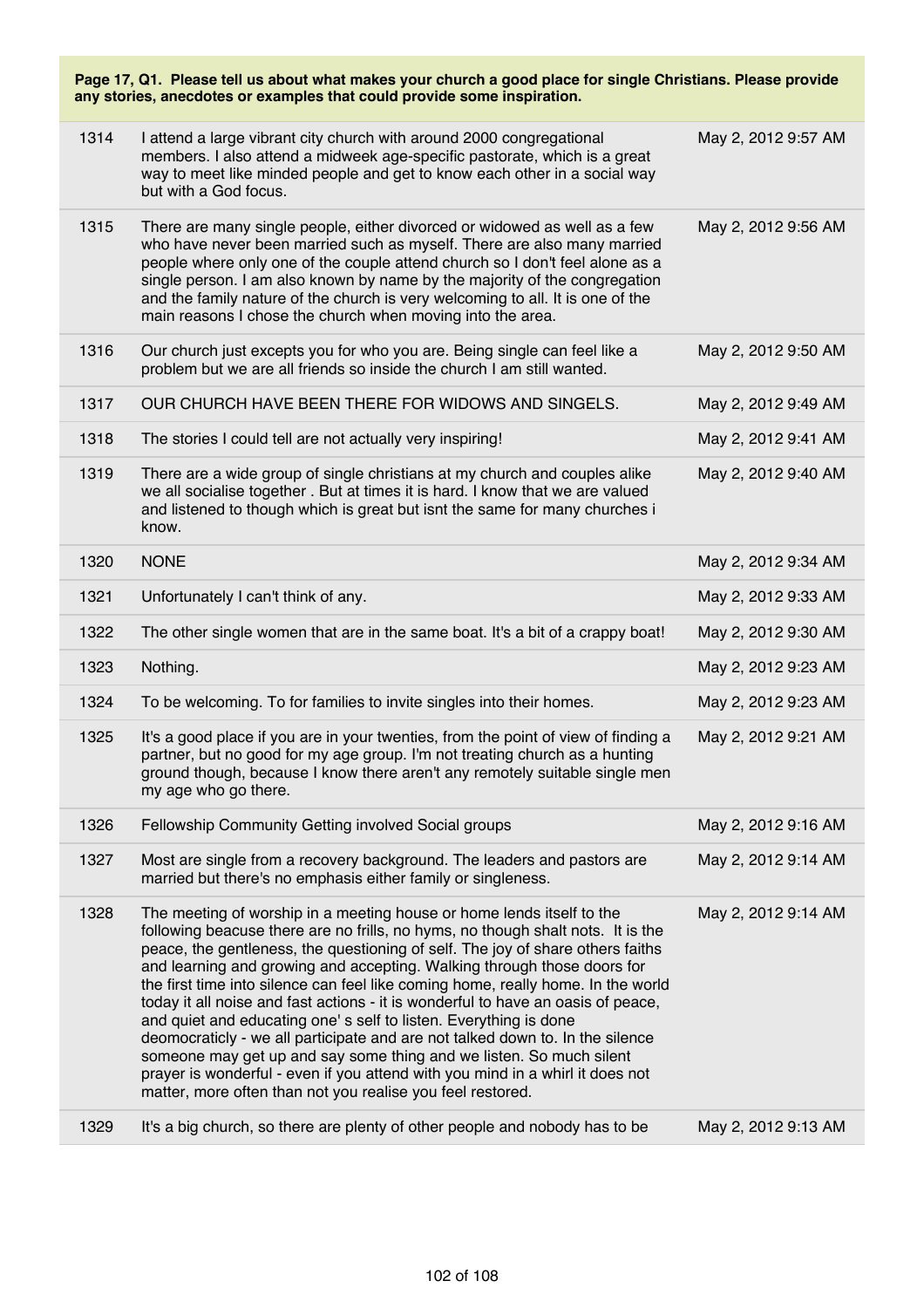**Page 17, Q1. Please tell us about what makes your church a good place for single Christians. Please provide any stories, anecdotes or examples that could provide some inspiration.**

| | | |
|---|---|---|
| 1314 | I attend a large vibrant city church with around 2000 congregational members. I also attend a midweek age-specific pastorate, which is a great way to meet like minded people and get to know each other in a social way but with a God focus. | May 2, 2012 9:57 AM |
| 1315 | There are many single people, either divorced or widowed as well as a few who have never been married such as myself. There are also many married people where only one of the couple attend church so I don't feel alone as a single person. I am also known by name by the majority of the congregation and the family nature of the church is very welcoming to all. It is one of the main reasons I chose the church when moving into the area. | May 2, 2012 9:56 AM |
| 1316 | Our church just excepts you for who you are. Being single can feel like a problem but we are all friends so inside the church I am still wanted. | May 2, 2012 9:50 AM |
| 1317 | OUR CHURCH HAVE BEEN THERE FOR WIDOWS AND SINGELS. | May 2, 2012 9:49 AM |
| 1318 | The stories I could tell are not actually very inspiring! | May 2, 2012 9:41 AM |
| 1319 | There are a wide group of single christians at my church and couples alike we all socialise together . But at times it is hard. I know that we are valued and listened to though which is great but isnt the same for many churches i know. | May 2, 2012 9:40 AM |
| 1320 | NONE | May 2, 2012 9:34 AM |
| 1321 | Unfortunately I can't think of any. | May 2, 2012 9:33 AM |
| 1322 | The other single women that are in the same boat. It's a bit of a crappy boat! | May 2, 2012 9:30 AM |
| 1323 | Nothing. | May 2, 2012 9:23 AM |
| 1324 | To be welcoming. To for families to invite singles into their homes. | May 2, 2012 9:23 AM |
| 1325 | It's a good place if you are in your twenties, from the point of view of finding a partner, but no good for my age group. I'm not treating church as a hunting ground though, because I know there aren't any remotely suitable single men my age who go there. | May 2, 2012 9:21 AM |
| 1326 | Fellowship Community Getting involved Social groups | May 2, 2012 9:16 AM |
| 1327 | Most are single from a recovery background. The leaders and pastors are married but there's no emphasis either family or singleness. | May 2, 2012 9:14 AM |
| 1328 | The meeting of worship in a meeting house or home lends itself to the following beacuse there are no frills, no hymns, no though shalt nots. It is the peace, the gentleness, the questioning of self. The joy of share others faiths and learning and growing and accepting. Walking through those doors for the first time into silence can feel like coming home, really home. In the world today it all noise and fast actions - it is wonderful to have an oasis of peace, and quiet and educating one' s self to listen. Everything is done deomocraticly - we all participate and are not talked down to. In the silence someone may get up and say some thing and we listen. So much silent prayer is wonderful - even if you attend with you mind in a whirl it does not matter, more often than not you realise you feel restored. | May 2, 2012 9:14 AM |
| 1329 | It's a big church, so there are plenty of other people and nobody has to be | May 2, 2012 9:13 AM |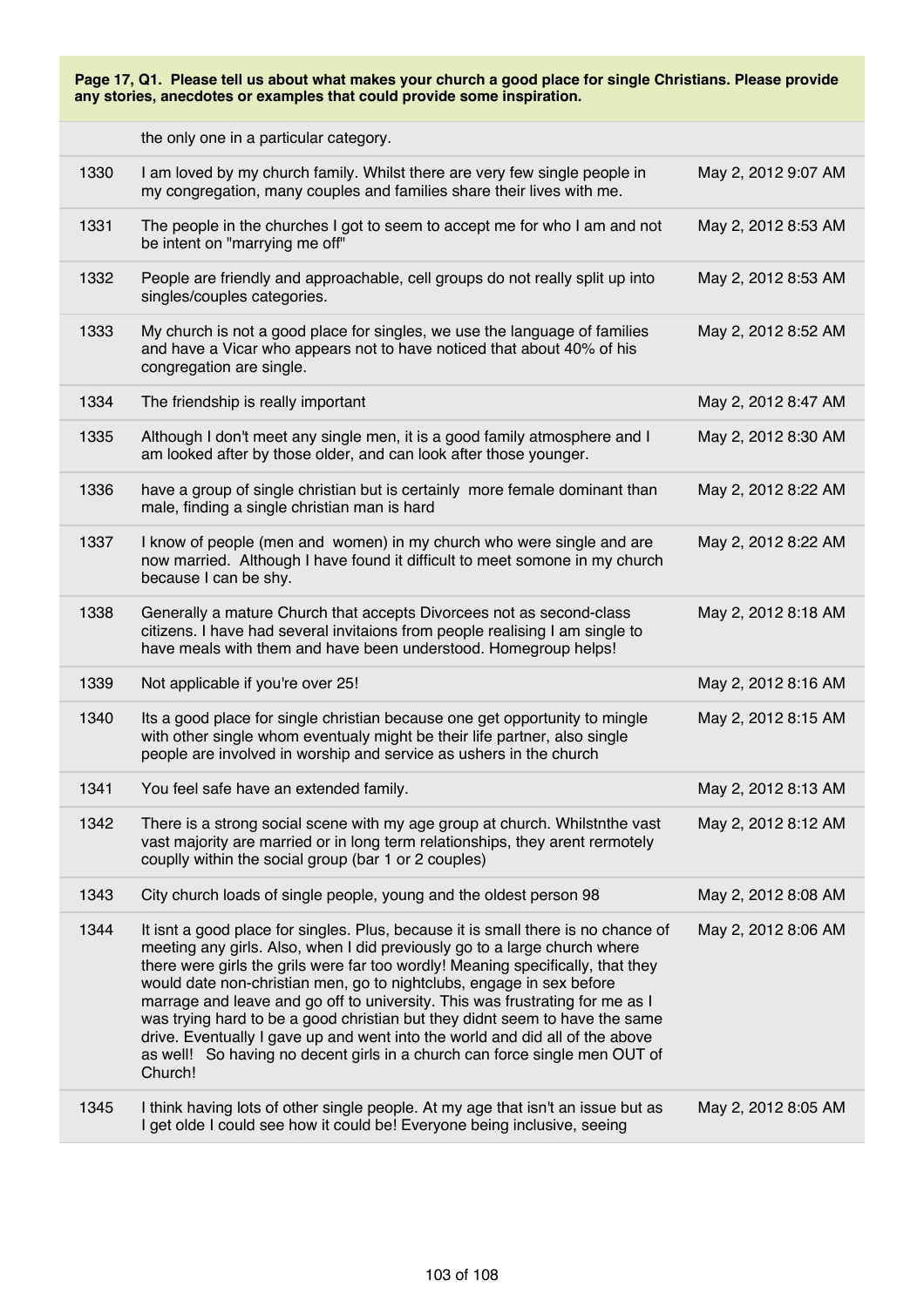**Page 17, Q1. Please tell us about what makes your church a good place for single Christians. Please provide any stories, anecdotes or examples that could provide some inspiration.**

| | | |
|---|---|---|
| | the only one in a particular category. | |
| 1330 | I am loved by my church family. Whilst there are very few single people in my congregation, many couples and families share their lives with me. | May 2, 2012 9:07 AM |
| 1331 | The people in the churches I got to seem to accept me for who I am and not be intent on "marrying me off" | May 2, 2012 8:53 AM |
| 1332 | People are friendly and approachable, cell groups do not really split up into singles/couples categories. | May 2, 2012 8:53 AM |
| 1333 | My church is not a good place for singles, we use the language of families and have a Vicar who appears not to have noticed that about 40% of his congregation are single. | May 2, 2012 8:52 AM |
| 1334 | The friendship is really important | May 2, 2012 8:47 AM |
| 1335 | Although I don't meet any single men, it is a good family atmosphere and I am looked after by those older, and can look after those younger. | May 2, 2012 8:30 AM |
| 1336 | have a group of single christian but is certainly more female dominant than male, finding a single christian man is hard | May 2, 2012 8:22 AM |
| 1337 | I know of people (men and women) in my church who were single and are now married. Although I have found it difficult to meet somone in my church because I can be shy. | May 2, 2012 8:22 AM |
| 1338 | Generally a mature Church that accepts Divorcees not as second-class citizens. I have had several invitaions from people realising I am single to have meals with them and have been understood. Homegroup helps! | May 2, 2012 8:18 AM |
| 1339 | Not applicable if you're over 25! | May 2, 2012 8:16 AM |
| 1340 | Its a good place for single christian because one get opportunity to mingle with other single whom eventualy might be their life partner, also single people are involved in worship and service as ushers in the church | May 2, 2012 8:15 AM |
| 1341 | You feel safe have an extended family. | May 2, 2012 8:13 AM |
| 1342 | There is a strong social scene with my age group at church. Whilstnthe vast vast majority are married or in long term relationships, they arent rermotely couplly within the social group (bar 1 or 2 couples) | May 2, 2012 8:12 AM |
| 1343 | City church loads of single people, young and the oldest person 98 | May 2, 2012 8:08 AM |
| 1344 | It isnt a good place for singles. Plus, because it is small there is no chance of meeting any girls. Also, when I did previously go to a large church where there were girls the grils were far too wordly! Meaning specifically, that they would date non-christian men, go to nightclubs, engage in sex before marrage and leave and go off to university. This was frustrating for me as I was trying hard to be a good christian but they didnt seem to have the same drive. Eventually I gave up and went into the world and did all of the above as well! So having no decent girls in a church can force single men OUT of Church! | May 2, 2012 8:06 AM |
| 1345 | I think having lots of other single people. At my age that isn't an issue but as I get olde I could see how it could be! Everyone being inclusive, seeing | May 2, 2012 8:05 AM |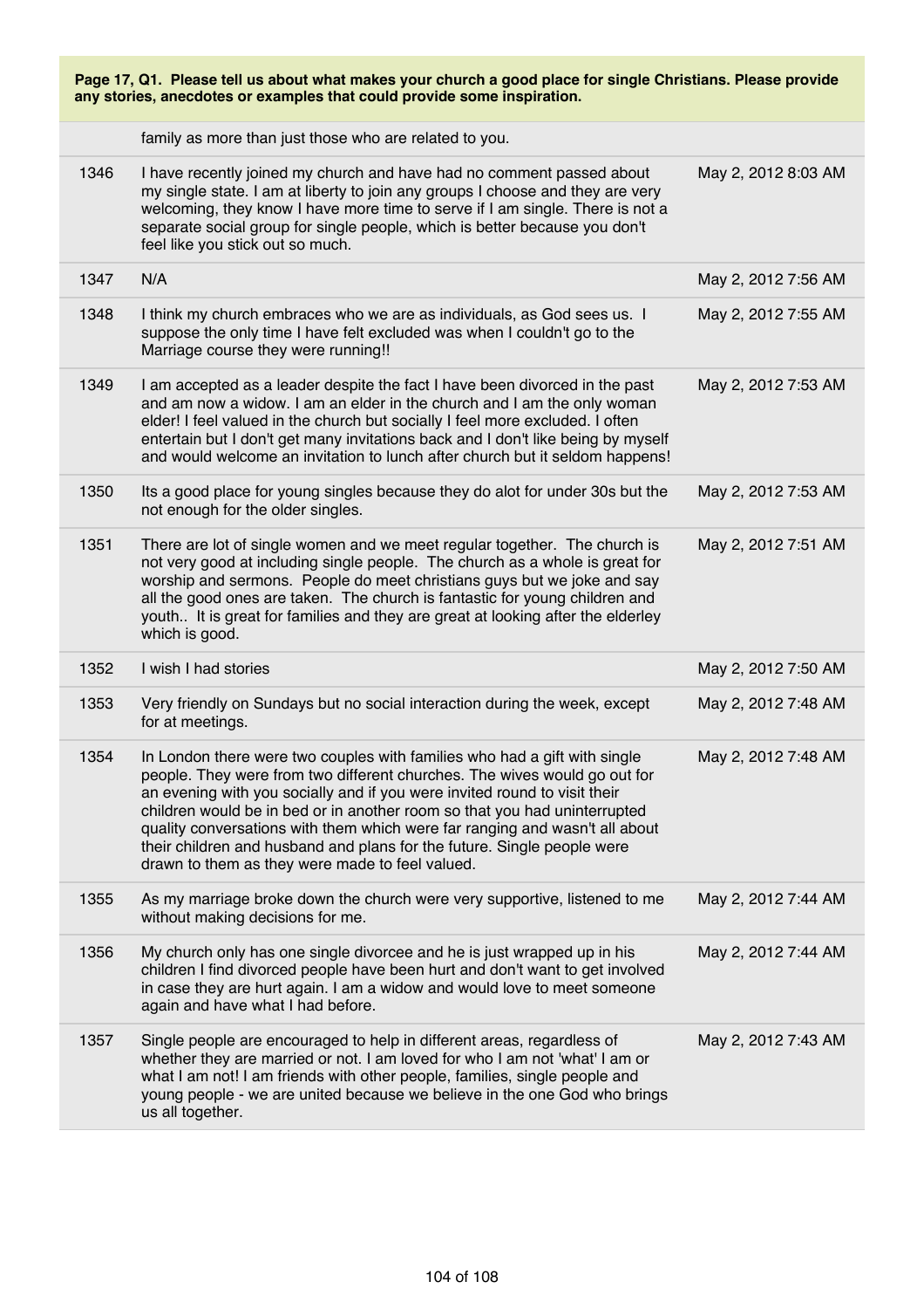**Page 17, Q1. Please tell us about what makes your church a good place for single Christians. Please provide any stories, anecdotes or examples that could provide some inspiration.**

| | | |
|---|---|---|
| | family as more than just those who are related to you. | |
| 1346 | I have recently joined my church and have had no comment passed about my single state. I am at liberty to join any groups I choose and they are very welcoming, they know I have more time to serve if I am single. There is not a separate social group for single people, which is better because you don't feel like you stick out so much. | May 2, 2012 8:03 AM |
| 1347 | N/A | May 2, 2012 7:56 AM |
| 1348 | I think my church embraces who we are as individuals, as God sees us. I suppose the only time I have felt excluded was when I couldn't go to the Marriage course they were running!! | May 2, 2012 7:55 AM |
| 1349 | I am accepted as a leader despite the fact I have been divorced in the past and am now a widow. I am an elder in the church and I am the only woman elder! I feel valued in the church but socially I feel more excluded. I often entertain but I don't get many invitations back and I don't like being by myself and would welcome an invitation to lunch after church but it seldom happens! | May 2, 2012 7:53 AM |
| 1350 | Its a good place for young singles because they do alot for under 30s but the not enough for the older singles. | May 2, 2012 7:53 AM |
| 1351 | There are lot of single women and we meet regular together. The church is not very good at including single people. The church as a whole is great for worship and sermons. People do meet christians guys but we joke and say all the good ones are taken. The church is fantastic for young children and youth.. It is great for families and they are great at looking after the elderley which is good. | May 2, 2012 7:51 AM |
| 1352 | I wish I had stories | May 2, 2012 7:50 AM |
| 1353 | Very friendly on Sundays but no social interaction during the week, except for at meetings. | May 2, 2012 7:48 AM |
| 1354 | In London there were two couples with families who had a gift with single people. They were from two different churches. The wives would go out for an evening with you socially and if you were invited round to visit their children would be in bed or in another room so that you had uninterrupted quality conversations with them which were far ranging and wasn't all about their children and husband and plans for the future. Single people were drawn to them as they were made to feel valued. | May 2, 2012 7:48 AM |
| 1355 | As my marriage broke down the church were very supportive, listened to me without making decisions for me. | May 2, 2012 7:44 AM |
| 1356 | My church only has one single divorcee and he is just wrapped up in his children I find divorced people have been hurt and don't want to get involved in case they are hurt again. I am a widow and would love to meet someone again and have what I had before. | May 2, 2012 7:44 AM |
| 1357 | Single people are encouraged to help in different areas, regardless of whether they are married or not. I am loved for who I am not 'what' I am or what I am not! I am friends with other people, families, single people and young people - we are united because we believe in the one God who brings us all together. | May 2, 2012 7:43 AM |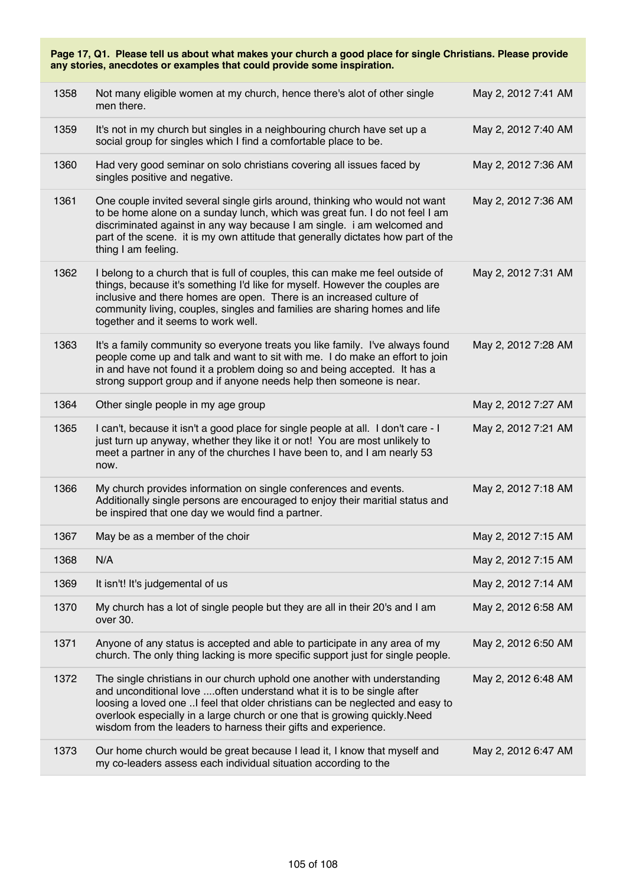**Page 17, Q1. Please tell us about what makes your church a good place for single Christians. Please provide any stories, anecdotes or examples that could provide some inspiration.**

| | | |
|---|---|---|
| 1358 | Not many eligible women at my church, hence there's alot of other single men there. | May 2, 2012 7:41 AM |
| 1359 | It's not in my church but singles in a neighbouring church have set up a social group for singles which I find a comfortable place to be. | May 2, 2012 7:40 AM |
| 1360 | Had very good seminar on solo christians covering all issues faced by singles positive and negative. | May 2, 2012 7:36 AM |
| 1361 | One couple invited several single girls around, thinking who would not want to be home alone on a sunday lunch, which was great fun. I do not feel I am discriminated against in any way because I am single. i am welcomed and part of the scene. it is my own attitude that generally dictates how part of the thing I am feeling. | May 2, 2012 7:36 AM |
| 1362 | I belong to a church that is full of couples, this can make me feel outside of things, because it's something I'd like for myself. However the couples are inclusive and there homes are open. There is an increased culture of community living, couples, singles and families are sharing homes and life together and it seems to work well. | May 2, 2012 7:31 AM |
| 1363 | It's a family community so everyone treats you like family. I've always found people come up and talk and want to sit with me. I do make an effort to join in and have not found it a problem doing so and being accepted. It has a strong support group and if anyone needs help then someone is near. | May 2, 2012 7:28 AM |
| 1364 | Other single people in my age group | May 2, 2012 7:27 AM |
| 1365 | I can't, because it isn't a good place for single people at all. I don't care - I just turn up anyway, whether they like it or not! You are most unlikely to meet a partner in any of the churches I have been to, and I am nearly 53 now. | May 2, 2012 7:21 AM |
| 1366 | My church provides information on single conferences and events. Additionally single persons are encouraged to enjoy their maritial status and be inspired that one day we would find a partner. | May 2, 2012 7:18 AM |
| 1367 | May be as a member of the choir | May 2, 2012 7:15 AM |
| 1368 | N/A | May 2, 2012 7:15 AM |
| 1369 | It isn't! It's judgemental of us | May 2, 2012 7:14 AM |
| 1370 | My church has a lot of single people but they are all in their 20's and I am over 30. | May 2, 2012 6:58 AM |
| 1371 | Anyone of any status is accepted and able to participate in any area of my church. The only thing lacking is more specific support just for single people. | May 2, 2012 6:50 AM |
| 1372 | The single christians in our church uphold one another with understanding and unconditional love ....often understand what it is to be single after loosing a loved one ..I feel that older christians can be neglected and easy to overlook especially in a large church or one that is growing quickly.Need wisdom from the leaders to harness their gifts and experience. | May 2, 2012 6:48 AM |
| 1373 | Our home church would be great because I lead it, I know that myself and my co-leaders assess each individual situation according to the | May 2, 2012 6:47 AM |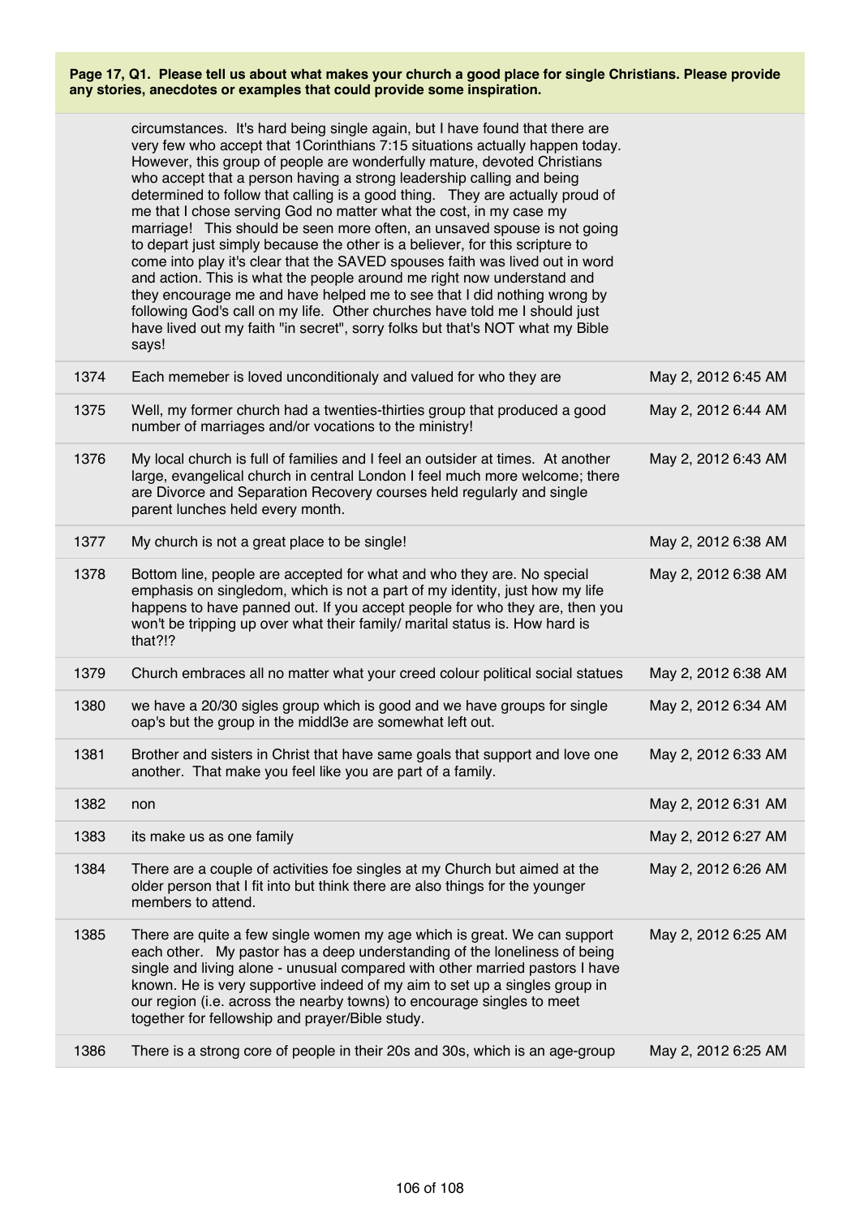**Page 17, Q1. Please tell us about what makes your church a good place for single Christians. Please provide any stories, anecdotes or examples that could provide some inspiration.**

| | | |
|---|---|---|
| | circumstances. It's hard being single again, but I have found that there are very few who accept that 1Corinthians 7:15 situations actually happen today. However, this group of people are wonderfully mature, devoted Christians who accept that a person having a strong leadership calling and being determined to follow that calling is a good thing. They are actually proud of me that I chose serving God no matter what the cost, in my case my marriage! This should be seen more often, an unsaved spouse is not going to depart just simply because the other is a believer, for this scripture to come into play it's clear that the SAVED spouses faith was lived out in word and action. This is what the people around me right now understand and they encourage me and have helped me to see that I did nothing wrong by following God's call on my life. Other churches have told me I should just have lived out my faith "in secret", sorry folks but that's NOT what my Bible says! | |
| 1374 | Each memeber is loved unconditionaly and valued for who they are | May 2, 2012 6:45 AM |
| 1375 | Well, my former church had a twenties-thirties group that produced a good number of marriages and/or vocations to the ministry! | May 2, 2012 6:44 AM |
| 1376 | My local church is full of families and I feel an outsider at times. At another large, evangelical church in central London I feel much more welcome; there are Divorce and Separation Recovery courses held regularly and single parent lunches held every month. | May 2, 2012 6:43 AM |
| 1377 | My church is not a great place to be single! | May 2, 2012 6:38 AM |
| 1378 | Bottom line, people are accepted for what and who they are. No special emphasis on singledom, which is not a part of my identity, just how my life happens to have panned out. If you accept people for who they are, then you won't be tripping up over what their family/ marital status is. How hard is that?!? | May 2, 2012 6:38 AM |
| 1379 | Church embraces all no matter what your creed colour political social statues | May 2, 2012 6:38 AM |
| 1380 | we have a 20/30 sigles group which is good and we have groups for single oap's but the group in the middl3e are somewhat left out. | May 2, 2012 6:34 AM |
| 1381 | Brother and sisters in Christ that have same goals that support and love one another. That make you feel like you are part of a family. | May 2, 2012 6:33 AM |
| 1382 | non | May 2, 2012 6:31 AM |
| 1383 | its make us as one family | May 2, 2012 6:27 AM |
| 1384 | There are a couple of activities foe singles at my Church but aimed at the older person that I fit into but think there are also things for the younger members to attend. | May 2, 2012 6:26 AM |
| 1385 | There are quite a few single women my age which is great. We can support each other. My pastor has a deep understanding of the loneliness of being single and living alone - unusual compared with other married pastors I have known. He is very supportive indeed of my aim to set up a singles group in our region (i.e. across the nearby towns) to encourage singles to meet together for fellowship and prayer/Bible study. | May 2, 2012 6:25 AM |
| 1386 | There is a strong core of people in their 20s and 30s, which is an age-group | May 2, 2012 6:25 AM |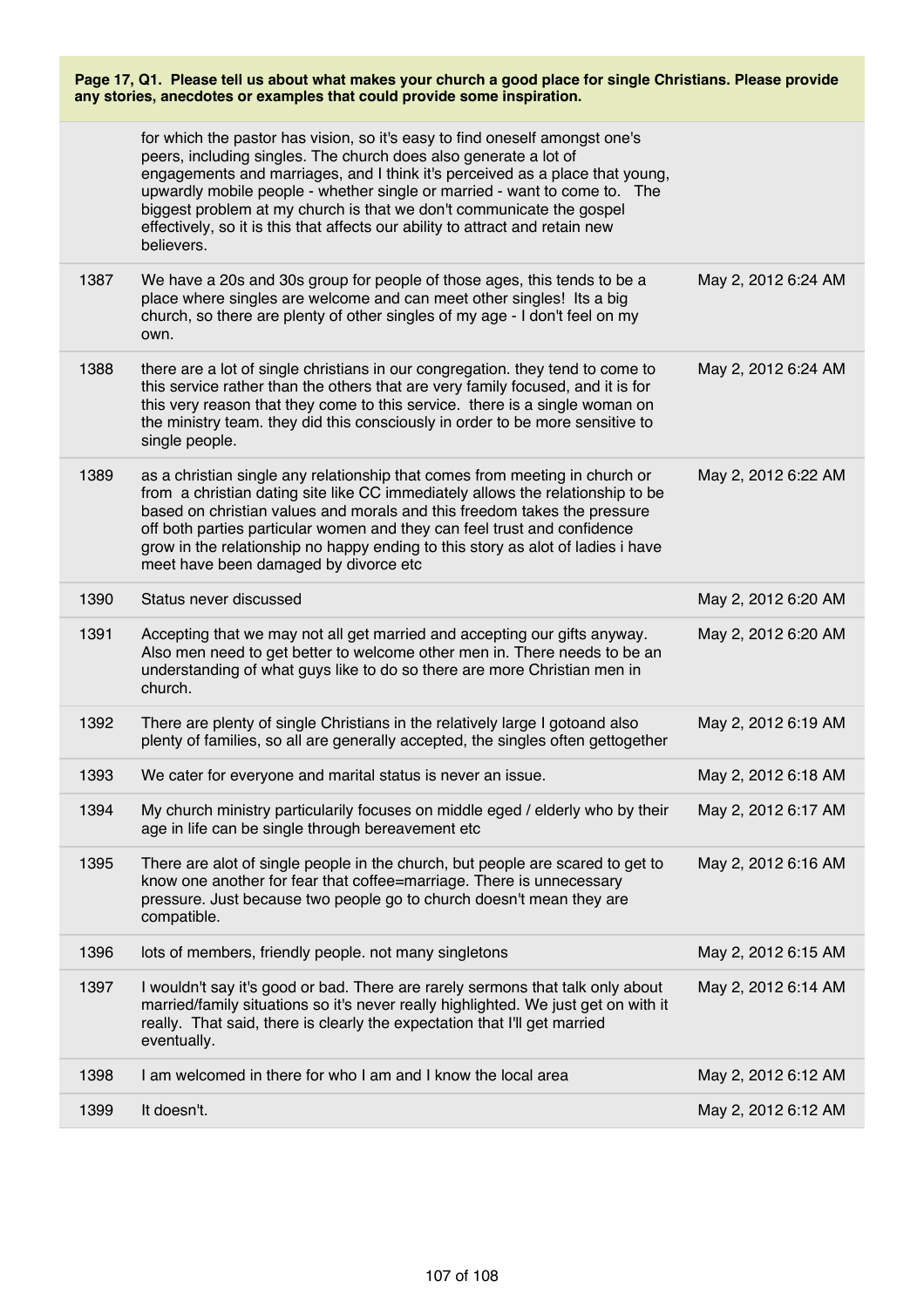**Page 17, Q1. Please tell us about what makes your church a good place for single Christians. Please provide any stories, anecdotes or examples that could provide some inspiration.**

| | | |
|---|---|---|
| | for which the pastor has vision, so it's easy to find oneself amongst one's peers, including singles. The church does also generate a lot of engagements and marriages, and I think it's perceived as a place that young, upwardly mobile people - whether single or married - want to come to. The biggest problem at my church is that we don't communicate the gospel effectively, so it is this that affects our ability to attract and retain new believers. | |
| 1387 | We have a 20s and 30s group for people of those ages, this tends to be a place where singles are welcome and can meet other singles! Its a big church, so there are plenty of other singles of my age - I don't feel on my own. | May 2, 2012 6:24 AM |
| 1388 | there are a lot of single christians in our congregation. they tend to come to this service rather than the others that are very family focused, and it is for this very reason that they come to this service. there is a single woman on the ministry team. they did this consciously in order to be more sensitive to single people. | May 2, 2012 6:24 AM |
| 1389 | as a christian single any relationship that comes from meeting in church or from a christian dating site like CC immediately allows the relationship to be based on christian values and morals and this freedom takes the pressure off both parties particular women and they can feel trust and confidence grow in the relationship no happy ending to this story as alot of ladies i have meet have been damaged by divorce etc | May 2, 2012 6:22 AM |
| 1390 | Status never discussed | May 2, 2012 6:20 AM |
| 1391 | Accepting that we may not all get married and accepting our gifts anyway. Also men need to get better to welcome other men in. There needs to be an understanding of what guys like to do so there are more Christian men in church. | May 2, 2012 6:20 AM |
| 1392 | There are plenty of single Christians in the relatively large I gotoand also plenty of families, so all are generally accepted, the singles often gettogether | May 2, 2012 6:19 AM |
| 1393 | We cater for everyone and marital status is never an issue. | May 2, 2012 6:18 AM |
| 1394 | My church ministry particularily focuses on middle eged / elderly who by their age in life can be single through bereavement etc | May 2, 2012 6:17 AM |
| 1395 | There are alot of single people in the church, but people are scared to get to know one another for fear that coffee=marriage. There is unnecessary pressure. Just because two people go to church doesn't mean they are compatible. | May 2, 2012 6:16 AM |
| 1396 | lots of members, friendly people. not many singletons | May 2, 2012 6:15 AM |
| 1397 | I wouldn't say it's good or bad. There are rarely sermons that talk only about married/family situations so it's never really highlighted. We just get on with it really. That said, there is clearly the expectation that I'll get married eventually. | May 2, 2012 6:14 AM |
| 1398 | I am welcomed in there for who I am and I know the local area | May 2, 2012 6:12 AM |
| 1399 | It doesn't. | May 2, 2012 6:12 AM |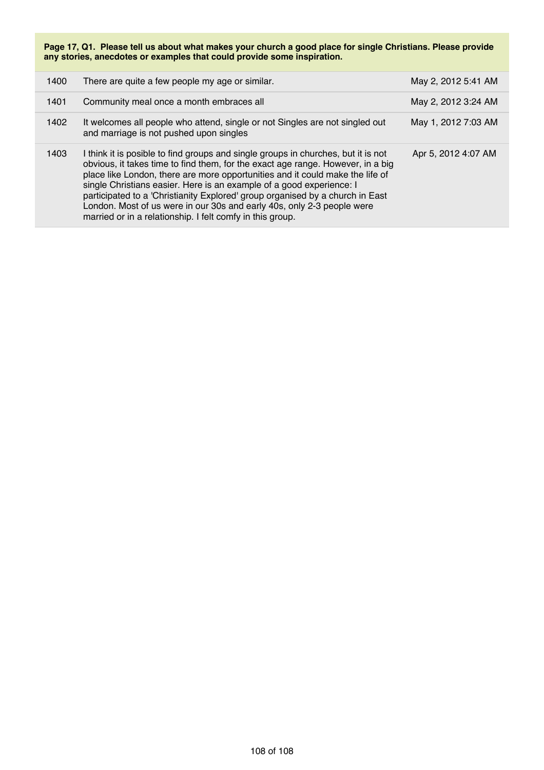**Page 17, Q1. Please tell us about what makes your church a good place for single Christians. Please provide any stories, anecdotes or examples that could provide some inspiration.**

| | | |
|---|---|---|
| 1400 | There are quite a few people my age or similar. | May 2, 2012 5:41 AM |
| 1401 | Community meal once a month embraces all | May 2, 2012 3:24 AM |
| 1402 | It welcomes all people who attend, single or not Singles are not singled out and marriage is not pushed upon singles | May 1, 2012 7:03 AM |
| 1403 | I think it is posible to find groups and single groups in churches, but it is not obvious, it takes time to find them, for the exact age range. However, in a big place like London, there are more opportunities and it could make the life of single Christians easier. Here is an example of a good experience: I participated to a 'Christianity Explored' group organised by a church in East London. Most of us were in our 30s and early 40s, only 2-3 people were married or in a relationship. I felt comfy in this group. | Apr 5, 2012 4:07 AM |